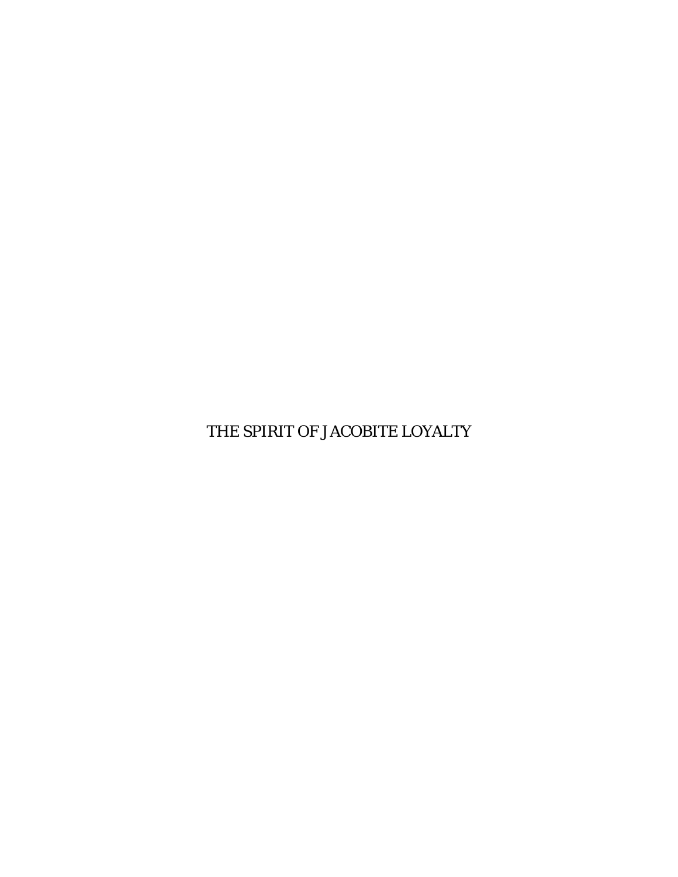# THE SPIRIT OF JACOBITE LOYALTY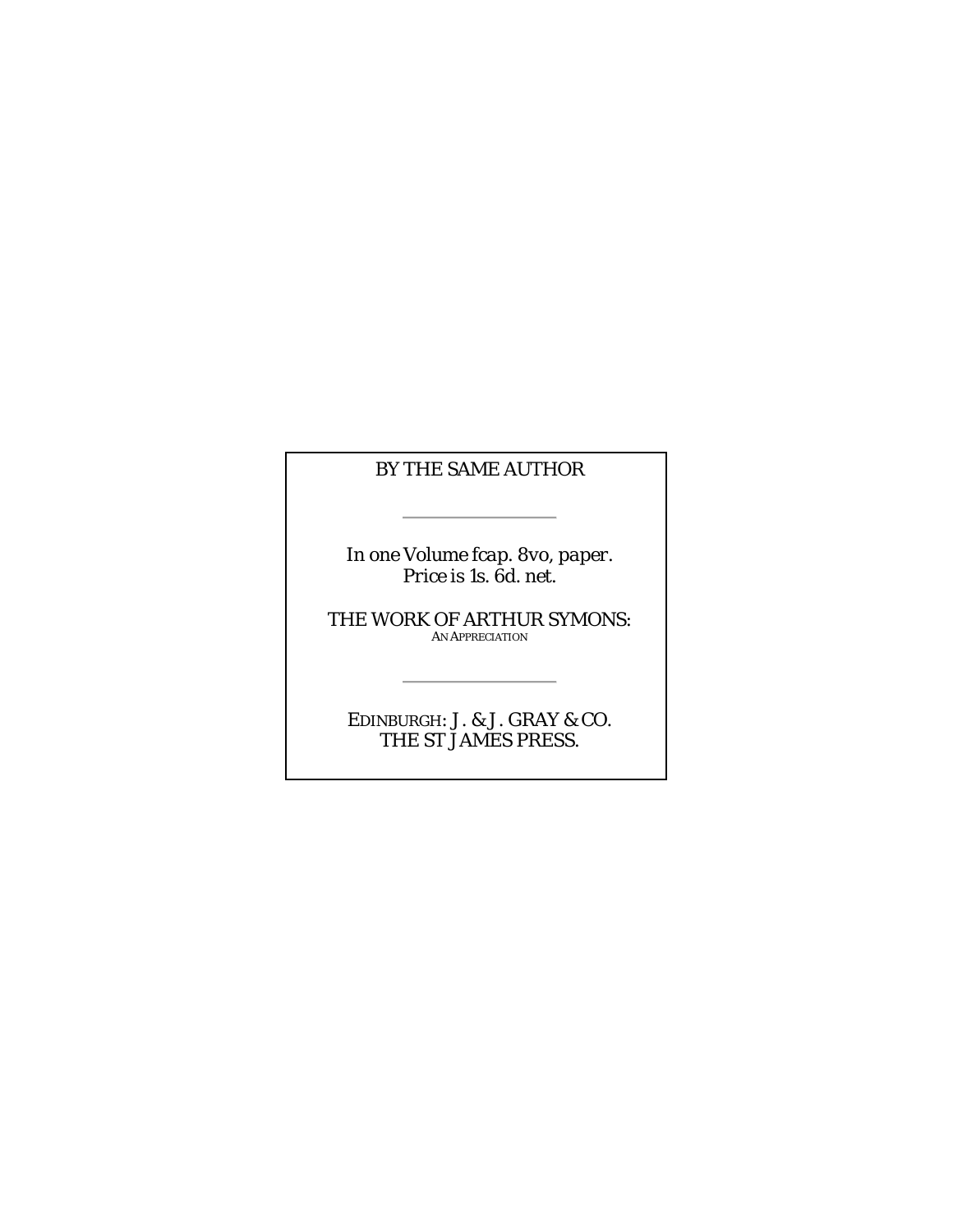BY THE SAME AUTHOR

---

*In one Volume fcap. 8vo, paper.*
*Price is 1s. 6d. net.*

THE WORK OF ARTHUR SYMONS:
AN APPRECIATION

---

EDINBURGH: J. & J. GRAY & CO.
THE ST JAMES PRESS.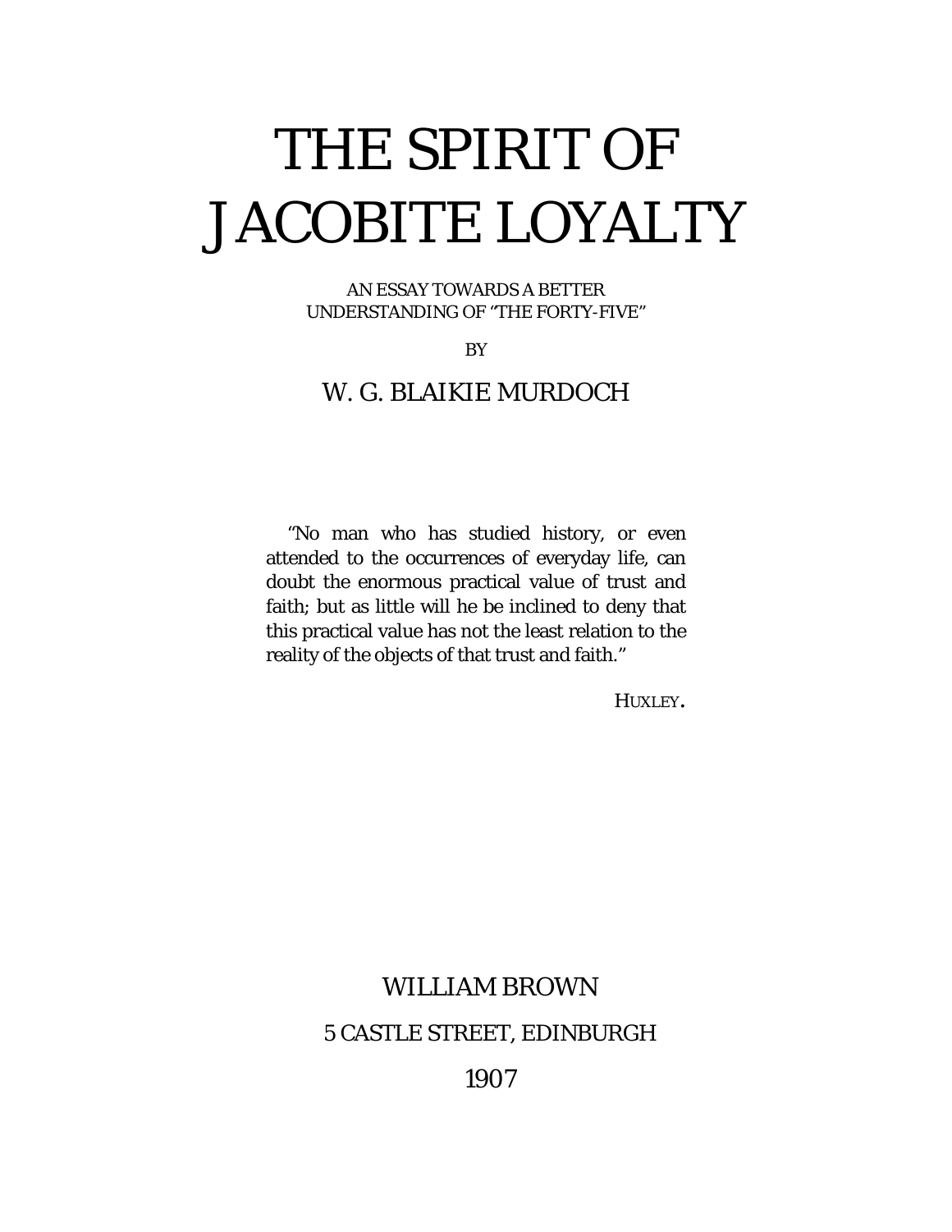# THE SPIRIT OF JACOBITE LOYALTY

AN ESSAY TOWARDS A BETTER UNDERSTANDING OF "THE FORTY-FIVE"

BY

W. G. BLAIKIE MURDOCH

> "No man who has studied history, or even attended to the occurrences of everyday life, can doubt the enormous practical value of trust and faith; but as little will he be inclined to deny that this practical value has not the least relation to the reality of the objects of that trust and faith."
>
> HUXLEY.

WILLIAM BROWN

5 CASTLE STREET, EDINBURGH

1907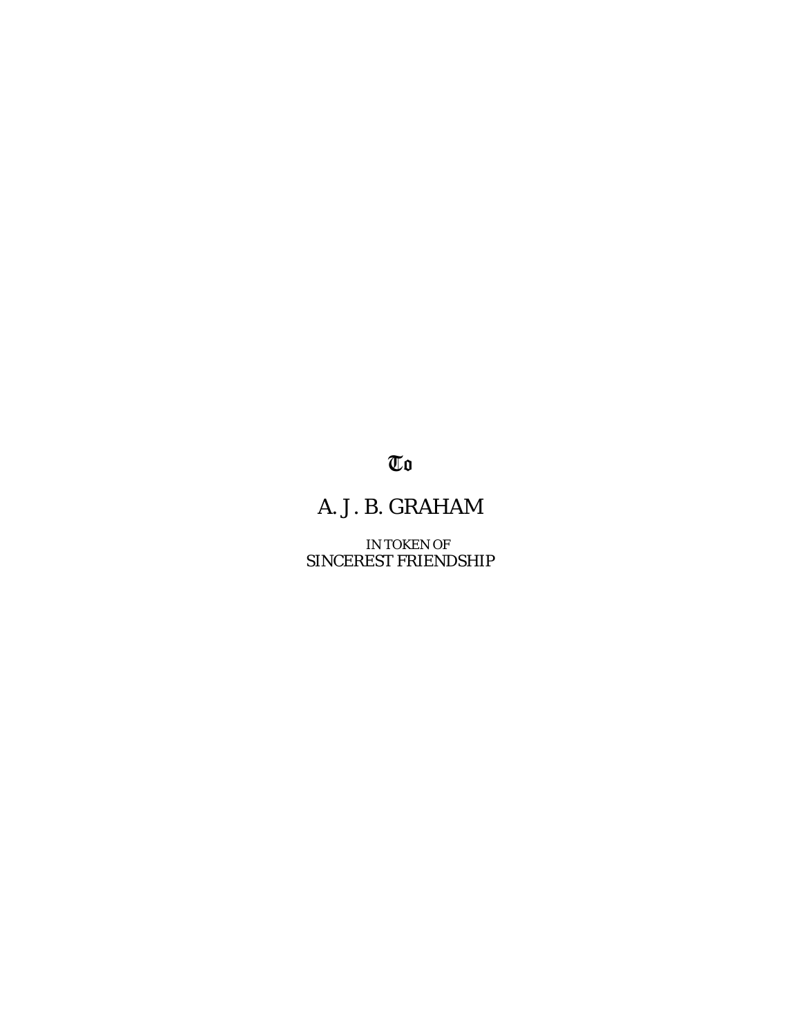To

A. J. B. GRAHAM

IN TOKEN OF
SINCEREST FRIENDSHIP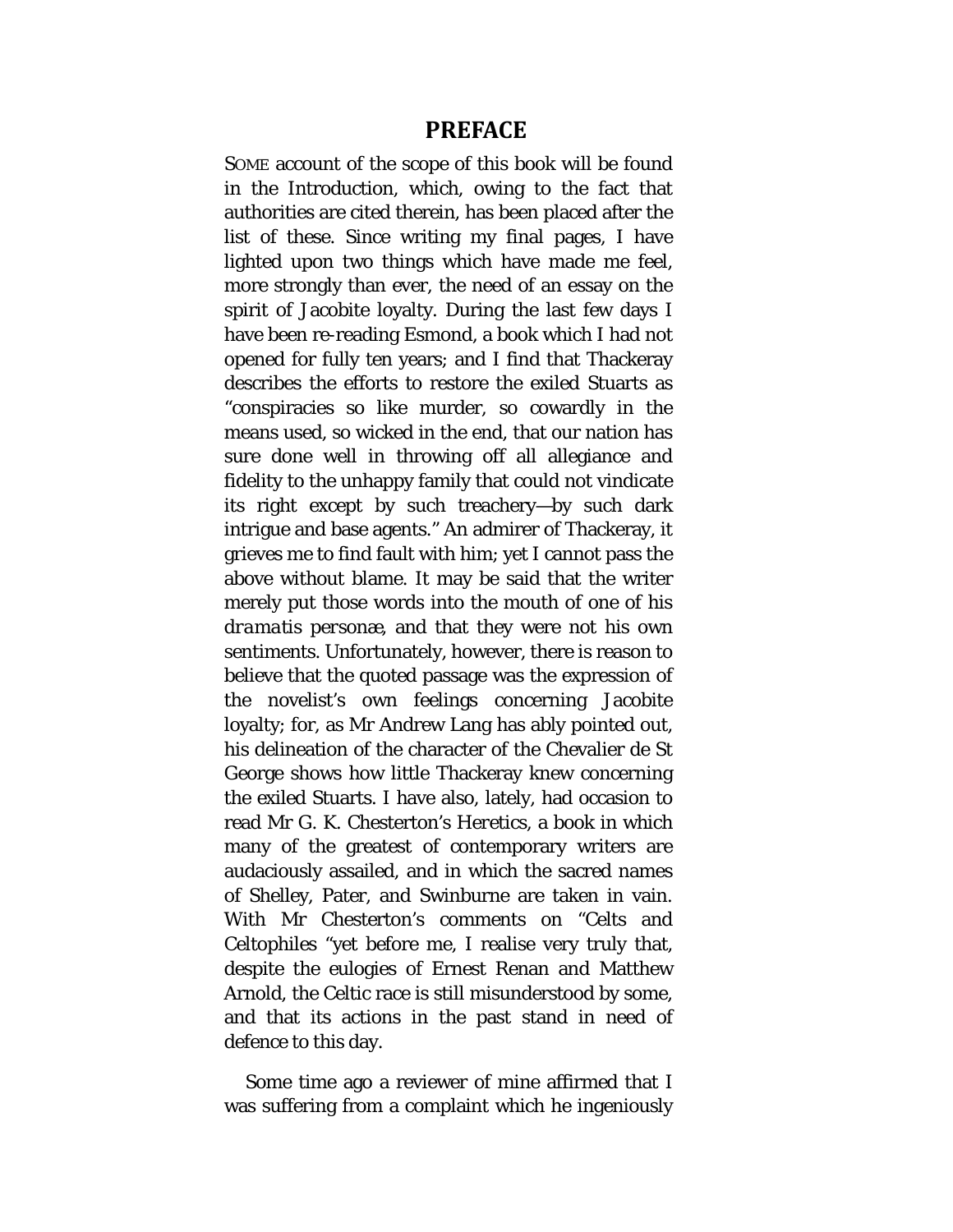## PREFACE

SOME account of the scope of this book will be found in the Introduction, which, owing to the fact that authorities are cited therein, has been placed after the list of these. Since writing my final pages, I have lighted upon two things which have made me feel, more strongly than ever, the need of an essay on the spirit of Jacobite loyalty. During the last few days I have been re-reading Esmond, a book which I had not opened for fully ten years; and I find that Thackeray describes the efforts to restore the exiled Stuarts as "conspiracies so like murder, so cowardly in the means used, so wicked in the end, that our nation has sure done well in throwing off all allegiance and fidelity to the unhappy family that could not vindicate its right except by such treachery—by such dark intrigue and base agents." An admirer of Thackeray, it grieves me to find fault with him; yet I cannot pass the above without blame. It may be said that the writer merely put those words into the mouth of one of his *dramatis personæ*, and that they were not his own sentiments. Unfortunately, however, there is reason to believe that the quoted passage was the expression of the novelist's own feelings concerning Jacobite loyalty; for, as Mr Andrew Lang has ably pointed out, his delineation of the character of the Chevalier de St George shows how little Thackeray knew concerning the exiled Stuarts. I have also, lately, had occasion to read Mr G. K. Chesterton's Heretics, a book in which many of the greatest of contemporary writers are audaciously assailed, and in which the sacred names of Shelley, Pater, and Swinburne are taken in vain. With Mr Chesterton's comments on "Celts and Celtophiles "yet before me, I realise very truly that, despite the eulogies of Ernest Renan and Matthew Arnold, the Celtic race is still misunderstood by some, and that its actions in the past stand in need of defence to this day.

Some time ago a reviewer of mine affirmed that I was suffering from a complaint which he ingeniously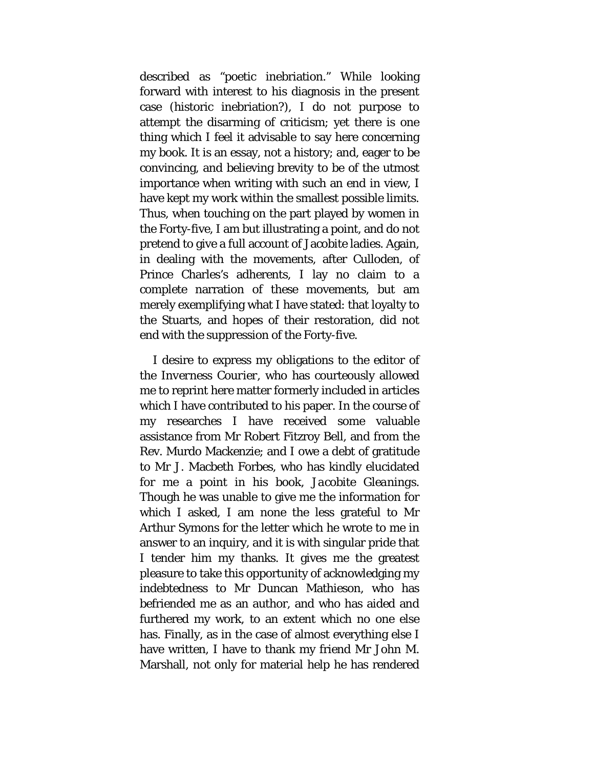described as "poetic inebriation." While looking forward with interest to his diagnosis in the present case (historic inebriation?), I do not purpose to attempt the disarming of criticism; yet there is one thing which I feel it advisable to say here concerning my book. It is an essay, not a history; and, eager to be convincing, and believing brevity to be of the utmost importance when writing with such an end in view, I have kept my work within the smallest possible limits. Thus, when touching on the part played by women in the Forty-five, I am but illustrating a point, and do not pretend to give a full account of Jacobite ladies. Again, in dealing with the movements, after Culloden, of Prince Charles's adherents, I lay no claim to a complete narration of these movements, but am merely exemplifying what I have stated: that loyalty to the Stuarts, and hopes of their restoration, did not end with the suppression of the Forty-five.

I desire to express my obligations to the editor of the Inverness Courier, who has courteously allowed me to reprint here matter formerly included in articles which I have contributed to his paper. In the course of my researches I have received some valuable assistance from Mr Robert Fitzroy Bell, and from the Rev. Murdo Mackenzie; and I owe a debt of gratitude to Mr J. Macbeth Forbes, who has kindly elucidated for me a point in his book, *Jacobite Gleanings*. Though he was unable to give me the information for which I asked, I am none the less grateful to Mr Arthur Symons for the letter which he wrote to me in answer to an inquiry, and it is with singular pride that I tender him my thanks. It gives me the greatest pleasure to take this opportunity of acknowledging my indebtedness to Mr Duncan Mathieson, who has befriended me as an author, and who has aided and furthered my work, to an extent which no one else has. Finally, as in the case of almost everything else I have written, I have to thank my friend Mr John M. Marshall, not only for material help he has rendered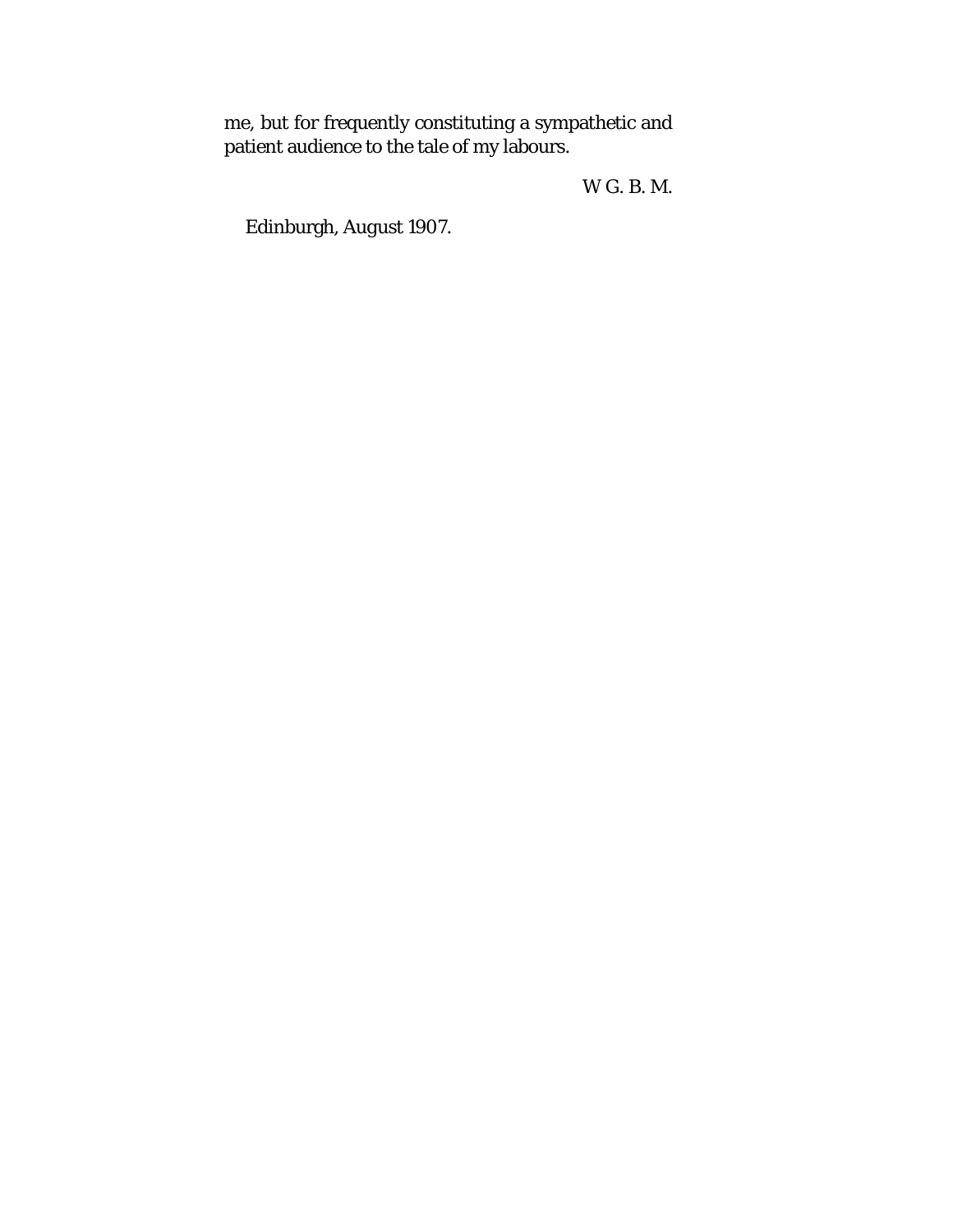me, but for frequently constituting a sympathetic and patient audience to the tale of my labours.

W G. B. M.

Edinburgh, August 1907.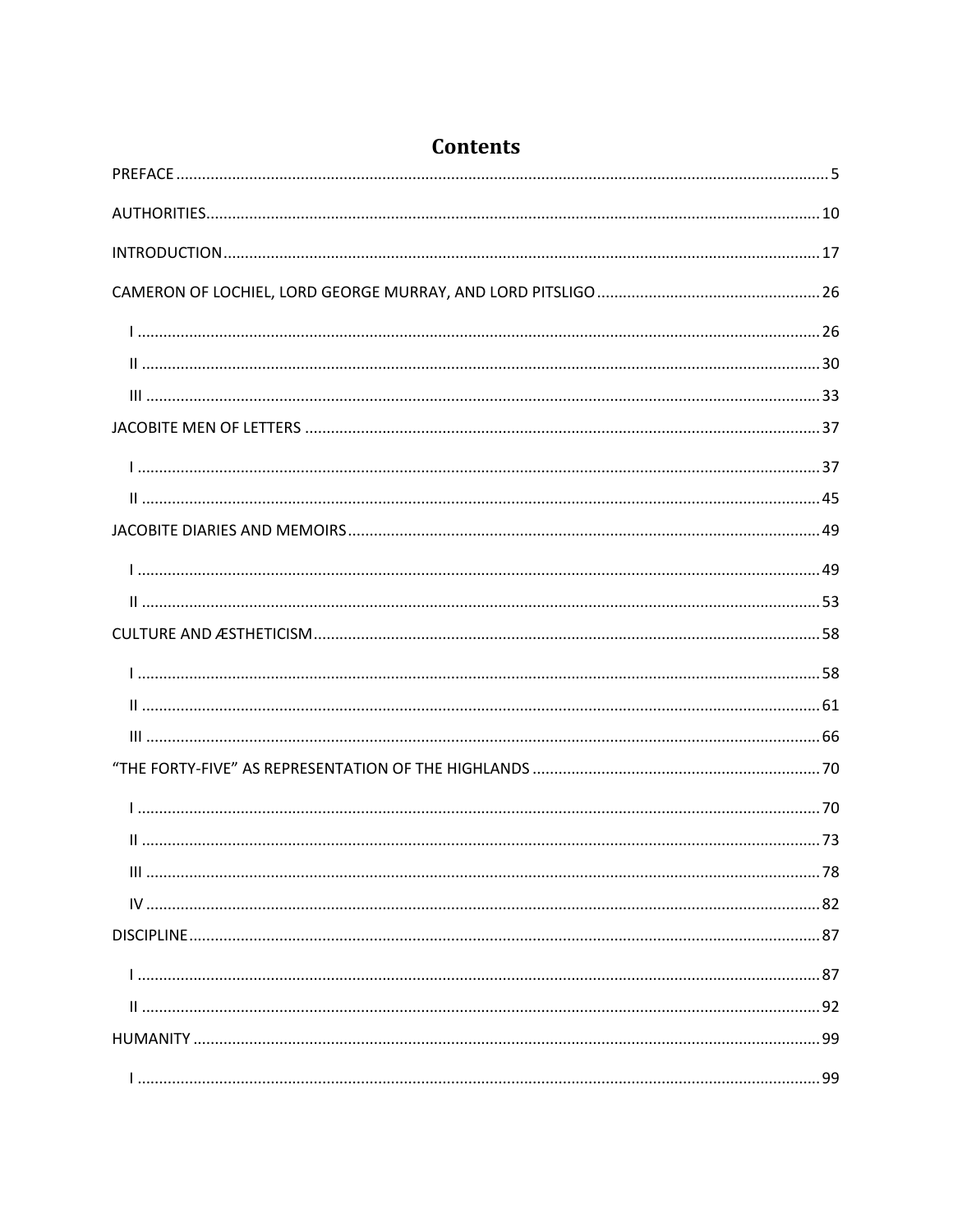# Contents

PREFACE ........ 5

AUTHORITIES ........ 10

INTRODUCTION ........ 17

CAMERON OF LOCHIEL, LORD GEORGE MURRAY, AND LORD PITSLIGO ........ 26

- I ........ 26
- II ........ 30
- III ........ 33

JACOBITE MEN OF LETTERS ........ 37

- I ........ 37
- II ........ 45

JACOBITE DIARIES AND MEMOIRS ........ 49

- I ........ 49
- II ........ 53

CULTURE AND ÆSTHETICISM ........ 58

- I ........ 58
- II ........ 61
- III ........ 66

"THE FORTY-FIVE" AS REPRESENTATION OF THE HIGHLANDS ........ 70

- I ........ 70
- II ........ 73
- III ........ 78
- IV ........ 82

DISCIPLINE ........ 87

- I ........ 87
- II ........ 92

HUMANITY ........ 99

- I ........ 99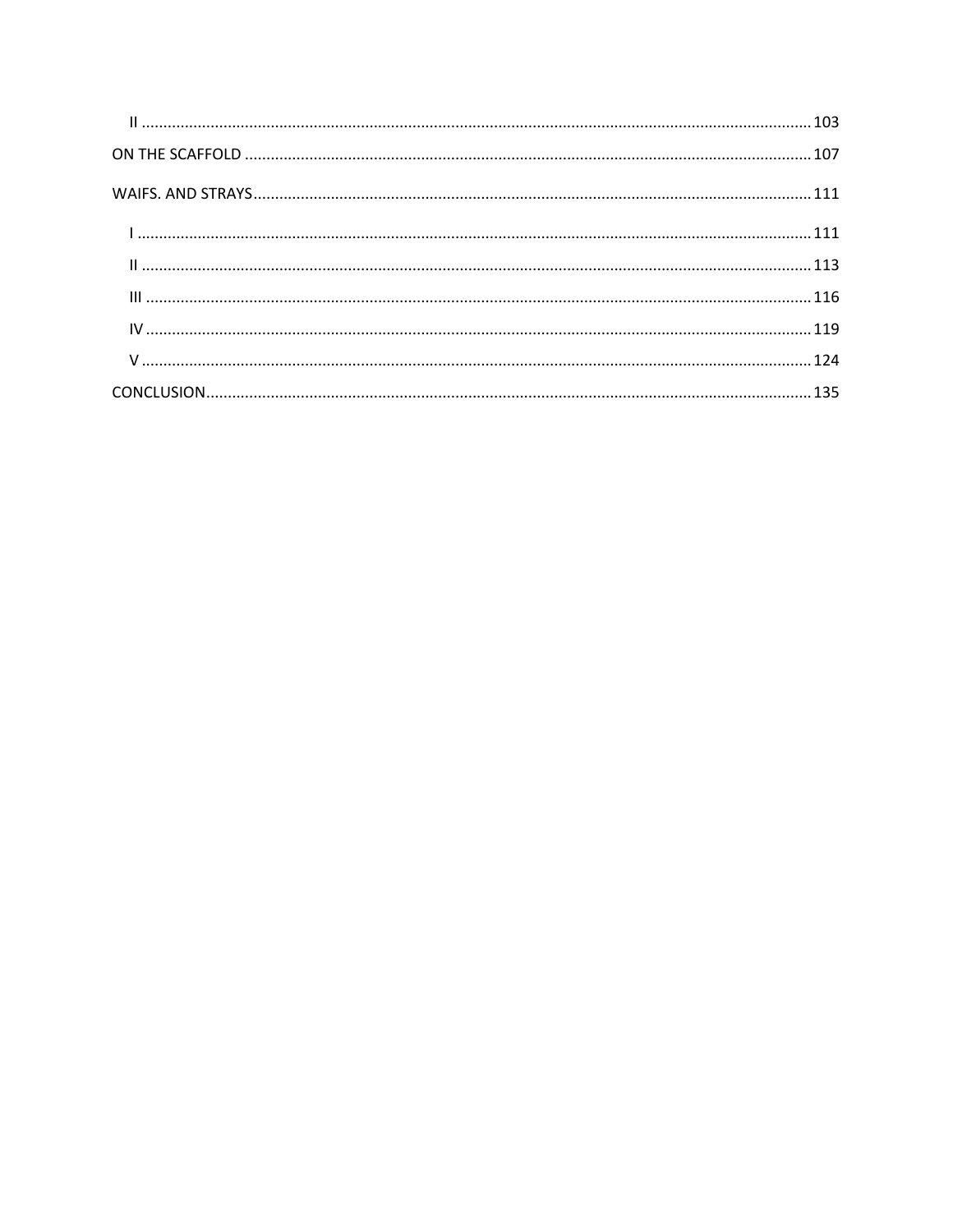II .......... 103

ON THE SCAFFOLD .......... 107

WAIFS. AND STRAYS .......... 111

I .......... 111

II .......... 113

III .......... 116

IV .......... 119

V .......... 124

CONCLUSION .......... 135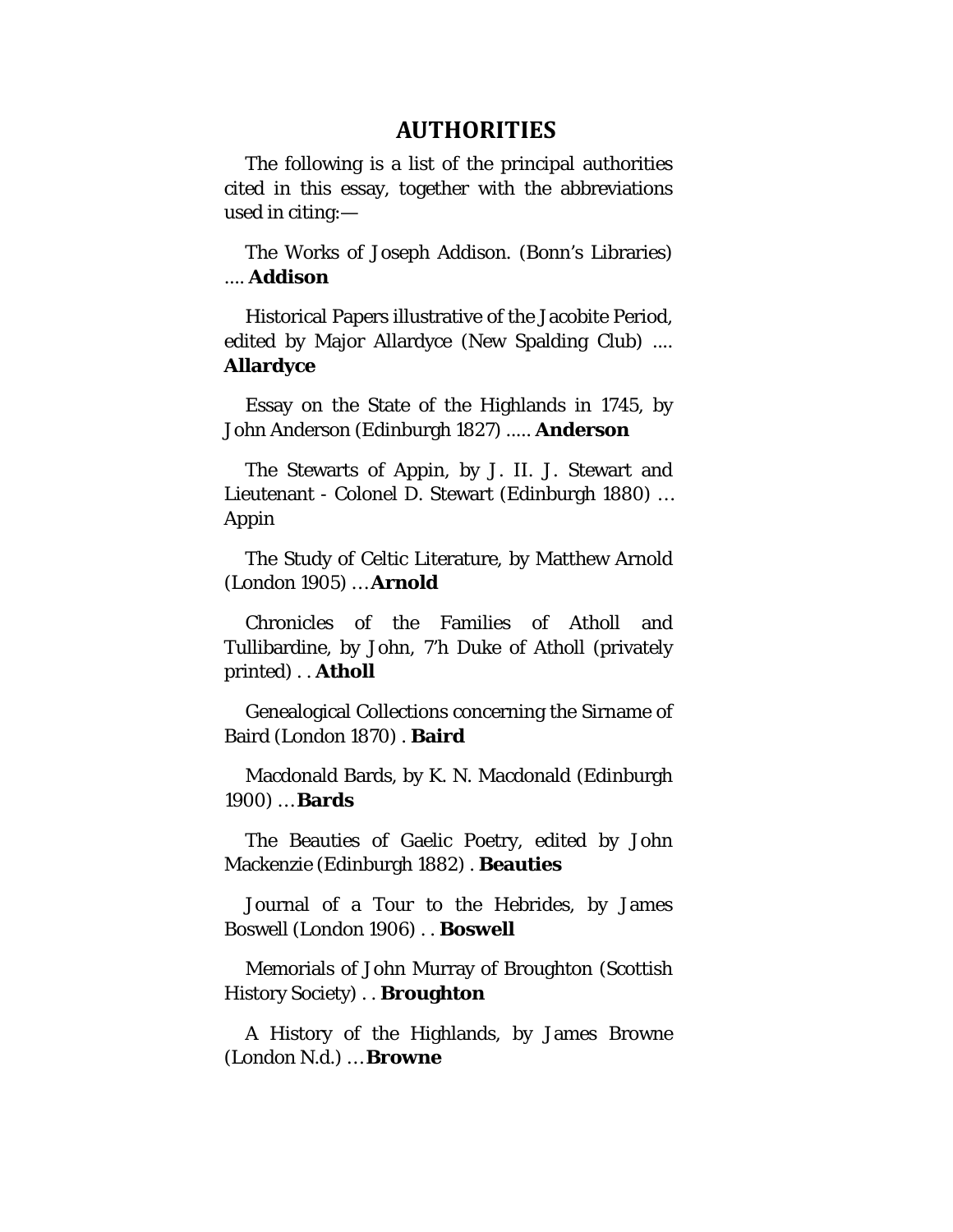# AUTHORITIES

The following is a list of the principal authorities cited in this essay, together with the abbreviations used in citing:—

The Works of Joseph Addison. (Bonn's Libraries) .... **Addison**

Historical Papers illustrative of the Jacobite Period, edited by Major Allardyce (New Spalding Club) .... **Allardyce**

Essay on the State of the Highlands in 1745, by John Anderson (Edinburgh 1827) ..... **Anderson**

The Stewarts of Appin, by J. II. J. Stewart and Lieutenant - Colonel D. Stewart (Edinburgh 1880) … Appin

The Study of Celtic Literature, by Matthew Arnold (London 1905) … **Arnold**

Chronicles of the Families of Atholl and Tullibardine, by John, 7'h Duke of Atholl (privately printed) . . **Atholl**

Genealogical Collections concerning the Sirname of Baird (London 1870) . **Baird**

Macdonald Bards, by K. N. Macdonald (Edinburgh 1900) … **Bards**

The Beauties of Gaelic Poetry, edited by John Mackenzie (Edinburgh 1882) . **Beauties**

Journal of a Tour to the Hebrides, by James Boswell (London 1906) . . **Boswell**

Memorials of John Murray of Broughton (Scottish History Society) . . **Broughton**

A History of the Highlands, by James Browne (London N.d.) … **Browne**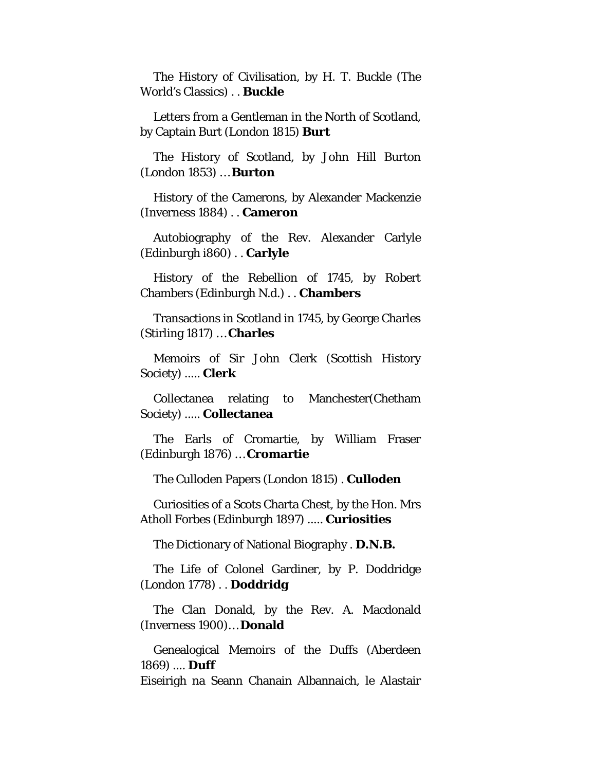The History of Civilisation, by H. T. Buckle (The World's Classics) . . **Buckle**

Letters from a Gentleman in the North of Scotland, by Captain Burt (London 1815) **Burt**

The History of Scotland, by John Hill Burton (London 1853) … **Burton**

History of the Camerons, by Alexander Mackenzie (Inverness 1884) . . **Cameron**

Autobiography of the Rev. Alexander Carlyle (Edinburgh i860) . . **Carlyle**

History of the Rebellion of 1745, by Robert Chambers (Edinburgh N.d.) . . **Chambers**

Transactions in Scotland in 1745, by George Charles (Stirling 1817) … **Charles**

Memoirs of Sir John Clerk (Scottish History Society) ..... **Clerk**

Collectanea relating to Manchester(Chetham Society) ..... **Collectanea**

The Earls of Cromartie, by William Fraser (Edinburgh 1876) … **Cromartie**

The Culloden Papers (London 1815) . **Culloden**

Curiosities of a Scots Charta Chest, by the Hon. Mrs Atholl Forbes (Edinburgh 1897) ..... **Curiosities**

The Dictionary of National Biography . **D.N.B.**

The Life of Colonel Gardiner, by P. Doddridge (London 1778) . . **Doddridg**

The Clan Donald, by the Rev. A. Macdonald (Inverness 1900)… **Donald**

Genealogical Memoirs of the Duffs (Aberdeen 1869) .... **Duff**

Eiseirigh na Seann Chanain Albannaich, le Alastair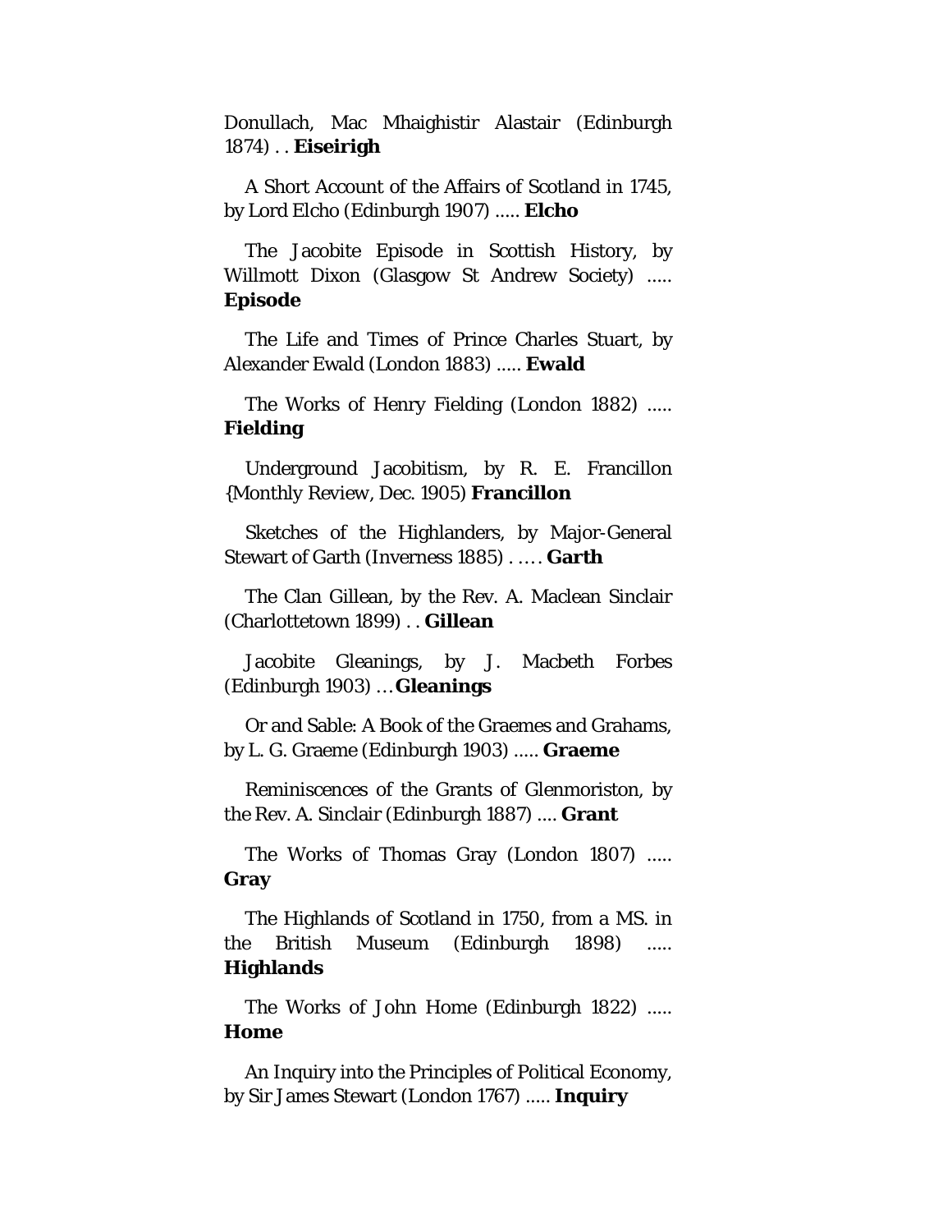Donullach, Mac Mhaighistir Alastair (Edinburgh 1874) . . **Eiseirigh**

A Short Account of the Affairs of Scotland in 1745, by Lord Elcho (Edinburgh 1907) ..... **Elcho**

The Jacobite Episode in Scottish History, by Willmott Dixon (Glasgow St Andrew Society) ..... **Episode**

The Life and Times of Prince Charles Stuart, by Alexander Ewald (London 1883) ..... **Ewald**

The Works of Henry Fielding (London 1882) ..... **Fielding**

Underground Jacobitism, by R. E. Francillon {Monthly Review, Dec. 1905) **Francillon**

Sketches of the Highlanders, by Major-General Stewart of Garth (Inverness 1885) . …. **Garth**

The Clan Gillean, by the Rev. A. Maclean Sinclair (Charlottetown 1899) . . **Gillean**

Jacobite Gleanings, by J. Macbeth Forbes (Edinburgh 1903) … **Gleanings**

Or and Sable: A Book of the Graemes and Grahams, by L. G. Graeme (Edinburgh 1903) ..... **Graeme**

Reminiscences of the Grants of Glenmoriston, by the Rev. A. Sinclair (Edinburgh 1887) .... **Grant**

The Works of Thomas Gray (London 1807) ..... **Gray**

The Highlands of Scotland in 1750, from a MS. in the British Museum (Edinburgh 1898) ..... **Highlands**

The Works of John Home (Edinburgh 1822) ..... **Home**

An Inquiry into the Principles of Political Economy, by Sir James Stewart (London 1767) ..... **Inquiry**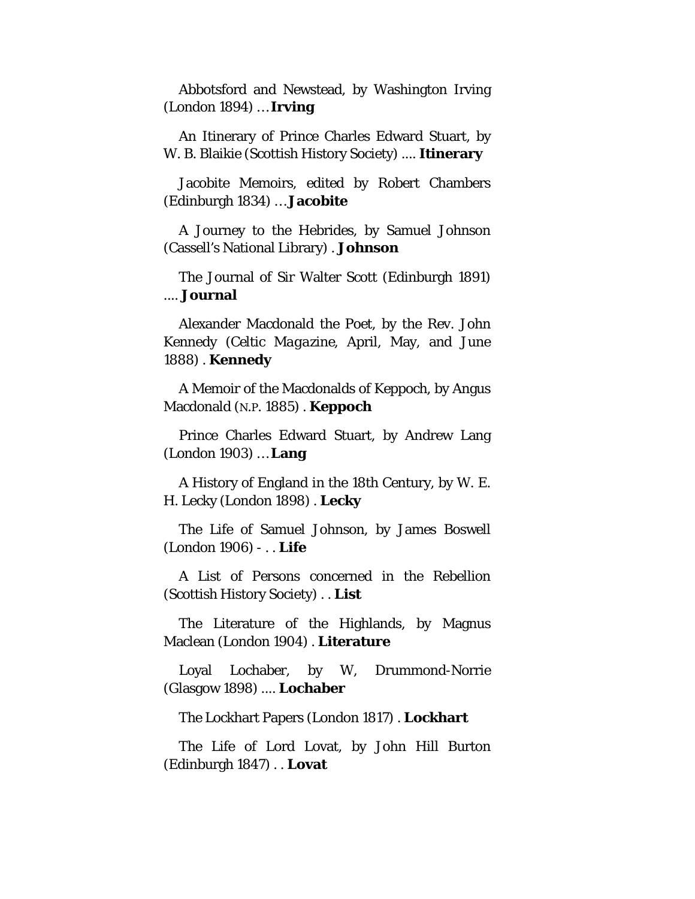Abbotsford and Newstead, by Washington Irving (London 1894) … **Irving**

An Itinerary of Prince Charles Edward Stuart, by W. B. Blaikie (Scottish History Society) .... **Itinerary**

Jacobite Memoirs, edited by Robert Chambers (Edinburgh 1834) … **Jacobite**

A Journey to the Hebrides, by Samuel Johnson (Cassell's National Library) . **Johnson**

The Journal of Sir Walter Scott (Edinburgh 1891) .... **Journal**

Alexander Macdonald the Poet, by the Rev. John Kennedy (*Celtic Magazine*, April, May, and June 1888) . **Kennedy**

A Memoir of the Macdonalds of Keppoch, by Angus Macdonald (N.P. 1885) . **Keppoch**

Prince Charles Edward Stuart, by Andrew Lang (London 1903) … **Lang**

A History of England in the 18th Century, by W. E. H. Lecky (London 1898) . **Lecky**

The Life of Samuel Johnson, by James Boswell (London 1906) - . . **Life**

A List of Persons concerned in the Rebellion (Scottish History Society) . . **List**

The Literature of the Highlands, by Magnus Maclean (London 1904) . **Literature**

Loyal Lochaber, by W, Drummond-Norrie (Glasgow 1898) .... **Lochaber**

The Lockhart Papers (London 1817) . **Lockhart**

The Life of Lord Lovat, by John Hill Burton (Edinburgh 1847) . . **Lovat**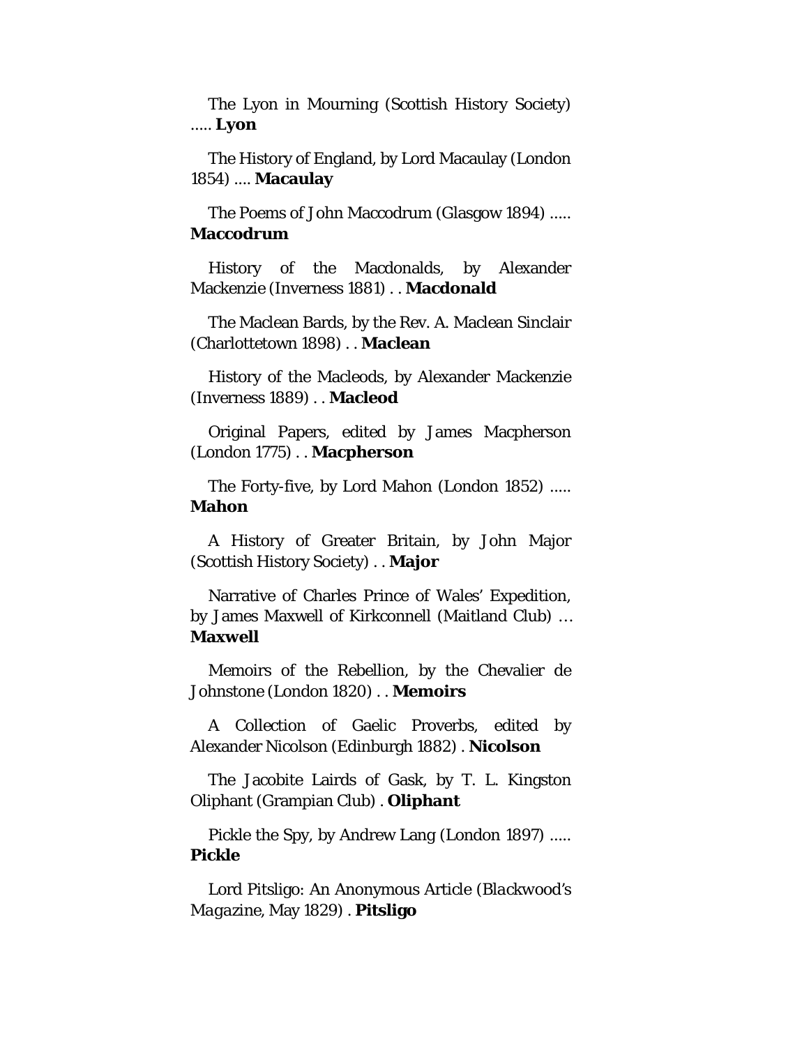The Lyon in Mourning (Scottish History Society) ..... **Lyon**

The History of England, by Lord Macaulay (London 1854) .... **Macaulay**

The Poems of John Maccodrum (Glasgow 1894) ..... **Maccodrum**

History of the Macdonalds, by Alexander Mackenzie (Inverness 1881) . . **Macdonald**

The Maclean Bards, by the Rev. A. Maclean Sinclair (Charlottetown 1898) . . **Maclean**

History of the Macleods, by Alexander Mackenzie (Inverness 1889) . . **Macleod**

Original Papers, edited by James Macpherson (London 1775) . . **Macpherson**

The Forty-five, by Lord Mahon (London 1852) ..... **Mahon**

A History of Greater Britain, by John Major (Scottish History Society) . . **Major**

Narrative of Charles Prince of Wales' Expedition, by James Maxwell of Kirkconnell (Maitland Club) … **Maxwell**

Memoirs of the Rebellion, by the Chevalier de Johnstone (London 1820) . . **Memoirs**

A Collection of Gaelic Proverbs, edited by Alexander Nicolson (Edinburgh 1882) . **Nicolson**

The Jacobite Lairds of Gask, by T. L. Kingston Oliphant (Grampian Club) . **Oliphant**

Pickle the Spy, by Andrew Lang (London 1897) ..... **Pickle**

Lord Pitsligo: An Anonymous Article (*Blackwood's Magazine*, May 1829) . **Pitsligo**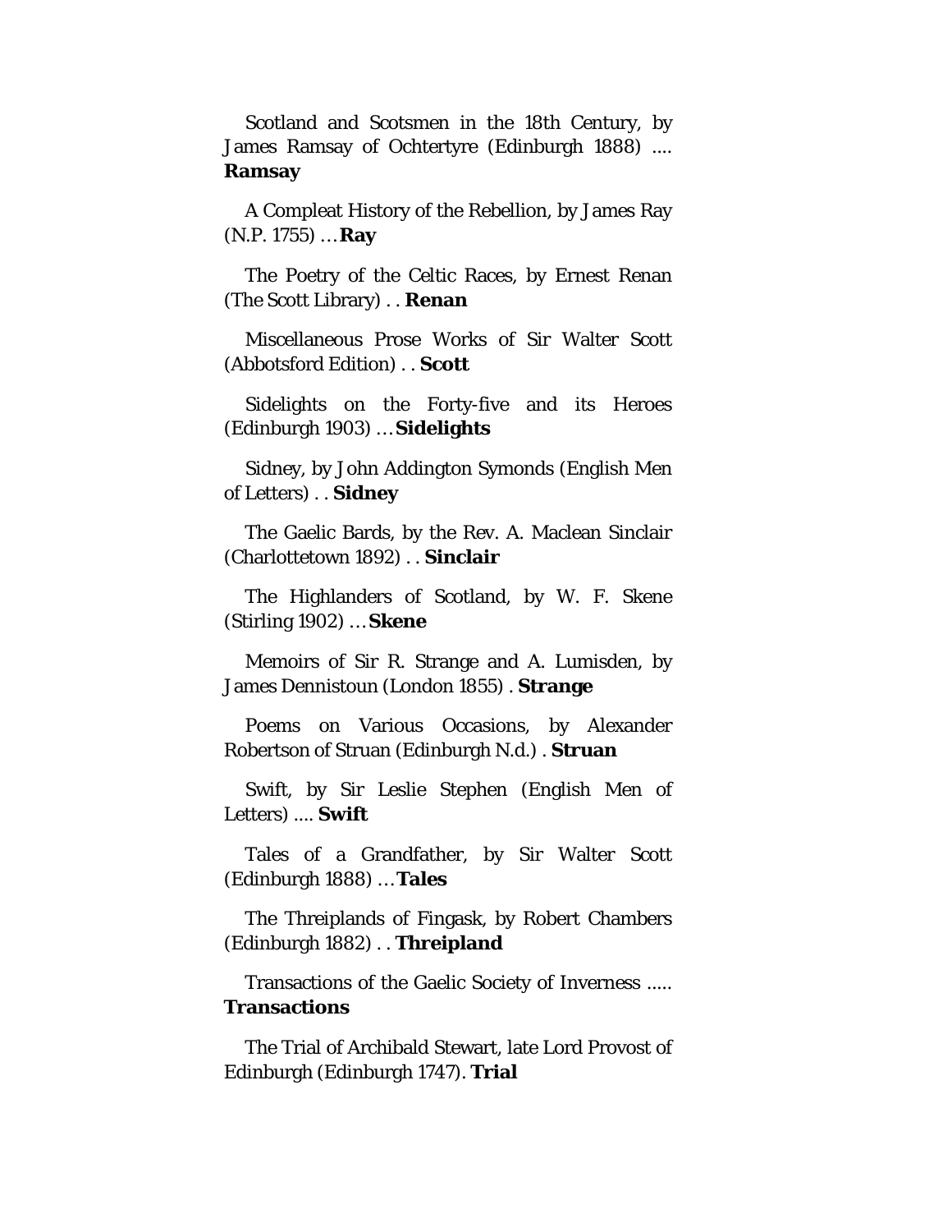Scotland and Scotsmen in the 18th Century, by James Ramsay of Ochtertyre (Edinburgh 1888) .... **Ramsay**

A Compleat History of the Rebellion, by James Ray (N.P. 1755) … **Ray**

The Poetry of the Celtic Races, by Ernest Renan (The Scott Library) . . **Renan**

Miscellaneous Prose Works of Sir Walter Scott (Abbotsford Edition) . . **Scott**

Sidelights on the Forty-five and its Heroes (Edinburgh 1903) … **Sidelights**

Sidney, by John Addington Symonds (English Men of Letters) . . **Sidney**

The Gaelic Bards, by the Rev. A. Maclean Sinclair (Charlottetown 1892) . . **Sinclair**

The Highlanders of Scotland, by W. F. Skene (Stirling 1902) … **Skene**

Memoirs of Sir R. Strange and A. Lumisden, by James Dennistoun (London 1855) . **Strange**

Poems on Various Occasions, by Alexander Robertson of Struan (Edinburgh N.d.) . **Struan**

Swift, by Sir Leslie Stephen (English Men of Letters) .... **Swift**

Tales of a Grandfather, by Sir Walter Scott (Edinburgh 1888) … **Tales**

The Threiplands of Fingask, by Robert Chambers (Edinburgh 1882) . . **Threipland**

Transactions of the Gaelic Society of Inverness ..... **Transactions**

The Trial of Archibald Stewart, late Lord Provost of Edinburgh (Edinburgh 1747). **Trial**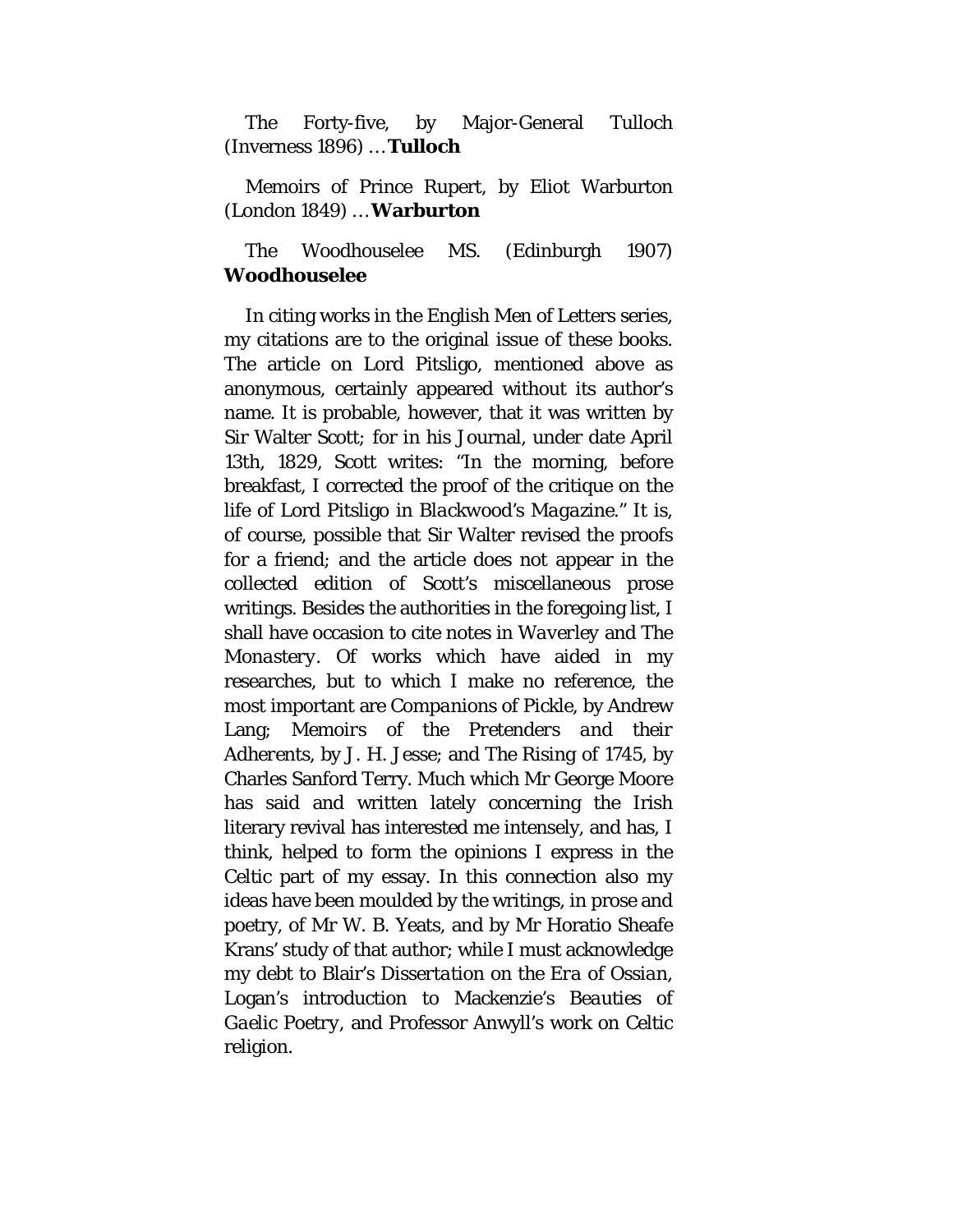The Forty-five, by Major-General Tulloch (Inverness 1896) … **Tulloch**

Memoirs of Prince Rupert, by Eliot Warburton (London 1849) … **Warburton**

The Woodhouselee MS. (Edinburgh 1907) **Woodhouselee**

In citing works in the English Men of Letters series, my citations are to the original issue of these books. The article on Lord Pitsligo, mentioned above as anonymous, certainly appeared without its author's name. It is probable, however, that it was written by Sir Walter Scott; for in his Journal, under date April 13th, 1829, Scott writes: "In the morning, before breakfast, I corrected the proof of the critique on the life of Lord Pitsligo in *Blackwood's Magazine*." It is, of course, possible that Sir Walter revised the proofs for a friend; and the article does not appear in the collected edition of Scott's miscellaneous prose writings. Besides the authorities in the foregoing list, I shall have occasion to cite notes in *Waverley* and *The Monastery*. Of works which have aided in my researches, but to which I make no reference, the most important are *Companions of Pickle*, by Andrew Lang; *Memoirs of the Pretenders and their Adherents*, by J. H. Jesse; and *The Rising of 1745*, by Charles Sanford Terry. Much which Mr George Moore has said and written lately concerning the Irish literary revival has interested me intensely, and has, I think, helped to form the opinions I express in the Celtic part of my essay. In this connection also my ideas have been moulded by the writings, in prose and poetry, of Mr W. B. Yeats, and by Mr Horatio Sheafe Krans' study of that author; while I must acknowledge my debt to Blair's *Dissertation on the Era of Ossian*, Logan's introduction to Mackenzie's *Beauties of Gaelic Poetry*, and Professor Anwyll's work on Celtic religion.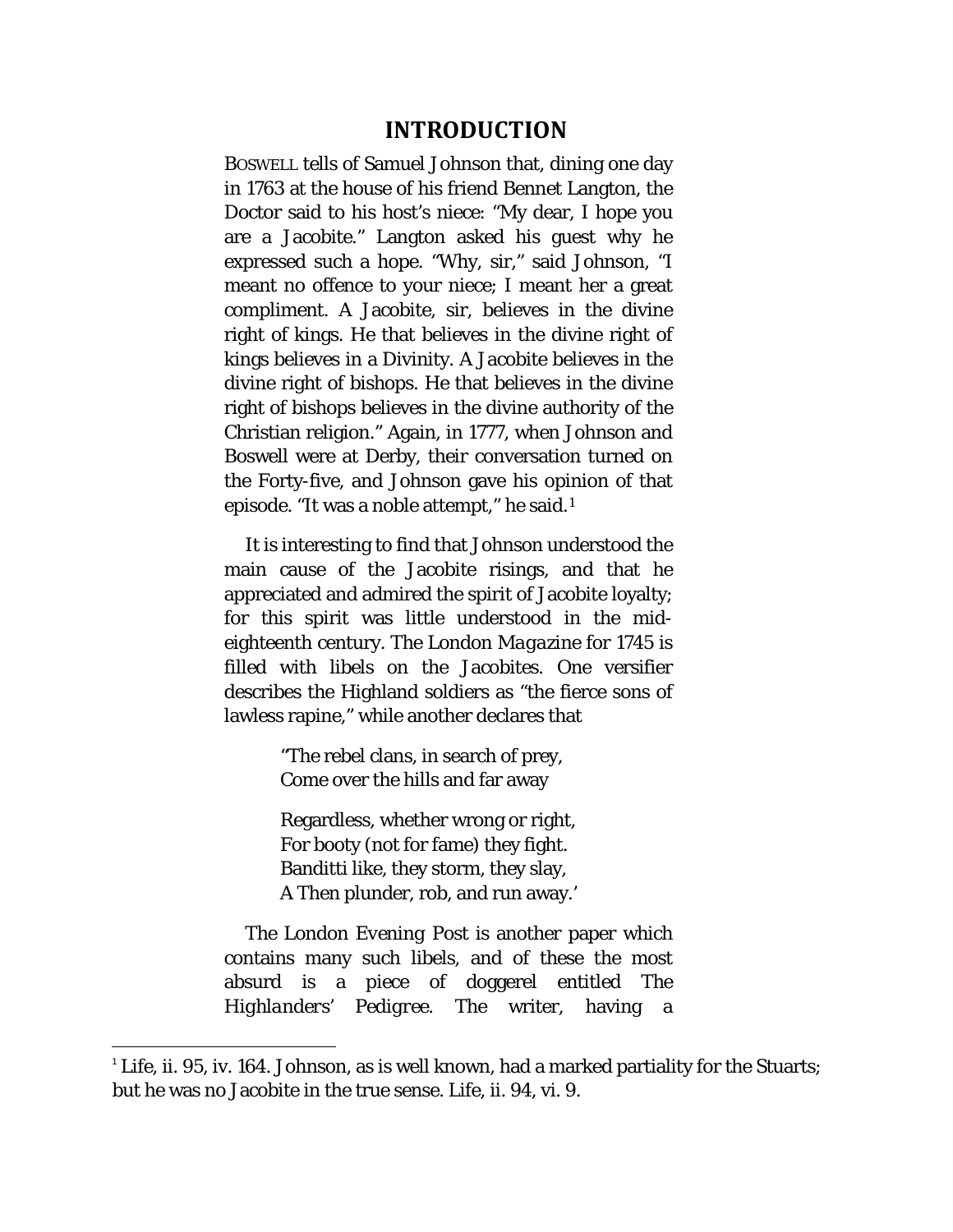# INTRODUCTION

BOSWELL tells of Samuel Johnson that, dining one day in 1763 at the house of his friend Bennet Langton, the Doctor said to his host's niece: "My dear, I hope you are a Jacobite." Langton asked his guest why he expressed such a hope. "Why, sir," said Johnson, "I meant no offence to your niece; I meant her a great compliment. A Jacobite, sir, believes in the divine right of kings. He that believes in the divine right of kings believes in a Divinity. A Jacobite believes in the divine right of bishops. He that believes in the divine right of bishops believes in the divine authority of the Christian religion." Again, in 1777, when Johnson and Boswell were at Derby, their conversation turned on the Forty-five, and Johnson gave his opinion of that episode. "It was a noble attempt," he said.[1]

It is interesting to find that Johnson understood the main cause of the Jacobite risings, and that he appreciated and admired the spirit of Jacobite loyalty; for this spirit was little understood in the mid-eighteenth century. The *London Magazine* for 1745 is filled with libels on the Jacobites. One versifier describes the Highland soldiers as "the fierce sons of lawless rapine," while another declares that

> "The rebel clans, in search of prey,
> Come over the hills and far away
>
> Regardless, whether wrong or right,
> For booty (not for fame) they fight.
> Banditti like, they storm, they slay,
> A Then plunder, rob, and run away.'

The *London Evening Post* is another paper which contains many such libels, and of these the most absurd is a piece of doggerel entitled *The Highlanders' Pedigree*. The writer, having a

---

[1] *Life*, ii. 95, iv. 164. Johnson, as is well known, had a marked partiality for the Stuarts; but he was no Jacobite in the true sense. *Life*, ii. 94, vi. 9.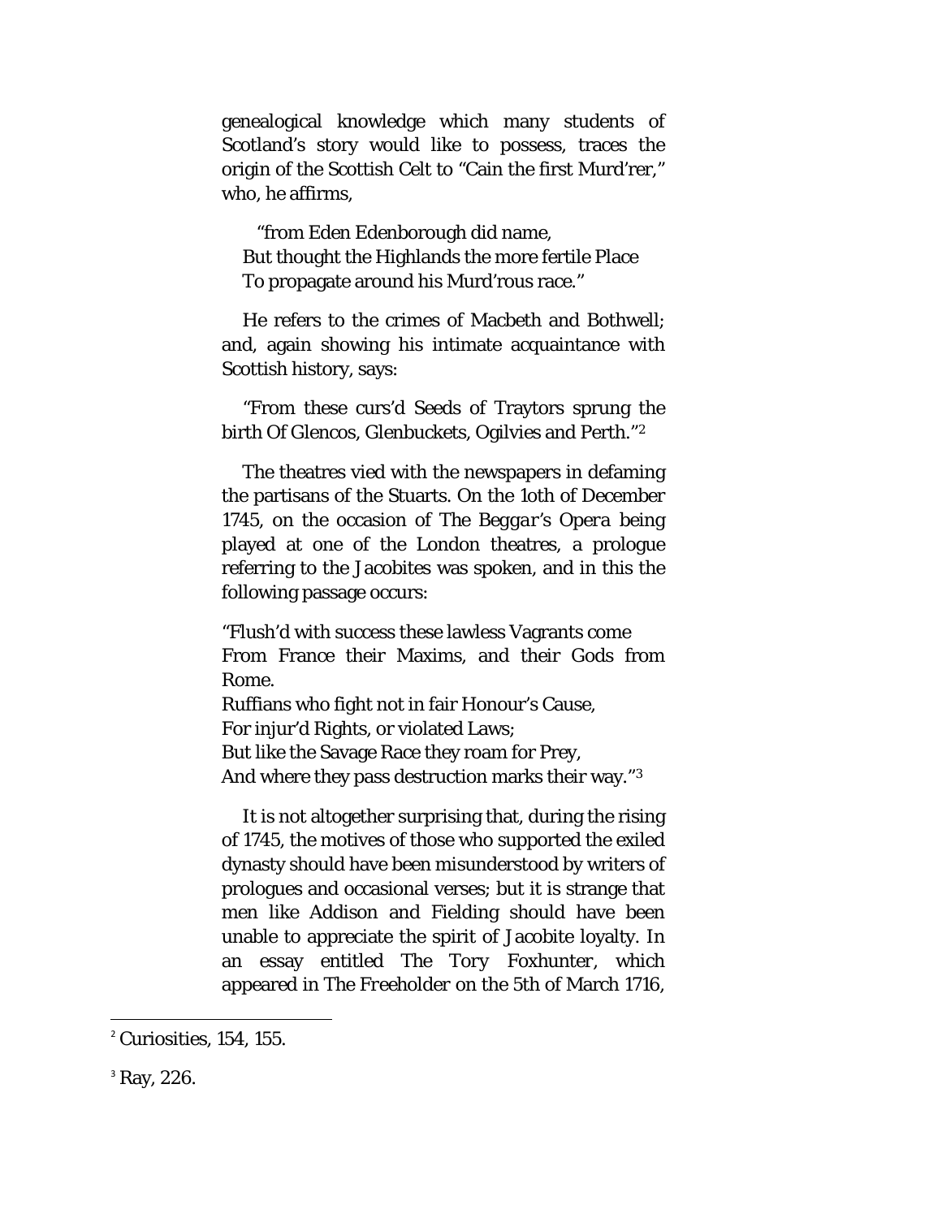genealogical knowledge which many students of Scotland's story would like to possess, traces the origin of the Scottish Celt to "Cain the first Murd'rer," who, he affirms,

> "from Eden Edenborough did name,
> But thought the Highlands the more fertile Place
> To propagate around his Murd'rous race."

He refers to the crimes of Macbeth and Bothwell; and, again showing his intimate acquaintance with Scottish history, says:

> "From these curs'd Seeds of Traytors sprung the birth Of Glencos, Glenbuckets, Ogilvies and Perth."[2]

The theatres vied with the newspapers in defaming the partisans of the Stuarts. On the 1oth of December 1745, on the occasion of *The Beggar's Opera* being played at one of the London theatres, a prologue referring to the Jacobites was spoken, and in this the following passage occurs:

> "Flush'd with success these lawless Vagrants come
> From France their Maxims, and their Gods from Rome.
> Ruffians who fight not in fair Honour's Cause,
> For injur'd Rights, or violated Laws;
> But like the Savage Race they roam for Prey,
> And where they pass destruction marks their way."[3]

It is not altogether surprising that, during the rising of 1745, the motives of those who supported the exiled dynasty should have been misunderstood by writers of prologues and occasional verses; but it is strange that men like Addison and Fielding should have been unable to appreciate the spirit of Jacobite loyalty. In an essay entitled The Tory Foxhunter, which appeared in *The Freeholder* on the 5th of March 1716,

---

[2] Curiosities, 154, 155.

[3] Ray, 226.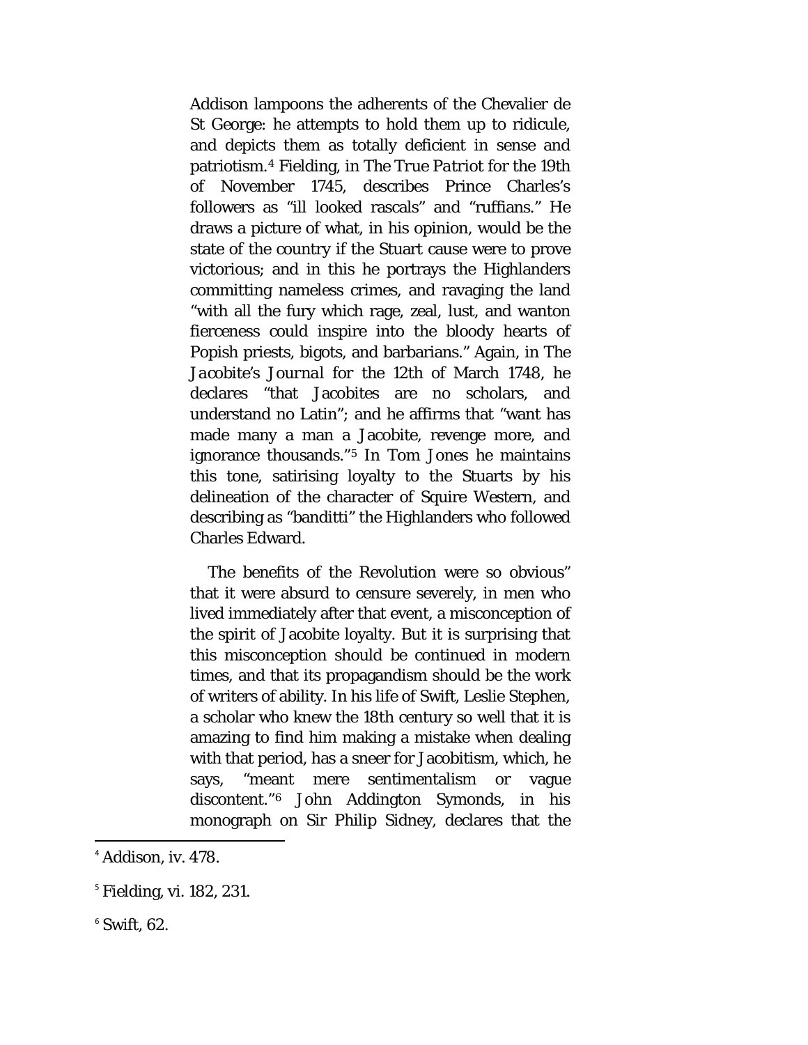Addison lampoons the adherents of the Chevalier de St George: he attempts to hold them up to ridicule, and depicts them as totally deficient in sense and patriotism.[4] Fielding, in *The True Patriot* for the 19th of November 1745, describes Prince Charles's followers as "ill looked rascals" and "ruffians." He draws a picture of what, in his opinion, would be the state of the country if the Stuart cause were to prove victorious; and in this he portrays the Highlanders committing nameless crimes, and ravaging the land "with all the fury which rage, zeal, lust, and wanton fierceness could inspire into the bloody hearts of Popish priests, bigots, and barbarians." Again, in *The Jacobite's Journal* for the 12th of March 1748, he declares "that Jacobites are no scholars, and understand no Latin"; and he affirms that "want has made many a man a Jacobite, revenge more, and ignorance thousands."[5] In Tom Jones he maintains this tone, satirising loyalty to the Stuarts by his delineation of the character of Squire Western, and describing as "banditti" the Highlanders who followed Charles Edward.

The benefits of the Revolution were so obvious" that it were absurd to censure severely, in men who lived immediately after that event, a misconception of the spirit of Jacobite loyalty. But it is surprising that this misconception should be continued in modern times, and that its propagandism should be the work of writers of ability. In his life of Swift, Leslie Stephen, a scholar who knew the 18th century so well that it is amazing to find him making a mistake when dealing with that period, has a sneer for Jacobitism, which, he says, "meant mere sentimentalism or vague discontent."[6] John Addington Symonds, in his monograph on Sir Philip Sidney, declares that the

---

[4] Addison, iv. 478.

[5] Fielding, vi. 182, 231.

[6] Swift, 62.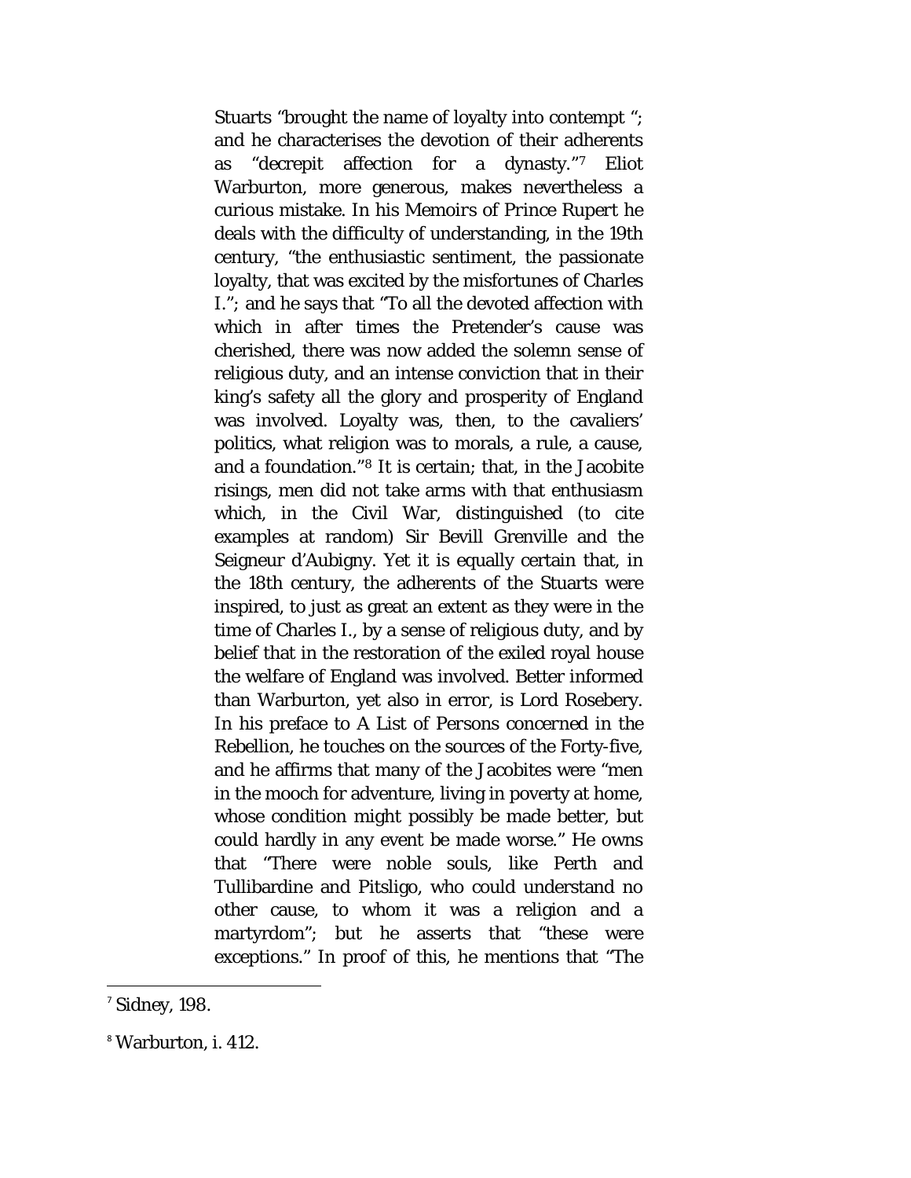Stuarts "brought the name of loyalty into contempt "; and he characterises the devotion of their adherents as "decrepit affection for a dynasty."[7] Eliot Warburton, more generous, makes nevertheless a curious mistake. In his *Memoirs of Prince Rupert* he deals with the difficulty of understanding, in the 19th century, "the enthusiastic sentiment, the passionate loyalty, that was excited by the misfortunes of Charles I."; and he says that "To all the devoted affection with which in after times the Pretender's cause was cherished, there was now added the solemn sense of religious duty, and an intense conviction that in their king's safety all the glory and prosperity of England was involved. Loyalty was, then, to the cavaliers' politics, what religion was to morals, a rule, a cause, and a foundation."[8] It is certain; that, in the Jacobite risings, men did not take arms with that enthusiasm which, in the Civil War, distinguished (to cite examples at random) Sir Bevill Grenville and the Seigneur d'Aubigny. Yet it is equally certain that, in the 18th century, the adherents of the Stuarts were inspired, to just as great an extent as they were in the time of Charles I., by a sense of religious duty, and by belief that in the restoration of the exiled royal house the welfare of England was involved. Better informed than Warburton, yet also in error, is Lord Rosebery. In his preface to *A List of Persons concerned in the Rebellion*, he touches on the sources of the Forty-five, and he affirms that many of the Jacobites were "men in the mooch for adventure, living in poverty at home, whose condition might possibly be made better, but could hardly in any event be made worse." He owns that "There were noble souls, like Perth and Tullibardine and Pitsligo, who could understand no other cause, to whom it was a religion and a martyrdom"; but he asserts that "these were exceptions." In proof of this, he mentions that "The

---

[7] Sidney, 198.

[8] Warburton, i. 412.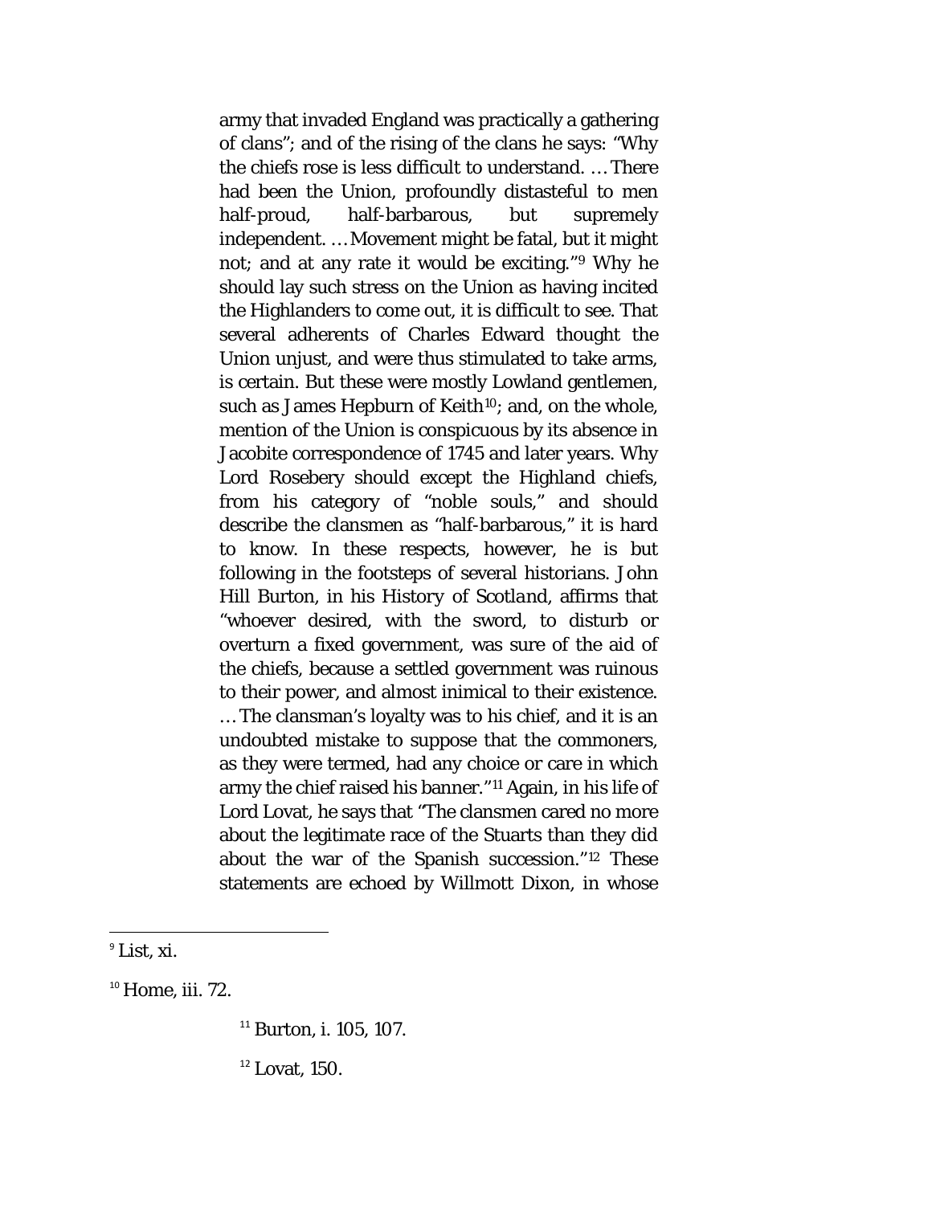army that invaded England was practically a gathering of clans"; and of the rising of the clans he says: "Why the chiefs rose is less difficult to understand. … There had been the Union, profoundly distasteful to men half-proud, half-barbarous, but supremely independent. … Movement might be fatal, but it might not; and at any rate it would be exciting."[9] Why he should lay such stress on the Union as having incited the Highlanders to come out, it is difficult to see. That several adherents of Charles Edward thought the Union unjust, and were thus stimulated to take arms, is certain. But these were mostly Lowland gentlemen, such as James Hepburn of Keith[10]; and, on the whole, mention of the Union is conspicuous by its absence in Jacobite correspondence of 1745 and later years. Why Lord Rosebery should except the Highland chiefs, from his category of "noble souls," and should describe the clansmen as "half-barbarous," it is hard to know. In these respects, however, he is but following in the footsteps of several historians. John Hill Burton, in his *History of Scotland*, affirms that "whoever desired, with the sword, to disturb or overturn a fixed government, was sure of the aid of the chiefs, because a settled government was ruinous to their power, and almost inimical to their existence. … The clansman's loyalty was to his chief, and it is an undoubted mistake to suppose that the commoners, as they were termed, had any choice or care in which army the chief raised his banner."[11] Again, in his life of Lord Lovat, he says that "The clansmen cared no more about the legitimate race of the Stuarts than they did about the war of the Spanish succession."[12] These statements are echoed by Willmott Dixon, in whose

---

[9] List, xi.

[10] Home, iii. 72.

[11] Burton, i. 105, 107.

[12] Lovat, 150.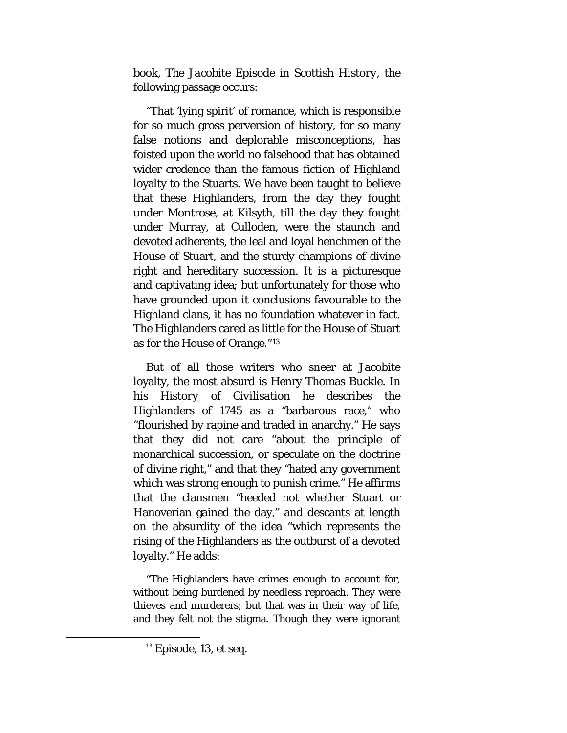book, *The Jacobite Episode in Scottish History*, the following passage occurs:

> "That 'lying spirit' of romance, which is responsible for so much gross perversion of history, for so many false notions and deplorable misconceptions, has foisted upon the world no falsehood that has obtained wider credence than the famous fiction of Highland loyalty to the Stuarts. We have been taught to believe that these Highlanders, from the day they fought under Montrose, at Kilsyth, till the day they fought under Murray, at Culloden, were the staunch and devoted adherents, the leal and loyal henchmen of the House of Stuart, and the sturdy champions of divine right and hereditary succession. It is a picturesque and captivating idea; but unfortunately for those who have grounded upon it conclusions favourable to the Highland clans, it has no foundation whatever in fact. The Highlanders cared as little for the House of Stuart as for the House of Orange."[13]

But of all those writers who sneer at Jacobite loyalty, the most absurd is Henry Thomas Buckle. In his *History of Civilisation* he describes the Highlanders of 1745 as a "barbarous race," who "flourished by rapine and traded in anarchy." He says that they did not care "about the principle of monarchical succession, or speculate on the doctrine of divine right," and that they "hated any government which was strong enough to punish crime." He affirms that the clansmen "heeded not whether Stuart or Hanoverian gained the day," and descants at length on the absurdity of the idea "which represents the rising of the Highlanders as the outburst of a devoted loyalty." He adds:

> "The Highlanders have crimes enough to account for, without being burdened by needless reproach. They were thieves and murderers; but that was in their way of life, and they felt not the stigma. Though they were ignorant

[13] Episode, 13, et seq.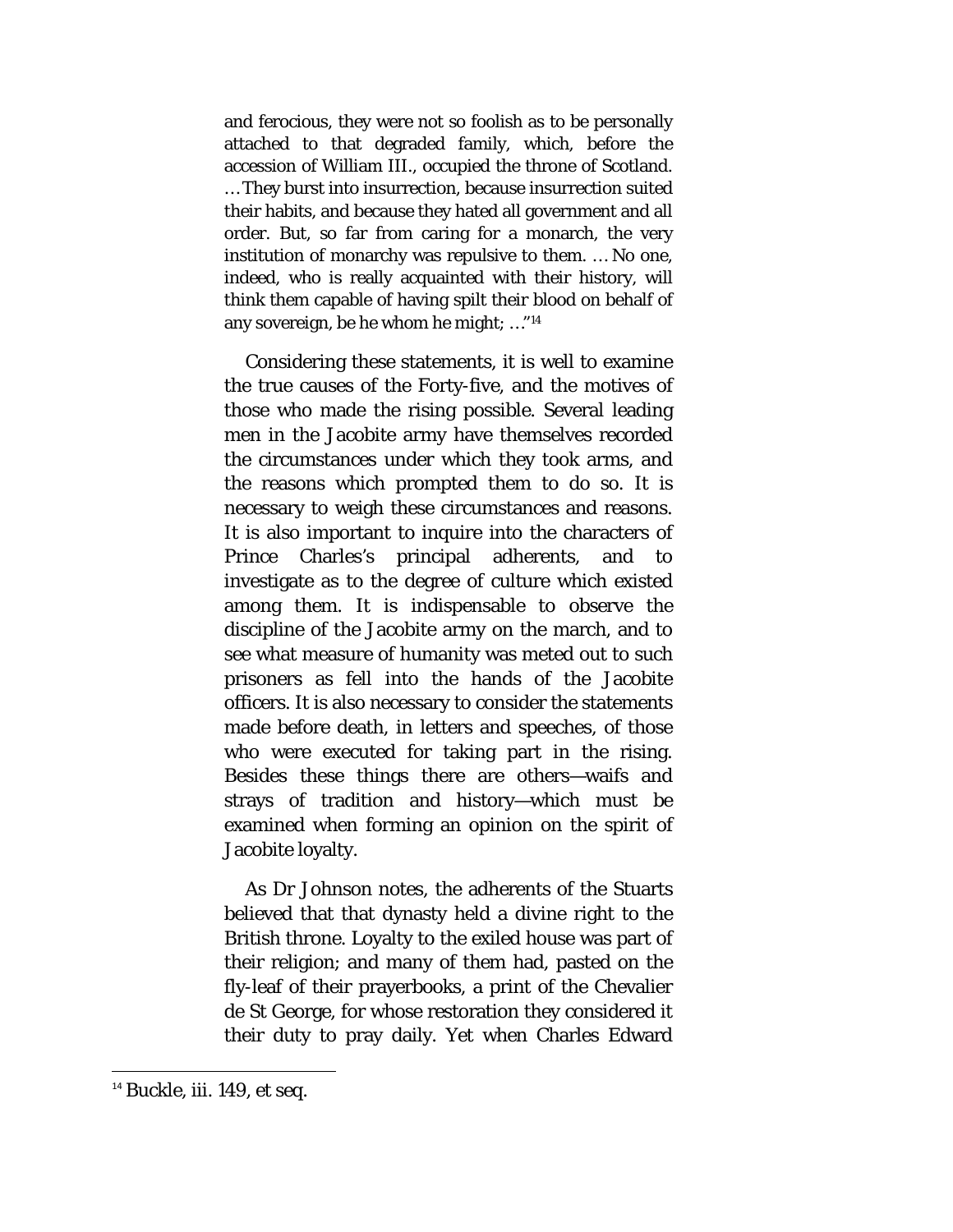and ferocious, they were not so foolish as to be personally attached to that degraded family, which, before the accession of William III., occupied the throne of Scotland. … They burst into insurrection, because insurrection suited their habits, and because they hated all government and all order. But, so far from caring for a monarch, the very institution of monarchy was repulsive to them. … No one, indeed, who is really acquainted with their history, will think them capable of having spilt their blood on behalf of any sovereign, be he whom he might; …”[14]

Considering these statements, it is well to examine the true causes of the Forty-five, and the motives of those who made the rising possible. Several leading men in the Jacobite army have themselves recorded the circumstances under which they took arms, and the reasons which prompted them to do so. It is necessary to weigh these circumstances and reasons. It is also important to inquire into the characters of Prince Charles's principal adherents, and to investigate as to the degree of culture which existed among them. It is indispensable to observe the discipline of the Jacobite army on the march, and to see what measure of humanity was meted out to such prisoners as fell into the hands of the Jacobite officers. It is also necessary to consider the statements made before death, in letters and speeches, of those who were executed for taking part in the rising. Besides these things there are others—waifs and strays of tradition and history—which must be examined when forming an opinion on the spirit of Jacobite loyalty.

As Dr Johnson notes, the adherents of the Stuarts believed that that dynasty held a divine right to the British throne. Loyalty to the exiled house was part of their religion; and many of them had, pasted on the fly-leaf of their prayerbooks, a print of the Chevalier de St George, for whose restoration they considered it their duty to pray daily. Yet when Charles Edward

[14] Buckle, iii. 149, et seq.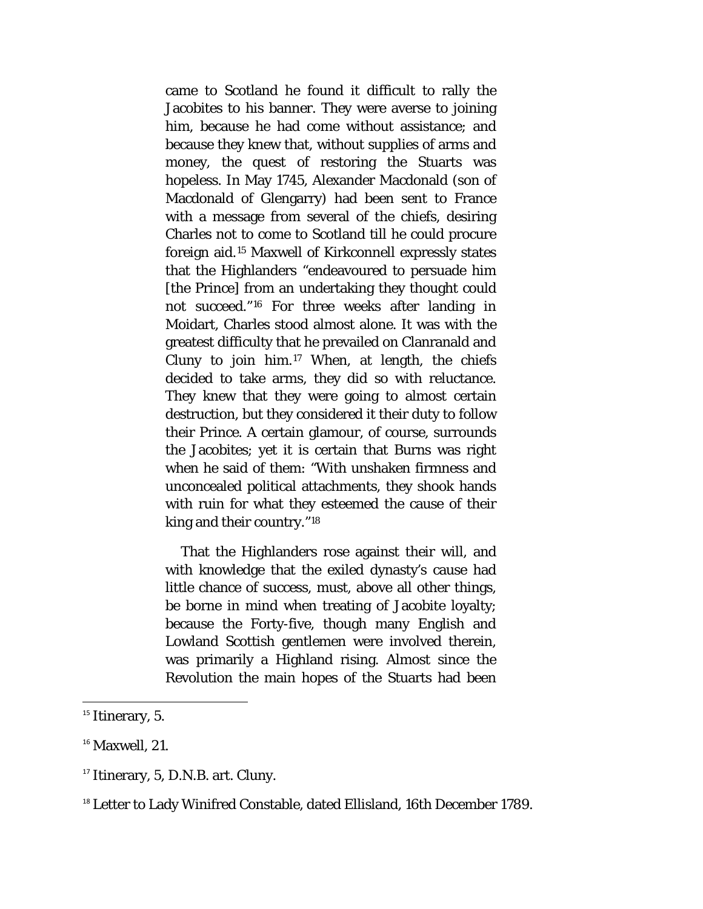came to Scotland he found it difficult to rally the Jacobites to his banner. They were averse to joining him, because he had come without assistance; and because they knew that, without supplies of arms and money, the quest of restoring the Stuarts was hopeless. In May 1745, Alexander Macdonald (son of Macdonald of Glengarry) had been sent to France with a message from several of the chiefs, desiring Charles not to come to Scotland till he could procure foreign aid.[15] Maxwell of Kirkconnell expressly states that the Highlanders "endeavoured to persuade him [the Prince] from an undertaking they thought could not succeed."[16] For three weeks after landing in Moidart, Charles stood almost alone. It was with the greatest difficulty that he prevailed on Clanranald and Cluny to join him.[17] When, at length, the chiefs decided to take arms, they did so with reluctance. They knew that they were going to almost certain destruction, but they considered it their duty to follow their Prince. A certain glamour, of course, surrounds the Jacobites; yet it is certain that Burns was right when he said of them: "With unshaken firmness and unconcealed political attachments, they shook hands with ruin for what they esteemed the cause of their king and their country."[18]

That the Highlanders rose against their will, and with knowledge that the exiled dynasty's cause had little chance of success, must, above all other things, be borne in mind when treating of Jacobite loyalty; because the Forty-five, though many English and Lowland Scottish gentlemen were involved therein, was primarily a Highland rising. Almost since the Revolution the main hopes of the Stuarts had been

---

[15] Itinerary, 5.

[16] Maxwell, 21.

[17] Itinerary, 5, D.N.B. art. Cluny.

[18] Letter to Lady Winifred Constable, dated Ellisland, 16th December 1789.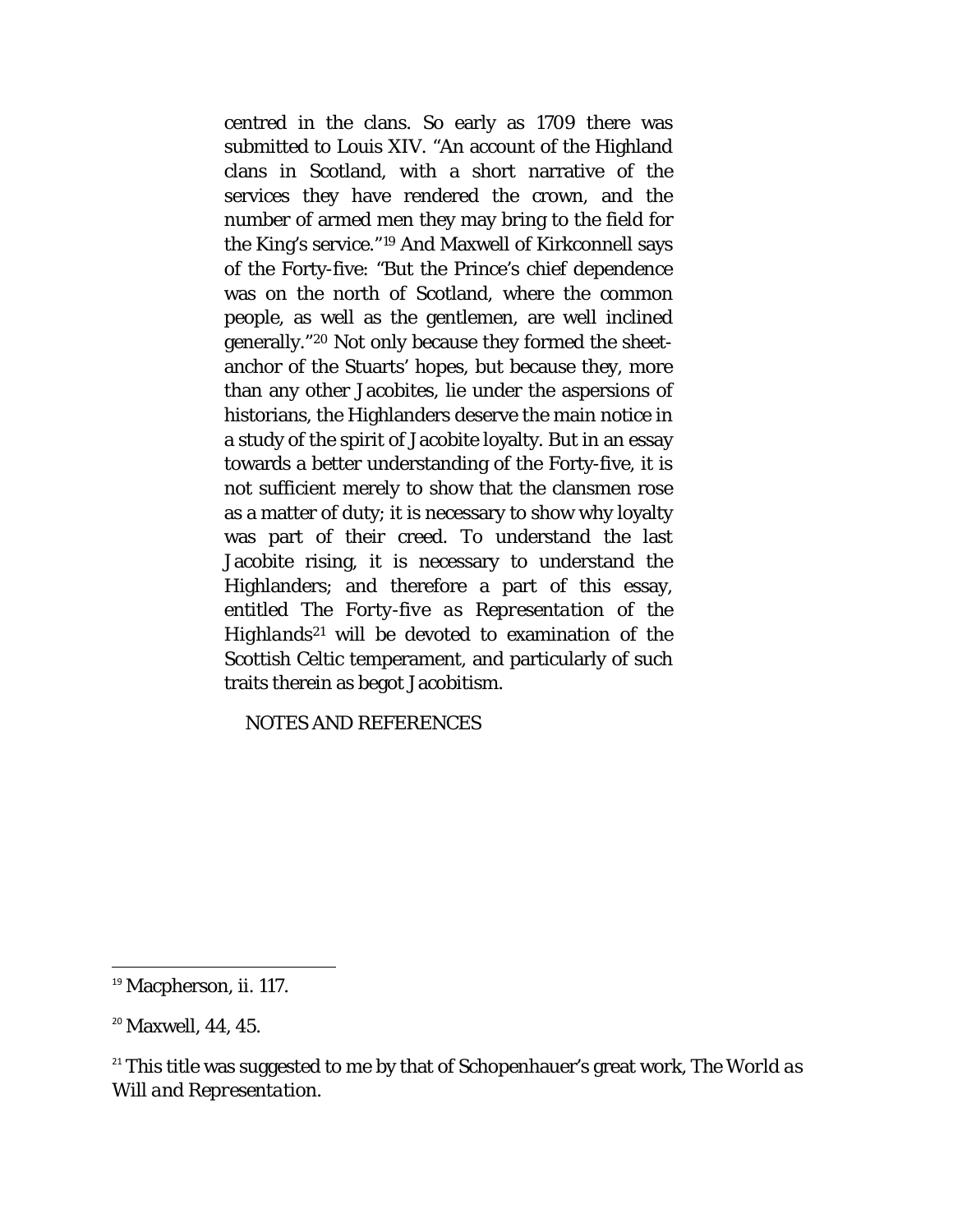centred in the clans. So early as 1709 there was submitted to Louis XIV. "An account of the Highland clans in Scotland, with a short narrative of the services they have rendered the crown, and the number of armed men they may bring to the field for the King's service."[19] And Maxwell of Kirkconnell says of the Forty-five: "But the Prince's chief dependence was on the north of Scotland, where the common people, as well as the gentlemen, are well inclined generally."[20] Not only because they formed the sheet-anchor of the Stuarts' hopes, but because they, more than any other Jacobites, lie under the aspersions of historians, the Highlanders deserve the main notice in a study of the spirit of Jacobite loyalty. But in an essay towards a better understanding of the Forty-five, it is not sufficient merely to show that the clansmen rose as a matter of duty; it is necessary to show why loyalty was part of their creed. To understand the last Jacobite rising, it is necessary to understand the Highlanders; and therefore a part of this essay, entitled *The Forty-five as Representation of the Highlands*[21] will be devoted to examination of the Scottish Celtic temperament, and particularly of such traits therein as begot Jacobitism.

NOTES AND REFERENCES

---

[19] Macpherson, ii. 117.

[20] Maxwell, 44, 45.

[21] This title was suggested to me by that of Schopenhauer's great work, *The World as Will and Representation*.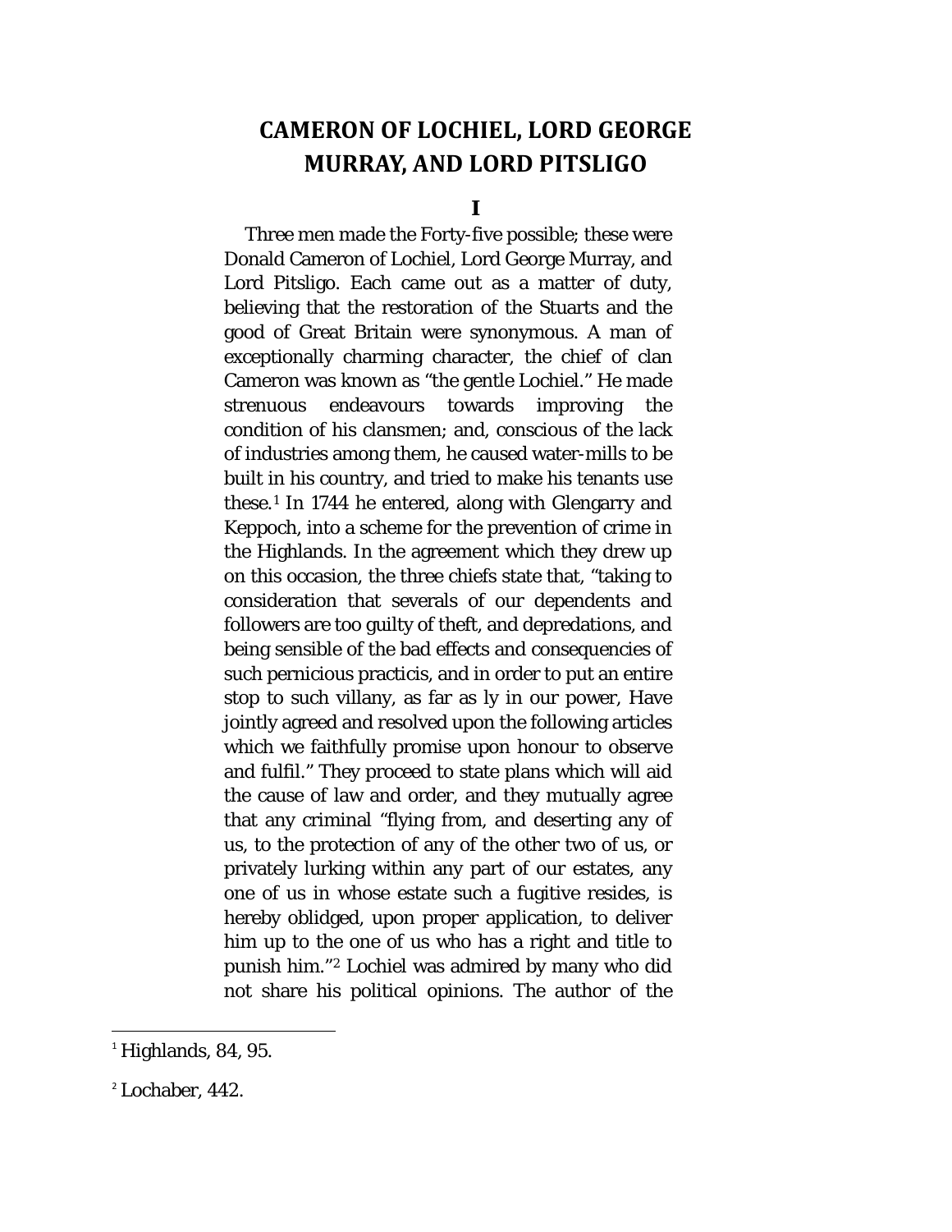# CAMERON OF LOCHIEL, LORD GEORGE MURRAY, AND LORD PITSLIGO

## I

Three men made the Forty-five possible; these were Donald Cameron of Lochiel, Lord George Murray, and Lord Pitsligo. Each came out as a matter of duty, believing that the restoration of the Stuarts and the good of Great Britain were synonymous. A man of exceptionally charming character, the chief of clan Cameron was known as "the gentle Lochiel." He made strenuous endeavours towards improving the condition of his clansmen; and, conscious of the lack of industries among them, he caused water-mills to be built in his country, and tried to make his tenants use these.[1] In 1744 he entered, along with Glengarry and Keppoch, into a scheme for the prevention of crime in the Highlands. In the agreement which they drew up on this occasion, the three chiefs state that, "taking to consideration that severals of our dependents and followers are too guilty of theft, and depredations, and being sensible of the bad effects and consequencies of such pernicious practicis, and in order to put an entire stop to such villany, as far as ly in our power, Have jointly agreed and resolved upon the following articles which we faithfully promise upon honour to observe and fulfil." They proceed to state plans which will aid the cause of law and order, and they mutually agree that any criminal "flying from, and deserting any of us, to the protection of any of the other two of us, or privately lurking within any part of our estates, any one of us in whose estate such a fugitive resides, is hereby oblidged, upon proper application, to deliver him up to the one of us who has a right and title to punish him."[2] Lochiel was admired by many who did not share his political opinions. The author of the

[1] Highlands, 84, 95.

[2] Lochaber, 442.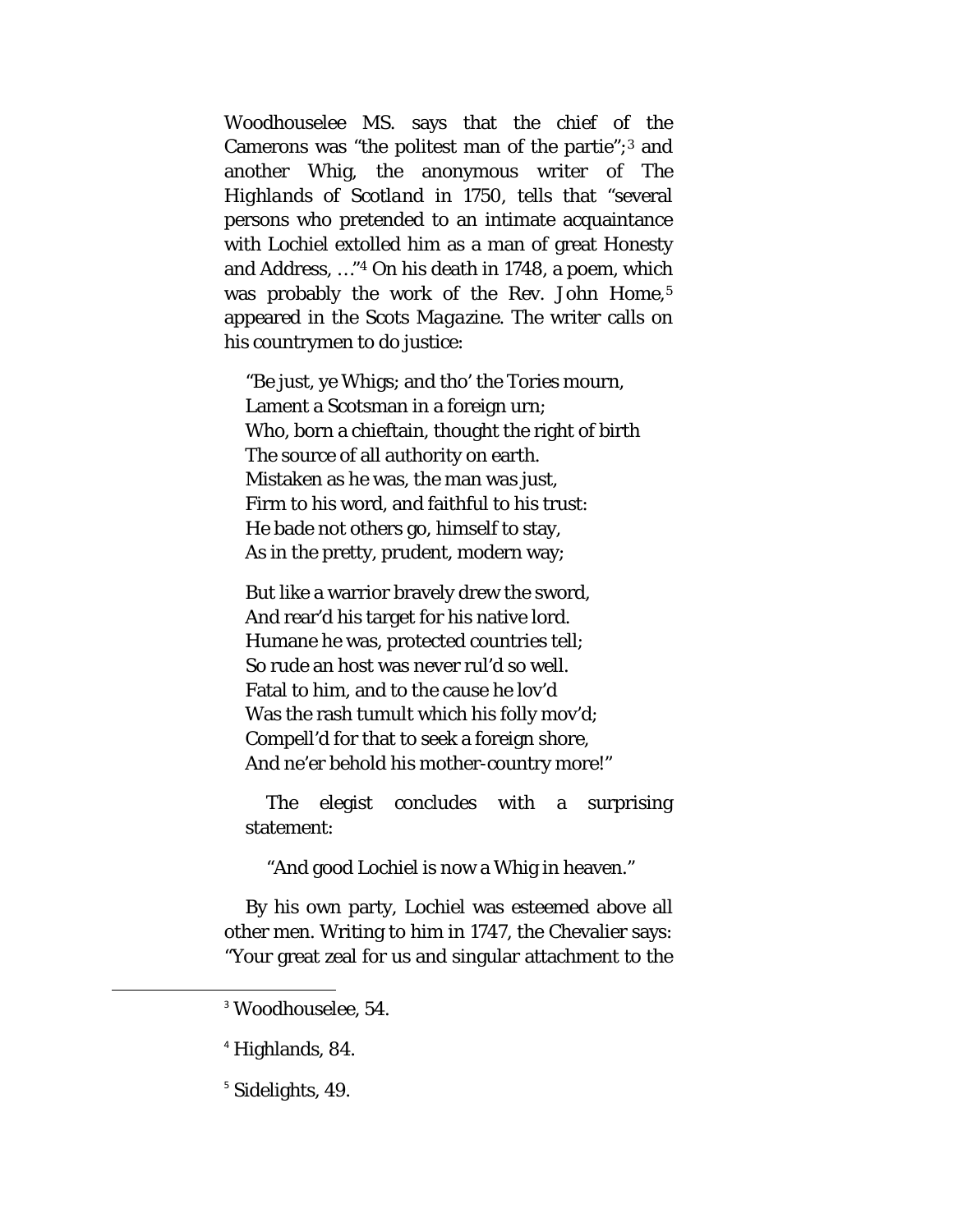Woodhouselee MS. says that the chief of the Camerons was "the politest man of the partie";[3] and another Whig, the anonymous writer of *The Highlands of Scotland in 1750*, tells that "several persons who pretended to an intimate acquaintance with Lochiel extolled him as a man of great Honesty and Address, …"[4] On his death in 1748, a poem, which was probably the work of the Rev. John Home,[5] appeared in the *Scots Magazine*. The writer calls on his countrymen to do justice:

> "Be just, ye Whigs; and tho' the Tories mourn,
> Lament a Scotsman in a foreign urn;
> Who, born a chieftain, thought the right of birth
> The source of all authority on earth.
> Mistaken as he was, the man was just,
> Firm to his word, and faithful to his trust:
> He bade not others go, himself to stay,
> As in the pretty, prudent, modern way;
>
> But like a warrior bravely drew the sword,
> And rear'd his target for his native lord.
> Humane he was, protected countries tell;
> So rude an host was never rul'd so well.
> Fatal to him, and to the cause he lov'd
> Was the rash tumult which his folly mov'd;
> Compell'd for that to seek a foreign shore,
> And ne'er behold his mother-country more!"

The elegist concludes with a surprising statement:

> "And good Lochiel is now a Whig in heaven."

By his own party, Lochiel was esteemed above all other men. Writing to him in 1747, the Chevalier says: "Your great zeal for us and singular attachment to the

---

[3] Woodhouselee, 54.

[4] Highlands, 84.

[5] Sidelights, 49.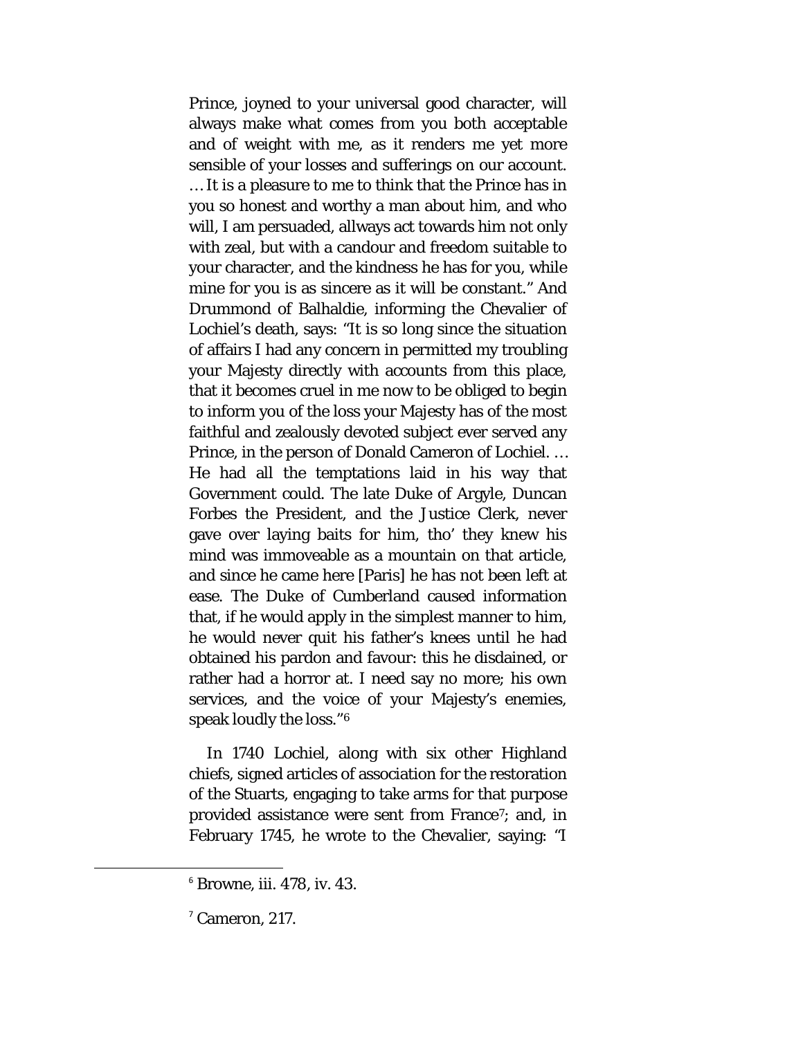Prince, joyned to your universal good character, will always make what comes from you both acceptable and of weight with me, as it renders me yet more sensible of your losses and sufferings on our account. … It is a pleasure to me to think that the Prince has in you so honest and worthy a man about him, and who will, I am persuaded, allways act towards him not only with zeal, but with a candour and freedom suitable to your character, and the kindness he has for you, while mine for you is as sincere as it will be constant." And Drummond of Balhaldie, informing the Chevalier of Lochiel's death, says: "It is so long since the situation of affairs I had any concern in permitted my troubling your Majesty directly with accounts from this place, that it becomes cruel in me now to be obliged to begin to inform you of the loss your Majesty has of the most faithful and zealously devoted subject ever served any Prince, in the person of Donald Cameron of Lochiel. … He had all the temptations laid in his way that Government could. The late Duke of Argyle, Duncan Forbes the President, and the Justice Clerk, never gave over laying baits for him, tho' they knew his mind was immoveable as a mountain on that article, and since he came here [Paris] he has not been left at ease. The Duke of Cumberland caused information that, if he would apply in the simplest manner to him, he would never quit his father's knees until he had obtained his pardon and favour: this he disdained, or rather had a horror at. I need say no more; his own services, and the voice of your Majesty's enemies, speak loudly the loss."[6]

In 1740 Lochiel, along with six other Highland chiefs, signed articles of association for the restoration of the Stuarts, engaging to take arms for that purpose provided assistance were sent from France[7]; and, in February 1745, he wrote to the Chevalier, saying: "I

---

[6] Browne, iii. 478, iv. 43.

[7] Cameron, 217.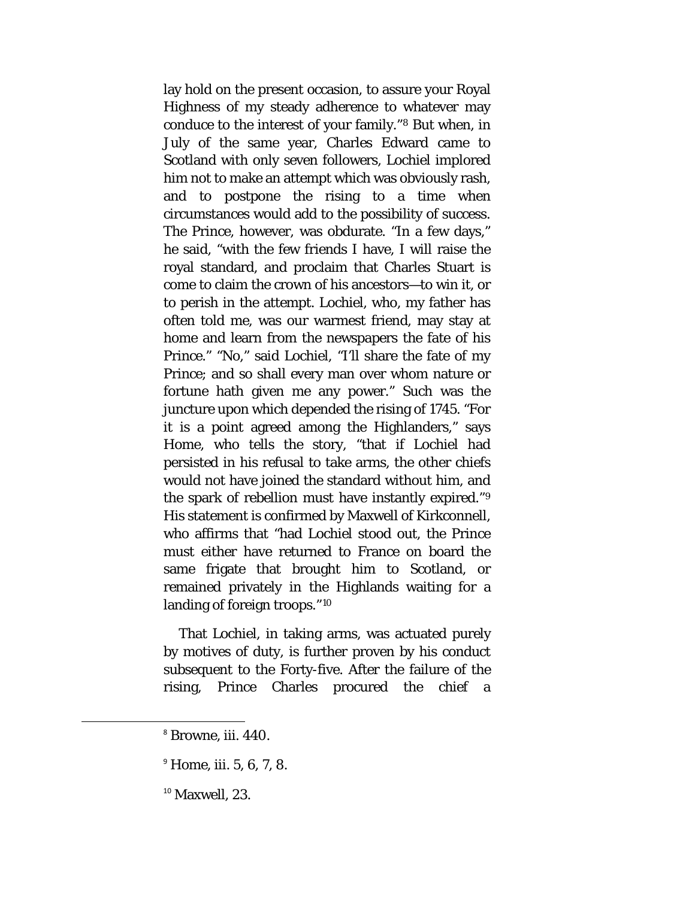lay hold on the present occasion, to assure your Royal Highness of my steady adherence to whatever may conduce to the interest of your family."[8] But when, in July of the same year, Charles Edward came to Scotland with only seven followers, Lochiel implored him not to make an attempt which was obviously rash, and to postpone the rising to a time when circumstances would add to the possibility of success. The Prince, however, was obdurate. "In a few days," he said, "with the few friends I have, I will raise the royal standard, and proclaim that Charles Stuart is come to claim the crown of his ancestors—to win it, or to perish in the attempt. Lochiel, who, my father has often told me, was our warmest friend, may stay at home and learn from the newspapers the fate of his Prince." "No," said Lochiel, "I'll share the fate of my Prince; and so shall every man over whom nature or fortune hath given me any power." Such was the juncture upon which depended the rising of 1745. "For it is a point agreed among the Highlanders," says Home, who tells the story, "that if Lochiel had persisted in his refusal to take arms, the other chiefs would not have joined the standard without him, and the spark of rebellion must have instantly expired."[9] His statement is confirmed by Maxwell of Kirkconnell, who affirms that "had Lochiel stood out, the Prince must either have returned to France on board the same frigate that brought him to Scotland, or remained privately in the Highlands waiting for a landing of foreign troops."[10]

That Lochiel, in taking arms, was actuated purely by motives of duty, is further proven by his conduct subsequent to the Forty-five. After the failure of the rising, Prince Charles procured the chief a

---

[8] Browne, iii. 440.

[9] Home, iii. 5, 6, 7, 8.

[10] Maxwell, 23.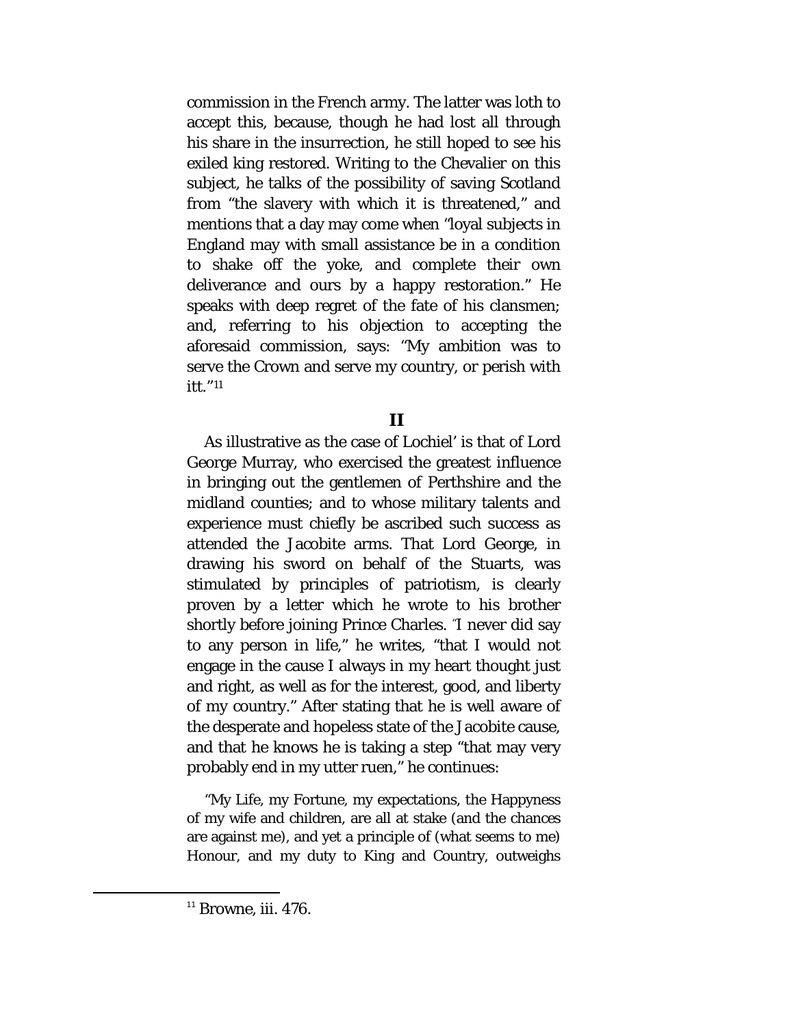commission in the French army. The latter was loth to accept this, because, though he had lost all through his share in the insurrection, he still hoped to see his exiled king restored. Writing to the Chevalier on this subject, he talks of the possibility of saving Scotland from "the slavery with which it is threatened," and mentions that a day may come when "loyal subjects in England may with small assistance be in a condition to shake off the yoke, and complete their own deliverance and ours by a happy restoration." He speaks with deep regret of the fate of his clansmen; and, referring to his objection to accepting the aforesaid commission, says: "My ambition was to serve the Crown and serve my country, or perish with itt."[11]

## II

As illustrative as the case of Lochiel' is that of Lord George Murray, who exercised the greatest influence in bringing out the gentlemen of Perthshire and the midland counties; and to whose military talents and experience must chiefly be ascribed such success as attended the Jacobite arms. That Lord George, in drawing his sword on behalf of the Stuarts, was stimulated by principles of patriotism, is clearly proven by a letter which he wrote to his brother shortly before joining Prince Charles. "I never did say to any person in life," he writes, "that I would not engage in the cause I always in my heart thought just and right, as well as for the interest, good, and liberty of my country." After stating that he is well aware of the desperate and hopeless state of the Jacobite cause, and that he knows he is taking a step "that may very probably end in my utter ruen," he continues:

> "My Life, my Fortune, my expectations, the Happyness of my wife and children, are all at stake (and the chances are against me), and yet a principle of (what seems to me) Honour, and my duty to King and Country, outweighs

[11] Browne, iii. 476.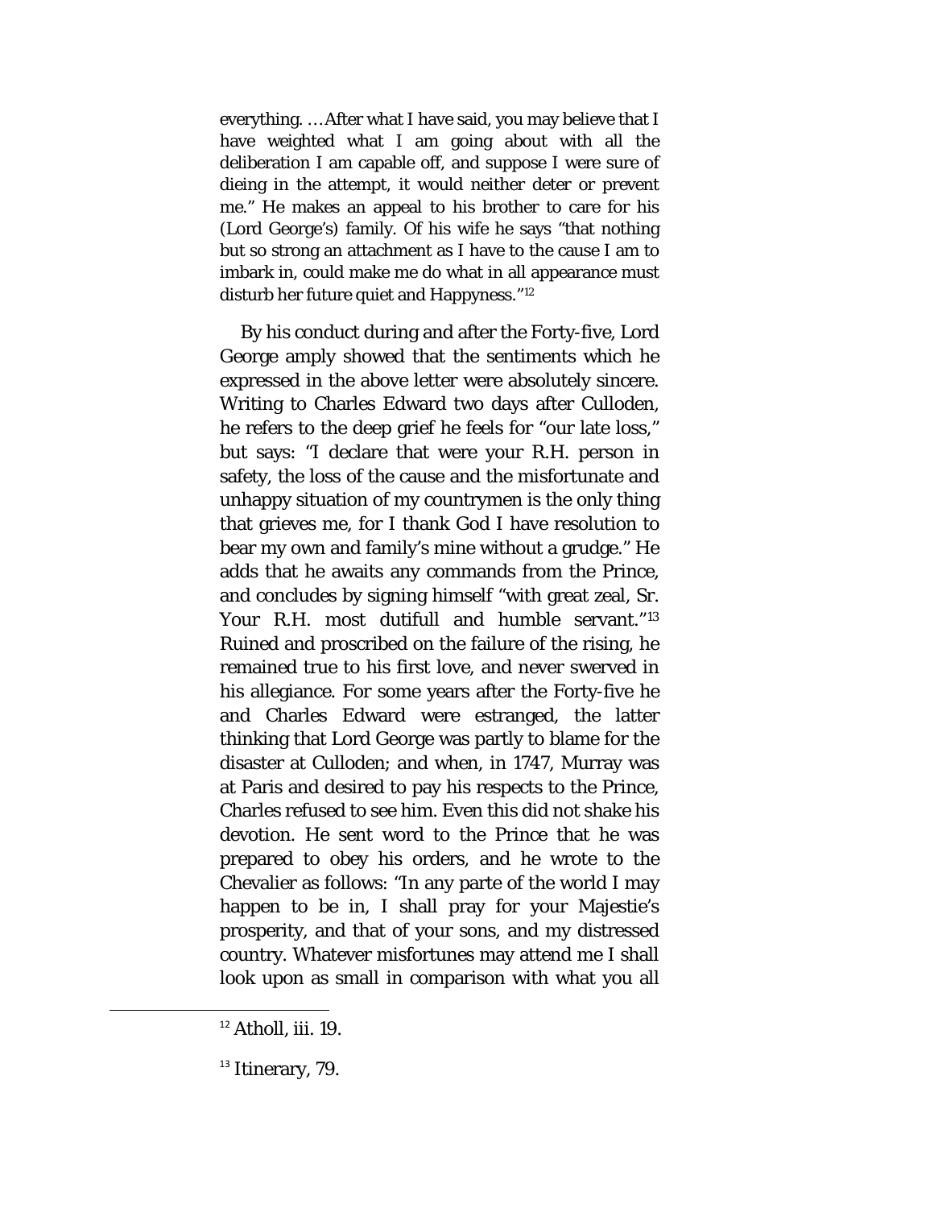everything. …After what I have said, you may believe that I have weighted what I am going about with all the deliberation I am capable off, and suppose I were sure of dieing in the attempt, it would neither deter or prevent me." He makes an appeal to his brother to care for his (Lord George's) family. Of his wife he says "that nothing but so strong an attachment as I have to the cause I am to imbark in, could make me do what in all appearance must disturb her future quiet and Happyness."[12]

By his conduct during and after the Forty-five, Lord George amply showed that the sentiments which he expressed in the above letter were absolutely sincere. Writing to Charles Edward two days after Culloden, he refers to the deep grief he feels for "our late loss," but says: "I declare that were your R.H. person in safety, the loss of the cause and the misfortunate and unhappy situation of my countrymen is the only thing that grieves me, for I thank God I have resolution to bear my own and family's mine without a grudge." He adds that he awaits any commands from the Prince, and concludes by signing himself "with great zeal, Sr. Your R.H. most dutifull and humble servant."[13] Ruined and proscribed on the failure of the rising, he remained true to his first love, and never swerved in his allegiance. For some years after the Forty-five he and Charles Edward were estranged, the latter thinking that Lord George was partly to blame for the disaster at Culloden; and when, in 1747, Murray was at Paris and desired to pay his respects to the Prince, Charles refused to see him. Even this did not shake his devotion. He sent word to the Prince that he was prepared to obey his orders, and he wrote to the Chevalier as follows: "In any parte of the world I may happen to be in, I shall pray for your Majestie's prosperity, and that of your sons, and my distressed country. Whatever misfortunes may attend me I shall look upon as small in comparison with what you all

[12] Atholl, iii. 19.

[13] Itinerary, 79.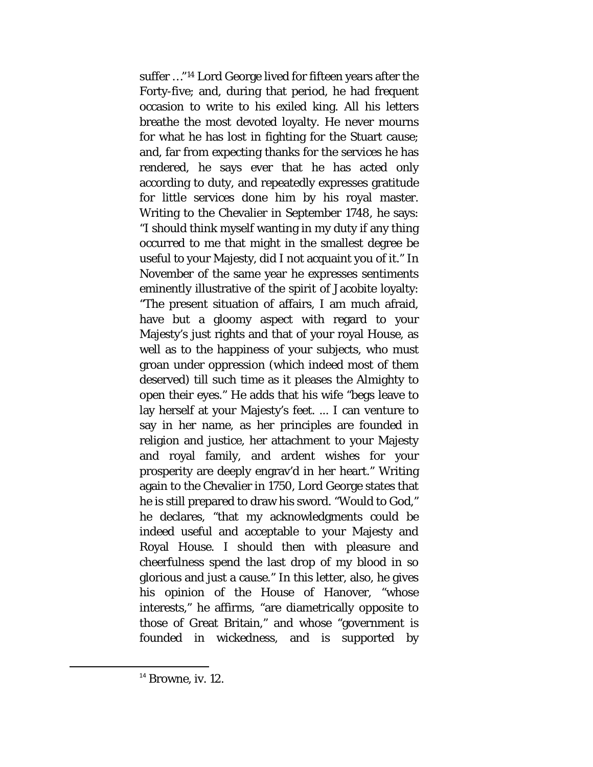suffer …"[14] Lord George lived for fifteen years after the Forty-five; and, during that period, he had frequent occasion to write to his exiled king. All his letters breathe the most devoted loyalty. He never mourns for what he has lost in fighting for the Stuart cause; and, far from expecting thanks for the services he has rendered, he says ever that he has acted only according to duty, and repeatedly expresses gratitude for little services done him by his royal master. Writing to the Chevalier in September 1748, he says: "I should think myself wanting in my duty if any thing occurred to me that might in the smallest degree be useful to your Majesty, did I not acquaint you of it." In November of the same year he expresses sentiments eminently illustrative of the spirit of Jacobite loyalty: "The present situation of affairs, I am much afraid, have but a gloomy aspect with regard to your Majesty's just rights and that of your royal House, as well as to the happiness of your subjects, who must groan under oppression (which indeed most of them deserved) till such time as it pleases the Almighty to open their eyes." He adds that his wife "begs leave to lay herself at your Majesty's feet. ... I can venture to say in her name, as her principles are founded in religion and justice, her attachment to your Majesty and royal family, and ardent wishes for your prosperity are deeply engrav'd in her heart." Writing again to the Chevalier in 1750, Lord George states that he is still prepared to draw his sword. "Would to God," he declares, "that my acknowledgments could be indeed useful and acceptable to your Majesty and Royal House. I should then with pleasure and cheerfulness spend the last drop of my blood in so glorious and just a cause." In this letter, also, he gives his opinion of the House of Hanover, "whose interests," he affirms, "are diametrically opposite to those of Great Britain," and whose "government is founded in wickedness, and is supported by

[14] Browne, iv. 12.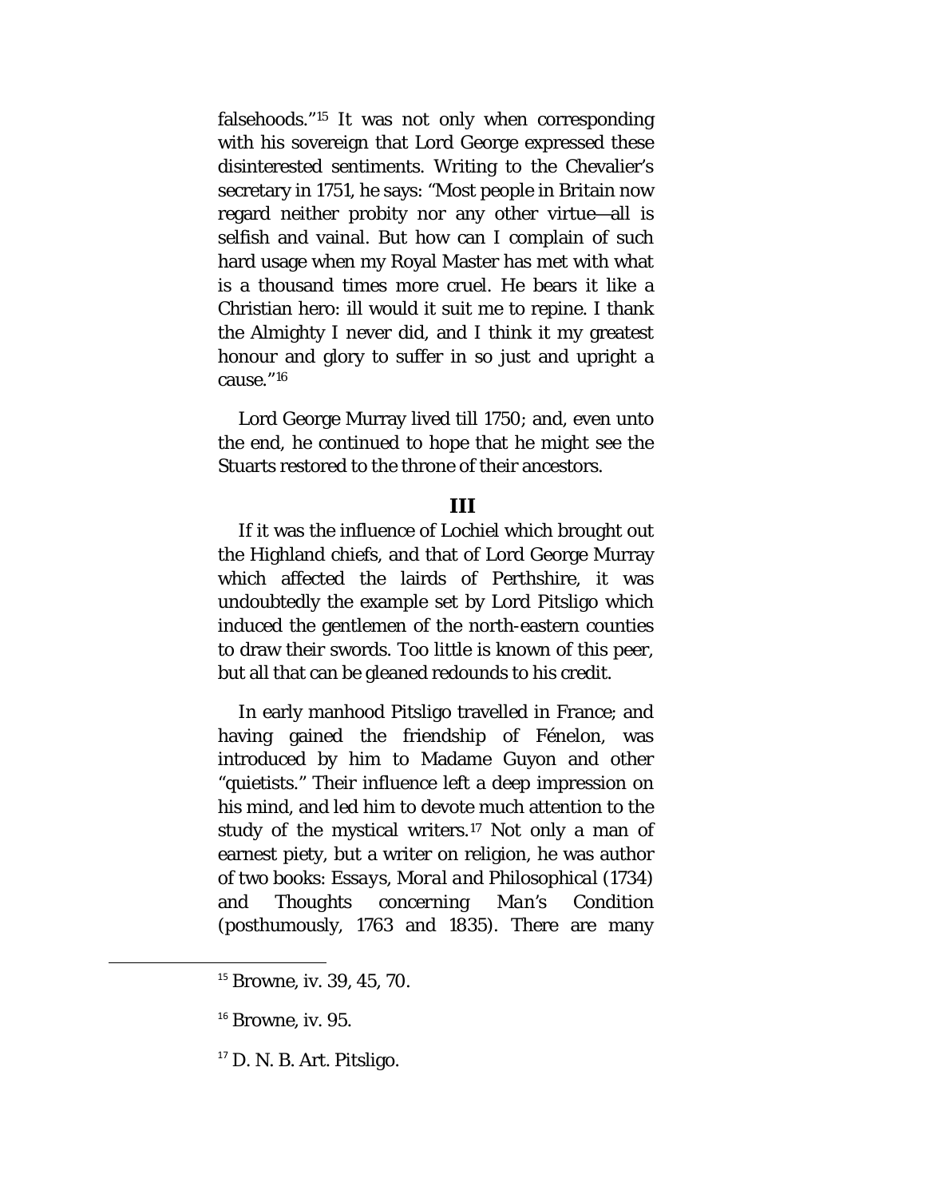falsehoods."[15] It was not only when corresponding with his sovereign that Lord George expressed these disinterested sentiments. Writing to the Chevalier's secretary in 1751, he says: "Most people in Britain now regard neither probity nor any other virtue—all is selfish and vainal. But how can I complain of such hard usage when my Royal Master has met with what is a thousand times more cruel. He bears it like a Christian hero: ill would it suit me to repine. I thank the Almighty I never did, and I think it my greatest honour and glory to suffer in so just and upright a cause."[16]

Lord George Murray lived till 1750; and, even unto the end, he continued to hope that he might see the Stuarts restored to the throne of their ancestors.

### III

If it was the influence of Lochiel which brought out the Highland chiefs, and that of Lord George Murray which affected the lairds of Perthshire, it was undoubtedly the example set by Lord Pitsligo which induced the gentlemen of the north-eastern counties to draw their swords. Too little is known of this peer, but all that can be gleaned redounds to his credit.

In early manhood Pitsligo travelled in France; and having gained the friendship of Fénelon, was introduced by him to Madame Guyon and other "quietists." Their influence left a deep impression on his mind, and led him to devote much attention to the study of the mystical writers.[17] Not only a man of earnest piety, but a writer on religion, he was author of two books: *Essays, Moral and Philosophical* (1734) and *Thoughts concerning Man's Condition* (posthumously, 1763 and 1835). There are many

---

[15] Browne, iv. 39, 45, 70.

[16] Browne, iv. 95.

[17] D. N. B. Art. Pitsligo.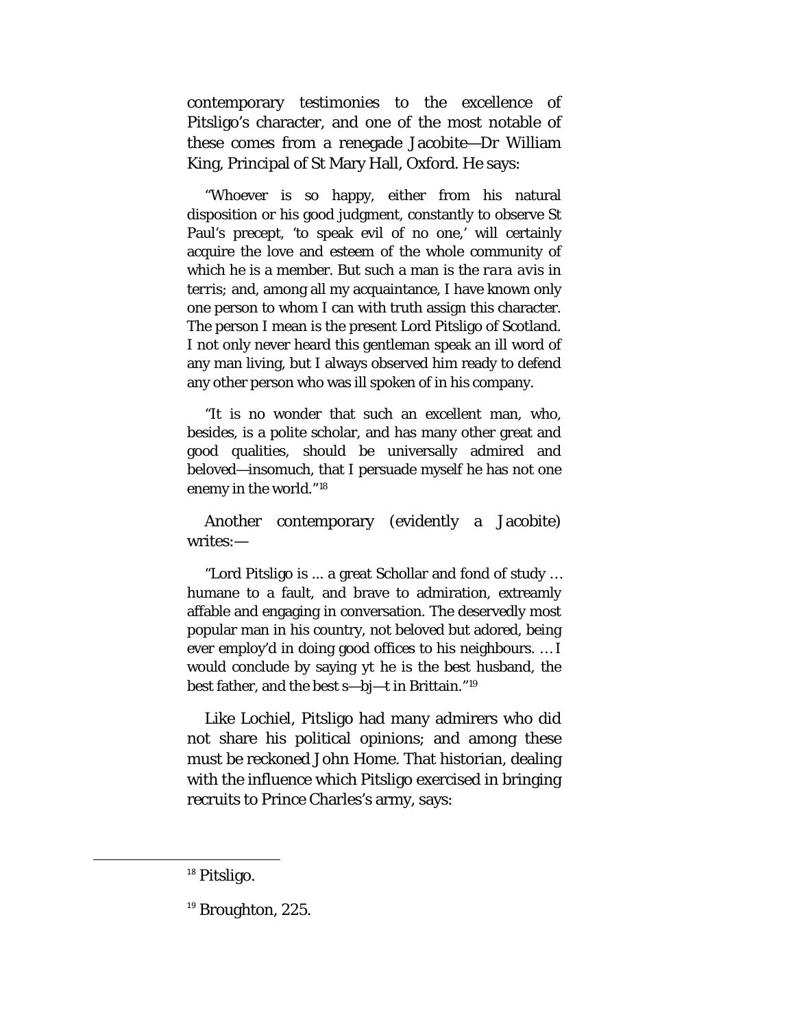contemporary testimonies to the excellence of Pitsligo's character, and one of the most notable of these comes from a renegade Jacobite—Dr William King, Principal of St Mary Hall, Oxford. He says:

"Whoever is so happy, either from his natural disposition or his good judgment, constantly to observe St Paul's precept, 'to speak evil of no one,' will certainly acquire the love and esteem of the whole community of which he is a member. But such a man is the *rara avis* in terris; and, among all my acquaintance, I have known only one person to whom I can with truth assign this character. The person I mean is the present Lord Pitsligo of Scotland. I not only never heard this gentleman speak an ill word of any man living, but I always observed him ready to defend any other person who was ill spoken of in his company.

"It is no wonder that such an excellent man, who, besides, is a polite scholar, and has many other great and good qualities, should be universally admired and beloved—insomuch, that I persuade myself he has not one enemy in the world."[18]

Another contemporary (evidently a Jacobite) writes:—

"Lord Pitsligo is ... a great Schollar and fond of study … humane to a fault, and brave to admiration, extreamly affable and engaging in conversation. The deservedly most popular man in his country, not beloved but adored, being ever employ'd in doing good offices to his neighbours. … I would conclude by saying yt he is the best husband, the best father, and the best s—bj—t in Brittain."[19]

Like Lochiel, Pitsligo had many admirers who did not share his political opinions; and among these must be reckoned John Home. That historian, dealing with the influence which Pitsligo exercised in bringing recruits to Prince Charles's army, says:

---

[18] Pitsligo.

[19] Broughton, 225.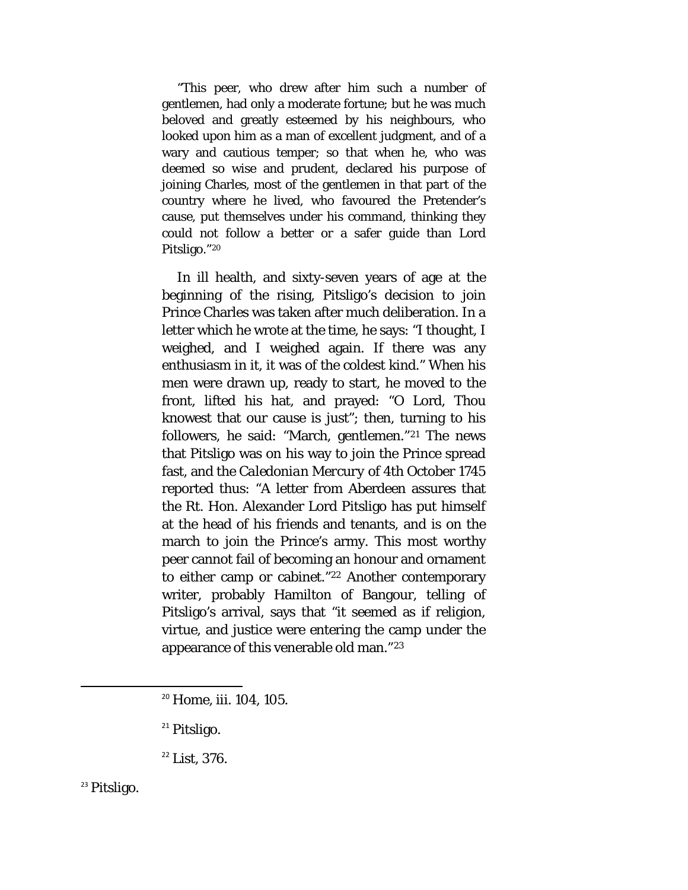"This peer, who drew after him such a number of gentlemen, had only a moderate fortune; but he was much beloved and greatly esteemed by his neighbours, who looked upon him as a man of excellent judgment, and of a wary and cautious temper; so that when he, who was deemed so wise and prudent, declared his purpose of joining Charles, most of the gentlemen in that part of the country where he lived, who favoured the Pretender's cause, put themselves under his command, thinking they could not follow a better or a safer guide than Lord Pitsligo."[20]

In ill health, and sixty-seven years of age at the beginning of the rising, Pitsligo's decision to join Prince Charles was taken after much deliberation. In a letter which he wrote at the time, he says: "I thought, I weighed, and I weighed again. If there was any enthusiasm in it, it was of the coldest kind." When his men were drawn up, ready to start, he moved to the front, lifted his hat, and prayed: "O Lord, Thou knowest that our cause is just"; then, turning to his followers, he said: "March, gentlemen."[21] The news that Pitsligo was on his way to join the Prince spread fast, and the *Caledonian Mercury* of 4th October 1745 reported thus: "A letter from Aberdeen assures that the Rt. Hon. Alexander Lord Pitsligo has put himself at the head of his friends and tenants, and is on the march to join the Prince's army. This most worthy peer cannot fail of becoming an honour and ornament to either camp or cabinet."[22] Another contemporary writer, probably Hamilton of Bangour, telling of Pitsligo's arrival, says that "it seemed as if religion, virtue, and justice were entering the camp under the appearance of this venerable old man."[23]

[20] Home, iii. 104, 105.

[21] Pitsligo.

[22] List, 376.

[23] Pitsligo.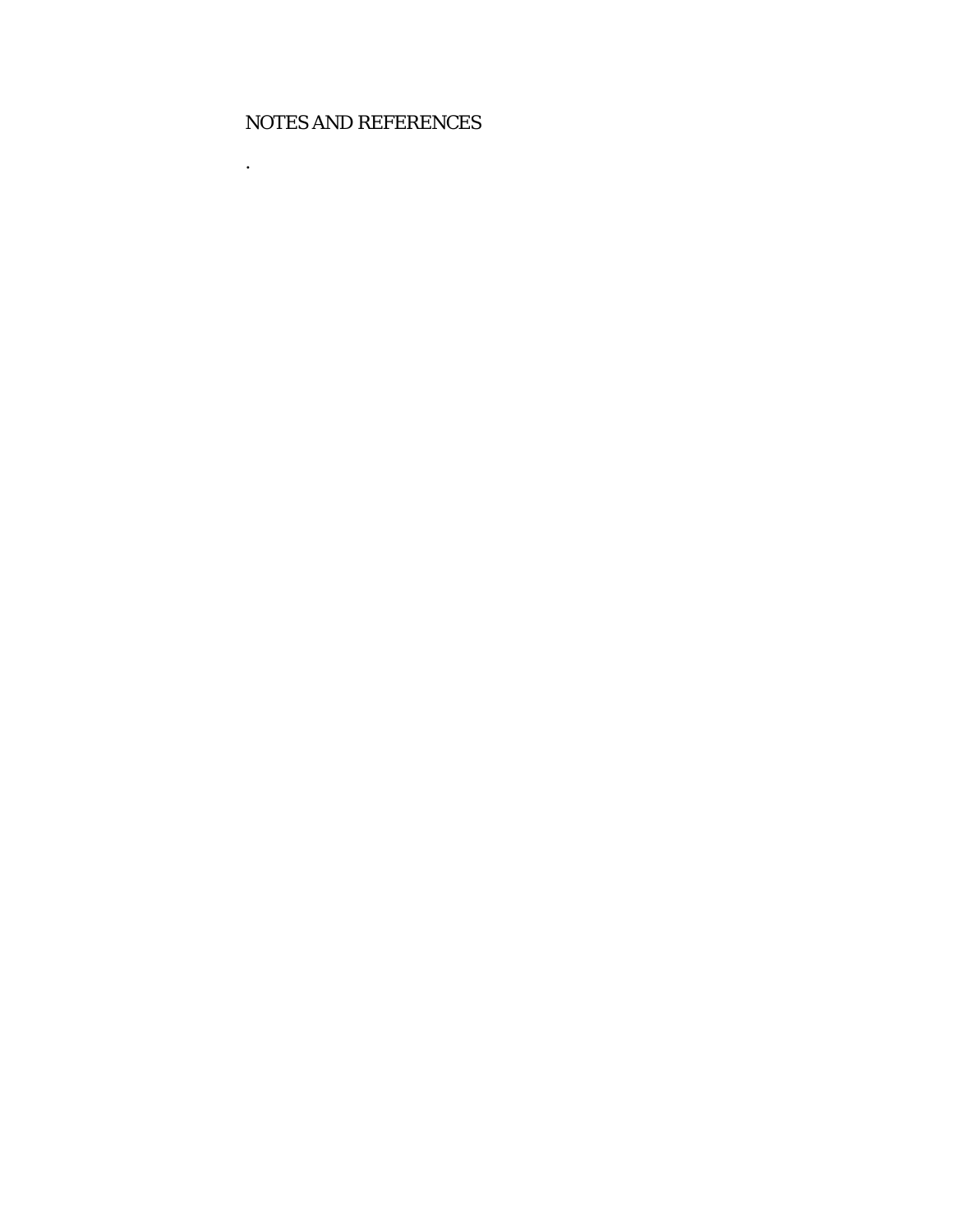# NOTES AND REFERENCES

.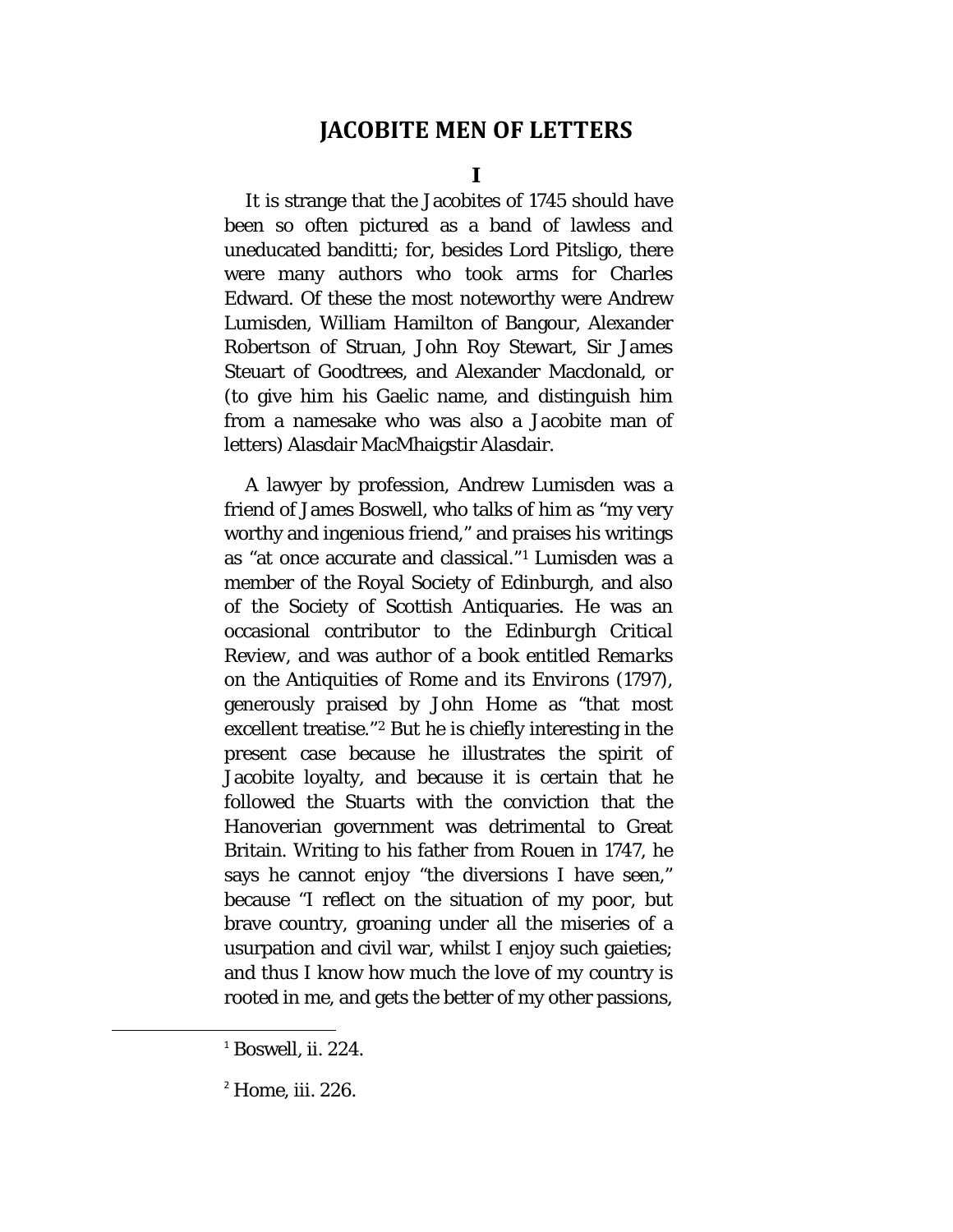# JACOBITE MEN OF LETTERS

## I

It is strange that the Jacobites of 1745 should have been so often pictured as a band of lawless and uneducated banditti; for, besides Lord Pitsligo, there were many authors who took arms for Charles Edward. Of these the most noteworthy were Andrew Lumisden, William Hamilton of Bangour, Alexander Robertson of Struan, John Roy Stewart, Sir James Steuart of Goodtrees, and Alexander Macdonald, or (to give him his Gaelic name, and distinguish him from a namesake who was also a Jacobite man of letters) Alasdair MacMhaigstir Alasdair.

A lawyer by profession, Andrew Lumisden was a friend of James Boswell, who talks of him as "my very worthy and ingenious friend," and praises his writings as "at once accurate and classical."[1] Lumisden was a member of the Royal Society of Edinburgh, and also of the Society of Scottish Antiquaries. He was an occasional contributor to the *Edinburgh Critical Review*, and was author of a book entitled *Remarks on the Antiquities of Rome and its Environs* (1797), generously praised by John Home as "that most excellent treatise."[2] But he is chiefly interesting in the present case because he illustrates the spirit of Jacobite loyalty, and because it is certain that he followed the Stuarts with the conviction that the Hanoverian government was detrimental to Great Britain. Writing to his father from Rouen in 1747, he says he cannot enjoy "the diversions I have seen," because "I reflect on the situation of my poor, but brave country, groaning under all the miseries of a usurpation and civil war, whilst I enjoy such gaieties; and thus I know how much the love of my country is rooted in me, and gets the better of my other passions,

[1] Boswell, ii. 224.

[2] Home, iii. 226.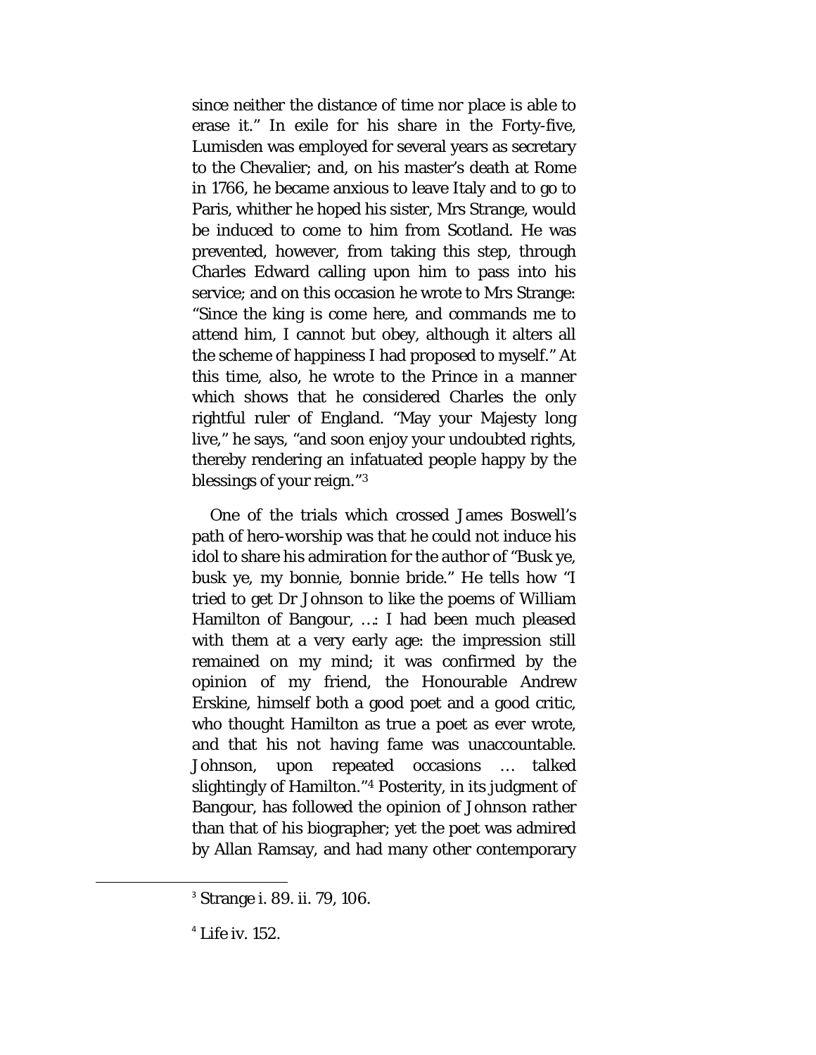since neither the distance of time nor place is able to erase it." In exile for his share in the Forty-five, Lumisden was employed for several years as secretary to the Chevalier; and, on his master's death at Rome in 1766, he became anxious to leave Italy and to go to Paris, whither he hoped his sister, Mrs Strange, would be induced to come to him from Scotland. He was prevented, however, from taking this step, through Charles Edward calling upon him to pass into his service; and on this occasion he wrote to Mrs Strange: "Since the king is come here, and commands me to attend him, I cannot but obey, although it alters all the scheme of happiness I had proposed to myself." At this time, also, he wrote to the Prince in a manner which shows that he considered Charles the only rightful ruler of England. "May your Majesty long live," he says, "and soon enjoy your undoubted rights, thereby rendering an infatuated people happy by the blessings of your reign."[3]

One of the trials which crossed James Boswell's path of hero-worship was that he could not induce his idol to share his admiration for the author of "Busk ye, busk ye, my bonnie, bonnie bride." He tells how "I tried to get Dr Johnson to like the poems of William Hamilton of Bangour, …: I had been much pleased with them at a very early age: the impression still remained on my mind; it was confirmed by the opinion of my friend, the Honourable Andrew Erskine, himself both a good poet and a good critic, who thought Hamilton as true a poet as ever wrote, and that his not having fame was unaccountable. Johnson, upon repeated occasions … talked slightingly of Hamilton."[4] Posterity, in its judgment of Bangour, has followed the opinion of Johnson rather than that of his biographer; yet the poet was admired by Allan Ramsay, and had many other contemporary

---

[3] Strange i. 89. ii. 79, 106.

[4] Life iv. 152.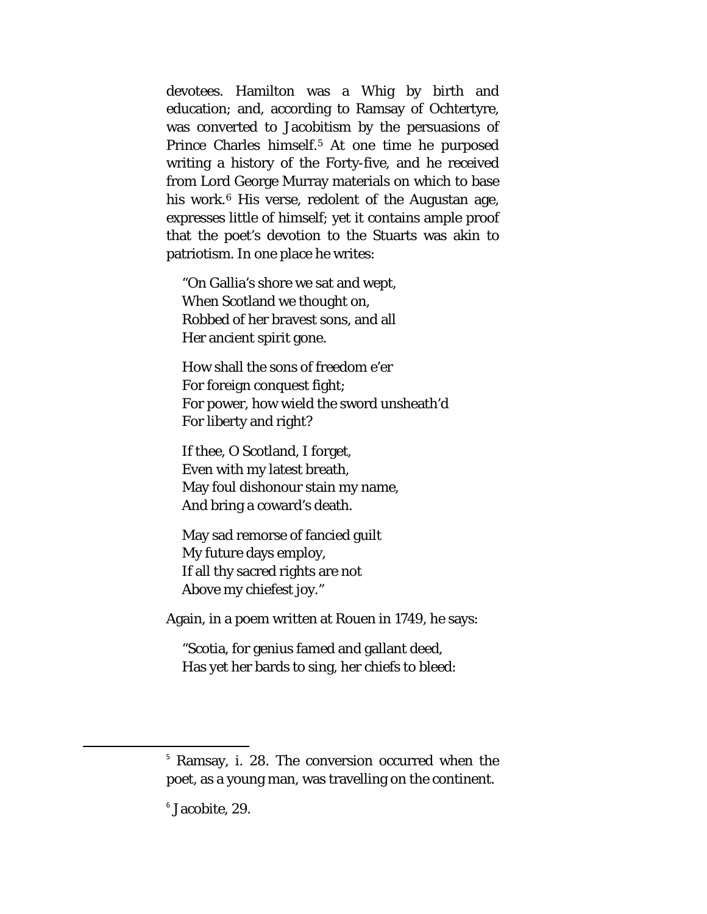devotees. Hamilton was a Whig by birth and education; and, according to Ramsay of Ochtertyre, was converted to Jacobitism by the persuasions of Prince Charles himself.[5] At one time he purposed writing a history of the Forty-five, and he received from Lord George Murray materials on which to base his work.[6] His verse, redolent of the Augustan age, expresses little of himself; yet it contains ample proof that the poet's devotion to the Stuarts was akin to patriotism. In one place he writes:

> "On Gallia's shore we sat and wept,  
> When Scotland we thought on,  
> Robbed of her bravest sons, and all  
> Her ancient spirit gone.
>
> How shall the sons of freedom e'er  
> For foreign conquest fight;  
> For power, how wield the sword unsheath'd  
> For liberty and right?
>
> If thee, O Scotland, I forget,  
> Even with my latest breath,  
> May foul dishonour stain my name,  
> And bring a coward's death.
>
> May sad remorse of fancied guilt  
> My future days employ,  
> If all thy sacred rights are not  
> Above my chiefest joy."

Again, in a poem written at Rouen in 1749, he says:

> "Scotia, for genius famed and gallant deed,  
> Has yet her bards to sing, her chiefs to bleed:

---

[5] Ramsay, i. 28. The conversion occurred when the poet, as a young man, was travelling on the continent.

[6] Jacobite, 29.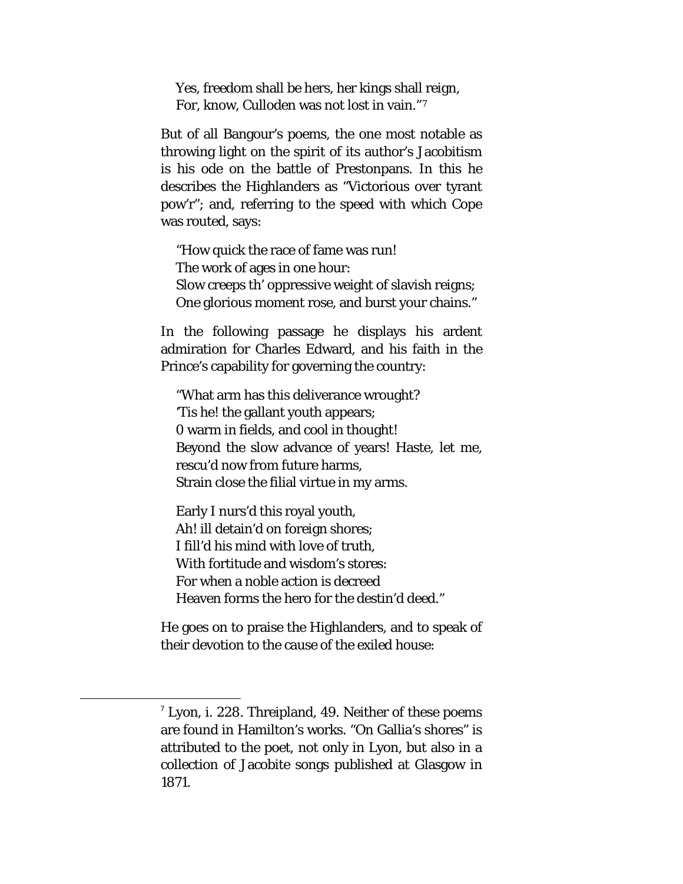Yes, freedom shall be hers, her kings shall reign,  
For, know, Culloden was not lost in vain."[7]

But of all Bangour's poems, the one most notable as throwing light on the spirit of its author's Jacobitism is his ode on the battle of Prestonpans. In this he describes the Highlanders as "Victorious over tyrant pow'r"; and, referring to the speed with which Cope was routed, says:

"How quick the race of fame was run!  
The work of ages in one hour:  
Slow creeps th' oppressive weight of slavish reigns;  
One glorious moment rose, and burst your chains."

In the following passage he displays his ardent admiration for Charles Edward, and his faith in the Prince's capability for governing the country:

"What arm has this deliverance wrought?  
'Tis he! the gallant youth appears;  
0 warm in fields, and cool in thought!  
Beyond the slow advance of years! Haste, let me, rescu'd now from future harms,  
Strain close the filial virtue in my arms.

Early I nurs'd this royal youth,  
Ah! ill detain'd on foreign shores;  
I fill'd his mind with love of truth,  
With fortitude and wisdom's stores:  
For when a noble action is decreed  
Heaven forms the hero for the destin'd deed."

He goes on to praise the Highlanders, and to speak of their devotion to the cause of the exiled house:

---

[7] Lyon, i. 228. Threipland, 49. Neither of these poems are found in Hamilton's works. "On Gallia's shores" is attributed to the poet, not only in Lyon, but also in a collection of Jacobite songs published at Glasgow in 1871.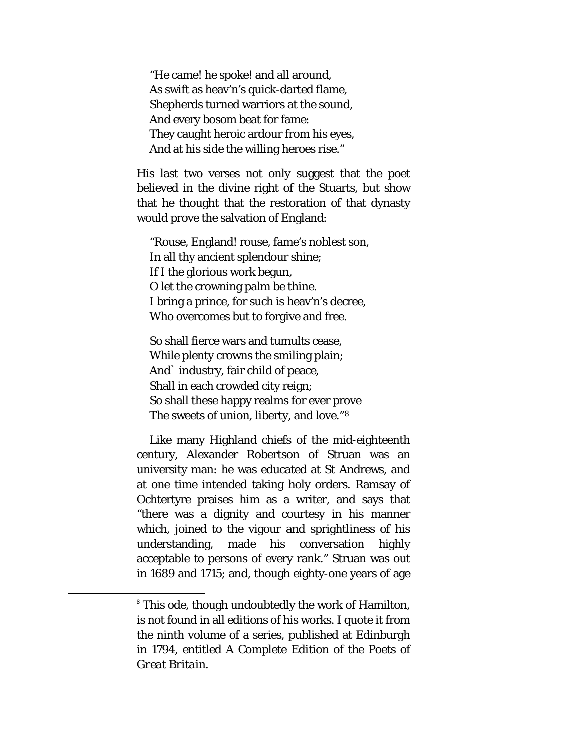"He came! he spoke! and all around,  
As swift as heav'n's quick-darted flame,  
Shepherds turned warriors at the sound,  
And every bosom beat for fame:  
They caught heroic ardour from his eyes,  
And at his side the willing heroes rise."

His last two verses not only suggest that the poet believed in the divine right of the Stuarts, but show that he thought that the restoration of that dynasty would prove the salvation of England:

"Rouse, England! rouse, fame's noblest son,  
In all thy ancient splendour shine;  
If I the glorious work begun,  
O let the crowning palm be thine.  
I bring a prince, for such is heav'n's decree,  
Who overcomes but to forgive and free.

So shall fierce wars and tumults cease,  
While plenty crowns the smiling plain;  
And` industry, fair child of peace,  
Shall in each crowded city reign;  
So shall these happy realms for ever prove  
The sweets of union, liberty, and love."[8]

Like many Highland chiefs of the mid-eighteenth century, Alexander Robertson of Struan was an university man: he was educated at St Andrews, and at one time intended taking holy orders. Ramsay of Ochtertyre praises him as a writer, and says that "there was a dignity and courtesy in his manner which, joined to the vigour and sprightliness of his understanding, made his conversation highly acceptable to persons of every rank." Struan was out in 1689 and 1715; and, though eighty-one years of age

[8] This ode, though undoubtedly the work of Hamilton, is not found in all editions of his works. I quote it from the ninth volume of a series, published at Edinburgh in 1794, entitled A Complete Edition of the Poets of *Great Britain*.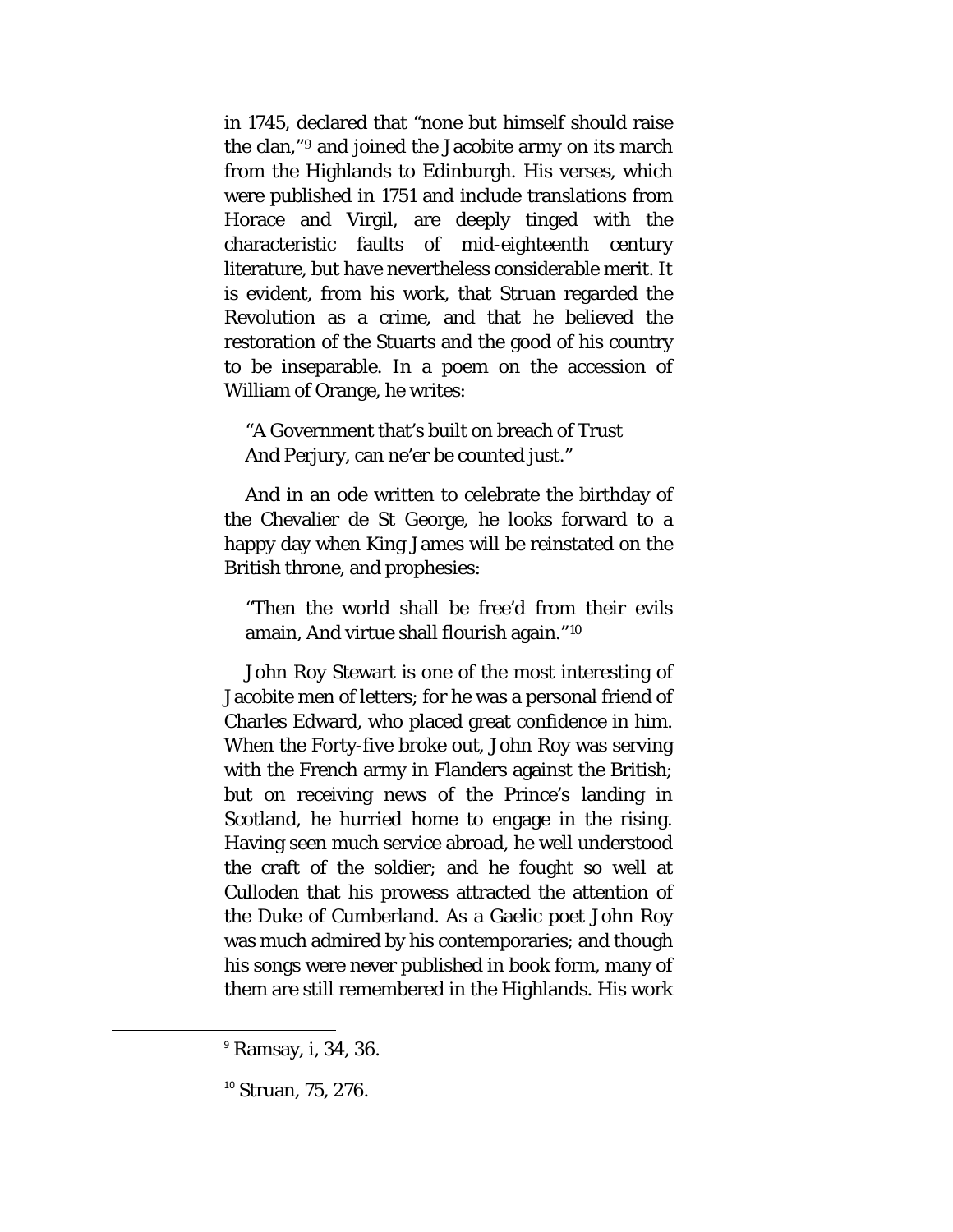in 1745, declared that "none but himself should raise the clan,"[9] and joined the Jacobite army on its march from the Highlands to Edinburgh. His verses, which were published in 1751 and include translations from Horace and Virgil, are deeply tinged with the characteristic faults of mid-eighteenth century literature, but have nevertheless considerable merit. It is evident, from his work, that Struan regarded the Revolution as a crime, and that he believed the restoration of the Stuarts and the good of his country to be inseparable. In a poem on the accession of William of Orange, he writes:

> "A Government that's built on breach of Trust
> And Perjury, can ne'er be counted just."

And in an ode written to celebrate the birthday of the Chevalier de St George, he looks forward to a happy day when King James will be reinstated on the British throne, and prophesies:

> "Then the world shall be free'd from their evils amain, And virtue shall flourish again."[10]

John Roy Stewart is one of the most interesting of Jacobite men of letters; for he was a personal friend of Charles Edward, who placed great confidence in him. When the Forty-five broke out, John Roy was serving with the French army in Flanders against the British; but on receiving news of the Prince's landing in Scotland, he hurried home to engage in the rising. Having seen much service abroad, he well understood the craft of the soldier; and he fought so well at Culloden that his prowess attracted the attention of the Duke of Cumberland. As a Gaelic poet John Roy was much admired by his contemporaries; and though his songs were never published in book form, many of them are still remembered in the Highlands. His work

---

[9] Ramsay, i, 34, 36.

[10] Struan, 75, 276.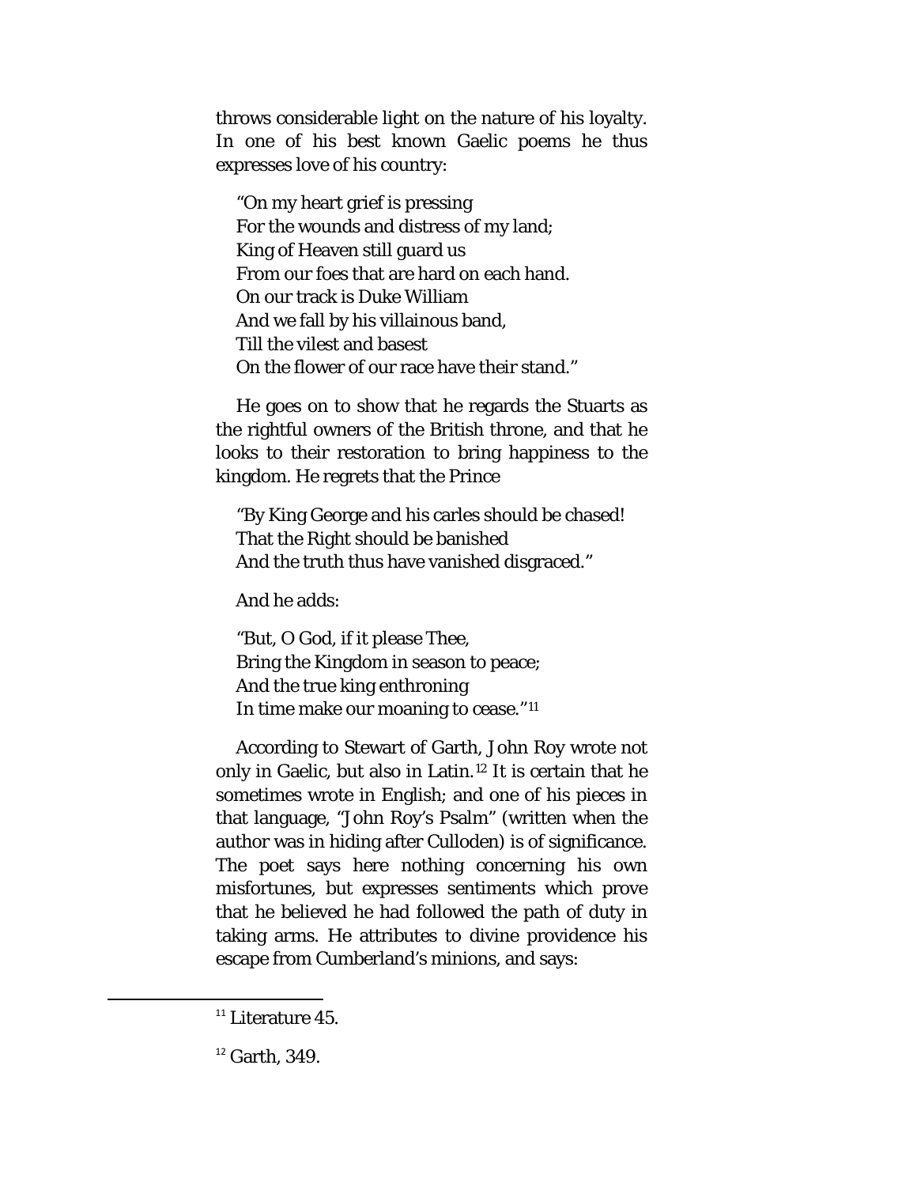throws considerable light on the nature of his loyalty. In one of his best known Gaelic poems he thus expresses love of his country:

> "On my heart grief is pressing
> For the wounds and distress of my land;
> King of Heaven still guard us
> From our foes that are hard on each hand.
> On our track is Duke William
> And we fall by his villainous band,
> Till the vilest and basest
> On the flower of our race have their stand."

He goes on to show that he regards the Stuarts as the rightful owners of the British throne, and that he looks to their restoration to bring happiness to the kingdom. He regrets that the Prince

> "By King George and his carles should be chased!
> That the Right should be banished
> And the truth thus have vanished disgraced."

And he adds:

> "But, O God, if it please Thee,
> Bring the Kingdom in season to peace;
> And the true king enthroning
> In time make our moaning to cease."[11]

According to Stewart of Garth, John Roy wrote not only in Gaelic, but also in Latin.[12] It is certain that he sometimes wrote in English; and one of his pieces in that language, "John Roy's Psalm" (written when the author was in hiding after Culloden) is of significance. The poet says here nothing concerning his own misfortunes, but expresses sentiments which prove that he believed he had followed the path of duty in taking arms. He attributes to divine providence his escape from Cumberland's minions, and says:

---

[11] Literature 45.

[12] Garth, 349.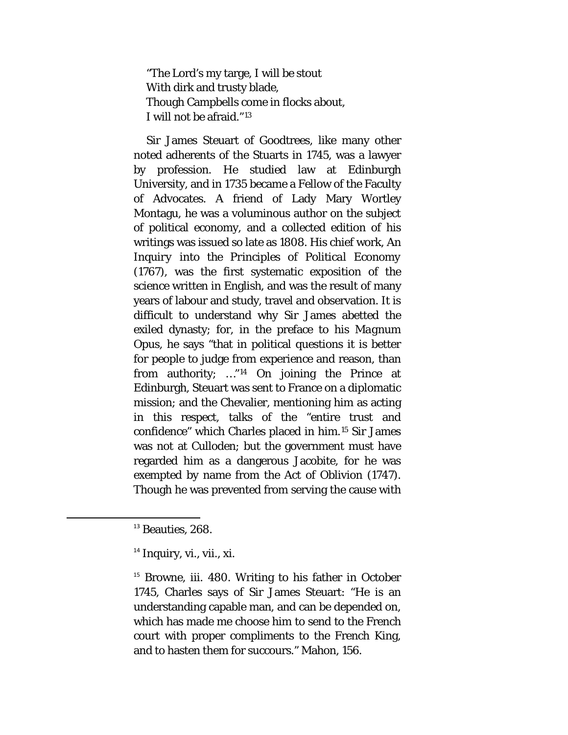"The Lord's my targe, I will be stout  
With dirk and trusty blade,  
Though Campbells come in flocks about,  
I will not be afraid."[13]

Sir James Steuart of Goodtrees, like many other noted adherents of the Stuarts in 1745, was a lawyer by profession. He studied law at Edinburgh University, and in 1735 became a Fellow of the Faculty of Advocates. A friend of Lady Mary Wortley Montagu, he was a voluminous author on the subject of political economy, and a collected edition of his writings was issued so late as 1808. His chief work, An Inquiry into the Principles of Political Economy (1767), was the first systematic exposition of the science written in English, and was the result of many years of labour and study, travel and observation. It is difficult to understand why Sir James abetted the exiled dynasty; for, in the preface to his *Magnum Opus*, he says "that in political questions it is better for people to judge from experience and reason, than from authority; …"[14] On joining the Prince at Edinburgh, Steuart was sent to France on a diplomatic mission; and the Chevalier, mentioning him as acting in this respect, talks of the "entire trust and confidence" which Charles placed in him.[15] Sir James was not at Culloden; but the government must have regarded him as a dangerous Jacobite, for he was exempted by name from the Act of Oblivion (1747). Though he was prevented from serving the cause with

---

[13] Beauties, 268.

[14] Inquiry, vi., vii., xi.

[15] Browne, iii. 480. Writing to his father in October 1745, Charles says of Sir James Steuart: "He is an understanding capable man, and can be depended on, which has made me choose him to send to the French court with proper compliments to the French King, and to hasten them for succours." Mahon, 156.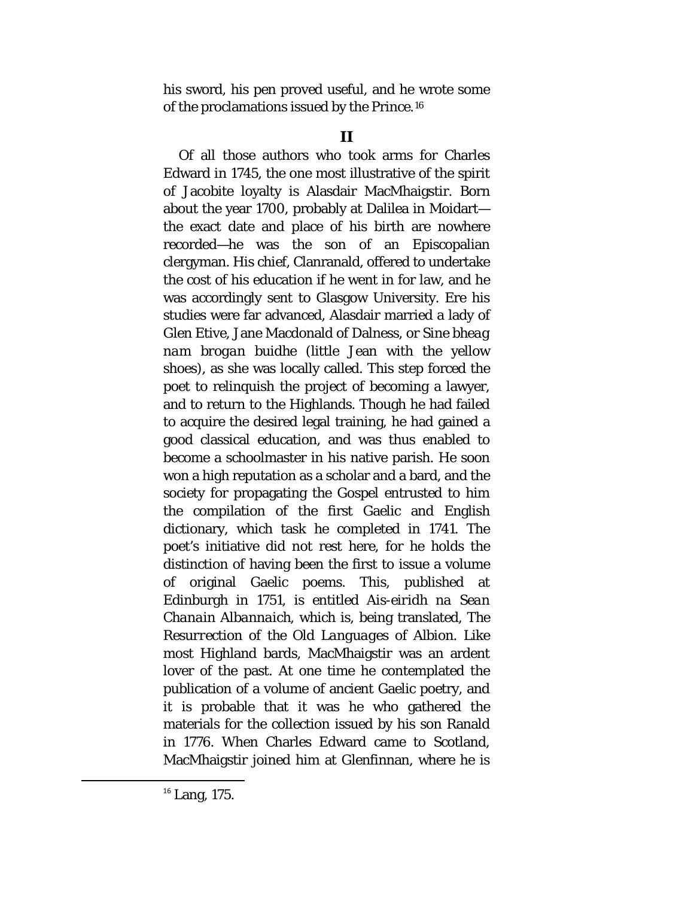his sword, his pen proved useful, and he wrote some of the proclamations issued by the Prince.[16]

## II

Of all those authors who took arms for Charles Edward in 1745, the one most illustrative of the spirit of Jacobite loyalty is Alasdair MacMhaigstir. Born about the year 1700, probably at Dalilea in Moidart—the exact date and place of his birth are nowhere recorded—he was the son of an Episcopalian clergyman. His chief, Clanranald, offered to undertake the cost of his education if he went in for law, and he was accordingly sent to Glasgow University. Ere his studies were far advanced, Alasdair married a lady of Glen Etive, Jane Macdonald of Dalness, or *Sine bheag nam brogan buidhe* (little Jean with the yellow shoes), as she was locally called. This step forced the poet to relinquish the project of becoming a lawyer, and to return to the Highlands. Though he had failed to acquire the desired legal training, he had gained a good classical education, and was thus enabled to become a schoolmaster in his native parish. He soon won a high reputation as a scholar and a bard, and the society for propagating the Gospel entrusted to him the compilation of the first Gaelic and English dictionary, which task he completed in 1741. The poet's initiative did not rest here, for he holds the distinction of having been the first to issue a volume of original Gaelic poems. This, published at Edinburgh in 1751, is entitled *Ais-eiridh na Sean Chanain Albannaich*, which is, being translated, *The Resurrection of the Old Languages of Albion*. Like most Highland bards, MacMhaigstir was an ardent lover of the past. At one time he contemplated the publication of a volume of ancient Gaelic poetry, and it is probable that it was he who gathered the materials for the collection issued by his son Ranald in 1776. When Charles Edward came to Scotland, MacMhaigstir joined him at Glenfinnan, where he is

---

[16] Lang, 175.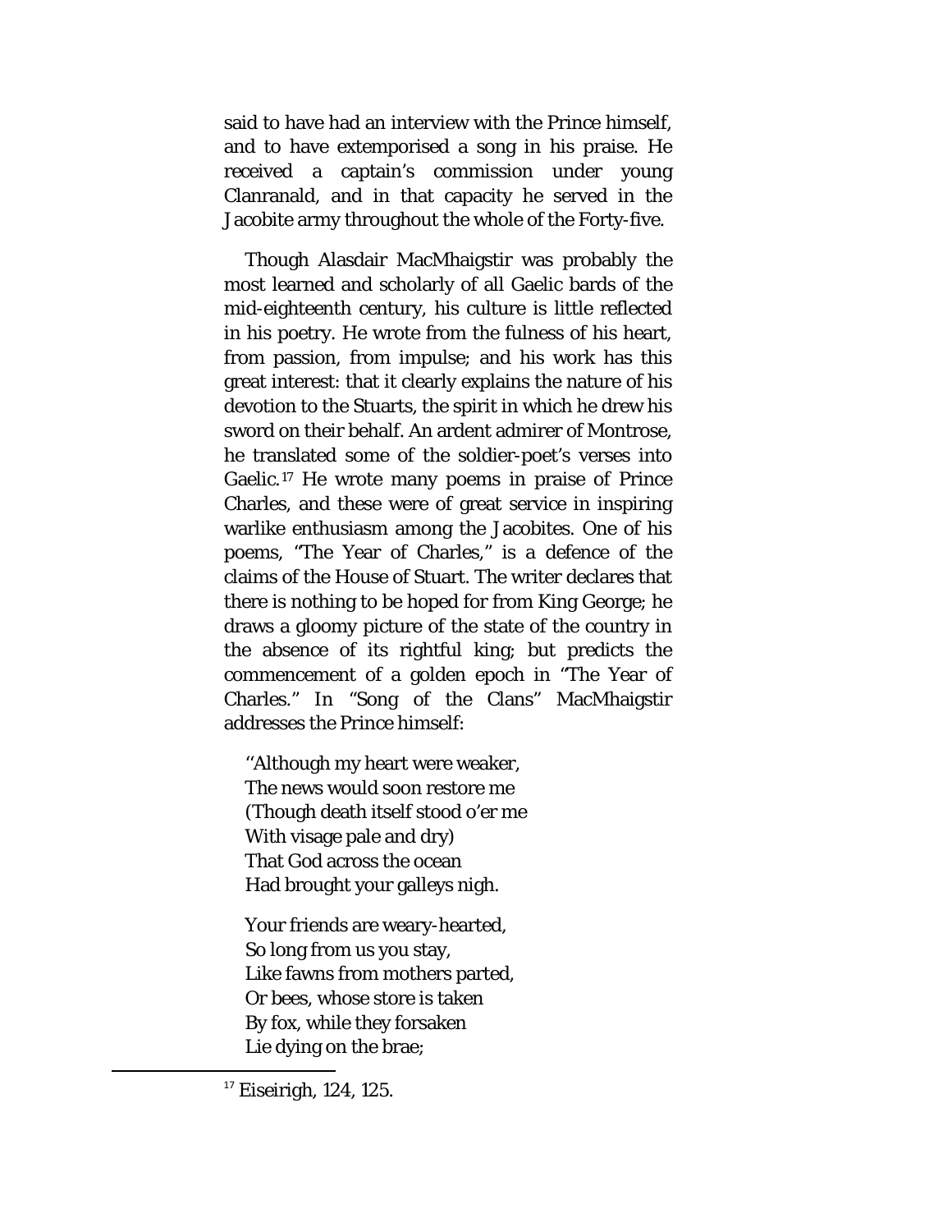said to have had an interview with the Prince himself, and to have extemporised a song in his praise. He received a captain's commission under young Clanranald, and in that capacity he served in the Jacobite army throughout the whole of the Forty-five.

Though Alasdair MacMhaigstir was probably the most learned and scholarly of all Gaelic bards of the mid-eighteenth century, his culture is little reflected in his poetry. He wrote from the fulness of his heart, from passion, from impulse; and his work has this great interest: that it clearly explains the nature of his devotion to the Stuarts, the spirit in which he drew his sword on their behalf. An ardent admirer of Montrose, he translated some of the soldier-poet's verses into Gaelic.[17] He wrote many poems in praise of Prince Charles, and these were of great service in inspiring warlike enthusiasm among the Jacobites. One of his poems, "The Year of Charles," is a defence of the claims of the House of Stuart. The writer declares that there is nothing to be hoped for from King George; he draws a gloomy picture of the state of the country in the absence of its rightful king; but predicts the commencement of a golden epoch in "The Year of Charles." In "Song of the Clans" MacMhaigstir addresses the Prince himself:

> "Although my heart were weaker,  
> The news would soon restore me  
> (Though death itself stood o'er me  
> With visage pale and dry)  
> That God across the ocean  
> Had brought your galleys nigh.
>
> Your friends are weary-hearted,  
> So long from us you stay,  
> Like fawns from mothers parted,  
> Or bees, whose store is taken  
> By fox, while they forsaken  
> Lie dying on the brae;

[17] Eiseirigh, 124, 125.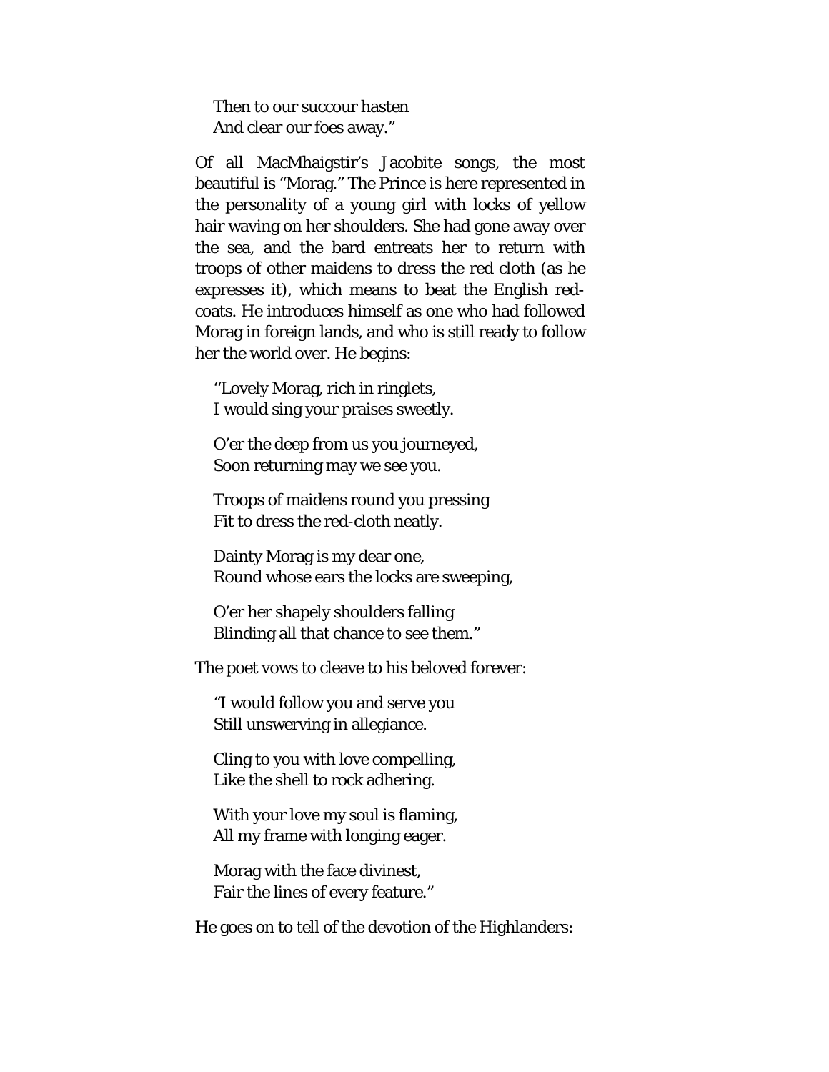Then to our succour hasten  
And clear our foes away."

Of all MacMhaigstir's Jacobite songs, the most beautiful is "Morag." The Prince is here represented in the personality of a young girl with locks of yellow hair waving on her shoulders. She had gone away over the sea, and the bard entreats her to return with troops of other maidens to dress the red cloth (as he expresses it), which means to beat the English red-coats. He introduces himself as one who had followed Morag in foreign lands, and who is still ready to follow her the world over. He begins:

"Lovely Morag, rich in ringlets,  
I would sing your praises sweetly.

O'er the deep from us you journeyed,  
Soon returning may we see you.

Troops of maidens round you pressing  
Fit to dress the red-cloth neatly.

Dainty Morag is my dear one,  
Round whose ears the locks are sweeping,

O'er her shapely shoulders falling  
Blinding all that chance to see them."

The poet vows to cleave to his beloved forever:

"I would follow you and serve you  
Still unswerving in allegiance.

Cling to you with love compelling,  
Like the shell to rock adhering.

With your love my soul is flaming,  
All my frame with longing eager.

Morag with the face divinest,  
Fair the lines of every feature."

He goes on to tell of the devotion of the Highlanders: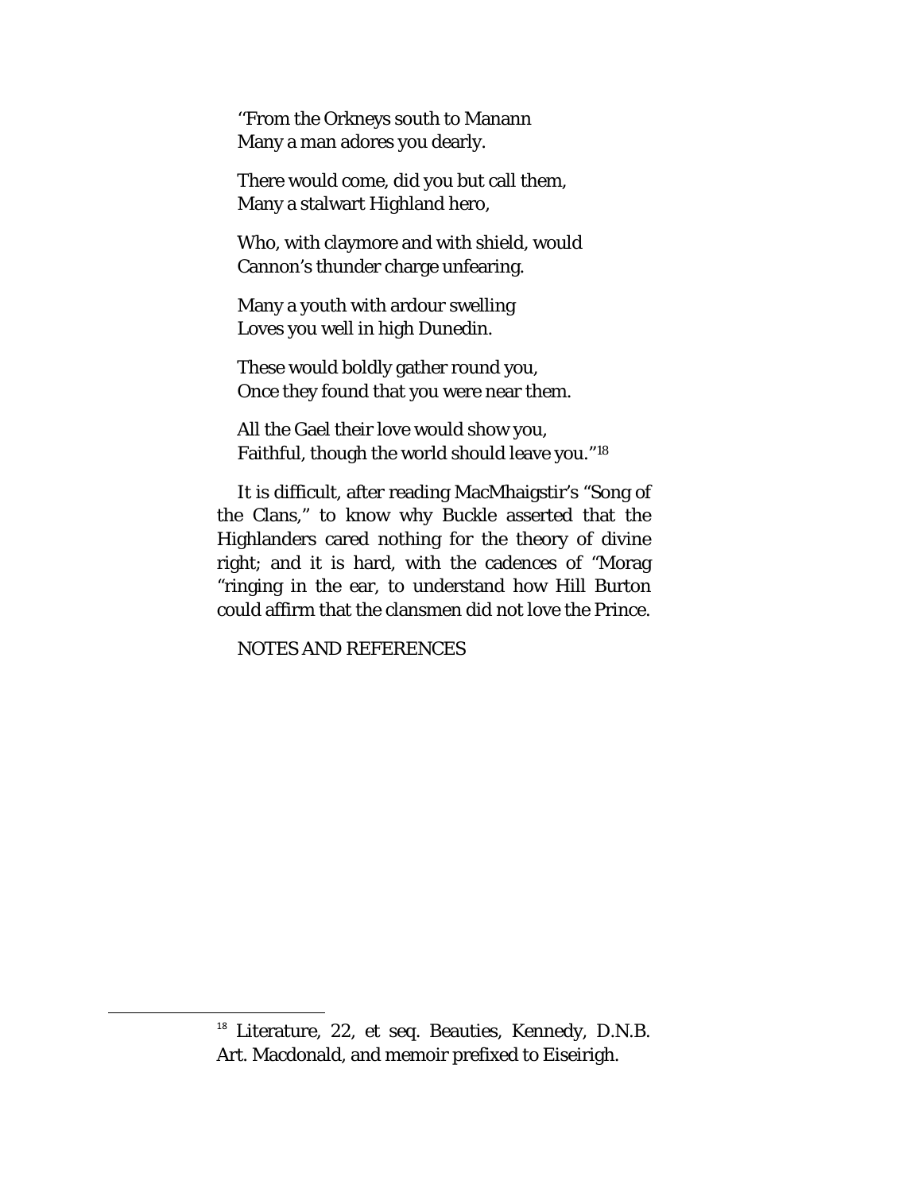"From the Orkneys south to Manann
Many a man adores you dearly.

There would come, did you but call them,
Many a stalwart Highland hero,

Who, with claymore and with shield, would
Cannon's thunder charge unfearing.

Many a youth with ardour swelling
Loves you well in high Dunedin.

These would boldly gather round you,
Once they found that you were near them.

All the Gael their love would show you,
Faithful, though the world should leave you."[18]

It is difficult, after reading MacMhaigstir's "Song of the Clans," to know why Buckle asserted that the Highlanders cared nothing for the theory of divine right; and it is hard, with the cadences of "Morag "ringing in the ear, to understand how Hill Burton could affirm that the clansmen did not love the Prince.

NOTES AND REFERENCES

---

[18] Literature, 22, et seq. Beauties, Kennedy, D.N.B. Art. Macdonald, and memoir prefixed to Eiseirigh.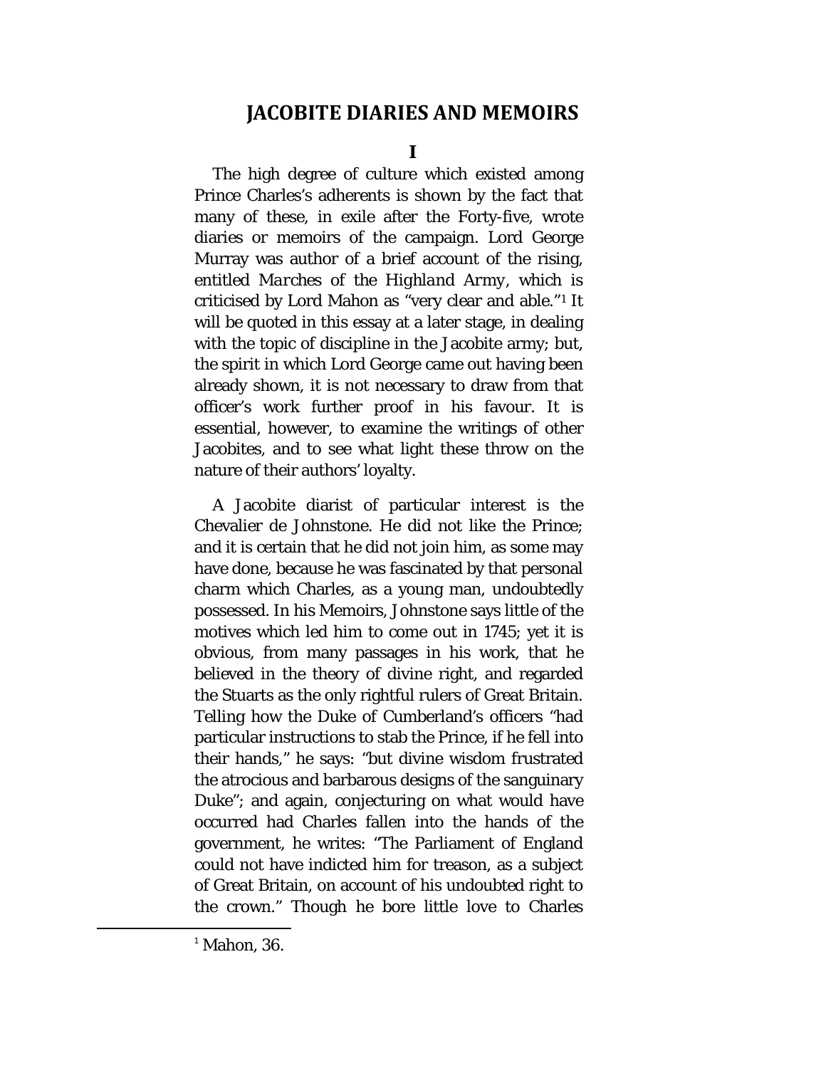## JACOBITE DIARIES AND MEMOIRS

### I

The high degree of culture which existed among Prince Charles's adherents is shown by the fact that many of these, in exile after the Forty-five, wrote diaries or memoirs of the campaign. Lord George Murray was author of a brief account of the rising, entitled *Marches of the Highland Army*, which is criticised by Lord Mahon as "very clear and able."[1] It will be quoted in this essay at a later stage, in dealing with the topic of discipline in the Jacobite army; but, the spirit in which Lord George came out having been already shown, it is not necessary to draw from that officer's work further proof in his favour. It is essential, however, to examine the writings of other Jacobites, and to see what light these throw on the nature of their authors' loyalty.

A Jacobite diarist of particular interest is the Chevalier de Johnstone. He did not like the Prince; and it is certain that he did not join him, as some may have done, because he was fascinated by that personal charm which Charles, as a young man, undoubtedly possessed. In his Memoirs, Johnstone says little of the motives which led him to come out in 1745; yet it is obvious, from many passages in his work, that he believed in the theory of divine right, and regarded the Stuarts as the only rightful rulers of Great Britain. Telling how the Duke of Cumberland's officers "had particular instructions to stab the Prince, if he fell into their hands," he says: "but divine wisdom frustrated the atrocious and barbarous designs of the sanguinary Duke"; and again, conjecturing on what would have occurred had Charles fallen into the hands of the government, he writes: "The Parliament of England could not have indicted him for treason, as a subject of Great Britain, on account of his undoubted right to the crown." Though he bore little love to Charles

[1] Mahon, 36.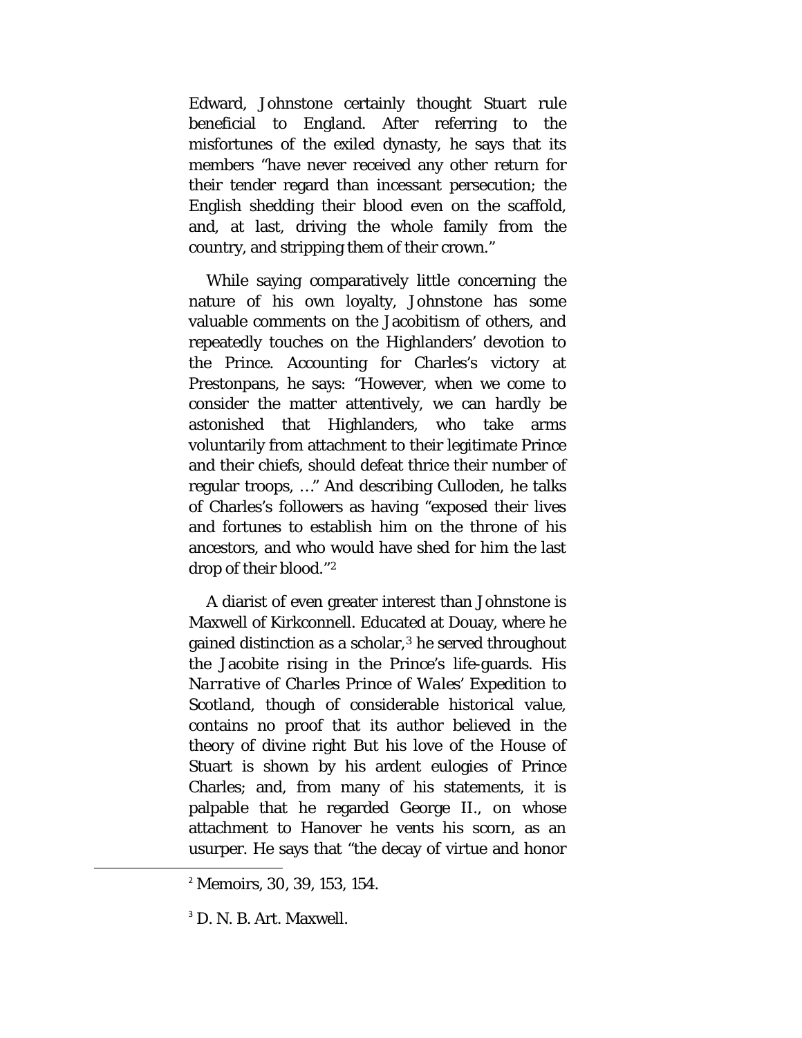Edward, Johnstone certainly thought Stuart rule beneficial to England. After referring to the misfortunes of the exiled dynasty, he says that its members "have never received any other return for their tender regard than incessant persecution; the English shedding their blood even on the scaffold, and, at last, driving the whole family from the country, and stripping them of their crown."

While saying comparatively little concerning the nature of his own loyalty, Johnstone has some valuable comments on the Jacobitism of others, and repeatedly touches on the Highlanders' devotion to the Prince. Accounting for Charles's victory at Prestonpans, he says: "However, when we come to consider the matter attentively, we can hardly be astonished that Highlanders, who take arms voluntarily from attachment to their legitimate Prince and their chiefs, should defeat thrice their number of regular troops, …" And describing Culloden, he talks of Charles's followers as having "exposed their lives and fortunes to establish him on the throne of his ancestors, and who would have shed for him the last drop of their blood."[2]

A diarist of even greater interest than Johnstone is Maxwell of Kirkconnell. Educated at Douay, where he gained distinction as a scholar,[3] he served throughout the Jacobite rising in the Prince's life-guards. His *Narrative of Charles Prince of Wales' Expedition to Scotland*, though of considerable historical value, contains no proof that its author believed in the theory of divine right But his love of the House of Stuart is shown by his ardent eulogies of Prince Charles; and, from many of his statements, it is palpable that he regarded George II., on whose attachment to Hanover he vents his scorn, as an usurper. He says that "the decay of virtue and honor

[2] Memoirs, 30, 39, 153, 154.

[3] D. N. B. Art. Maxwell.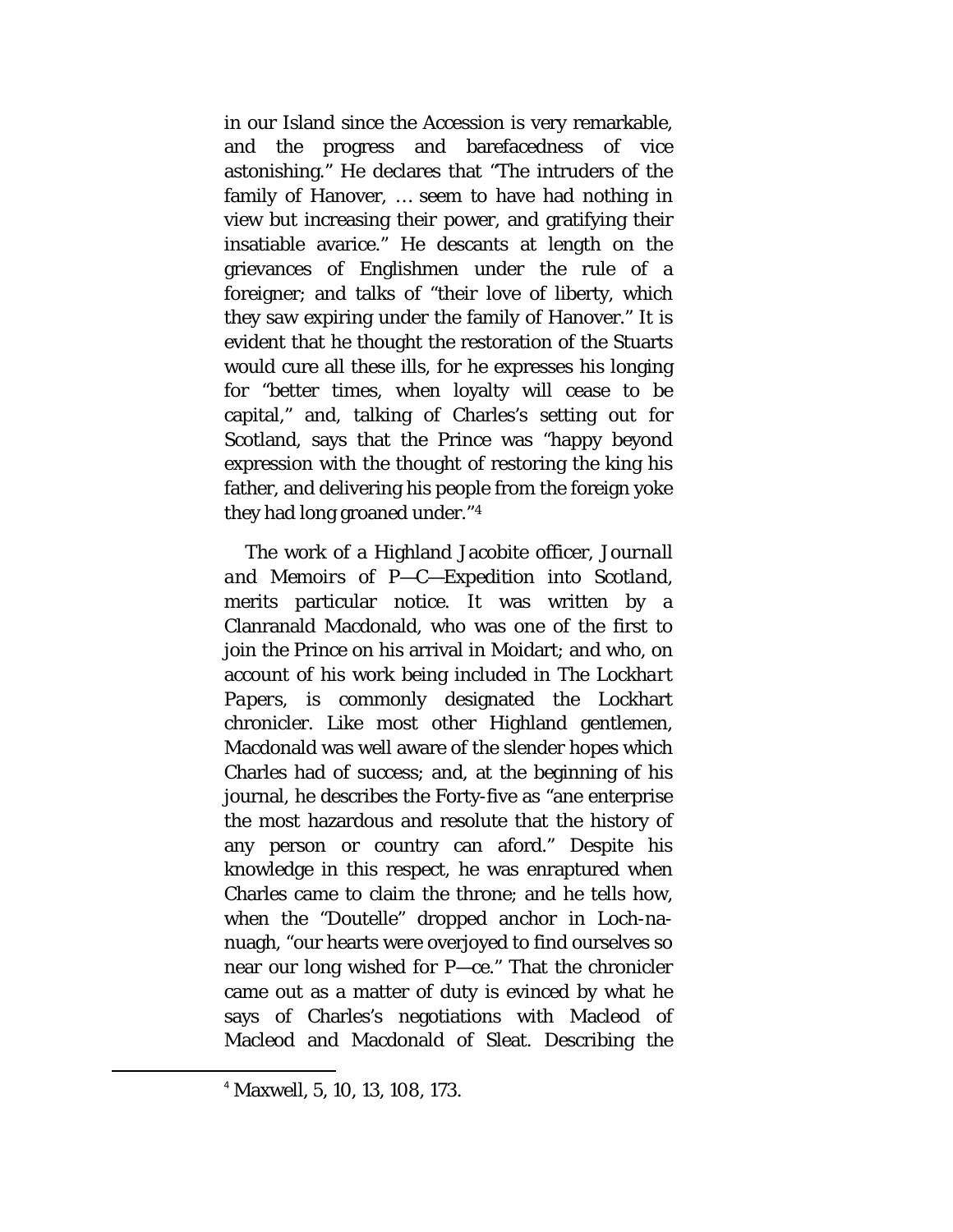in our Island since the Accession is very remarkable, and the progress and barefacedness of vice astonishing." He declares that "The intruders of the family of Hanover, … seem to have had nothing in view but increasing their power, and gratifying their insatiable avarice." He descants at length on the grievances of Englishmen under the rule of a foreigner; and talks of "their love of liberty, which they saw expiring under the family of Hanover." It is evident that he thought the restoration of the Stuarts would cure all these ills, for he expresses his longing for "better times, when loyalty will cease to be capital," and, talking of Charles's setting out for Scotland, says that the Prince was "happy beyond expression with the thought of restoring the king his father, and delivering his people from the foreign yoke they had long groaned under."[4]

The work of a Highland Jacobite officer, *Journall and Memoirs of P—C—Expedition into Scotland*, merits particular notice. It was written by a Clanranald Macdonald, who was one of the first to join the Prince on his arrival in Moidart; and who, on account of his work being included in *The Lockhart Papers*, is commonly designated the Lockhart chronicler. Like most other Highland gentlemen, Macdonald was well aware of the slender hopes which Charles had of success; and, at the beginning of his journal, he describes the Forty-five as "ane enterprise the most hazardous and resolute that the history of any person or country can aford." Despite his knowledge in this respect, he was enraptured when Charles came to claim the throne; and he tells how, when the "Doutelle" dropped anchor in Loch-na-nuagh, "our hearts were overjoyed to find ourselves so near our long wished for P—ce." That the chronicler came out as a matter of duty is evinced by what he says of Charles's negotiations with Macleod of Macleod and Macdonald of Sleat. Describing the

[4] Maxwell, 5, 10, 13, 108, 173.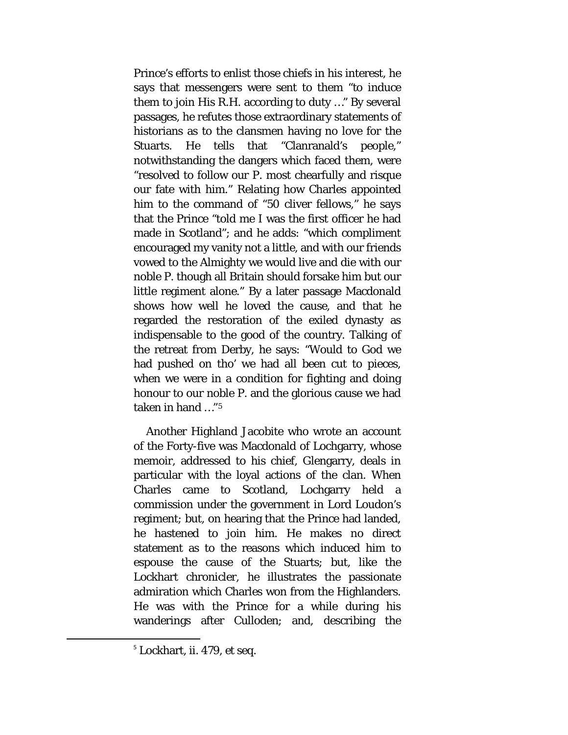Prince's efforts to enlist those chiefs in his interest, he says that messengers were sent to them "to induce them to join His R.H. according to duty …" By several passages, he refutes those extraordinary statements of historians as to the clansmen having no love for the Stuarts. He tells that "Clanranald's people," notwithstanding the dangers which faced them, were "resolved to follow our P. most chearfully and risque our fate with him." Relating how Charles appointed him to the command of "50 cliver fellows," he says that the Prince "told me I was the first officer he had made in Scotland"; and he adds: "which compliment encouraged my vanity not a little, and with our friends vowed to the Almighty we would live and die with our noble P. though all Britain should forsake him but our little regiment alone." By a later passage Macdonald shows how well he loved the cause, and that he regarded the restoration of the exiled dynasty as indispensable to the good of the country. Talking of the retreat from Derby, he says: "Would to God we had pushed on tho' we had all been cut to pieces, when we were in a condition for fighting and doing honour to our noble P. and the glorious cause we had taken in hand …"[5]

Another Highland Jacobite who wrote an account of the Forty-five was Macdonald of Lochgarry, whose memoir, addressed to his chief, Glengarry, deals in particular with the loyal actions of the clan. When Charles came to Scotland, Lochgarry held a commission under the government in Lord Loudon's regiment; but, on hearing that the Prince had landed, he hastened to join him. He makes no direct statement as to the reasons which induced him to espouse the cause of the Stuarts; but, like the Lockhart chronicler, he illustrates the passionate admiration which Charles won from the Highlanders. He was with the Prince for a while during his wanderings after Culloden; and, describing the

[5] Lockhart, ii. 479, et seq.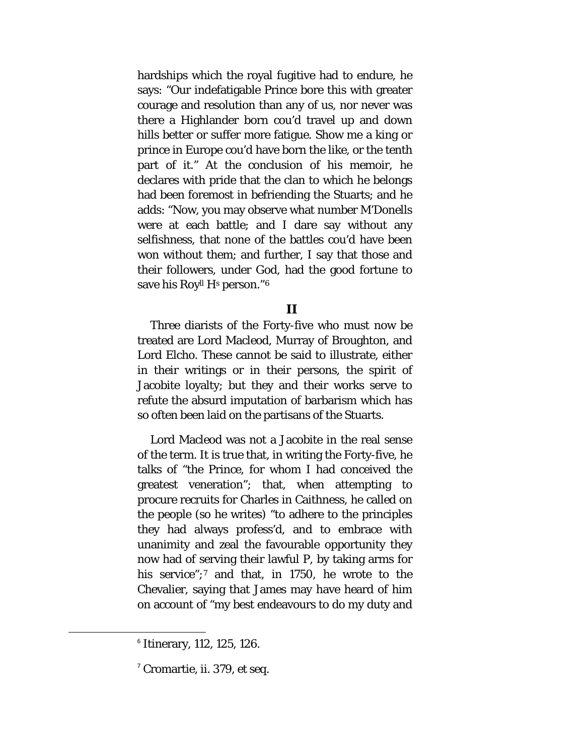hardships which the royal fugitive had to endure, he says: "Our indefatigable Prince bore this with greater courage and resolution than any of us, nor never was there a Highlander born cou'd travel up and down hills better or suffer more fatigue. Show me a king or prince in Europe cou'd have born the like, or the tenth part of it." At the conclusion of his memoir, he declares with pride that the clan to which he belongs had been foremost in befriending the Stuarts; and he adds: "Now, you may observe what number M'Donells were at each battle; and I dare say without any selfishness, that none of the battles cou'd have been won without them; and further, I say that those and their followers, under God, had the good fortune to save his Royll Hs person."[6]

## II

Three diarists of the Forty-five who must now be treated are Lord Macleod, Murray of Broughton, and Lord Elcho. These cannot be said to illustrate, either in their writings or in their persons, the spirit of Jacobite loyalty; but they and their works serve to refute the absurd imputation of barbarism which has so often been laid on the partisans of the Stuarts.

Lord Macleod was not a Jacobite in the real sense of the term. It is true that, in writing the Forty-five, he talks of "the Prince, for whom I had conceived the greatest veneration"; that, when attempting to procure recruits for Charles in Caithness, he called on the people (so he writes) "to adhere to the principles they had always profess'd, and to embrace with unanimity and zeal the favourable opportunity they now had of serving their lawful P, by taking arms for his service";[7] and that, in 1750, he wrote to the Chevalier, saying that James may have heard of him on account of "my best endeavours to do my duty and

---

[6] Itinerary, 112, 125, 126.

[7] Cromartie, ii. 379, et seq.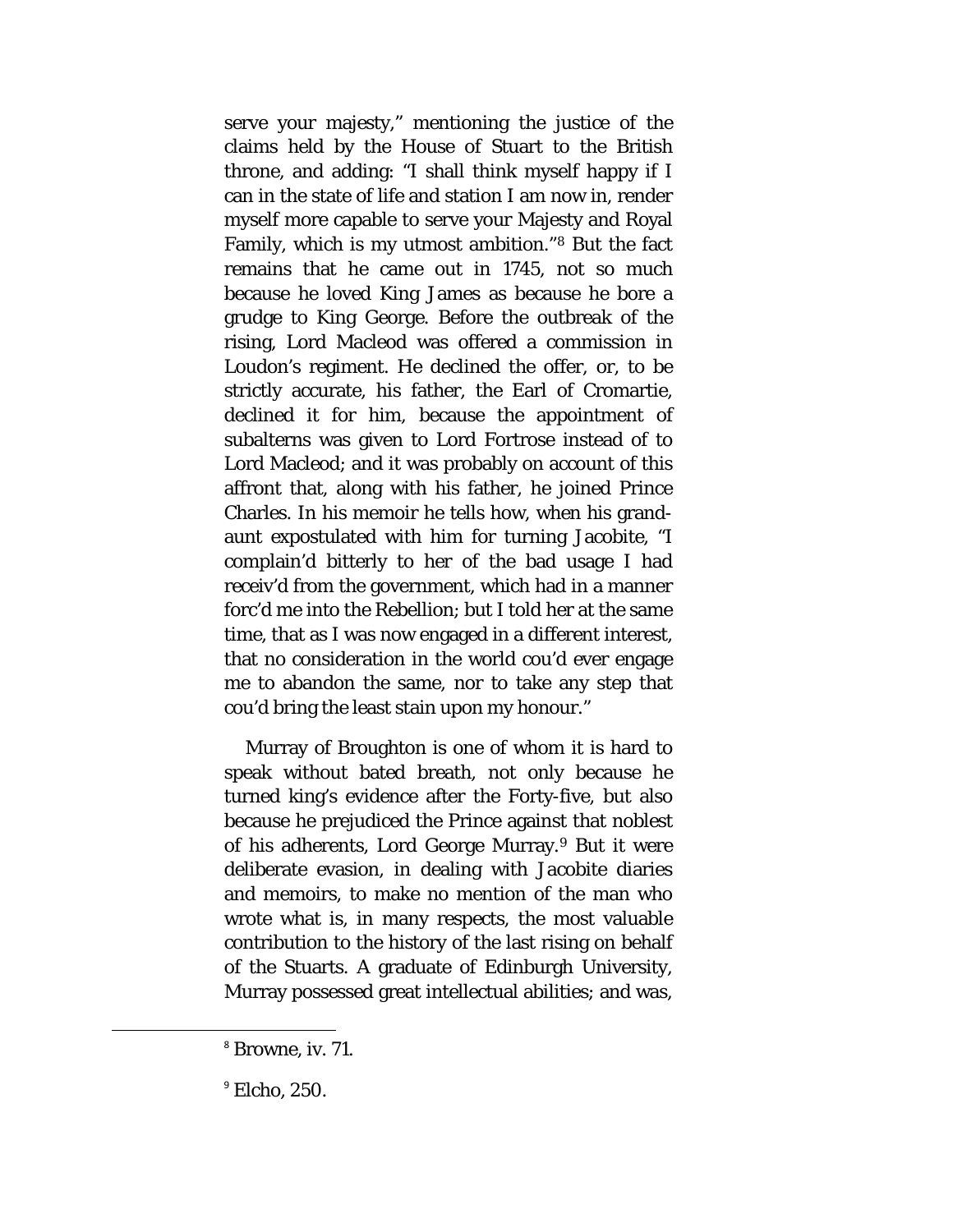serve your majesty," mentioning the justice of the claims held by the House of Stuart to the British throne, and adding: "I shall think myself happy if I can in the state of life and station I am now in, render myself more capable to serve your Majesty and Royal Family, which is my utmost ambition."[8] But the fact remains that he came out in 1745, not so much because he loved King James as because he bore a grudge to King George. Before the outbreak of the rising, Lord Macleod was offered a commission in Loudon's regiment. He declined the offer, or, to be strictly accurate, his father, the Earl of Cromartie, declined it for him, because the appointment of subalterns was given to Lord Fortrose instead of to Lord Macleod; and it was probably on account of this affront that, along with his father, he joined Prince Charles. In his memoir he tells how, when his grand-aunt expostulated with him for turning Jacobite, "I complain'd bitterly to her of the bad usage I had receiv'd from the government, which had in a manner forc'd me into the Rebellion; but I told her at the same time, that as I was now engaged in a different interest, that no consideration in the world cou'd ever engage me to abandon the same, nor to take any step that cou'd bring the least stain upon my honour."

Murray of Broughton is one of whom it is hard to speak without bated breath, not only because he turned king's evidence after the Forty-five, but also because he prejudiced the Prince against that noblest of his adherents, Lord George Murray.[9] But it were deliberate evasion, in dealing with Jacobite diaries and memoirs, to make no mention of the man who wrote what is, in many respects, the most valuable contribution to the history of the last rising on behalf of the Stuarts. A graduate of Edinburgh University, Murray possessed great intellectual abilities; and was,

---

[8] Browne, iv. 71.

[9] Elcho, 250.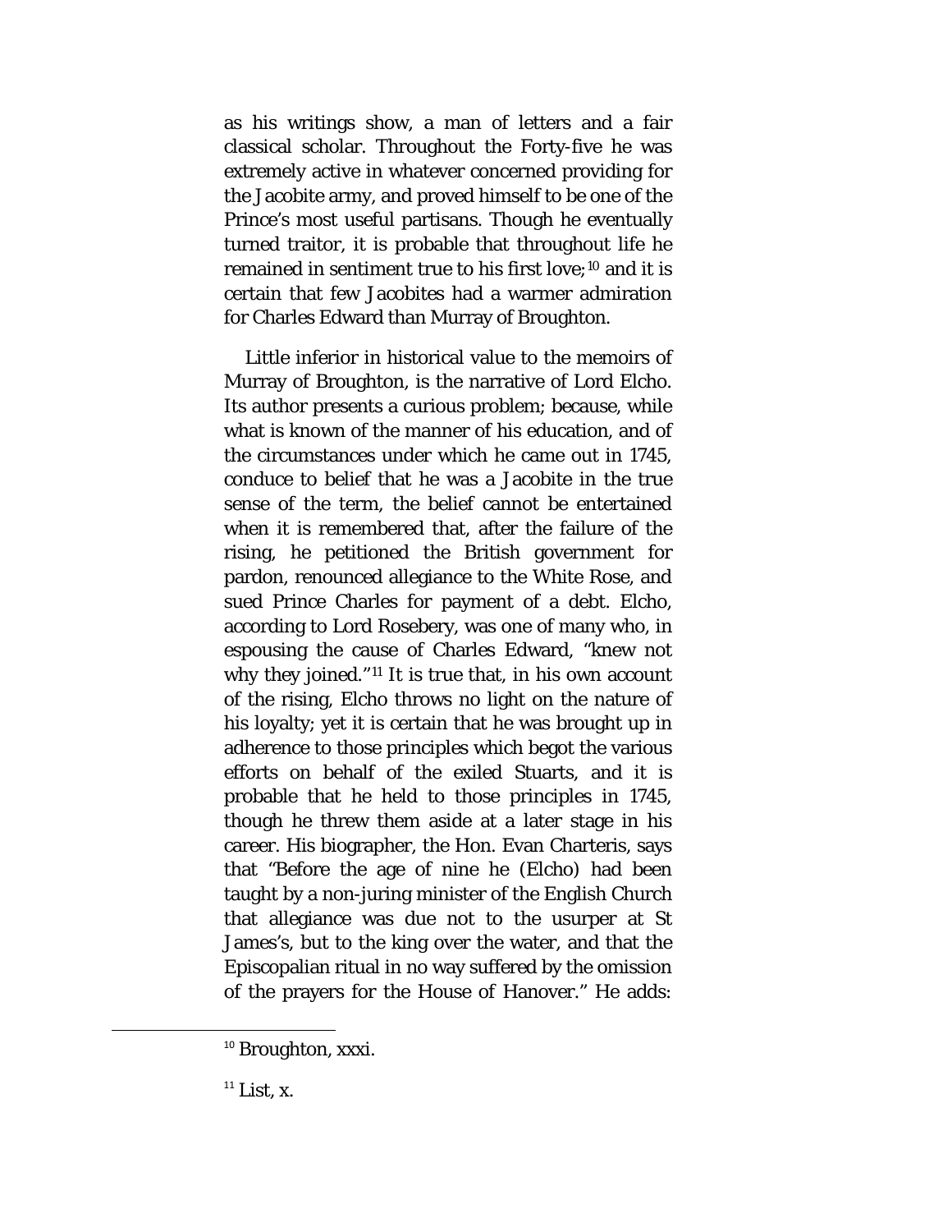as his writings show, a man of letters and a fair classical scholar. Throughout the Forty-five he was extremely active in whatever concerned providing for the Jacobite army, and proved himself to be one of the Prince's most useful partisans. Though he eventually turned traitor, it is probable that throughout life he remained in sentiment true to his first love;[10] and it is certain that few Jacobites had a warmer admiration for Charles Edward than Murray of Broughton.

Little inferior in historical value to the memoirs of Murray of Broughton, is the narrative of Lord Elcho. Its author presents a curious problem; because, while what is known of the manner of his education, and of the circumstances under which he came out in 1745, conduce to belief that he was a Jacobite in the true sense of the term, the belief cannot be entertained when it is remembered that, after the failure of the rising, he petitioned the British government for pardon, renounced allegiance to the White Rose, and sued Prince Charles for payment of a debt. Elcho, according to Lord Rosebery, was one of many who, in espousing the cause of Charles Edward, "knew not why they joined."[11] It is true that, in his own account of the rising, Elcho throws no light on the nature of his loyalty; yet it is certain that he was brought up in adherence to those principles which begot the various efforts on behalf of the exiled Stuarts, and it is probable that he held to those principles in 1745, though he threw them aside at a later stage in his career. His biographer, the Hon. Evan Charteris, says that "Before the age of nine he (Elcho) had been taught by a non-juring minister of the English Church that allegiance was due not to the usurper at St James's, but to the king over the water, and that the Episcopalian ritual in no way suffered by the omission of the prayers for the House of Hanover." He adds:

[10] Broughton, xxxi.

[11] List, x.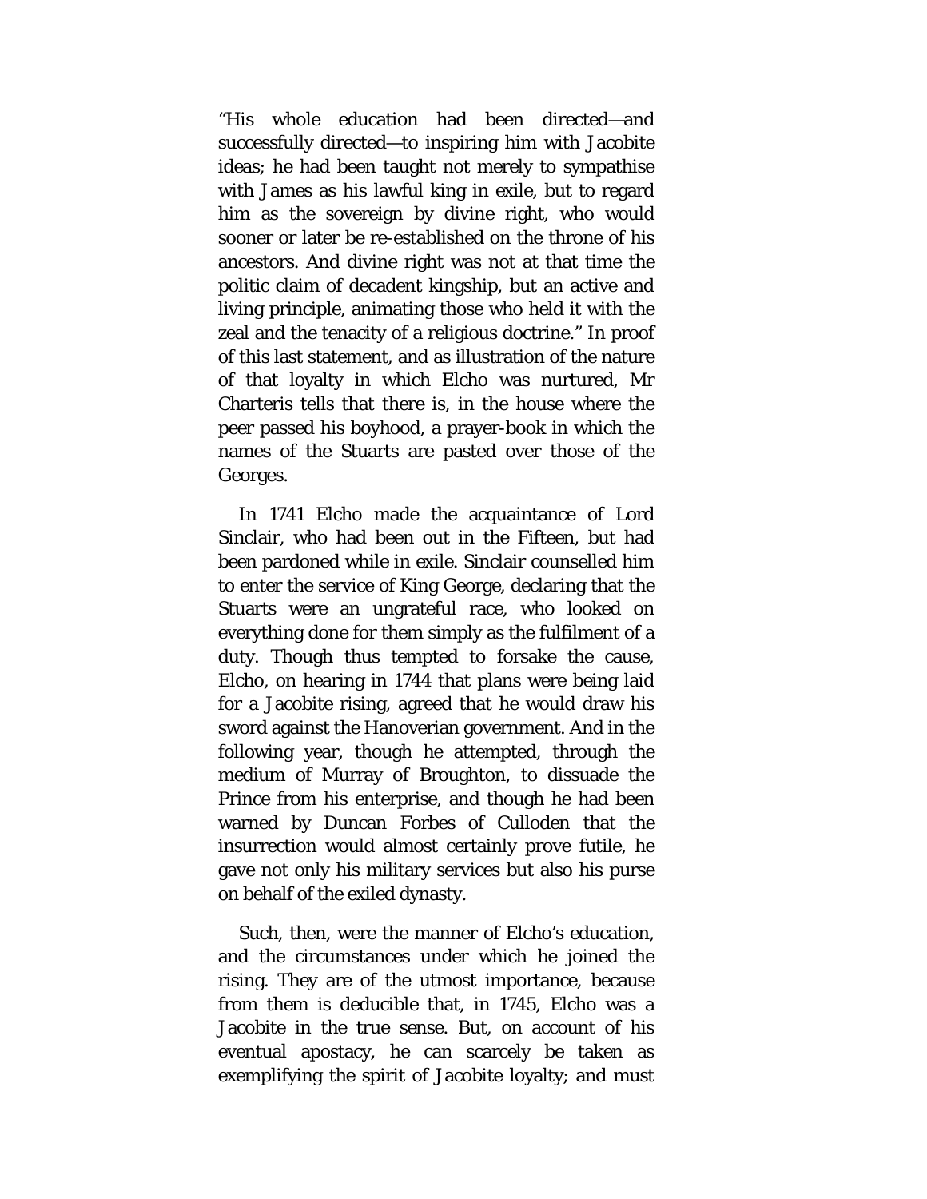"His whole education had been directed—and successfully directed—to inspiring him with Jacobite ideas; he had been taught not merely to sympathise with James as his lawful king in exile, but to regard him as the sovereign by divine right, who would sooner or later be re-established on the throne of his ancestors. And divine right was not at that time the politic claim of decadent kingship, but an active and living principle, animating those who held it with the zeal and the tenacity of a religious doctrine." In proof of this last statement, and as illustration of the nature of that loyalty in which Elcho was nurtured, Mr Charteris tells that there is, in the house where the peer passed his boyhood, a prayer-book in which the names of the Stuarts are pasted over those of the Georges.

In 1741 Elcho made the acquaintance of Lord Sinclair, who had been out in the Fifteen, but had been pardoned while in exile. Sinclair counselled him to enter the service of King George, declaring that the Stuarts were an ungrateful race, who looked on everything done for them simply as the fulfilment of a duty. Though thus tempted to forsake the cause, Elcho, on hearing in 1744 that plans were being laid for a Jacobite rising, agreed that he would draw his sword against the Hanoverian government. And in the following year, though he attempted, through the medium of Murray of Broughton, to dissuade the Prince from his enterprise, and though he had been warned by Duncan Forbes of Culloden that the insurrection would almost certainly prove futile, he gave not only his military services but also his purse on behalf of the exiled dynasty.

Such, then, were the manner of Elcho's education, and the circumstances under which he joined the rising. They are of the utmost importance, because from them is deducible that, in 1745, Elcho was a Jacobite in the true sense. But, on account of his eventual apostacy, he can scarcely be taken as exemplifying the spirit of Jacobite loyalty; and must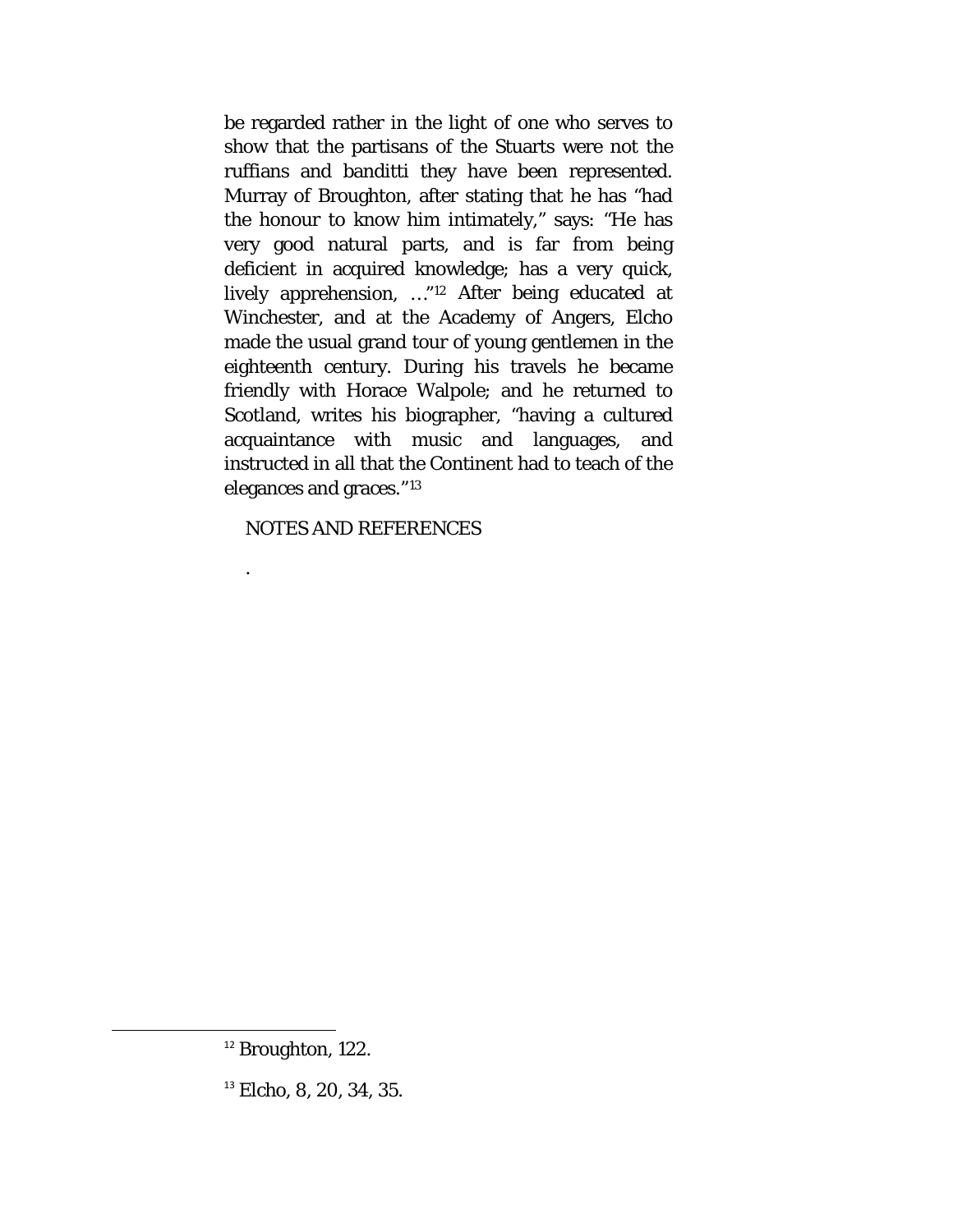be regarded rather in the light of one who serves to show that the partisans of the Stuarts were not the ruffians and banditti they have been represented. Murray of Broughton, after stating that he has "had the honour to know him intimately," says: "He has very good natural parts, and is far from being deficient in acquired knowledge; has a very quick, lively apprehension, …"[12] After being educated at Winchester, and at the Academy of Angers, Elcho made the usual grand tour of young gentlemen in the eighteenth century. During his travels he became friendly with Horace Walpole; and he returned to Scotland, writes his biographer, "having a cultured acquaintance with music and languages, and instructed in all that the Continent had to teach of the elegances and graces."[13]

NOTES AND REFERENCES

.

---

[12] Broughton, 122.

[13] Elcho, 8, 20, 34, 35.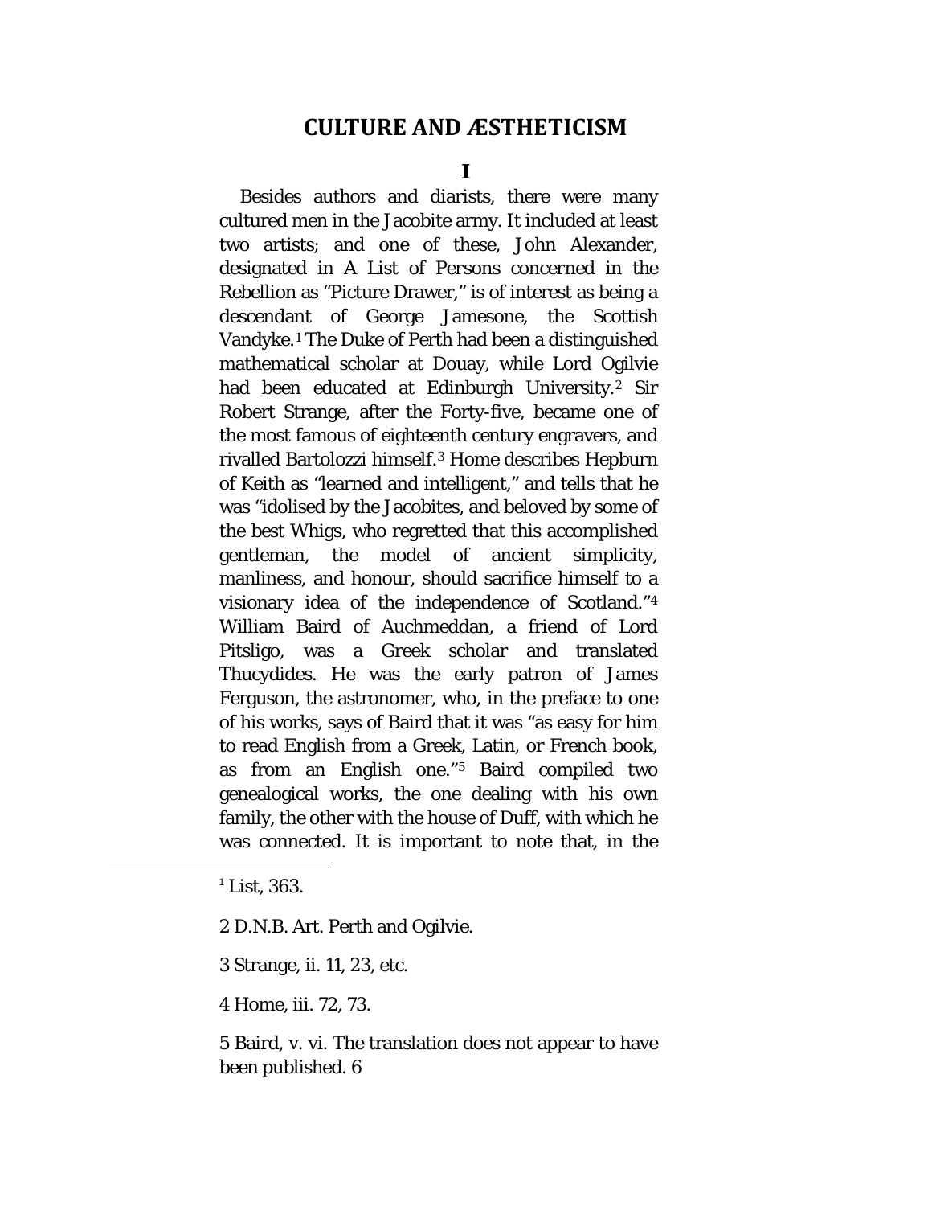# CULTURE AND ÆSTHETICISM

## I

Besides authors and diarists, there were many cultured men in the Jacobite army. It included at least two artists; and one of these, John Alexander, designated in A List of Persons concerned in the Rebellion as "Picture Drawer," is of interest as being a descendant of George Jamesone, the Scottish Vandyke.[1] The Duke of Perth had been a distinguished mathematical scholar at Douay, while Lord Ogilvie had been educated at Edinburgh University.[2] Sir Robert Strange, after the Forty-five, became one of the most famous of eighteenth century engravers, and rivalled Bartolozzi himself.[3] Home describes Hepburn of Keith as "learned and intelligent," and tells that he was "idolised by the Jacobites, and beloved by some of the best Whigs, who regretted that this accomplished gentleman, the model of ancient simplicity, manliness, and honour, should sacrifice himself to a visionary idea of the independence of Scotland."[4] William Baird of Auchmeddan, a friend of Lord Pitsligo, was a Greek scholar and translated Thucydides. He was the early patron of James Ferguson, the astronomer, who, in the preface to one of his works, says of Baird that it was "as easy for him to read English from a Greek, Latin, or French book, as from an English one."[5] Baird compiled two genealogical works, the one dealing with his own family, the other with the house of Duff, with which he was connected. It is important to note that, in the

---

[1] List, 363.

2 D.N.B. Art. Perth and Ogilvie.

3 Strange, ii. 11, 23, etc.

4 Home, iii. 72, 73.

5 Baird, v. vi. The translation does not appear to have been published. 6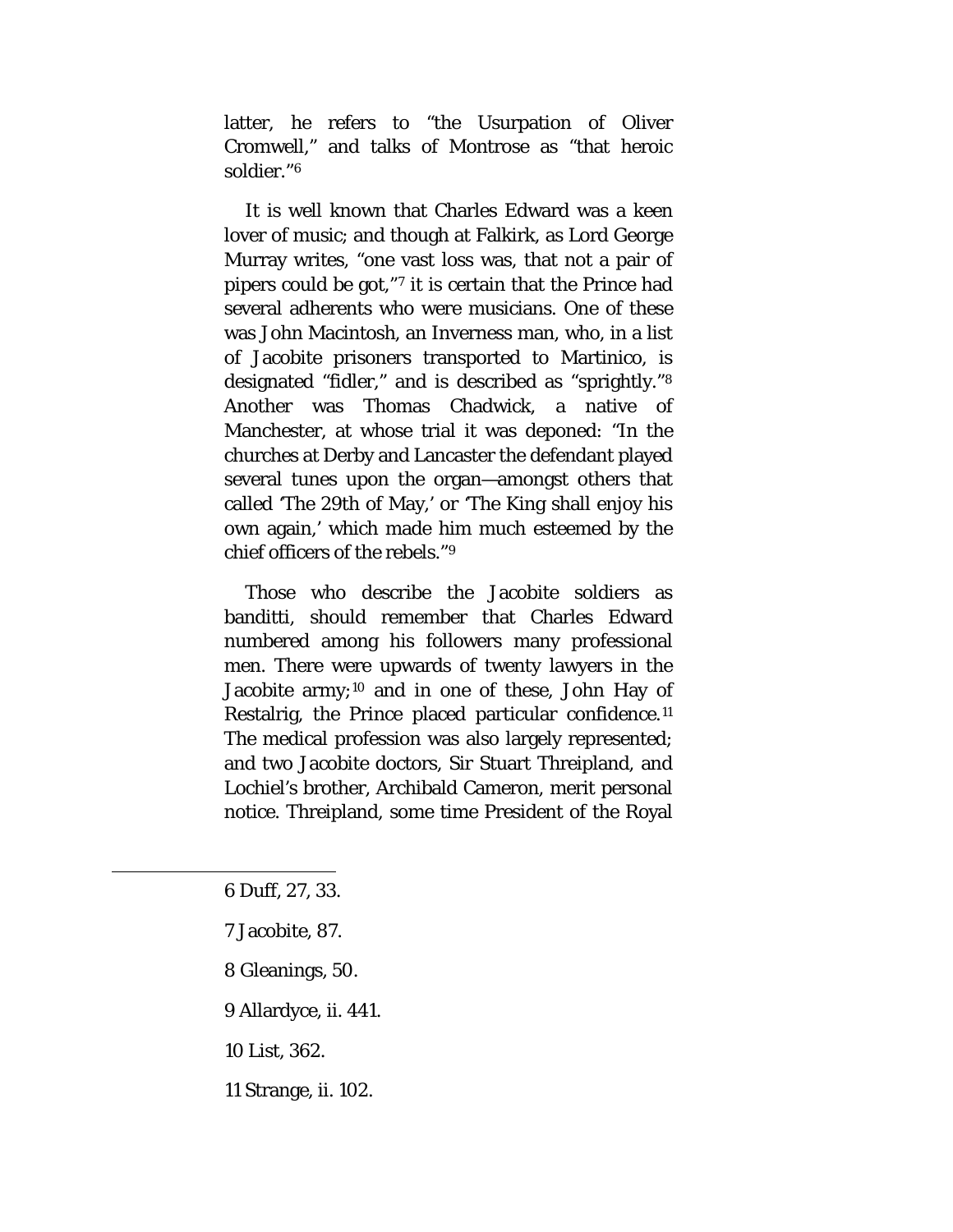latter, he refers to "the Usurpation of Oliver Cromwell," and talks of Montrose as "that heroic soldier."[6]

It is well known that Charles Edward was a keen lover of music; and though at Falkirk, as Lord George Murray writes, "one vast loss was, that not a pair of pipers could be got,"[7] it is certain that the Prince had several adherents who were musicians. One of these was John Macintosh, an Inverness man, who, in a list of Jacobite prisoners transported to Martinico, is designated "fidler," and is described as "sprightly."[8] Another was Thomas Chadwick, a native of Manchester, at whose trial it was deponed: "In the churches at Derby and Lancaster the defendant played several tunes upon the organ—amongst others that called 'The 29th of May,' or 'The King shall enjoy his own again,' which made him much esteemed by the chief officers of the rebels."[9]

Those who describe the Jacobite soldiers as banditti, should remember that Charles Edward numbered among his followers many professional men. There were upwards of twenty lawyers in the Jacobite army;[10] and in one of these, John Hay of Restalrig, the Prince placed particular confidence.[11] The medical profession was also largely represented; and two Jacobite doctors, Sir Stuart Threipland, and Lochiel's brother, Archibald Cameron, merit personal notice. Threipland, some time President of the Royal

---

6 Duff, 27, 33.

7 Jacobite, 87.

8 Gleanings, 50.

9 Allardyce, ii. 441.

10 List, 362.

11 Strange, ii. 102.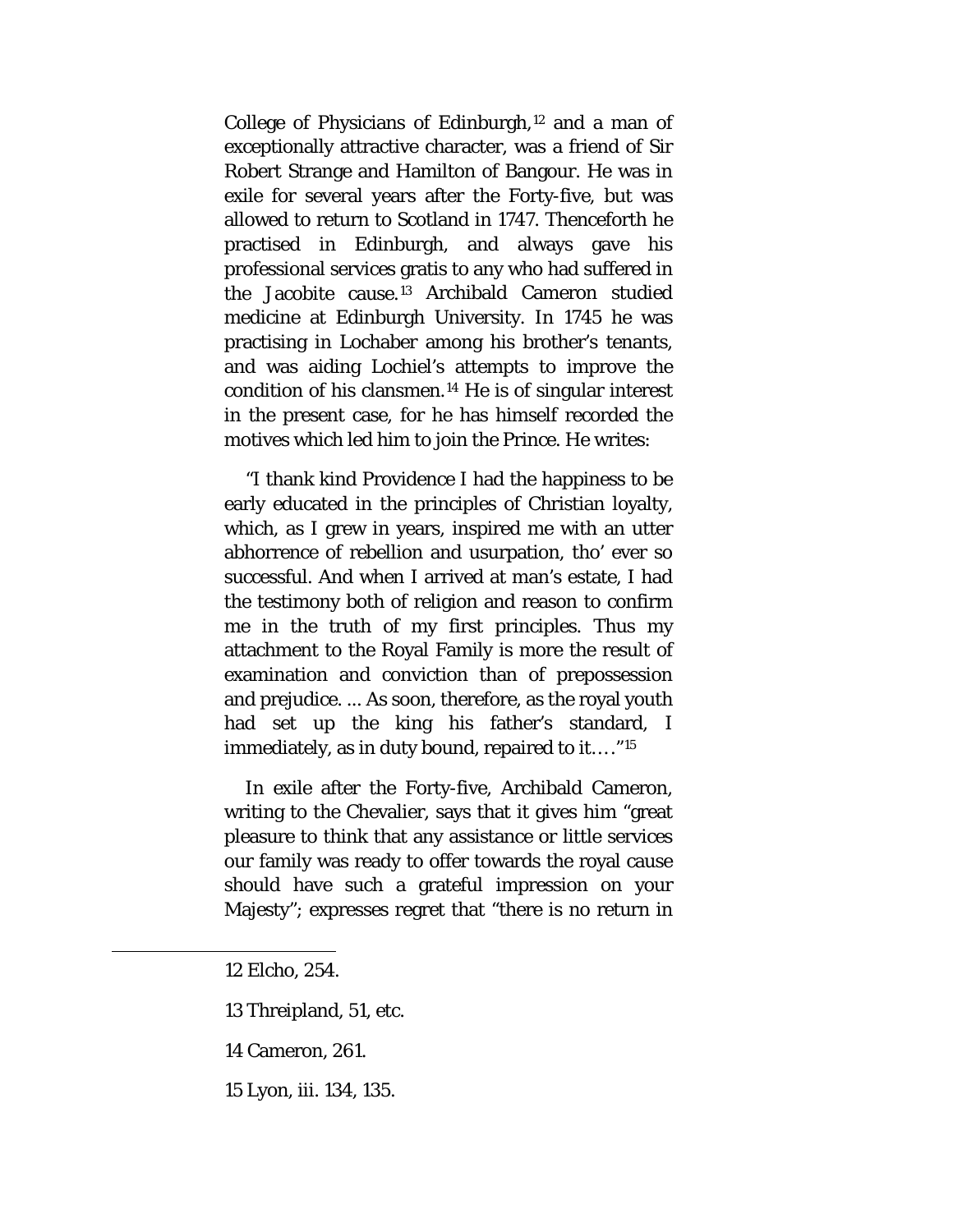College of Physicians of Edinburgh,[12] and a man of exceptionally attractive character, was a friend of Sir Robert Strange and Hamilton of Bangour. He was in exile for several years after the Forty-five, but was allowed to return to Scotland in 1747. Thenceforth he practised in Edinburgh, and always gave his professional services gratis to any who had suffered in the Jacobite cause.[13] Archibald Cameron studied medicine at Edinburgh University. In 1745 he was practising in Lochaber among his brother's tenants, and was aiding Lochiel's attempts to improve the condition of his clansmen.[14] He is of singular interest in the present case, for he has himself recorded the motives which led him to join the Prince. He writes:

"I thank kind Providence I had the happiness to be early educated in the principles of Christian loyalty, which, as I grew in years, inspired me with an utter abhorrence of rebellion and usurpation, tho' ever so successful. And when I arrived at man's estate, I had the testimony both of religion and reason to confirm me in the truth of my first principles. Thus my attachment to the Royal Family is more the result of examination and conviction than of prepossession and prejudice. ... As soon, therefore, as the royal youth had set up the king his father's standard, I immediately, as in duty bound, repaired to it. ..."[15]

In exile after the Forty-five, Archibald Cameron, writing to the Chevalier, says that it gives him "great pleasure to think that any assistance or little services our family was ready to offer towards the royal cause should have such a grateful impression on your Majesty"; expresses regret that "there is no return in

---

12 Elcho, 254.

13 Threipland, 51, etc.

14 Cameron, 261.

15 Lyon, iii. 134, 135.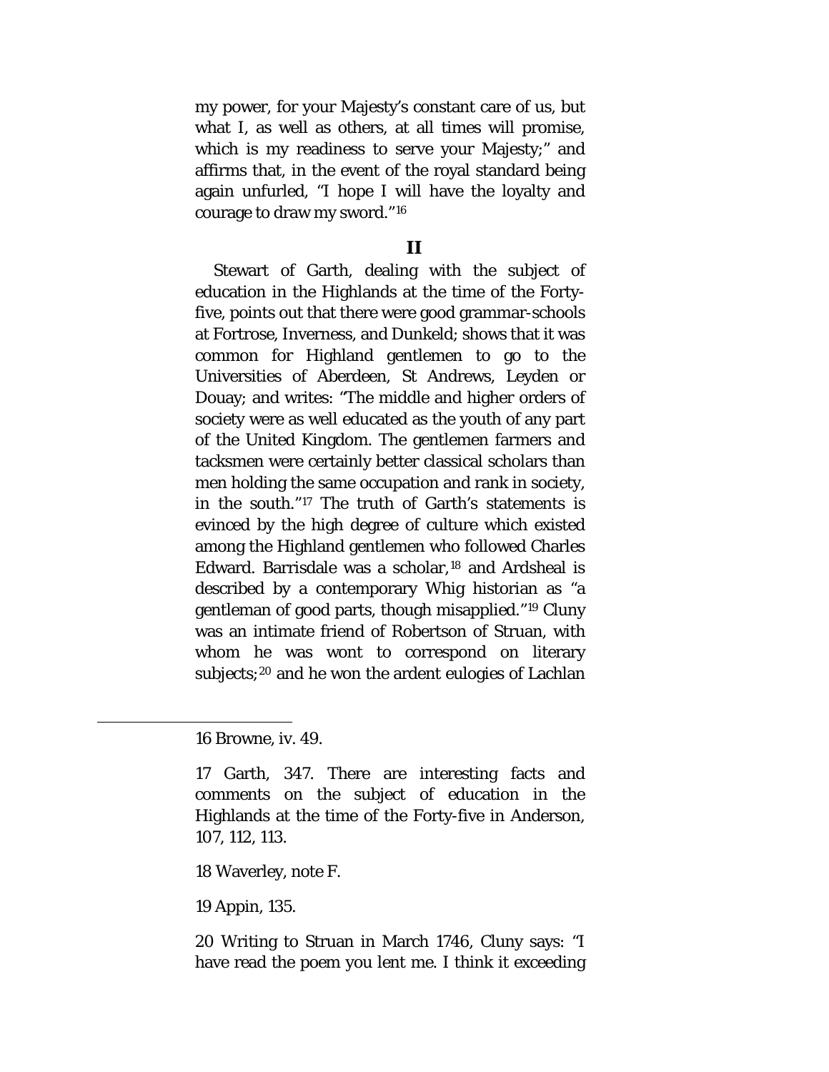my power, for your Majesty's constant care of us, but what I, as well as others, at all times will promise, which is my readiness to serve your Majesty;" and affirms that, in the event of the royal standard being again unfurled, "I hope I will have the loyalty and courage to draw my sword."[16]

## II

Stewart of Garth, dealing with the subject of education in the Highlands at the time of the Forty-five, points out that there were good grammar-schools at Fortrose, Inverness, and Dunkeld; shows that it was common for Highland gentlemen to go to the Universities of Aberdeen, St Andrews, Leyden or Douay; and writes: "The middle and higher orders of society were as well educated as the youth of any part of the United Kingdom. The gentlemen farmers and tacksmen were certainly better classical scholars than men holding the same occupation and rank in society, in the south."[17] The truth of Garth's statements is evinced by the high degree of culture which existed among the Highland gentlemen who followed Charles Edward. Barrisdale was a scholar,[18] and Ardsheal is described by a contemporary Whig historian as "a gentleman of good parts, though misapplied."[19] Cluny was an intimate friend of Robertson of Struan, with whom he was wont to correspond on literary subjects;[20] and he won the ardent eulogies of Lachlan

---

16 Browne, iv. 49.

17 Garth, 347. There are interesting facts and comments on the subject of education in the Highlands at the time of the Forty-five in Anderson, 107, 112, 113.

18 Waverley, note F.

19 Appin, 135.

20 Writing to Struan in March 1746, Cluny says: "I have read the poem you lent me. I think it exceeding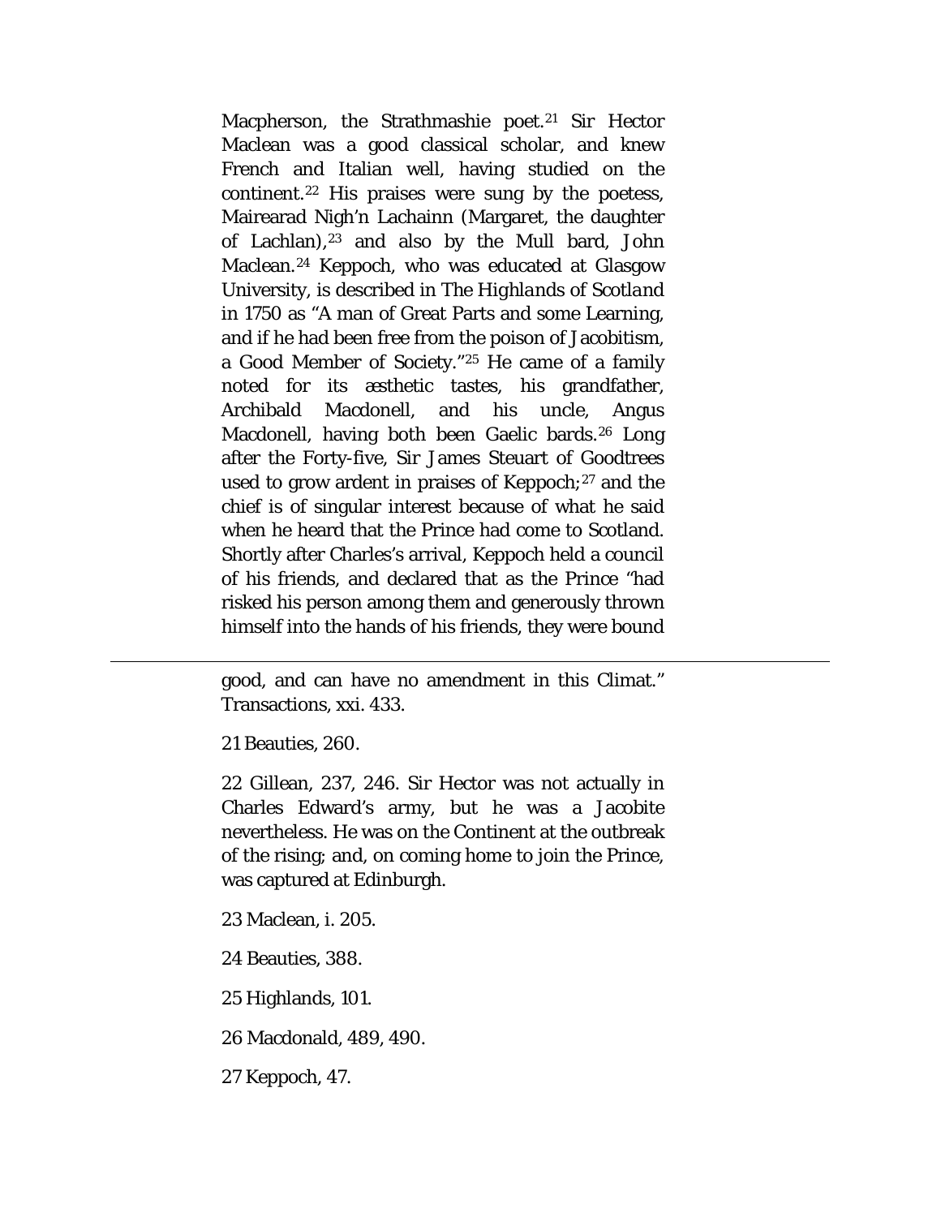Macpherson, the Strathmashie poet.[21] Sir Hector Maclean was a good classical scholar, and knew French and Italian well, having studied on the continent.[22] His praises were sung by the poetess, Mairearad Nigh'n Lachainn (Margaret, the daughter of Lachlan),[23] and also by the Mull bard, John Maclean.[24] Keppoch, who was educated at Glasgow University, is described in *The Highlands of Scotland in 1750* as "A man of Great Parts and some Learning, and if he had been free from the poison of Jacobitism, a Good Member of Society."[25] He came of a family noted for its æsthetic tastes, his grandfather, Archibald Macdonell, and his uncle, Angus Macdonell, having both been Gaelic bards.[26] Long after the Forty-five, Sir James Steuart of Goodtrees used to grow ardent in praises of Keppoch;[27] and the chief is of singular interest because of what he said when he heard that the Prince had come to Scotland. Shortly after Charles's arrival, Keppoch held a council of his friends, and declared that as the Prince "had risked his person among them and generously thrown himself into the hands of his friends, they were bound

---

good, and can have no amendment in this Climat." Transactions, xxi. 433.

21 Beauties, 260.

22 Gillean, 237, 246. Sir Hector was not actually in Charles Edward's army, but he was a Jacobite nevertheless. He was on the Continent at the outbreak of the rising; and, on coming home to join the Prince, was captured at Edinburgh.

23 Maclean, i. 205.

24 Beauties, 388.

25 Highlands, 101.

26 Macdonald, 489, 490.

27 Keppoch, 47.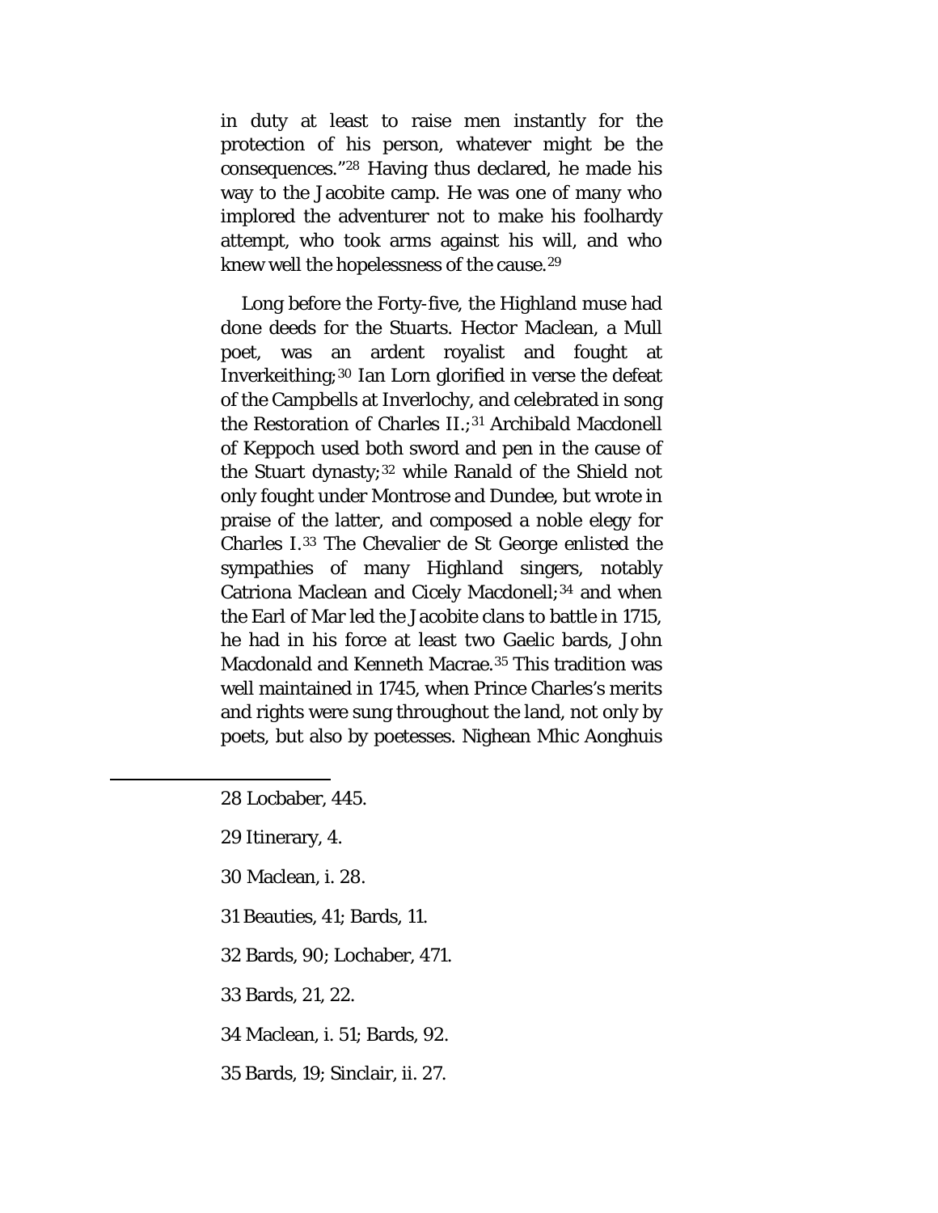in duty at least to raise men instantly for the protection of his person, whatever might be the consequences."[28] Having thus declared, he made his way to the Jacobite camp. He was one of many who implored the adventurer not to make his foolhardy attempt, who took arms against his will, and who knew well the hopelessness of the cause.[29]

Long before the Forty-five, the Highland muse had done deeds for the Stuarts. Hector Maclean, a Mull poet, was an ardent royalist and fought at Inverkeithing;[30] Ian Lorn glorified in verse the defeat of the Campbells at Inverlochy, and celebrated in song the Restoration of Charles II.;[31] Archibald Macdonell of Keppoch used both sword and pen in the cause of the Stuart dynasty;[32] while Ranald of the Shield not only fought under Montrose and Dundee, but wrote in praise of the latter, and composed a noble elegy for Charles I.[33] The Chevalier de St George enlisted the sympathies of many Highland singers, notably Catriona Maclean and Cicely Macdonell;[34] and when the Earl of Mar led the Jacobite clans to battle in 1715, he had in his force at least two Gaelic bards, John Macdonald and Kenneth Macrae.[35] This tradition was well maintained in 1745, when Prince Charles's merits and rights were sung throughout the land, not only by poets, but also by poetesses. Nighean Mhic Aonghuis

---

28 Locbaber, 445.

29 Itinerary, 4.

30 Maclean, i. 28.

31 Beauties, 41; Bards, 11.

32 Bards, 90; Lochaber, 471.

33 Bards, 21, 22.

34 Maclean, i. 51; Bards, 92.

35 Bards, 19; Sinclair, ii. 27.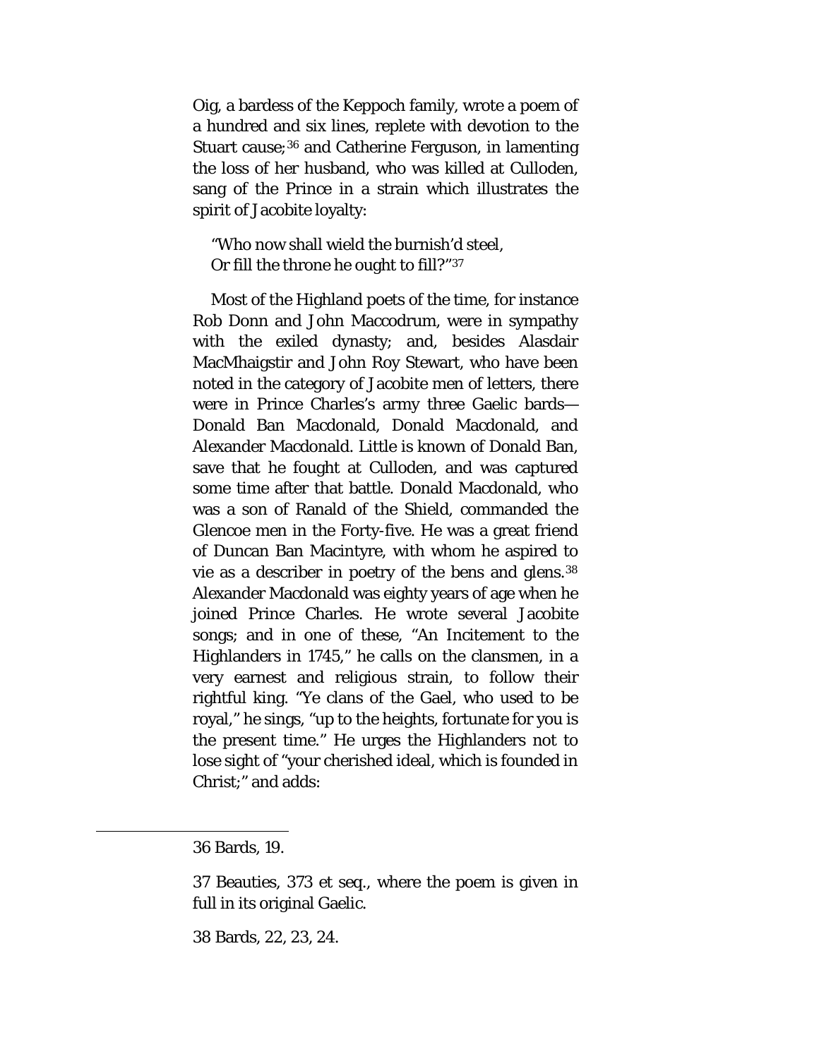Oig, a bardess of the Keppoch family, wrote a poem of a hundred and six lines, replete with devotion to the Stuart cause;[36] and Catherine Ferguson, in lamenting the loss of her husband, who was killed at Culloden, sang of the Prince in a strain which illustrates the spirit of Jacobite loyalty:

> "Who now shall wield the burnish'd steel,  
> Or fill the throne he ought to fill?"[37]

Most of the Highland poets of the time, for instance Rob Donn and John Maccodrum, were in sympathy with the exiled dynasty; and, besides Alasdair MacMhaigstir and John Roy Stewart, who have been noted in the category of Jacobite men of letters, there were in Prince Charles's army three Gaelic bards—Donald Ban Macdonald, Donald Macdonald, and Alexander Macdonald. Little is known of Donald Ban, save that he fought at Culloden, and was captured some time after that battle. Donald Macdonald, who was a son of Ranald of the Shield, commanded the Glencoe men in the Forty-five. He was a great friend of Duncan Ban Macintyre, with whom he aspired to vie as a describer in poetry of the bens and glens.[38] Alexander Macdonald was eighty years of age when he joined Prince Charles. He wrote several Jacobite songs; and in one of these, "An Incitement to the Highlanders in 1745," he calls on the clansmen, in a very earnest and religious strain, to follow their rightful king. "Ye clans of the Gael, who used to be royal," he sings, "up to the heights, fortunate for you is the present time." He urges the Highlanders not to lose sight of "your cherished ideal, which is founded in Christ;" and adds:

---

36 Bards, 19.

37 Beauties, 373 et seq., where the poem is given in full in its original Gaelic.

38 Bards, 22, 23, 24.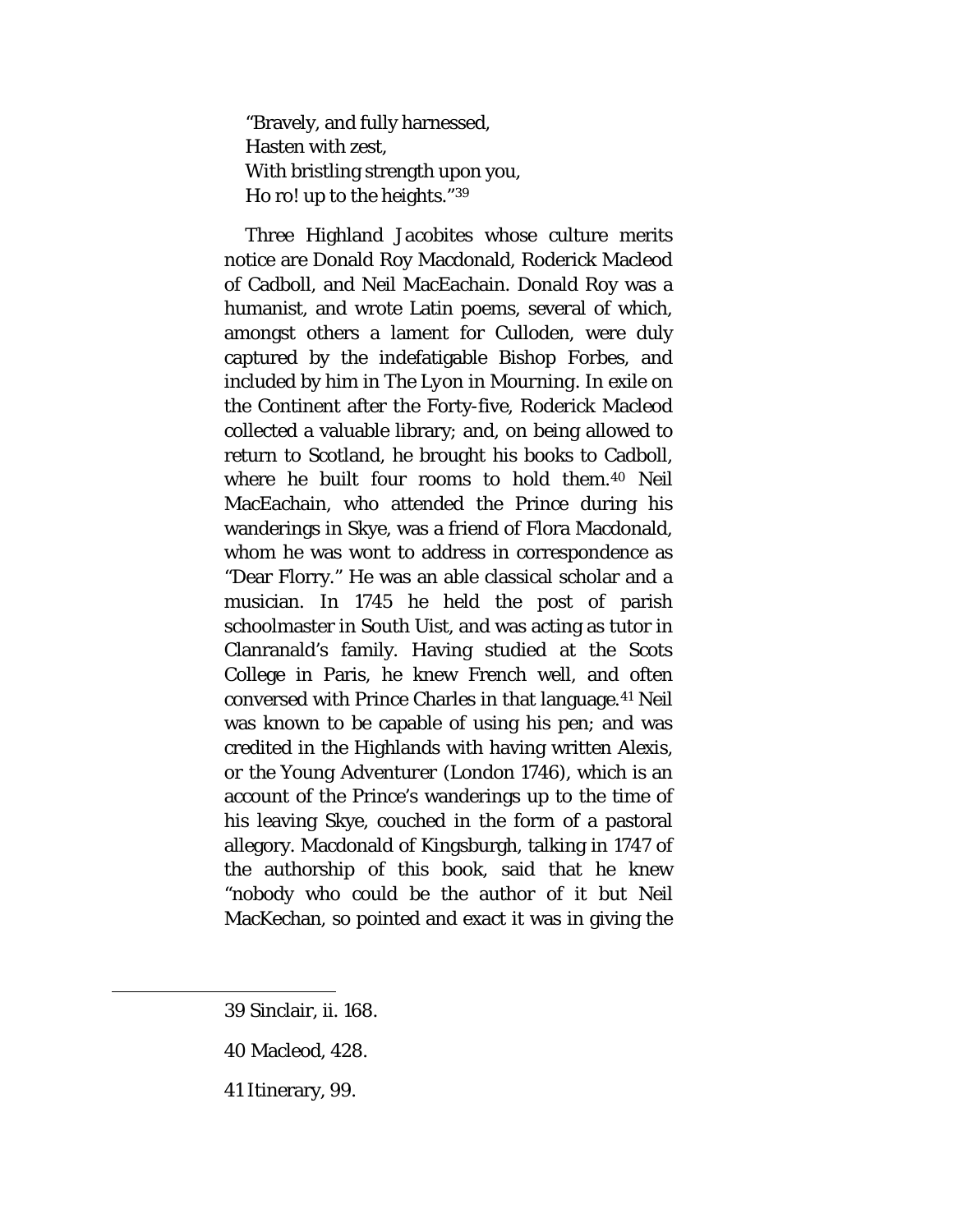"Bravely, and fully harnessed,
Hasten with zest,
With bristling strength upon you,
Ho ro! up to the heights."[39]

Three Highland Jacobites whose culture merits notice are Donald Roy Macdonald, Roderick Macleod of Cadboll, and Neil MacEachain. Donald Roy was a humanist, and wrote Latin poems, several of which, amongst others a lament for Culloden, were duly captured by the indefatigable Bishop Forbes, and included by him in *The Lyon in Mourning*. In exile on the Continent after the Forty-five, Roderick Macleod collected a valuable library; and, on being allowed to return to Scotland, he brought his books to Cadboll, where he built four rooms to hold them.[40] Neil MacEachain, who attended the Prince during his wanderings in Skye, was a friend of Flora Macdonald, whom he was wont to address in correspondence as "Dear Florry." He was an able classical scholar and a musician. In 1745 he held the post of parish schoolmaster in South Uist, and was acting as tutor in Clanranald's family. Having studied at the Scots College in Paris, he knew French well, and often conversed with Prince Charles in that language.[41] Neil was known to be capable of using his pen; and was credited in the Highlands with having written *Alexis, or the Young Adventurer* (London 1746), which is an account of the Prince's wanderings up to the time of his leaving Skye, couched in the form of a pastoral allegory. Macdonald of Kingsburgh, talking in 1747 of the authorship of this book, said that he knew "nobody who could be the author of it but Neil MacKechan, so pointed and exact it was in giving the

39 Sinclair, ii. 168.

40 Macleod, 428.

41 *Itinerary*, 99.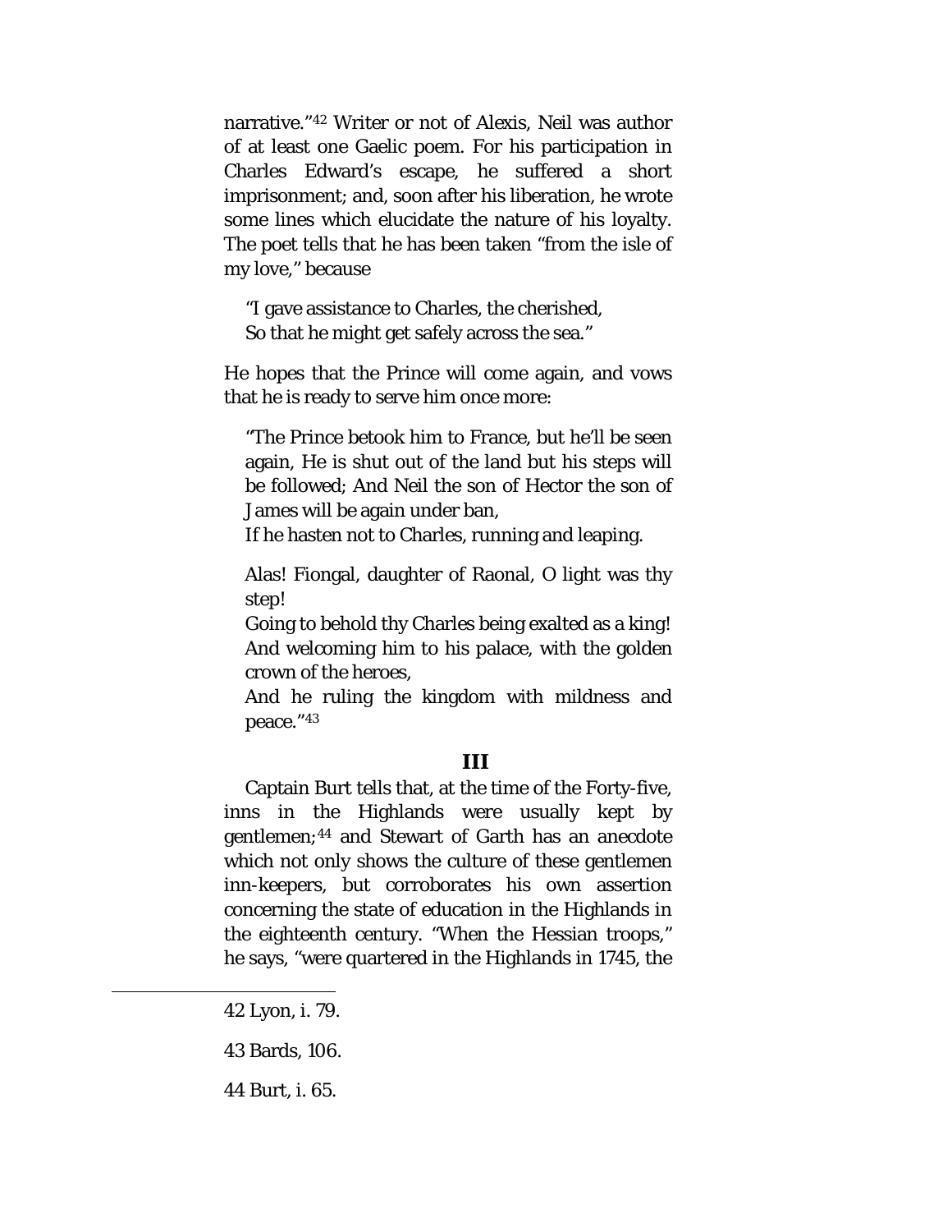narrative."[42] Writer or not of Alexis, Neil was author of at least one Gaelic poem. For his participation in Charles Edward's escape, he suffered a short imprisonment; and, soon after his liberation, he wrote some lines which elucidate the nature of his loyalty. The poet tells that he has been taken "from the isle of my love," because

> "I gave assistance to Charles, the cherished,
> So that he might get safely across the sea."

He hopes that the Prince will come again, and vows that he is ready to serve him once more:

> "The Prince betook him to France, but he'll be seen again, He is shut out of the land but his steps will be followed; And Neil the son of Hector the son of James will be again under ban,
> If he hasten not to Charles, running and leaping.
>
> Alas! Fiongal, daughter of Raonal, O light was thy step!
> Going to behold thy Charles being exalted as a king!
> And welcoming him to his palace, with the golden crown of the heroes,
> And he ruling the kingdom with mildness and peace."[43]

## III

Captain Burt tells that, at the time of the Forty-five, inns in the Highlands were usually kept by gentlemen;[44] and Stewart of Garth has an anecdote which not only shows the culture of these gentlemen inn-keepers, but corroborates his own assertion concerning the state of education in the Highlands in the eighteenth century. "When the Hessian troops," he says, "were quartered in the Highlands in 1745, the

---

42 Lyon, i. 79.

43 Bards, 106.

44 Burt, i. 65.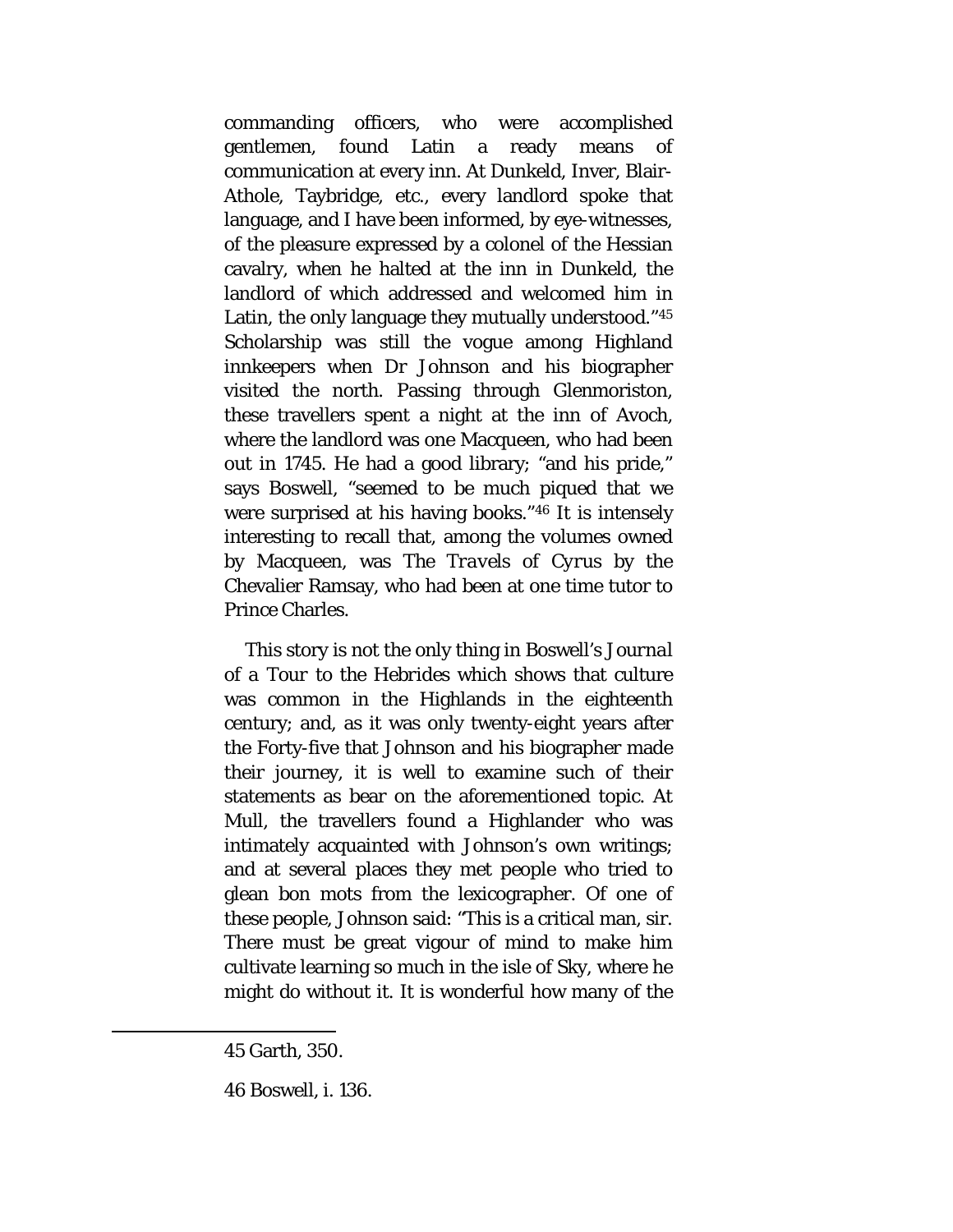commanding officers, who were accomplished gentlemen, found Latin a ready means of communication at every inn. At Dunkeld, Inver, Blair-Athole, Taybridge, etc., every landlord spoke that language, and I have been informed, by eye-witnesses, of the pleasure expressed by a colonel of the Hessian cavalry, when he halted at the inn in Dunkeld, the landlord of which addressed and welcomed him in Latin, the only language they mutually understood."[45] Scholarship was still the vogue among Highland innkeepers when Dr Johnson and his biographer visited the north. Passing through Glenmoriston, these travellers spent a night at the inn of Avoch, where the landlord was one Macqueen, who had been out in 1745. He had a good library; "and his pride," says Boswell, "seemed to be much piqued that we were surprised at his having books."[46] It is intensely interesting to recall that, among the volumes owned by Macqueen, was *The Travels of Cyrus* by the Chevalier Ramsay, who had been at one time tutor to Prince Charles.

This story is not the only thing in Boswell's *Journal of a Tour to the Hebrides* which shows that culture was common in the Highlands in the eighteenth century; and, as it was only twenty-eight years after the Forty-five that Johnson and his biographer made their journey, it is well to examine such of their statements as bear on the aforementioned topic. At Mull, the travellers found a Highlander who was intimately acquainted with Johnson's own writings; and at several places they met people who tried to glean bon mots from the lexicographer. Of one of these people, Johnson said: "This is a critical man, sir. There must be great vigour of mind to make him cultivate learning so much in the isle of Sky, where he might do without it. It is wonderful how many of the

---

45 Garth, 350.

46 Boswell, i. 136.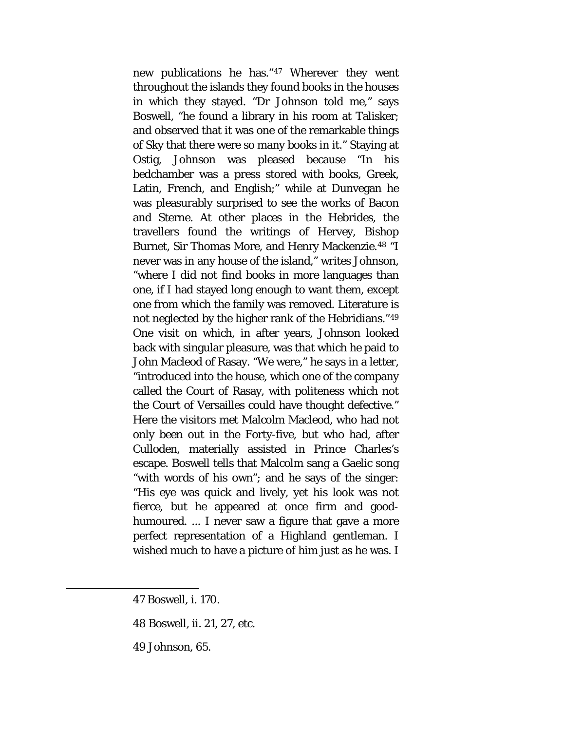new publications he has."[47] Wherever they went throughout the islands they found books in the houses in which they stayed. "Dr Johnson told me," says Boswell, "he found a library in his room at Talisker; and observed that it was one of the remarkable things of Sky that there were so many books in it." Staying at Ostig, Johnson was pleased because "In his bedchamber was a press stored with books, Greek, Latin, French, and English;" while at Dunvegan he was pleasurably surprised to see the works of Bacon and Sterne. At other places in the Hebrides, the travellers found the writings of Hervey, Bishop Burnet, Sir Thomas More, and Henry Mackenzie.[48] "I never was in any house of the island," writes Johnson, "where I did not find books in more languages than one, if I had stayed long enough to want them, except one from which the family was removed. Literature is not neglected by the higher rank of the Hebridians."[49] One visit on which, in after years, Johnson looked back with singular pleasure, was that which he paid to John Macleod of Rasay. "We were," he says in a letter, "introduced into the house, which one of the company called the Court of Rasay, with politeness which not the Court of Versailles could have thought defective." Here the visitors met Malcolm Macleod, who had not only been out in the Forty-five, but who had, after Culloden, materially assisted in Prince Charles's escape. Boswell tells that Malcolm sang a Gaelic song "with words of his own"; and he says of the singer: "His eye was quick and lively, yet his look was not fierce, but he appeared at once firm and good-humoured. ... I never saw a figure that gave a more perfect representation of a Highland gentleman. I wished much to have a picture of him just as he was. I

---

47 Boswell, i. 170.

48 Boswell, ii. 21, 27, etc.

49 Johnson, 65.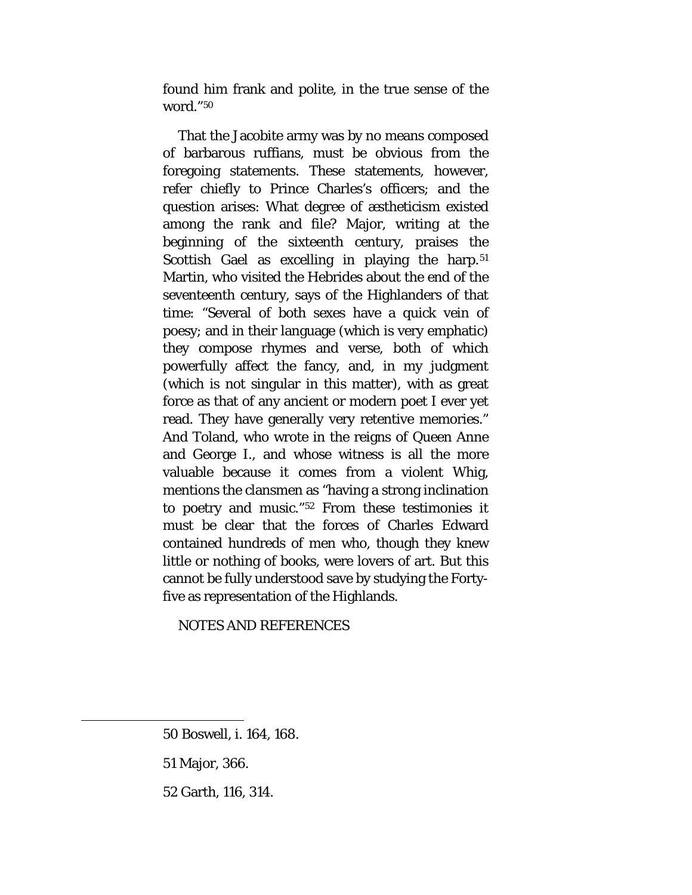found him frank and polite, in the true sense of the word."[50]

That the Jacobite army was by no means composed of barbarous ruffians, must be obvious from the foregoing statements. These statements, however, refer chiefly to Prince Charles's officers; and the question arises: What degree of æstheticism existed among the rank and file? Major, writing at the beginning of the sixteenth century, praises the Scottish Gael as excelling in playing the harp.[51] Martin, who visited the Hebrides about the end of the seventeenth century, says of the Highlanders of that time: "Several of both sexes have a quick vein of poesy; and in their language (which is very emphatic) they compose rhymes and verse, both of which powerfully affect the fancy, and, in my judgment (which is not singular in this matter), with as great force as that of any ancient or modern poet I ever yet read. They have generally very retentive memories." And Toland, who wrote in the reigns of Queen Anne and George I., and whose witness is all the more valuable because it comes from a violent Whig, mentions the clansmen as "having a strong inclination to poetry and music."[52] From these testimonies it must be clear that the forces of Charles Edward contained hundreds of men who, though they knew little or nothing of books, were lovers of art. But this cannot be fully understood save by studying the Forty-five as representation of the Highlands.

NOTES AND REFERENCES

---

50 Boswell, i. 164, 168.

51 Major, 366.

52 Garth, 116, 314.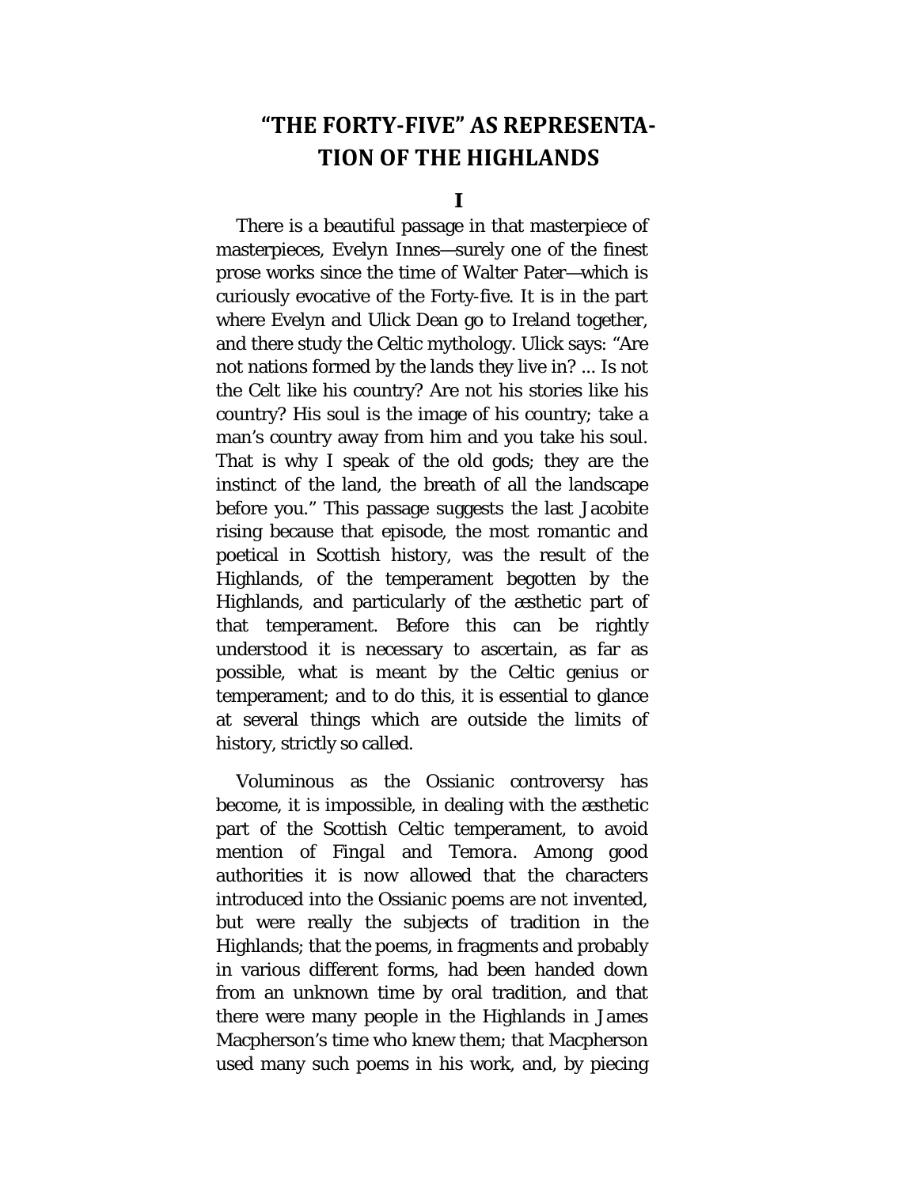# "THE FORTY-FIVE" AS REPRESENTATION OF THE HIGHLANDS

## I

There is a beautiful passage in that masterpiece of masterpieces, Evelyn Innes—surely one of the finest prose works since the time of Walter Pater—which is curiously evocative of the Forty-five. It is in the part where Evelyn and Ulick Dean go to Ireland together, and there study the Celtic mythology. Ulick says: "Are not nations formed by the lands they live in? ... Is not the Celt like his country? Are not his stories like his country? His soul is the image of his country; take a man's country away from him and you take his soul. That is why I speak of the old gods; they are the instinct of the land, the breath of all the landscape before you." This passage suggests the last Jacobite rising because that episode, the most romantic and poetical in Scottish history, was the result of the Highlands, of the temperament begotten by the Highlands, and particularly of the æsthetic part of that temperament. Before this can be rightly understood it is necessary to ascertain, as far as possible, what is meant by the Celtic genius or temperament; and to do this, it is essential to glance at several things which are outside the limits of history, strictly so called.

Voluminous as the Ossianic controversy has become, it is impossible, in dealing with the æsthetic part of the Scottish Celtic temperament, to avoid mention of *Fingal* and *Temora*. Among good authorities it is now allowed that the characters introduced into the Ossianic poems are not invented, but were really the subjects of tradition in the Highlands; that the poems, in fragments and probably in various different forms, had been handed down from an unknown time by oral tradition, and that there were many people in the Highlands in James Macpherson's time who knew them; that Macpherson used many such poems in his work, and, by piecing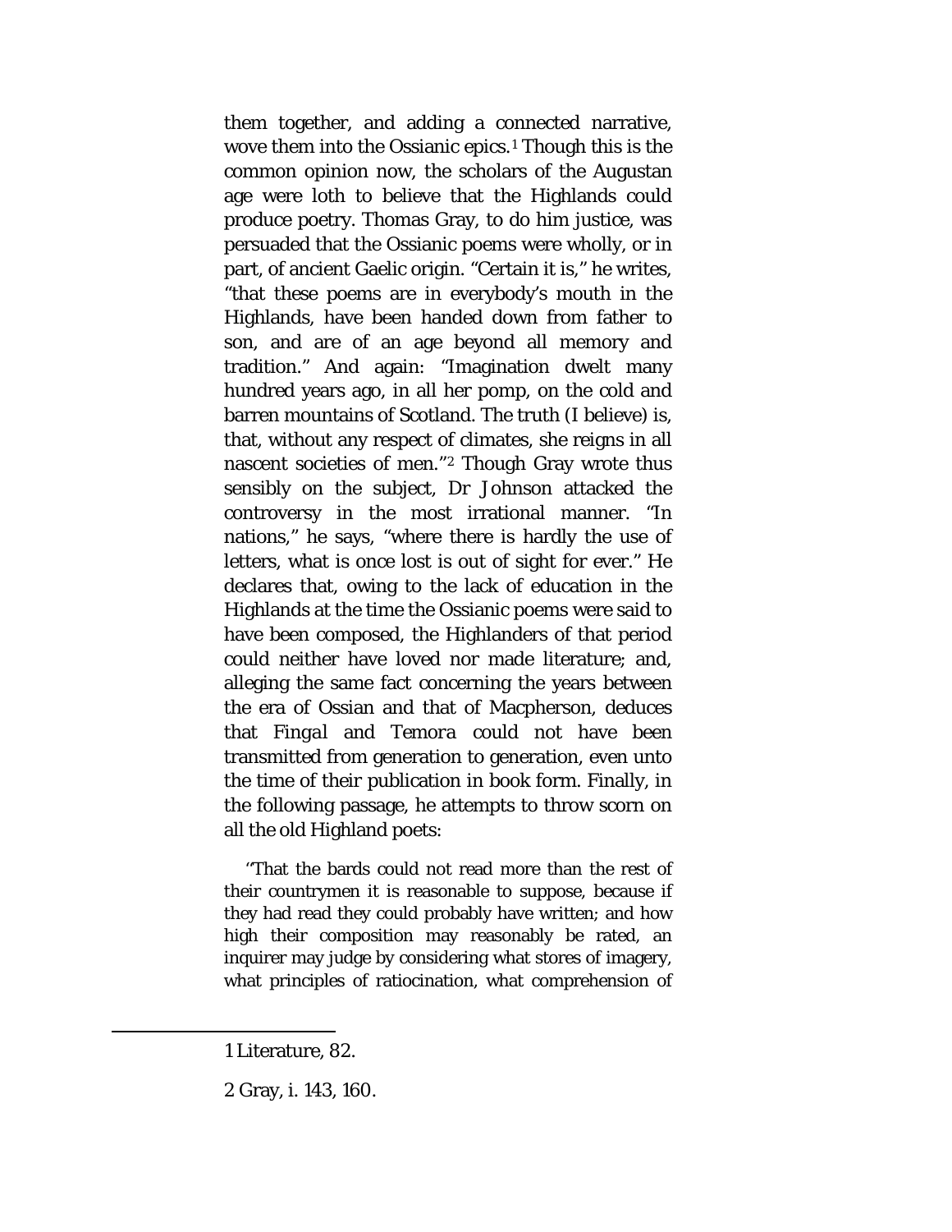them together, and adding a connected narrative, wove them into the Ossianic epics.[1] Though this is the common opinion now, the scholars of the Augustan age were loth to believe that the Highlands could produce poetry. Thomas Gray, to do him justice, was persuaded that the Ossianic poems were wholly, or in part, of ancient Gaelic origin. "Certain it is," he writes, "that these poems are in everybody's mouth in the Highlands, have been handed down from father to son, and are of an age beyond all memory and tradition." And again: "Imagination dwelt many hundred years ago, in all her pomp, on the cold and barren mountains of Scotland. The truth (I believe) is, that, without any respect of climates, she reigns in all nascent societies of men."[2] Though Gray wrote thus sensibly on the subject, Dr Johnson attacked the controversy in the most irrational manner. "In nations," he says, "where there is hardly the use of letters, what is once lost is out of sight for ever." He declares that, owing to the lack of education in the Highlands at the time the Ossianic poems were said to have been composed, the Highlanders of that period could neither have loved nor made literature; and, alleging the same fact concerning the years between the era of Ossian and that of Macpherson, deduces that *Fingal* and *Temora* could not have been transmitted from generation to generation, even unto the time of their publication in book form. Finally, in the following passage, he attempts to throw scorn on all the old Highland poets:

> "That the bards could not read more than the rest of their countrymen it is reasonable to suppose, because if they had read they could probably have written; and how high their composition may reasonably be rated, an inquirer may judge by considering what stores of imagery, what principles of ratiocination, what comprehension of

---

1 Literature, 82.

2 Gray, i. 143, 160.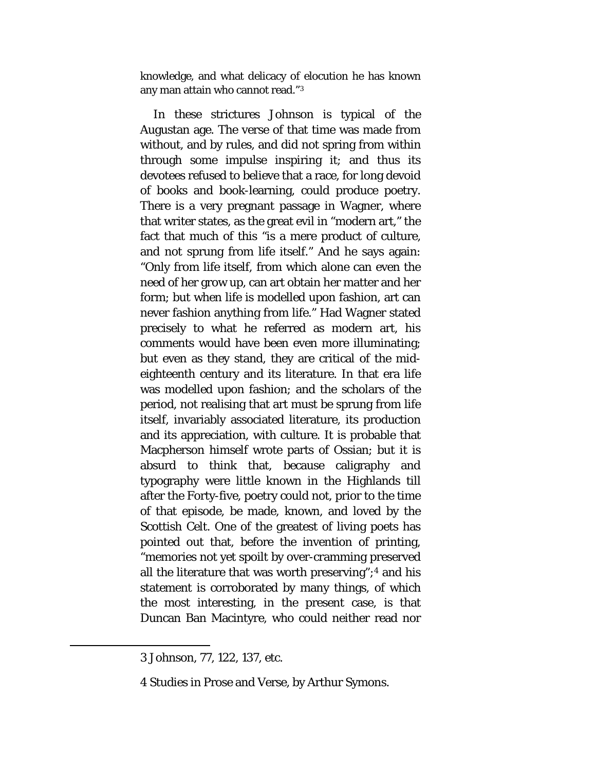knowledge, and what delicacy of elocution he has known any man attain who cannot read."[3]

In these strictures Johnson is typical of the Augustan age. The verse of that time was made from without, and by rules, and did not spring from within through some impulse inspiring it; and thus its devotees refused to believe that a race, for long devoid of books and book-learning, could produce poetry. There is a very pregnant passage in Wagner, where that writer states, as the great evil in "modern art," the fact that much of this "is a mere product of culture, and not sprung from life itself." And he says again: "Only from life itself, from which alone can even the need of her grow up, can art obtain her matter and her form; but when life is modelled upon fashion, art can never fashion anything from life." Had Wagner stated precisely to what he referred as modern art, his comments would have been even more illuminating; but even as they stand, they are critical of the mid-eighteenth century and its literature. In that era life was modelled upon fashion; and the scholars of the period, not realising that art must be sprung from life itself, invariably associated literature, its production and its appreciation, with culture. It is probable that Macpherson himself wrote parts of Ossian; but it is absurd to think that, because caligraphy and typography were little known in the Highlands till after the Forty-five, poetry could not, prior to the time of that episode, be made, known, and loved by the Scottish Celt. One of the greatest of living poets has pointed out that, before the invention of printing, "memories not yet spoilt by over-cramming preserved all the literature that was worth preserving";[4] and his statement is corroborated by many things, of which the most interesting, in the present case, is that Duncan Ban Macintyre, who could neither read nor

---

3 Johnson, 77, 122, 137, etc.

4 Studies in Prose and Verse, by Arthur Symons.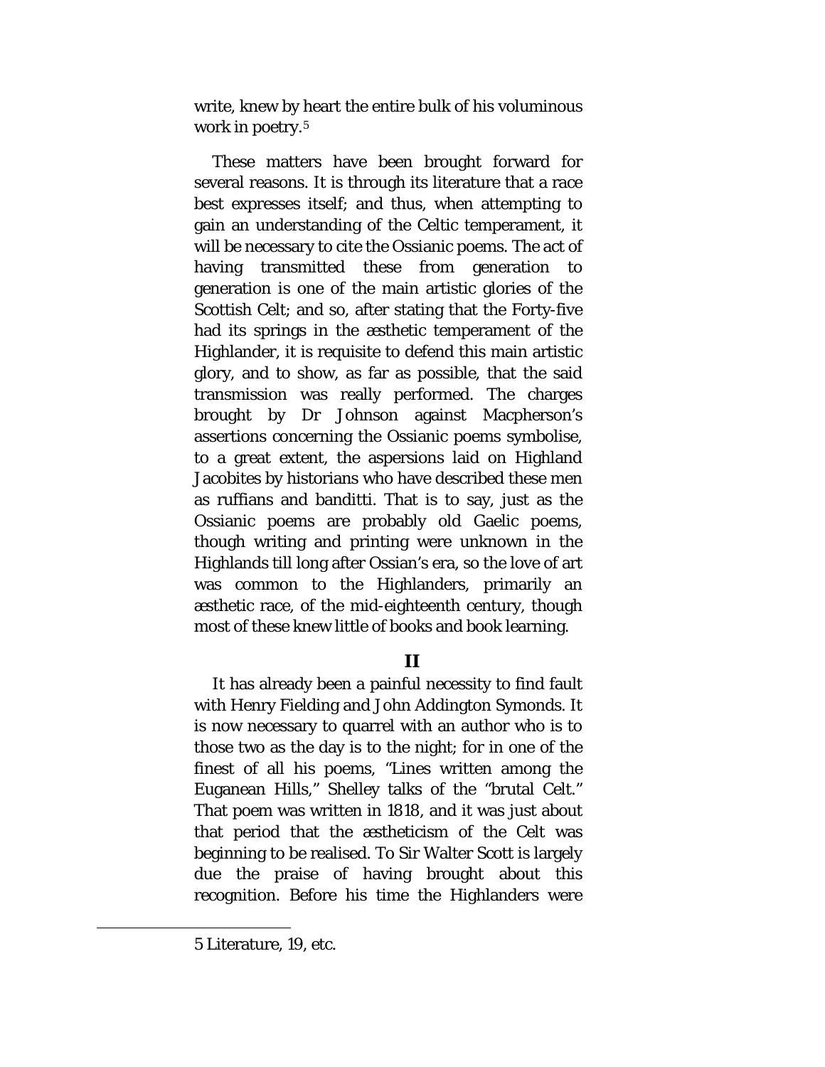write, knew by heart the entire bulk of his voluminous work in poetry.[5]

These matters have been brought forward for several reasons. It is through its literature that a race best expresses itself; and thus, when attempting to gain an understanding of the Celtic temperament, it will be necessary to cite the Ossianic poems. The act of having transmitted these from generation to generation is one of the main artistic glories of the Scottish Celt; and so, after stating that the Forty-five had its springs in the æsthetic temperament of the Highlander, it is requisite to defend this main artistic glory, and to show, as far as possible, that the said transmission was really performed. The charges brought by Dr Johnson against Macpherson's assertions concerning the Ossianic poems symbolise, to a great extent, the aspersions laid on Highland Jacobites by historians who have described these men as ruffians and banditti. That is to say, just as the Ossianic poems are probably old Gaelic poems, though writing and printing were unknown in the Highlands till long after Ossian's era, so the love of art was common to the Highlanders, primarily an æsthetic race, of the mid-eighteenth century, though most of these knew little of books and book learning.

## II

It has already been a painful necessity to find fault with Henry Fielding and John Addington Symonds. It is now necessary to quarrel with an author who is to those two as the day is to the night; for in one of the finest of all his poems, "Lines written among the Euganean Hills," Shelley talks of the "brutal Celt." That poem was written in 1818, and it was just about that period that the æstheticism of the Celt was beginning to be realised. To Sir Walter Scott is largely due the praise of having brought about this recognition. Before his time the Highlanders were

---

5 Literature, 19, etc.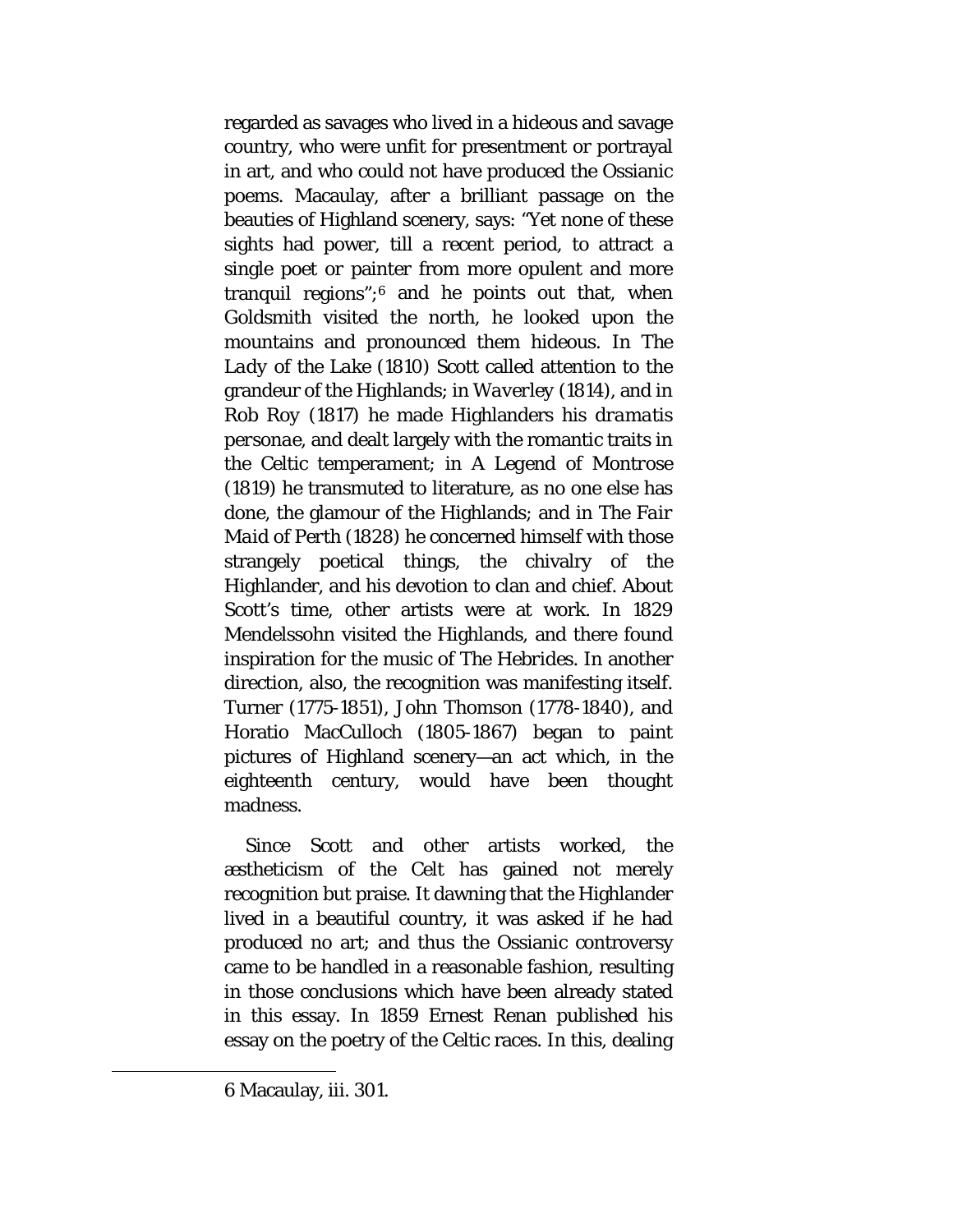regarded as savages who lived in a hideous and savage country, who were unfit for presentment or portrayal in art, and who could not have produced the Ossianic poems. Macaulay, after a brilliant passage on the beauties of Highland scenery, says: "Yet none of these sights had power, till a recent period, to attract a single poet or painter from more opulent and more tranquil regions";[6] and he points out that, when Goldsmith visited the north, he looked upon the mountains and pronounced them hideous. In *The Lady of the Lake* (1810) Scott called attention to the grandeur of the Highlands; in *Waverley* (1814), and in Rob Roy (1817) he made Highlanders his *dramatis personae*, and dealt largely with the romantic traits in the Celtic temperament; in A Legend of Montrose (1819) he transmuted to literature, as no one else has done, the glamour of the Highlands; and in *The Fair Maid of Perth* (1828) he concerned himself with those strangely poetical things, the chivalry of the Highlander, and his devotion to clan and chief. About Scott's time, other artists were at work. In 1829 Mendelssohn visited the Highlands, and there found inspiration for the music of The Hebrides. In another direction, also, the recognition was manifesting itself. Turner (1775-1851), John Thomson (1778-1840), and Horatio MacCulloch (1805-1867) began to paint pictures of Highland scenery—an act which, in the eighteenth century, would have been thought madness.

Since Scott and other artists worked, the æstheticism of the Celt has gained not merely recognition but praise. It dawning that the Highlander lived in a beautiful country, it was asked if he had produced no art; and thus the Ossianic controversy came to be handled in a reasonable fashion, resulting in those conclusions which have been already stated in this essay. In 1859 Ernest Renan published his essay on the poetry of the Celtic races. In this, dealing

---

6 Macaulay, iii. 301.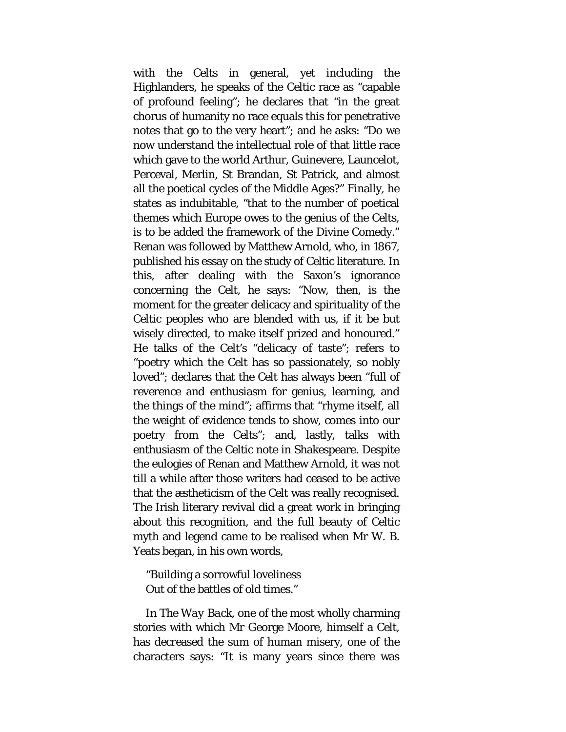with the Celts in general, yet including the Highlanders, he speaks of the Celtic race as "capable of profound feeling"; he declares that "in the great chorus of humanity no race equals this for penetrative notes that go to the very heart"; and he asks: "Do we now understand the intellectual role of that little race which gave to the world Arthur, Guinevere, Launcelot, Perceval, Merlin, St Brandan, St Patrick, and almost all the poetical cycles of the Middle Ages?" Finally, he states as indubitable, "that to the number of poetical themes which Europe owes to the genius of the Celts, is to be added the framework of the Divine Comedy." Renan was followed by Matthew Arnold, who, in 1867, published his essay on the study of Celtic literature. In this, after dealing with the Saxon's ignorance concerning the Celt, he says: "Now, then, is the moment for the greater delicacy and spirituality of the Celtic peoples who are blended with us, if it be but wisely directed, to make itself prized and honoured." He talks of the Celt's "delicacy of taste"; refers to "poetry which the Celt has so passionately, so nobly loved"; declares that the Celt has always been "full of reverence and enthusiasm for genius, learning, and the things of the mind"; affirms that "rhyme itself, all the weight of evidence tends to show, comes into our poetry from the Celts"; and, lastly, talks with enthusiasm of the Celtic note in Shakespeare. Despite the eulogies of Renan and Matthew Arnold, it was not till a while after those writers had ceased to be active that the æstheticism of the Celt was really recognised. The Irish literary revival did a great work in bringing about this recognition, and the full beauty of Celtic myth and legend came to be realised when Mr W. B. Yeats began, in his own words,

"Building a sorrowful loveliness
Out of the battles of old times."

In *The Way Back*, one of the most wholly charming stories with which Mr George Moore, himself a Celt, has decreased the sum of human misery, one of the characters says: "It is many years since there was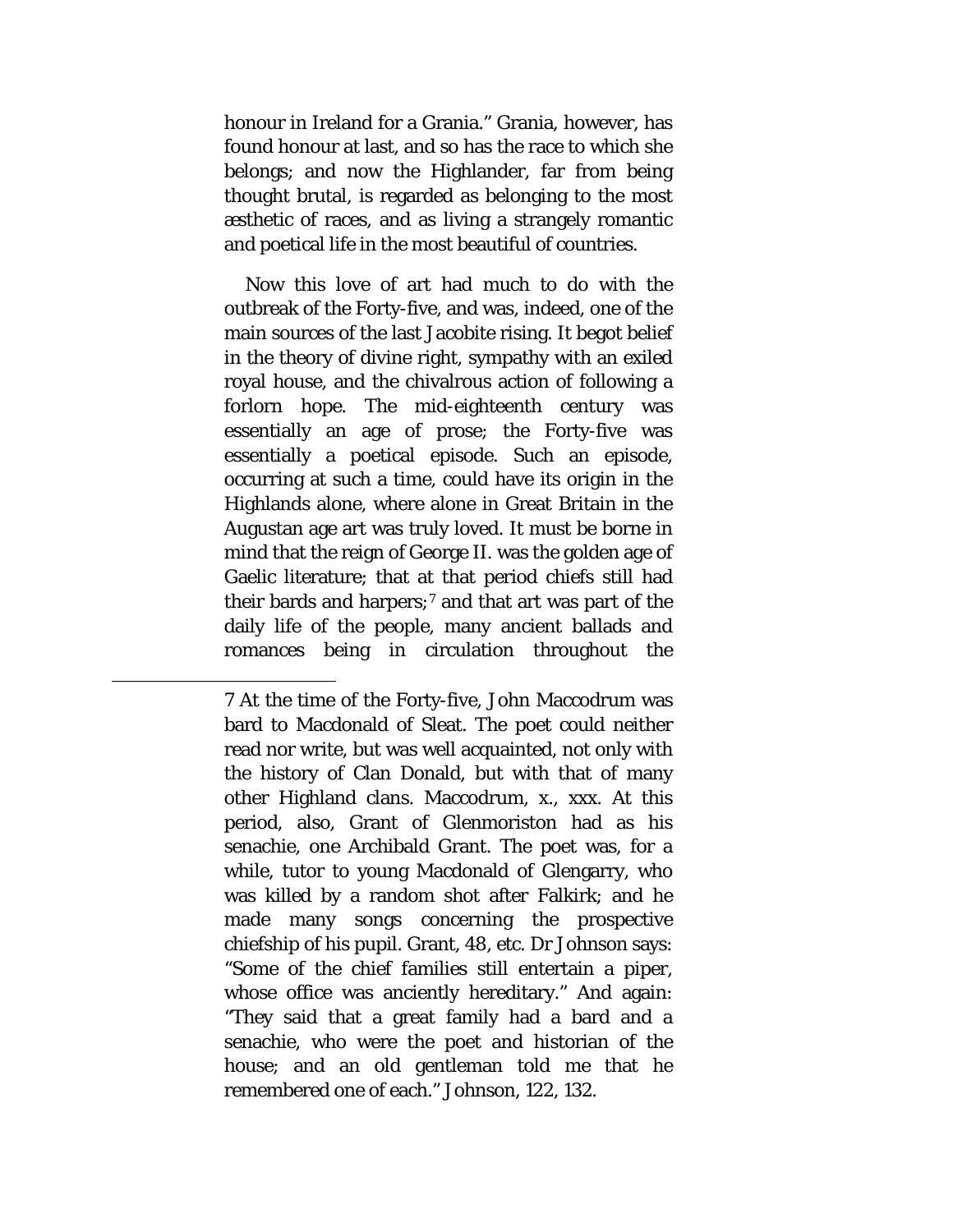honour in Ireland for a Grania." Grania, however, has found honour at last, and so has the race to which she belongs; and now the Highlander, far from being thought brutal, is regarded as belonging to the most æsthetic of races, and as living a strangely romantic and poetical life in the most beautiful of countries.

Now this love of art had much to do with the outbreak of the Forty-five, and was, indeed, one of the main sources of the last Jacobite rising. It begot belief in the theory of divine right, sympathy with an exiled royal house, and the chivalrous action of following a forlorn hope. The mid-eighteenth century was essentially an age of prose; the Forty-five was essentially a poetical episode. Such an episode, occurring at such a time, could have its origin in the Highlands alone, where alone in Great Britain in the Augustan age art was truly loved. It must be borne in mind that the reign of George II. was the golden age of Gaelic literature; that at that period chiefs still had their bards and harpers;[7] and that art was part of the daily life of the people, many ancient ballads and romances being in circulation throughout the

---

7 At the time of the Forty-five, John Maccodrum was bard to Macdonald of Sleat. The poet could neither read nor write, but was well acquainted, not only with the history of Clan Donald, but with that of many other Highland clans. Maccodrum, x., xxx. At this period, also, Grant of Glenmoriston had as his senachie, one Archibald Grant. The poet was, for a while, tutor to young Macdonald of Glengarry, who was killed by a random shot after Falkirk; and he made many songs concerning the prospective chiefship of his pupil. Grant, 48, etc. Dr Johnson says: "Some of the chief families still entertain a piper, whose office was anciently hereditary." And again: "They said that a great family had a bard and a senachie, who were the poet and historian of the house; and an old gentleman told me that he remembered one of each." Johnson, 122, 132.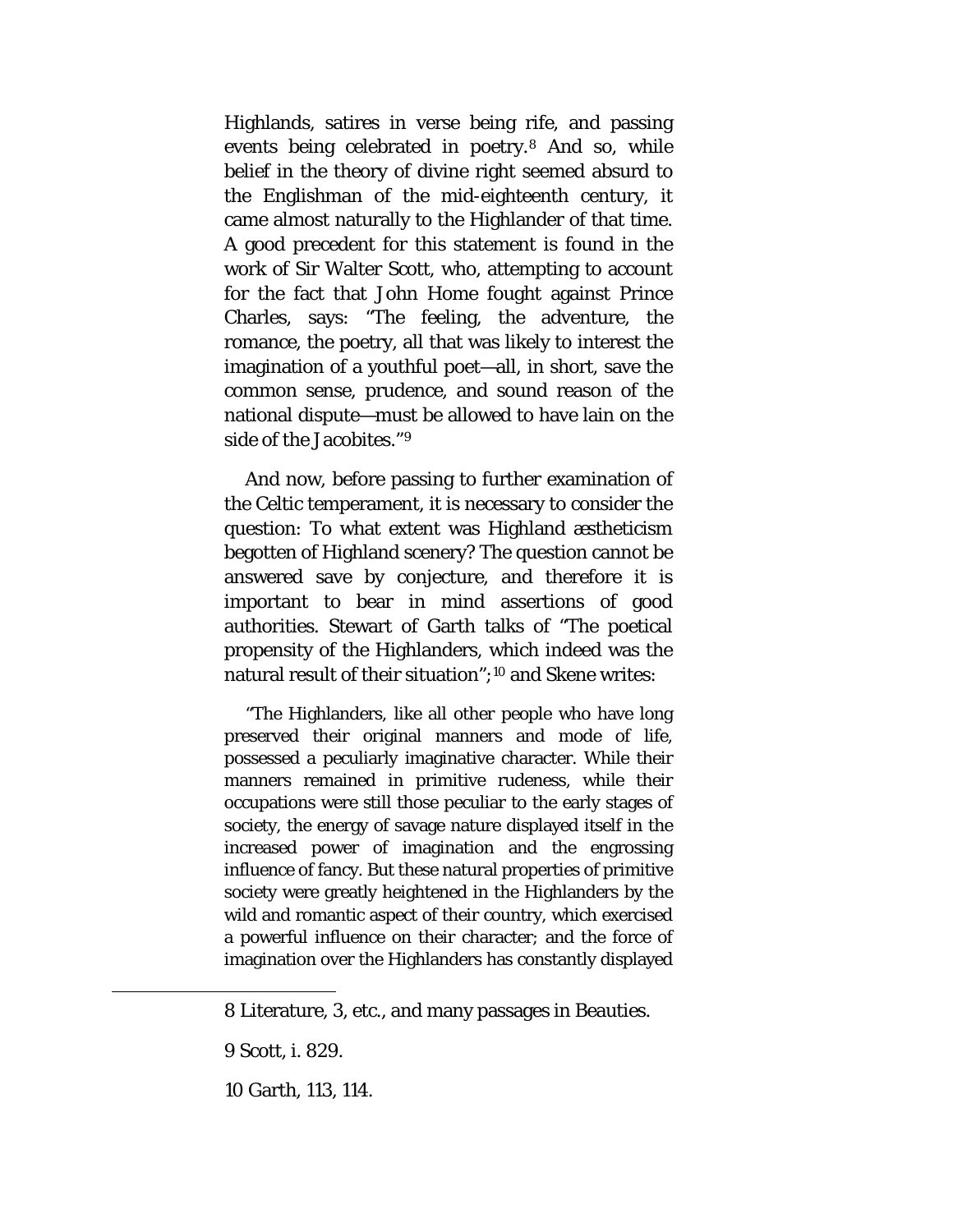Highlands, satires in verse being rife, and passing events being celebrated in poetry.[8] And so, while belief in the theory of divine right seemed absurd to the Englishman of the mid-eighteenth century, it came almost naturally to the Highlander of that time. A good precedent for this statement is found in the work of Sir Walter Scott, who, attempting to account for the fact that John Home fought against Prince Charles, says: "The feeling, the adventure, the romance, the poetry, all that was likely to interest the imagination of a youthful poet—all, in short, save the common sense, prudence, and sound reason of the national dispute—must be allowed to have lain on the side of the Jacobites."[9]

And now, before passing to further examination of the Celtic temperament, it is necessary to consider the question: To what extent was Highland æstheticism begotten of Highland scenery? The question cannot be answered save by conjecture, and therefore it is important to bear in mind assertions of good authorities. Stewart of Garth talks of "The poetical propensity of the Highlanders, which indeed was the natural result of their situation";[10] and Skene writes:

> "The Highlanders, like all other people who have long preserved their original manners and mode of life, possessed a peculiarly imaginative character. While their manners remained in primitive rudeness, while their occupations were still those peculiar to the early stages of society, the energy of savage nature displayed itself in the increased power of imagination and the engrossing influence of fancy. But these natural properties of primitive society were greatly heightened in the Highlanders by the wild and romantic aspect of their country, which exercised a powerful influence on their character; and the force of imagination over the Highlanders has constantly displayed

---

8 Literature, 3, etc., and many passages in Beauties.

9 Scott, i. 829.

10 Garth, 113, 114.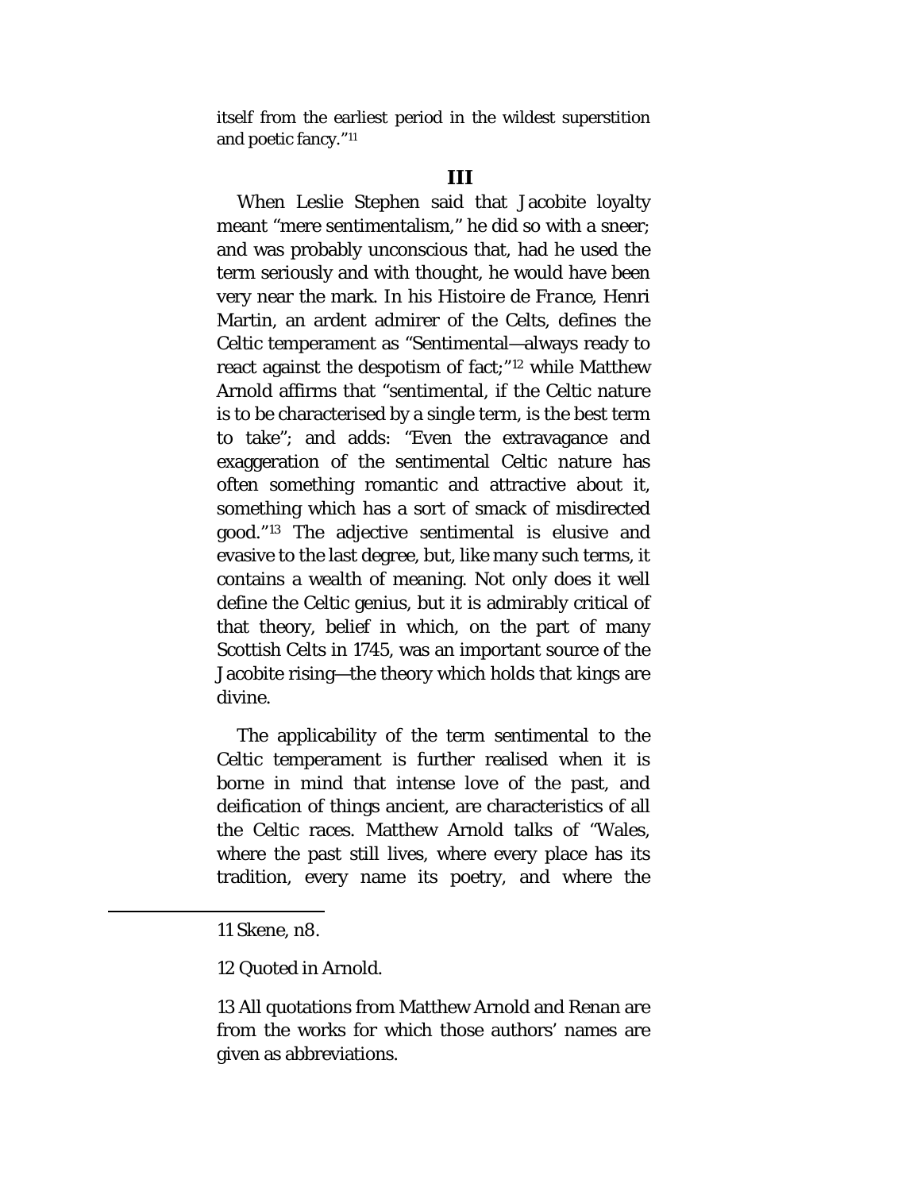itself from the earliest period in the wildest superstition and poetic fancy."[11]

### III

When Leslie Stephen said that Jacobite loyalty meant "mere sentimentalism," he did so with a sneer; and was probably unconscious that, had he used the term seriously and with thought, he would have been very near the mark. In his *Histoire de France*, Henri Martin, an ardent admirer of the Celts, defines the Celtic temperament as "Sentimental—always ready to react against the despotism of fact;"[12] while Matthew Arnold affirms that "sentimental, if the Celtic nature is to be characterised by a single term, is the best term to take"; and adds: "Even the extravagance and exaggeration of the sentimental Celtic nature has often something romantic and attractive about it, something which has a sort of smack of misdirected good."[13] The adjective sentimental is elusive and evasive to the last degree, but, like many such terms, it contains a wealth of meaning. Not only does it well define the Celtic genius, but it is admirably critical of that theory, belief in which, on the part of many Scottish Celts in 1745, was an important source of the Jacobite rising—the theory which holds that kings are divine.

The applicability of the term sentimental to the Celtic temperament is further realised when it is borne in mind that intense love of the past, and deification of things ancient, are characteristics of all the Celtic races. Matthew Arnold talks of "Wales, where the past still lives, where every place has its tradition, every name its poetry, and where the

---

11 Skene, n8.

12 Quoted in Arnold.

13 All quotations from Matthew Arnold and Renan are from the works for which those authors' names are given as abbreviations.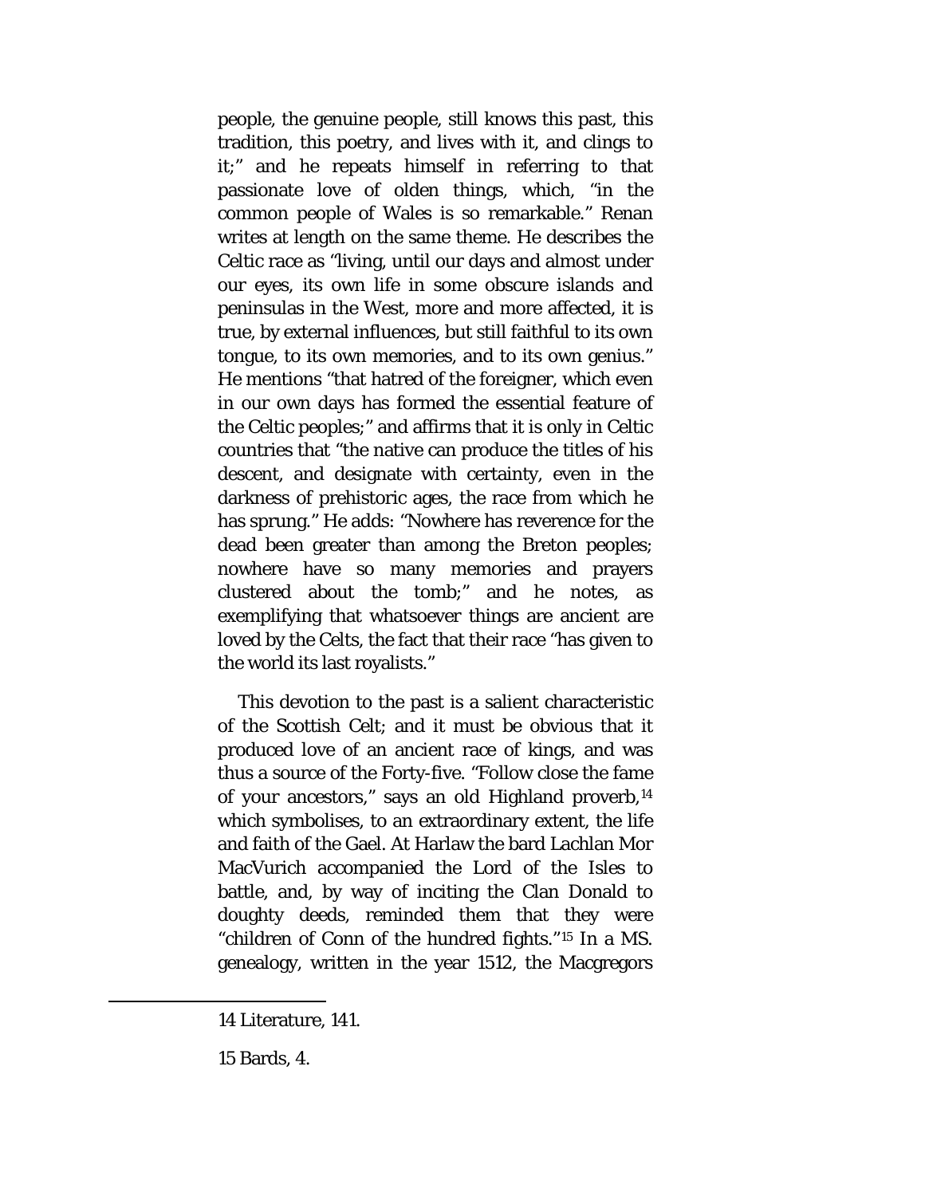people, the genuine people, still knows this past, this tradition, this poetry, and lives with it, and clings to it;" and he repeats himself in referring to that passionate love of olden things, which, "in the common people of Wales is so remarkable." Renan writes at length on the same theme. He describes the Celtic race as "living, until our days and almost under our eyes, its own life in some obscure islands and peninsulas in the West, more and more affected, it is true, by external influences, but still faithful to its own tongue, to its own memories, and to its own genius." He mentions "that hatred of the foreigner, which even in our own days has formed the essential feature of the Celtic peoples;" and affirms that it is only in Celtic countries that "the native can produce the titles of his descent, and designate with certainty, even in the darkness of prehistoric ages, the race from which he has sprung." He adds: "Nowhere has reverence for the dead been greater than among the Breton peoples; nowhere have so many memories and prayers clustered about the tomb;" and he notes, as exemplifying that whatsoever things are ancient are loved by the Celts, the fact that their race "has given to the world its last royalists."

This devotion to the past is a salient characteristic of the Scottish Celt; and it must be obvious that it produced love of an ancient race of kings, and was thus a source of the Forty-five. "Follow close the fame of your ancestors," says an old Highland proverb,[14] which symbolises, to an extraordinary extent, the life and faith of the Gael. At Harlaw the bard Lachlan Mor MacVurich accompanied the Lord of the Isles to battle, and, by way of inciting the Clan Donald to doughty deeds, reminded them that they were "children of Conn of the hundred fights."[15] In a MS. genealogy, written in the year 1512, the Macgregors

---

14 Literature, 141.

15 Bards, 4.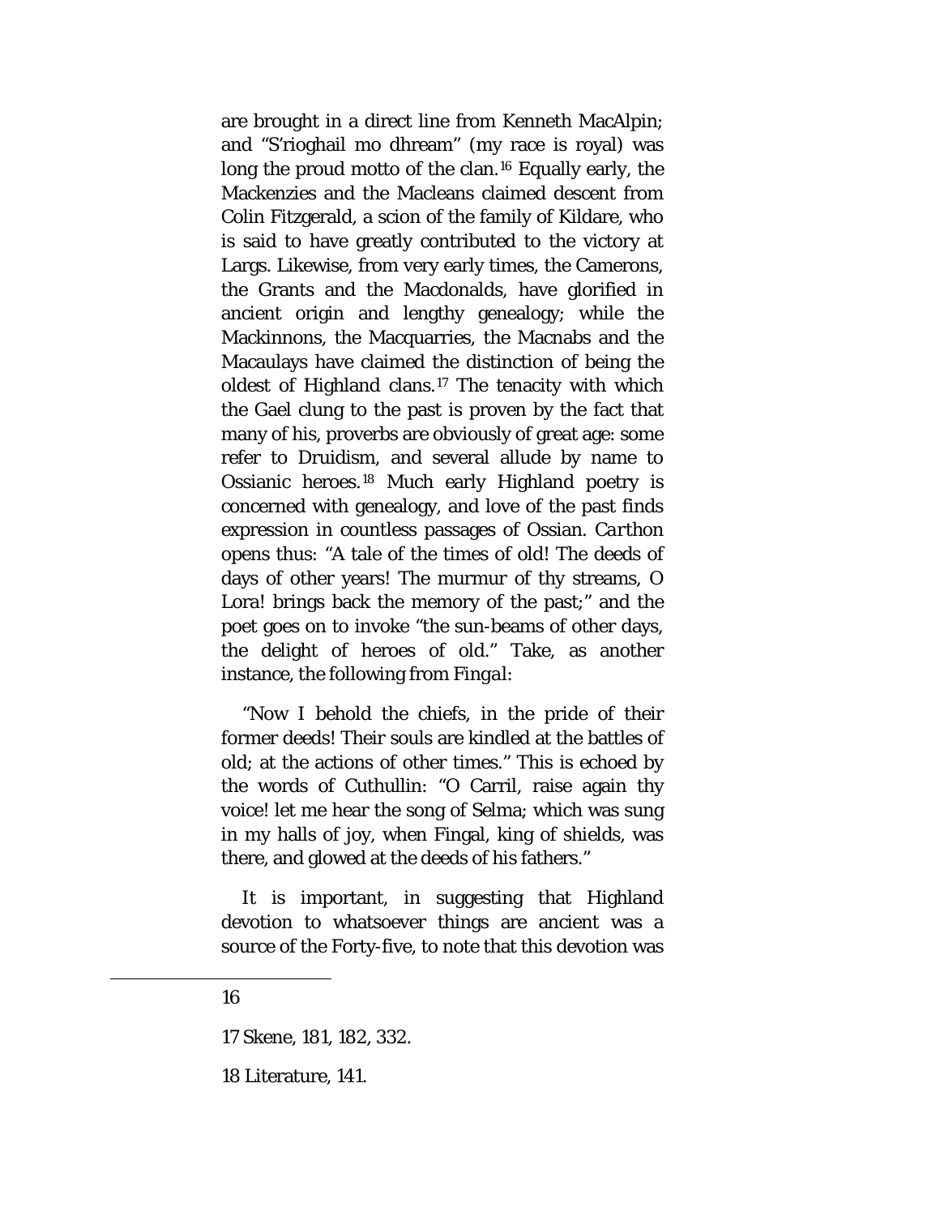are brought in a direct line from Kenneth MacAlpin; and "S'rioghail mo dhream" (my race is royal) was long the proud motto of the clan.[16] Equally early, the Mackenzies and the Macleans claimed descent from Colin Fitzgerald, a scion of the family of Kildare, who is said to have greatly contributed to the victory at Largs. Likewise, from very early times, the Camerons, the Grants and the Macdonalds, have glorified in ancient origin and lengthy genealogy; while the Mackinnons, the Macquarries, the Macnabs and the Macaulays have claimed the distinction of being the oldest of Highland clans.[17] The tenacity with which the Gael clung to the past is proven by the fact that many of his, proverbs are obviously of great age: some refer to Druidism, and several allude by name to Ossianic heroes.[18] Much early Highland poetry is concerned with genealogy, and love of the past finds expression in countless passages of Ossian. *Carthon* opens thus: "A tale of the times of old! The deeds of days of other years! The murmur of thy streams, O Lora! brings back the memory of the past;" and the poet goes on to invoke "the sun-beams of other days, the delight of heroes of old." Take, as another instance, the following from *Fingal*:

"Now I behold the chiefs, in the pride of their former deeds! Their souls are kindled at the battles of old; at the actions of other times." This is echoed by the words of Cuthullin: "O Carril, raise again thy voice! let me hear the song of Selma; which was sung in my halls of joy, when Fingal, king of shields, was there, and glowed at the deeds of his fathers."

It is important, in suggesting that Highland devotion to whatsoever things are ancient was a source of the Forty-five, to note that this devotion was

---

16

17 Skene, 181, 182, 332.

18 Literature, 141.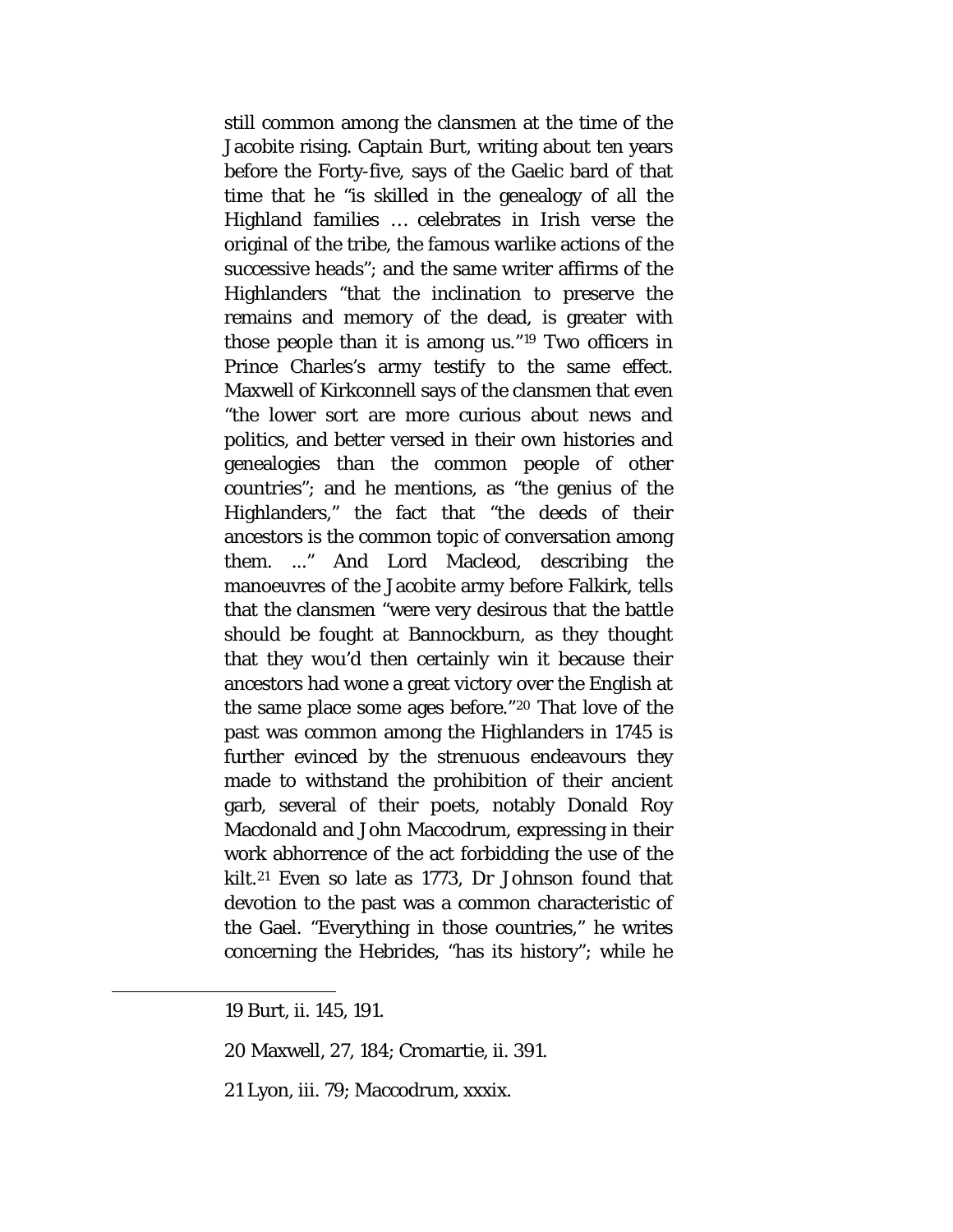still common among the clansmen at the time of the Jacobite rising. Captain Burt, writing about ten years before the Forty-five, says of the Gaelic bard of that time that he "is skilled in the genealogy of all the Highland families … celebrates in Irish verse the original of the tribe, the famous warlike actions of the successive heads"; and the same writer affirms of the Highlanders "that the inclination to preserve the remains and memory of the dead, is greater with those people than it is among us."[19] Two officers in Prince Charles's army testify to the same effect. Maxwell of Kirkconnell says of the clansmen that even "the lower sort are more curious about news and politics, and better versed in their own histories and genealogies than the common people of other countries"; and he mentions, as "the genius of the Highlanders," the fact that "the deeds of their ancestors is the common topic of conversation among them. ..." And Lord Macleod, describing the manoeuvres of the Jacobite army before Falkirk, tells that the clansmen "were very desirous that the battle should be fought at Bannockburn, as they thought that they wou'd then certainly win it because their ancestors had wone a great victory over the English at the same place some ages before."[20] That love of the past was common among the Highlanders in 1745 is further evinced by the strenuous endeavours they made to withstand the prohibition of their ancient garb, several of their poets, notably Donald Roy Macdonald and John Maccodrum, expressing in their work abhorrence of the act forbidding the use of the kilt.[21] Even so late as 1773, Dr Johnson found that devotion to the past was a common characteristic of the Gael. "Everything in those countries," he writes concerning the Hebrides, "has its history"; while he

---

19 Burt, ii. 145, 191.

20 Maxwell, 27, 184; Cromartie, ii. 391.

21 Lyon, iii. 79; Maccodrum, xxxix.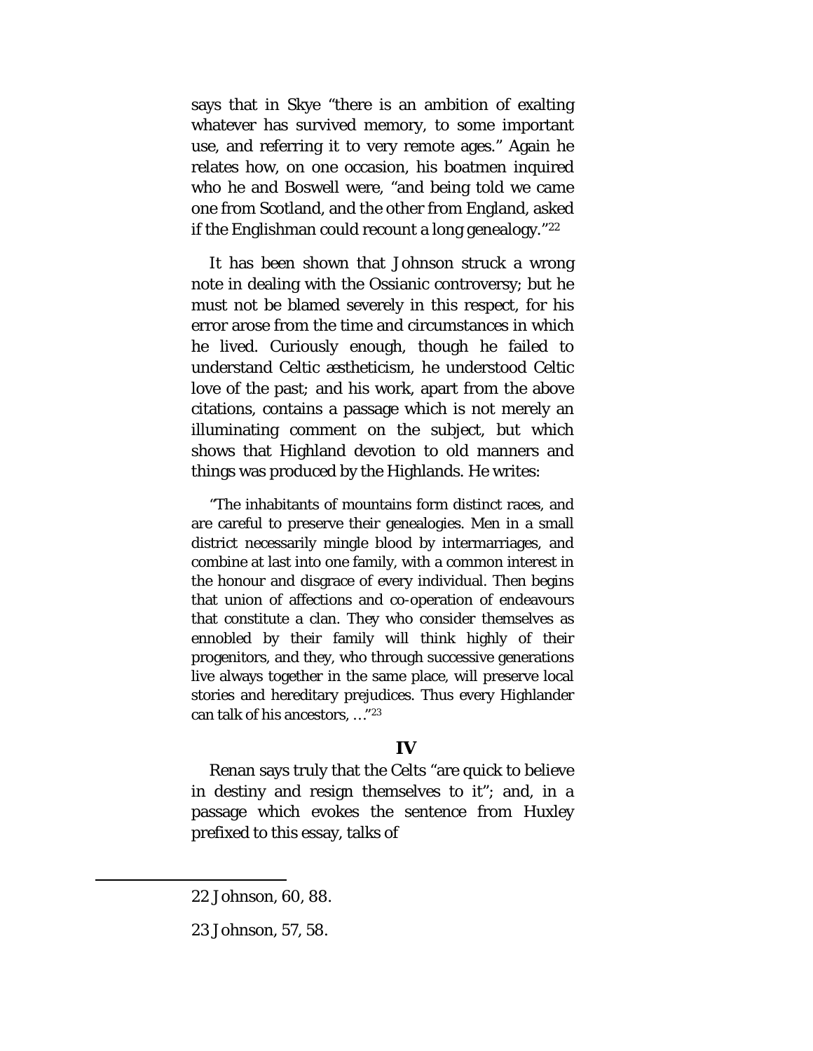says that in Skye "there is an ambition of exalting whatever has survived memory, to some important use, and referring it to very remote ages." Again he relates how, on one occasion, his boatmen inquired who he and Boswell were, "and being told we came one from Scotland, and the other from England, asked if the Englishman could recount a long genealogy."[22]

It has been shown that Johnson struck a wrong note in dealing with the Ossianic controversy; but he must not be blamed severely in this respect, for his error arose from the time and circumstances in which he lived. Curiously enough, though he failed to understand Celtic æstheticism, he understood Celtic love of the past; and his work, apart from the above citations, contains a passage which is not merely an illuminating comment on the subject, but which shows that Highland devotion to old manners and things was produced by the Highlands. He writes:

> "The inhabitants of mountains form distinct races, and are careful to preserve their genealogies. Men in a small district necessarily mingle blood by intermarriages, and combine at last into one family, with a common interest in the honour and disgrace of every individual. Then begins that union of affections and co-operation of endeavours that constitute a clan. They who consider themselves as ennobled by their family will think highly of their progenitors, and they, who through successive generations live always together in the same place, will preserve local stories and hereditary prejudices. Thus every Highlander can talk of his ancestors, …"[23]

## IV

Renan says truly that the Celts "are quick to believe in destiny and resign themselves to it"; and, in a passage which evokes the sentence from Huxley prefixed to this essay, talks of

---

22 Johnson, 60, 88.

23 Johnson, 57, 58.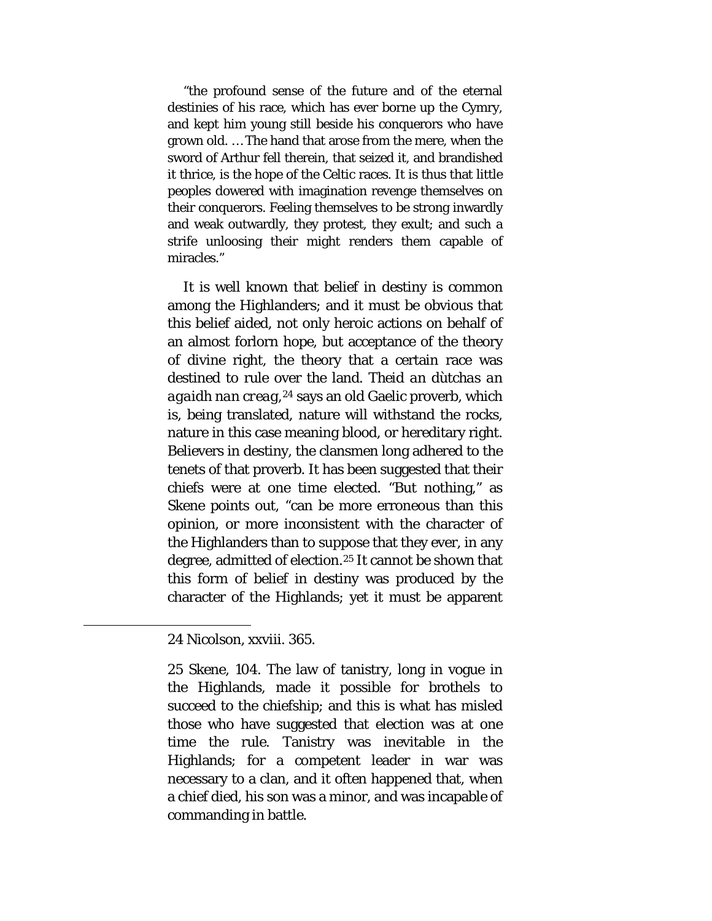"the profound sense of the future and of the eternal destinies of his race, which has ever borne up the Cymry, and kept him young still beside his conquerors who have grown old. … The hand that arose from the mere, when the sword of Arthur fell therein, that seized it, and brandished it thrice, is the hope of the Celtic races. It is thus that little peoples dowered with imagination revenge themselves on their conquerors. Feeling themselves to be strong inwardly and weak outwardly, they protest, they exult; and such a strife unloosing their might renders them capable of miracles."

It is well known that belief in destiny is common among the Highlanders; and it must be obvious that this belief aided, not only heroic actions on behalf of an almost forlorn hope, but acceptance of the theory of divine right, the theory that a certain race was destined to rule over the land. *Theid an dùtchas an agaidh nan creag*,[24] says an old Gaelic proverb, which is, being translated, nature will withstand the rocks, nature in this case meaning blood, or hereditary right. Believers in destiny, the clansmen long adhered to the tenets of that proverb. It has been suggested that their chiefs were at one time elected. "But nothing," as Skene points out, "can be more erroneous than this opinion, or more inconsistent with the character of the Highlanders than to suppose that they ever, in any degree, admitted of election.[25] It cannot be shown that this form of belief in destiny was produced by the character of the Highlands; yet it must be apparent

---

24 Nicolson, xxviii. 365.

25 Skene, 104. The law of tanistry, long in vogue in the Highlands, made it possible for brothels to succeed to the chiefship; and this is what has misled those who have suggested that election was at one time the rule. Tanistry was inevitable in the Highlands; for a competent leader in war was necessary to a clan, and it often happened that, when a chief died, his son was a minor, and was incapable of commanding in battle.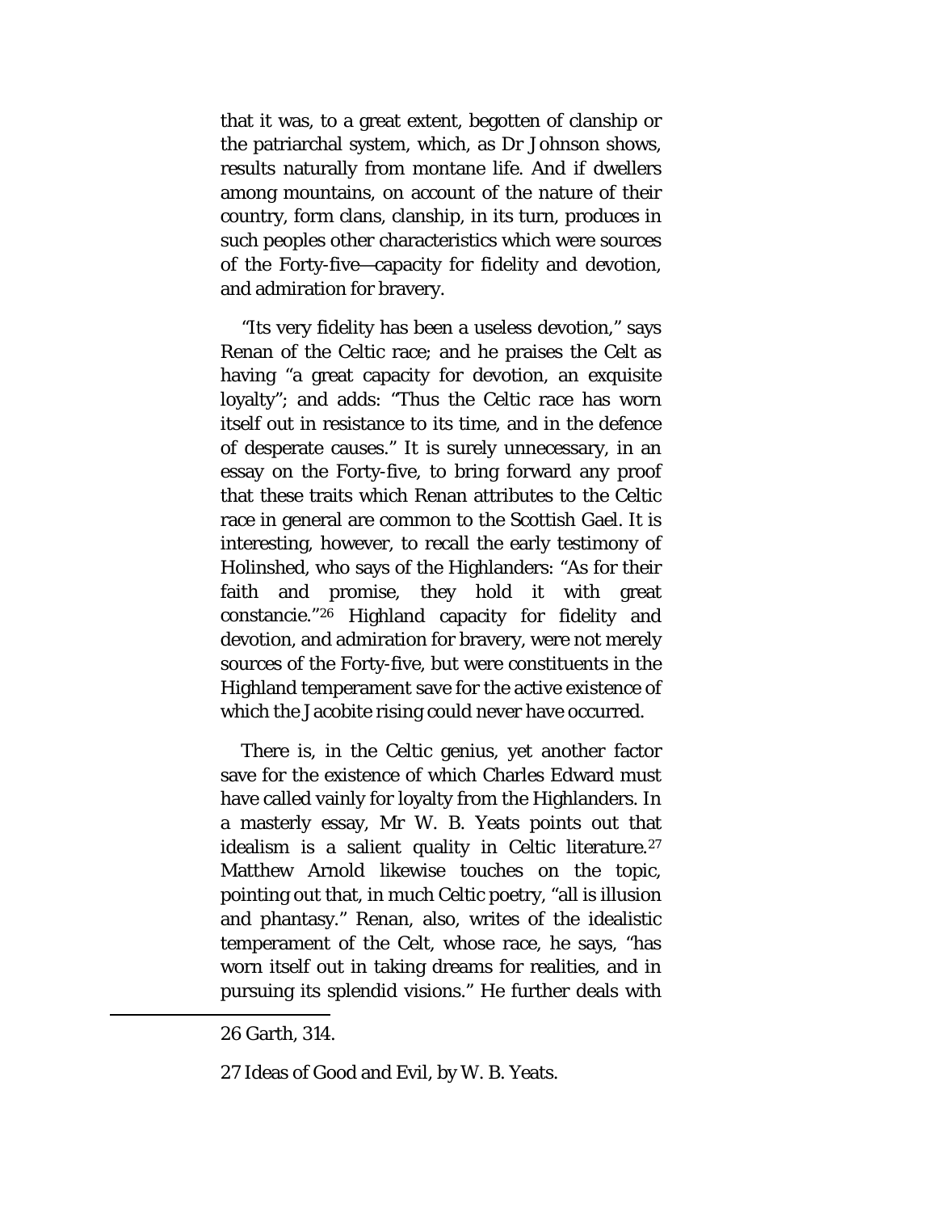that it was, to a great extent, begotten of clanship or the patriarchal system, which, as Dr Johnson shows, results naturally from montane life. And if dwellers among mountains, on account of the nature of their country, form clans, clanship, in its turn, produces in such peoples other characteristics which were sources of the Forty-five—capacity for fidelity and devotion, and admiration for bravery.

"Its very fidelity has been a useless devotion," says Renan of the Celtic race; and he praises the Celt as having "a great capacity for devotion, an exquisite loyalty"; and adds: "Thus the Celtic race has worn itself out in resistance to its time, and in the defence of desperate causes." It is surely unnecessary, in an essay on the Forty-five, to bring forward any proof that these traits which Renan attributes to the Celtic race in general are common to the Scottish Gael. It is interesting, however, to recall the early testimony of Holinshed, who says of the Highlanders: "As for their faith and promise, they hold it with great constancie."[26] Highland capacity for fidelity and devotion, and admiration for bravery, were not merely sources of the Forty-five, but were constituents in the Highland temperament save for the active existence of which the Jacobite rising could never have occurred.

There is, in the Celtic genius, yet another factor save for the existence of which Charles Edward must have called vainly for loyalty from the Highlanders. In a masterly essay, Mr W. B. Yeats points out that idealism is a salient quality in Celtic literature.[27] Matthew Arnold likewise touches on the topic, pointing out that, in much Celtic poetry, "all is illusion and phantasy." Renan, also, writes of the idealistic temperament of the Celt, whose race, he says, "has worn itself out in taking dreams for realities, and in pursuing its splendid visions." He further deals with

---

26 Garth, 314.

27 Ideas of Good and Evil, by W. B. Yeats.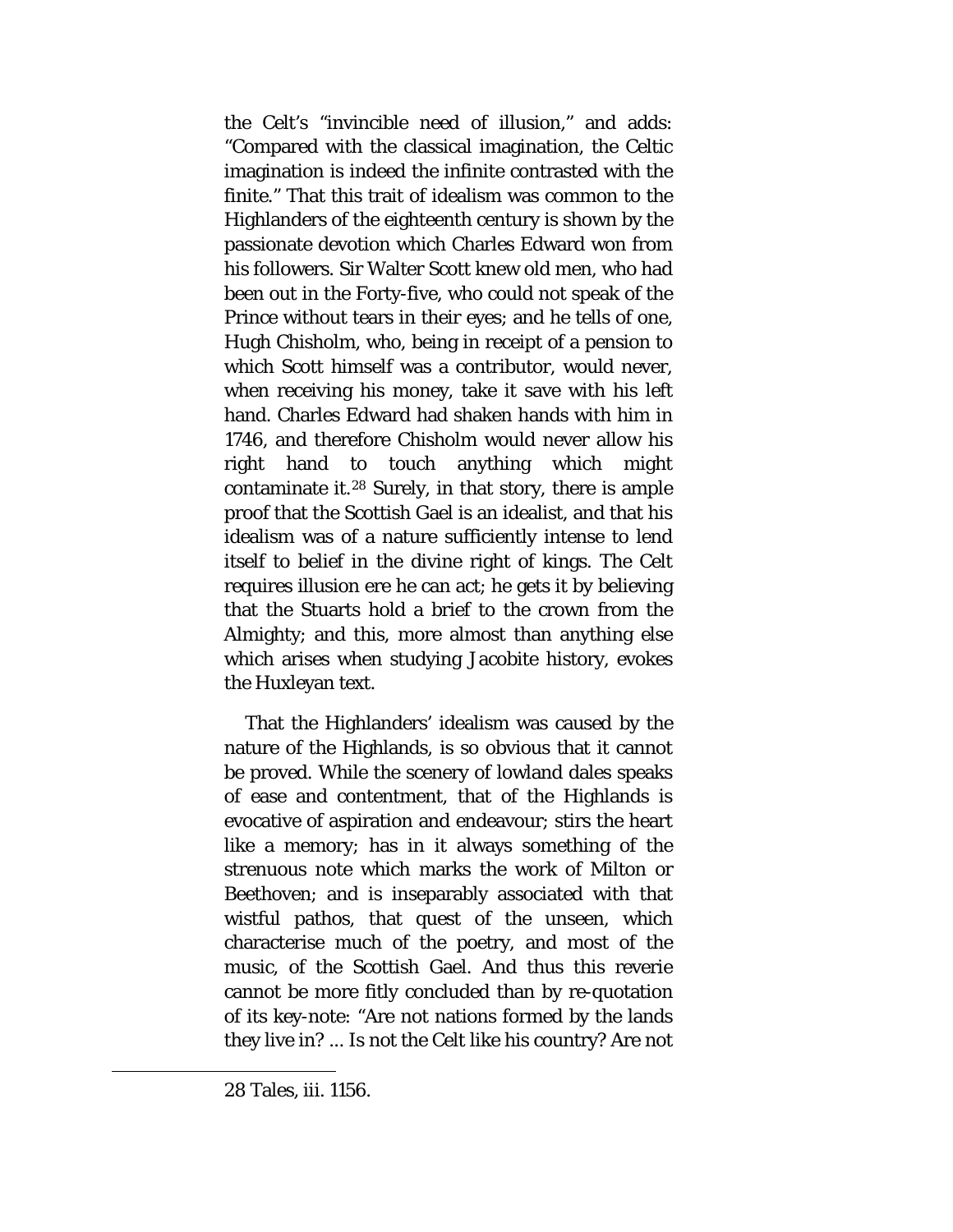the Celt's "invincible need of illusion," and adds: "Compared with the classical imagination, the Celtic imagination is indeed the infinite contrasted with the finite." That this trait of idealism was common to the Highlanders of the eighteenth century is shown by the passionate devotion which Charles Edward won from his followers. Sir Walter Scott knew old men, who had been out in the Forty-five, who could not speak of the Prince without tears in their eyes; and he tells of one, Hugh Chisholm, who, being in receipt of a pension to which Scott himself was a contributor, would never, when receiving his money, take it save with his left hand. Charles Edward had shaken hands with him in 1746, and therefore Chisholm would never allow his right hand to touch anything which might contaminate it.[28] Surely, in that story, there is ample proof that the Scottish Gael is an idealist, and that his idealism was of a nature sufficiently intense to lend itself to belief in the divine right of kings. The Celt requires illusion ere he can act; he gets it by believing that the Stuarts hold a brief to the crown from the Almighty; and this, more almost than anything else which arises when studying Jacobite history, evokes the Huxleyan text.

That the Highlanders' idealism was caused by the nature of the Highlands, is so obvious that it cannot be proved. While the scenery of lowland dales speaks of ease and contentment, that of the Highlands is evocative of aspiration and endeavour; stirs the heart like a memory; has in it always something of the strenuous note which marks the work of Milton or Beethoven; and is inseparably associated with that wistful pathos, that quest of the unseen, which characterise much of the poetry, and most of the music, of the Scottish Gael. And thus this reverie cannot be more fitly concluded than by re-quotation of its key-note: "Are not nations formed by the lands they live in? ... Is not the Celt like his country? Are not

---

28 Tales, iii. 1156.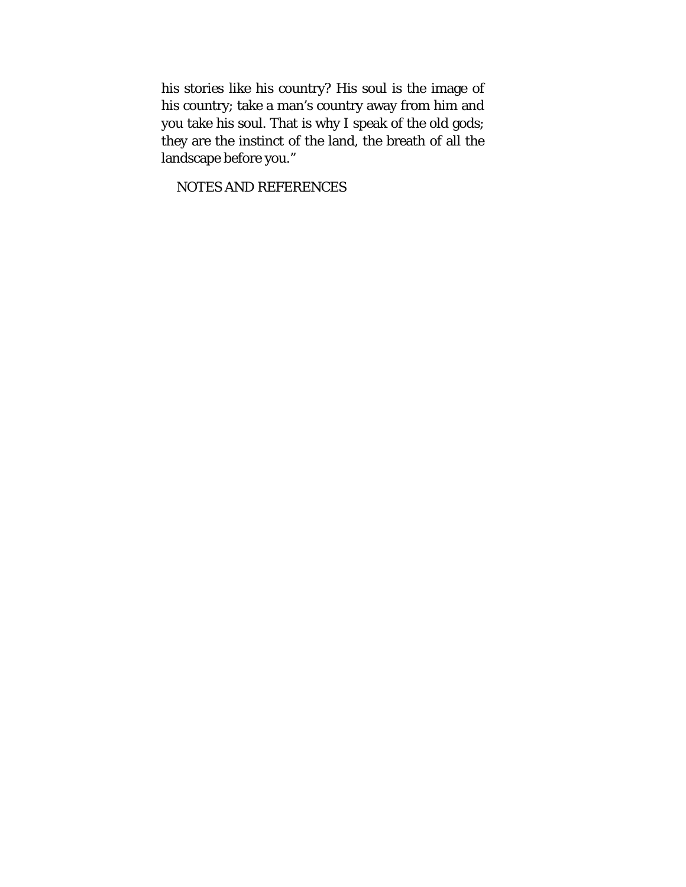his stories like his country? His soul is the image of his country; take a man's country away from him and you take his soul. That is why I speak of the old gods; they are the instinct of the land, the breath of all the landscape before you."

## NOTES AND REFERENCES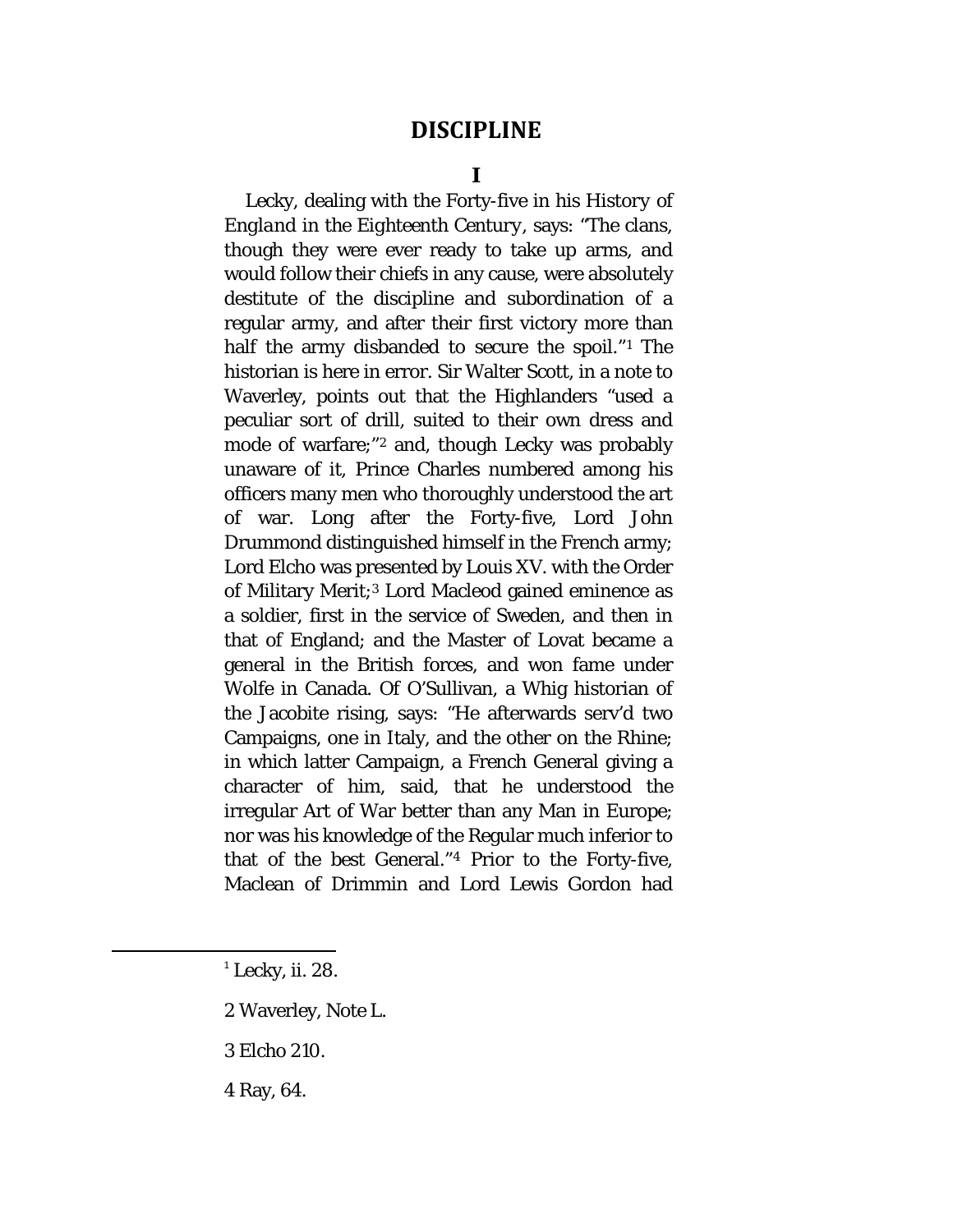## DISCIPLINE

### I

Lecky, dealing with the Forty-five in his *History of England in the Eighteenth Century*, says: "The clans, though they were ever ready to take up arms, and would follow their chiefs in any cause, were absolutely destitute of the discipline and subordination of a regular army, and after their first victory more than half the army disbanded to secure the spoil."[1] The historian is here in error. Sir Walter Scott, in a note to Waverley, points out that the Highlanders "used a peculiar sort of drill, suited to their own dress and mode of warfare;"[2] and, though Lecky was probably unaware of it, Prince Charles numbered among his officers many men who thoroughly understood the art of war. Long after the Forty-five, Lord John Drummond distinguished himself in the French army; Lord Elcho was presented by Louis XV. with the Order of Military Merit;[3] Lord Macleod gained eminence as a soldier, first in the service of Sweden, and then in that of England; and the Master of Lovat became a general in the British forces, and won fame under Wolfe in Canada. Of O'Sullivan, a Whig historian of the Jacobite rising, says: "He afterwards serv'd two Campaigns, one in Italy, and the other on the Rhine; in which latter Campaign, a French General giving a character of him, said, that he understood the irregular Art of War better than any Man in Europe; nor was his knowledge of the Regular much inferior to that of the best General."[4] Prior to the Forty-five, Maclean of Drimmin and Lord Lewis Gordon had

---

[1] Lecky, ii. 28.

[2] Waverley, Note L.

[3] Elcho 210.

[4] Ray, 64.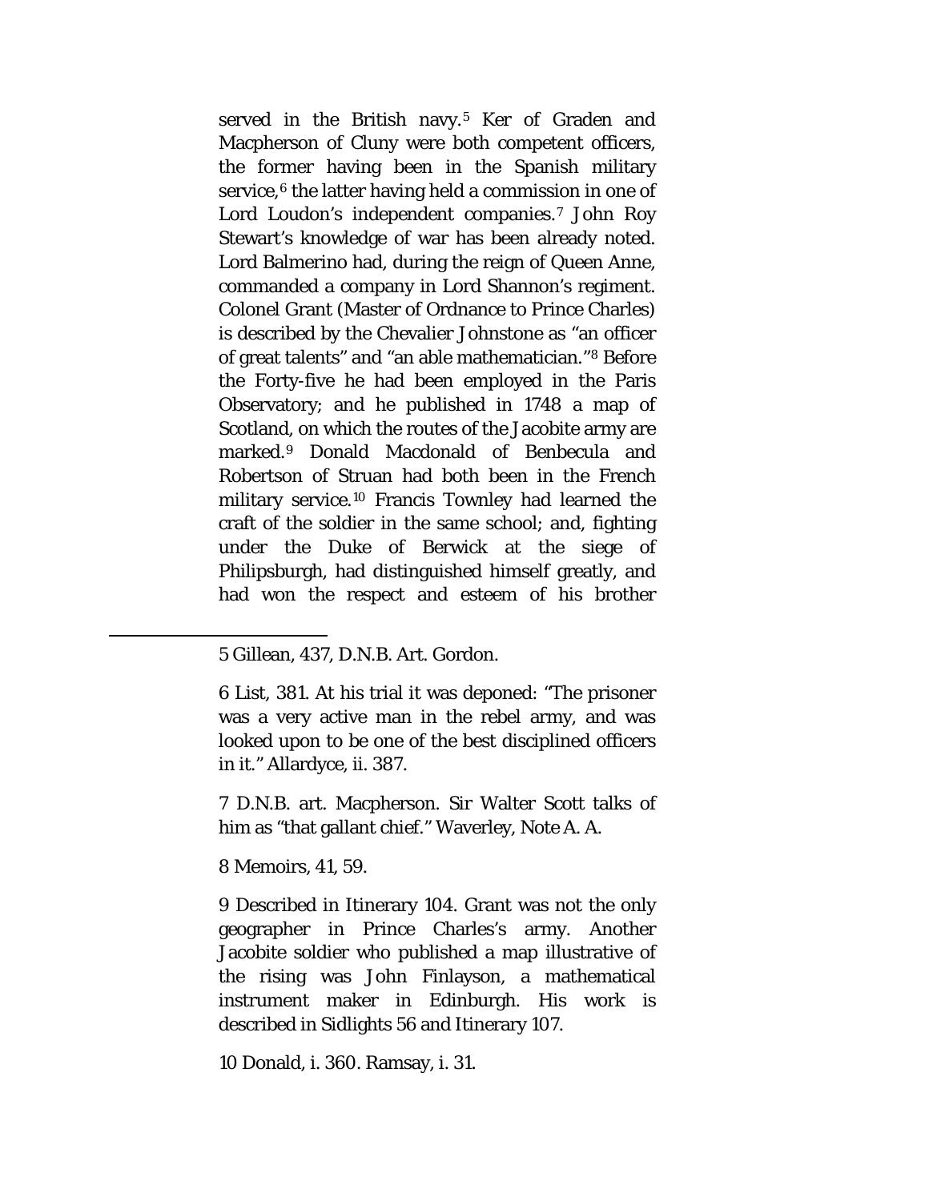served in the British navy.[5] Ker of Graden and Macpherson of Cluny were both competent officers, the former having been in the Spanish military service,[6] the latter having held a commission in one of Lord Loudon's independent companies.[7] John Roy Stewart's knowledge of war has been already noted. Lord Balmerino had, during the reign of Queen Anne, commanded a company in Lord Shannon's regiment. Colonel Grant (Master of Ordnance to Prince Charles) is described by the Chevalier Johnstone as "an officer of great talents" and "an able mathematician."[8] Before the Forty-five he had been employed in the Paris Observatory; and he published in 1748 a map of Scotland, on which the routes of the Jacobite army are marked.[9] Donald Macdonald of Benbecula and Robertson of Struan had both been in the French military service.[10] Francis Townley had learned the craft of the soldier in the same school; and, fighting under the Duke of Berwick at the siege of Philipsburgh, had distinguished himself greatly, and had won the respect and esteem of his brother

---

5 Gillean, 437, D.N.B. Art. Gordon.

6 List, 381. At his trial it was deponed: "The prisoner was a very active man in the rebel army, and was looked upon to be one of the best disciplined officers in it." Allardyce, ii. 387.

7 D.N.B. art. Macpherson. Sir Walter Scott talks of him as "that gallant chief." Waverley, Note A. A.

8 Memoirs, 41, 59.

9 Described in Itinerary 104. Grant was not the only geographer in Prince Charles's army. Another Jacobite soldier who published a map illustrative of the rising was John Finlayson, a mathematical instrument maker in Edinburgh. His work is described in Sidlights 56 and Itinerary 107.

10 Donald, i. 360. Ramsay, i. 31.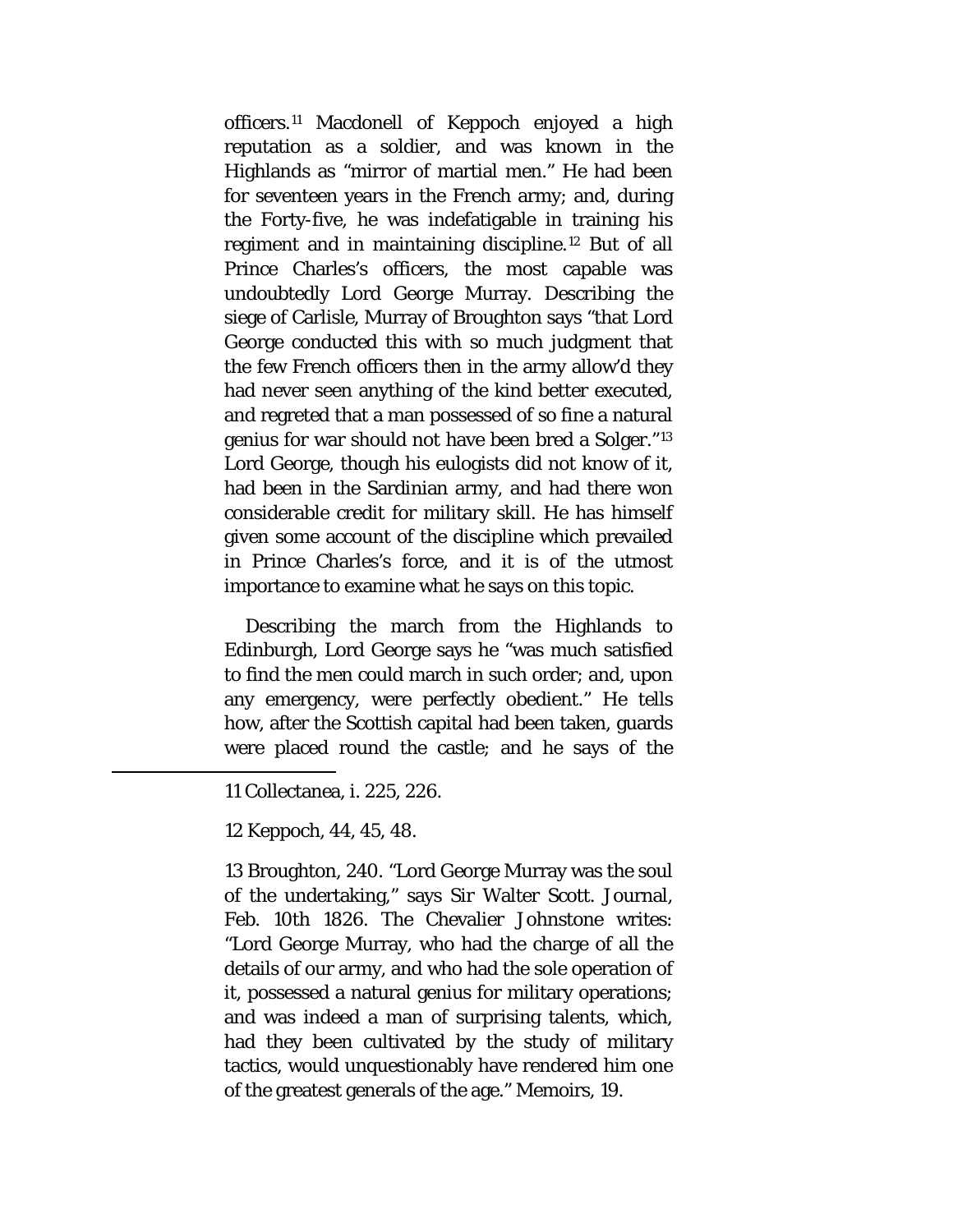officers.[11] Macdonell of Keppoch enjoyed a high reputation as a soldier, and was known in the Highlands as "mirror of martial men." He had been for seventeen years in the French army; and, during the Forty-five, he was indefatigable in training his regiment and in maintaining discipline.[12] But of all Prince Charles's officers, the most capable was undoubtedly Lord George Murray. Describing the siege of Carlisle, Murray of Broughton says "that Lord George conducted this with so much judgment that the few French officers then in the army allow'd they had never seen anything of the kind better executed, and regreted that a man possessed of so fine a natural genius for war should not have been bred a Solger."[13] Lord George, though his eulogists did not know of it, had been in the Sardinian army, and had there won considerable credit for military skill. He has himself given some account of the discipline which prevailed in Prince Charles's force, and it is of the utmost importance to examine what he says on this topic.

Describing the march from the Highlands to Edinburgh, Lord George says he "was much satisfied to find the men could march in such order; and, upon any emergency, were perfectly obedient." He tells how, after the Scottish capital had been taken, guards were placed round the castle; and he says of the

---

11 Collectanea, i. 225, 226.

12 Keppoch, 44, 45, 48.

13 Broughton, 240. "Lord George Murray was the soul of the undertaking," says Sir Walter Scott. Journal, Feb. 10th 1826. The Chevalier Johnstone writes: "Lord George Murray, who had the charge of all the details of our army, and who had the sole operation of it, possessed a natural genius for military operations; and was indeed a man of surprising talents, which, had they been cultivated by the study of military tactics, would unquestionably have rendered him one of the greatest generals of the age." Memoirs, 19.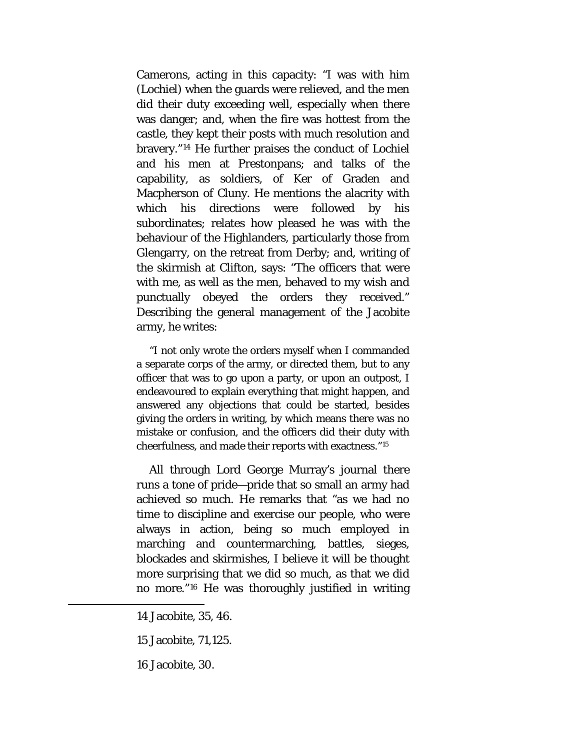Camerons, acting in this capacity: "I was with him (Lochiel) when the guards were relieved, and the men did their duty exceeding well, especially when there was danger; and, when the fire was hottest from the castle, they kept their posts with much resolution and bravery."[14] He further praises the conduct of Lochiel and his men at Prestonpans; and talks of the capability, as soldiers, of Ker of Graden and Macpherson of Cluny. He mentions the alacrity with which his directions were followed by his subordinates; relates how pleased he was with the behaviour of the Highlanders, particularly those from Glengarry, on the retreat from Derby; and, writing of the skirmish at Clifton, says: "The officers that were with me, as well as the men, behaved to my wish and punctually obeyed the orders they received." Describing the general management of the Jacobite army, he writes:

> "I not only wrote the orders myself when I commanded a separate corps of the army, or directed them, but to any officer that was to go upon a party, or upon an outpost, I endeavoured to explain everything that might happen, and answered any objections that could be started, besides giving the orders in writing, by which means there was no mistake or confusion, and the officers did their duty with cheerfulness, and made their reports with exactness."[15]

All through Lord George Murray's journal there runs a tone of pride—pride that so small an army had achieved so much. He remarks that "as we had no time to discipline and exercise our people, who were always in action, being so much employed in marching and countermarching, battles, sieges, blockades and skirmishes, I believe it will be thought more surprising that we did so much, as that we did no more."[16] He was thoroughly justified in writing

---

14 Jacobite, 35, 46.

15 Jacobite, 71,125.

16 Jacobite, 30.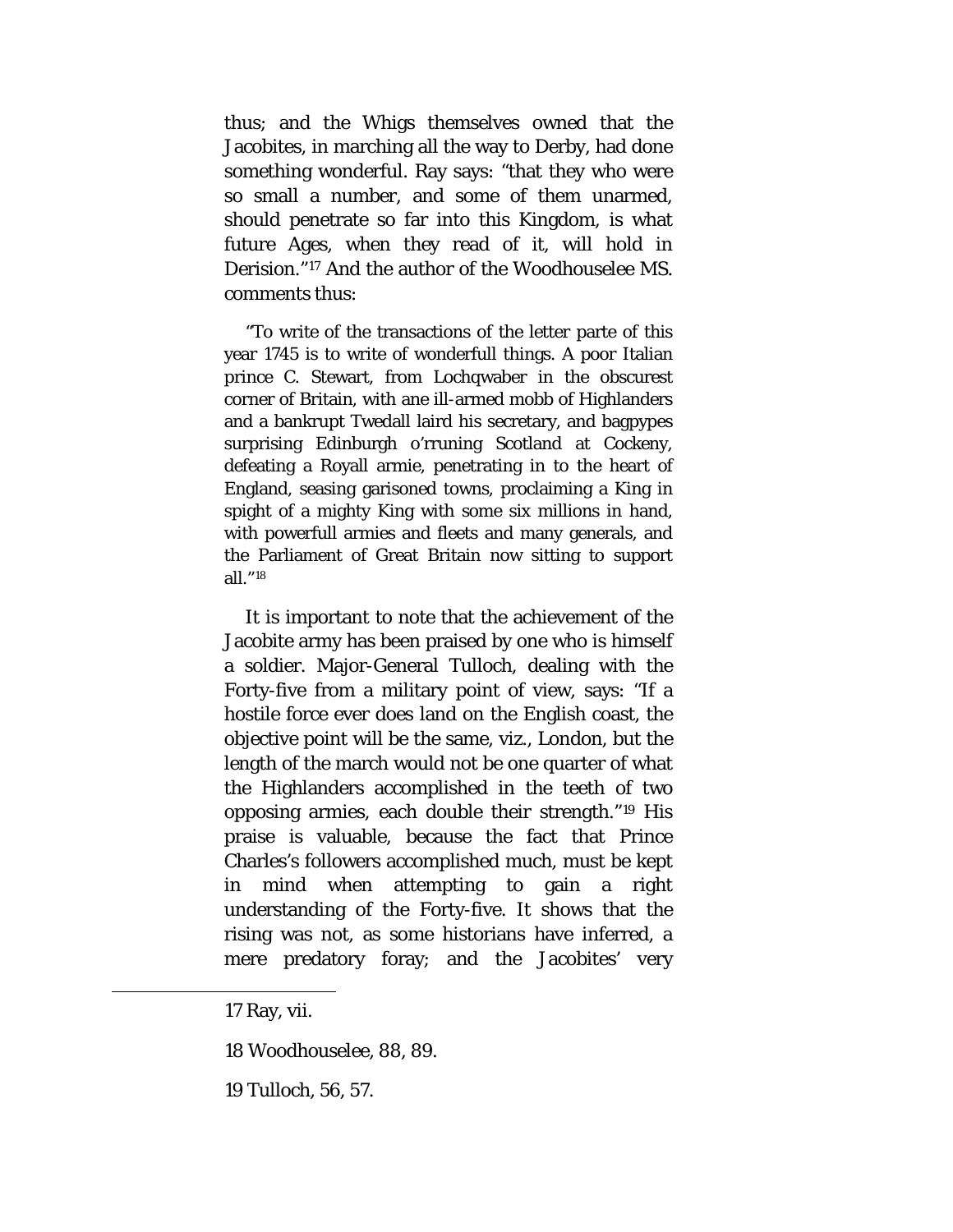thus; and the Whigs themselves owned that the Jacobites, in marching all the way to Derby, had done something wonderful. Ray says: "that they who were so small a number, and some of them unarmed, should penetrate so far into this Kingdom, is what future Ages, when they read of it, will hold in Derision."[17] And the author of the Woodhouselee MS. comments thus:

> "To write of the transactions of the letter parte of this year 1745 is to write of wonderfull things. A poor Italian prince C. Stewart, from Lochqwaber in the obscurest corner of Britain, with ane ill-armed mobb of Highlanders and a bankrupt Twedall laird his secretary, and bagpypes surprising Edinburgh o'rruning Scotland at Cockeny, defeating a Royall armie, penetrating in to the heart of England, seasing garisoned towns, proclaiming a King in spight of a mighty King with some six millions in hand, with powerfull armies and fleets and many generals, and the Parliament of Great Britain now sitting to support all."[18]

It is important to note that the achievement of the Jacobite army has been praised by one who is himself a soldier. Major-General Tulloch, dealing with the Forty-five from a military point of view, says: "If a hostile force ever does land on the English coast, the objective point will be the same, viz., London, but the length of the march would not be one quarter of what the Highlanders accomplished in the teeth of two opposing armies, each double their strength."[19] His praise is valuable, because the fact that Prince Charles's followers accomplished much, must be kept in mind when attempting to gain a right understanding of the Forty-five. It shows that the rising was not, as some historians have inferred, a mere predatory foray; and the Jacobites' very

---

17 Ray, vii.

18 Woodhouselee, 88, 89.

19 Tulloch, 56, 57.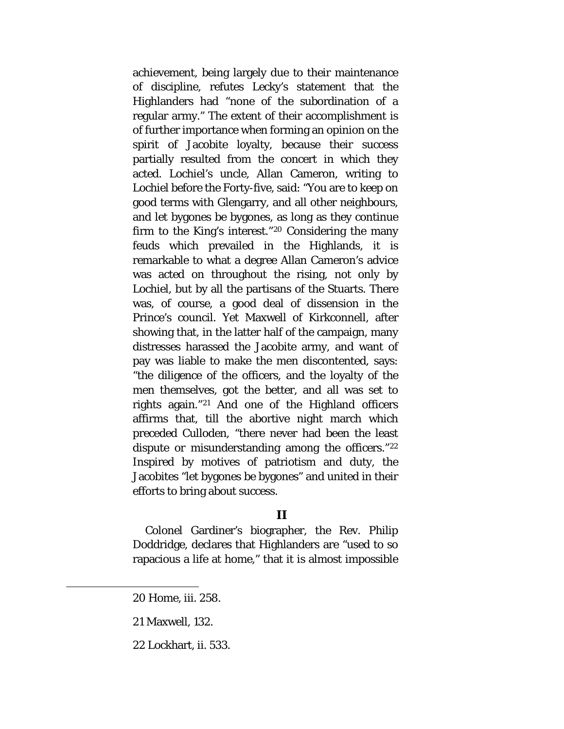achievement, being largely due to their maintenance of discipline, refutes Lecky's statement that the Highlanders had "none of the subordination of a regular army." The extent of their accomplishment is of further importance when forming an opinion on the spirit of Jacobite loyalty, because their success partially resulted from the concert in which they acted. Lochiel's uncle, Allan Cameron, writing to Lochiel before the Forty-five, said: "You are to keep on good terms with Glengarry, and all other neighbours, and let bygones be bygones, as long as they continue firm to the King's interest."[20] Considering the many feuds which prevailed in the Highlands, it is remarkable to what a degree Allan Cameron's advice was acted on throughout the rising, not only by Lochiel, but by all the partisans of the Stuarts. There was, of course, a good deal of dissension in the Prince's council. Yet Maxwell of Kirkconnell, after showing that, in the latter half of the campaign, many distresses harassed the Jacobite army, and want of pay was liable to make the men discontented, says: "the diligence of the officers, and the loyalty of the men themselves, got the better, and all was set to rights again."[21] And one of the Highland officers affirms that, till the abortive night march which preceded Culloden, "there never had been the least dispute or misunderstanding among the officers."[22] Inspired by motives of patriotism and duty, the Jacobites "let bygones be bygones" and united in their efforts to bring about success.

## II

Colonel Gardiner's biographer, the Rev. Philip Doddridge, declares that Highlanders are "used to so rapacious a life at home," that it is almost impossible

---

20 Home, iii. 258.

21 Maxwell, 132.

22 Lockhart, ii. 533.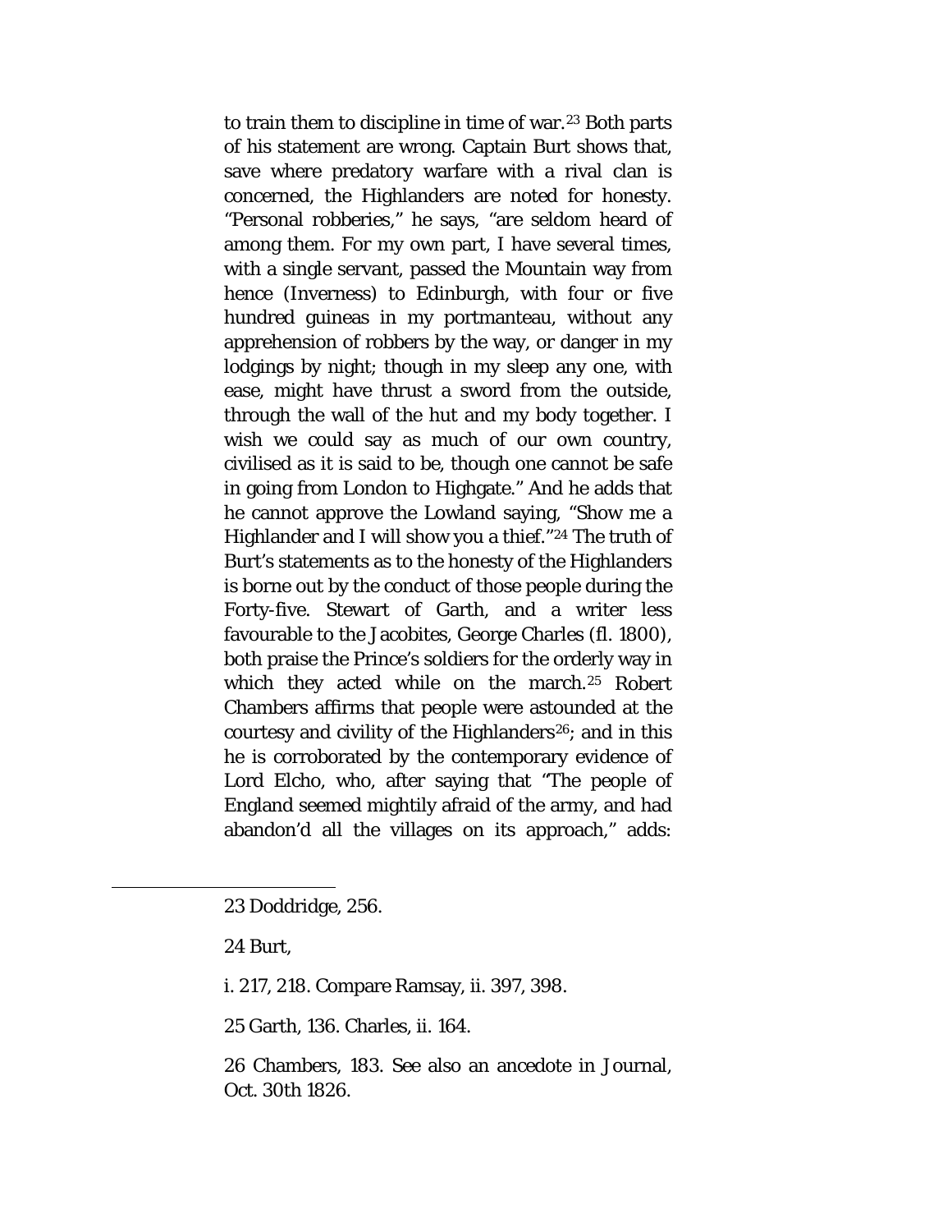to train them to discipline in time of war.[23] Both parts of his statement are wrong. Captain Burt shows that, save where predatory warfare with a rival clan is concerned, the Highlanders are noted for honesty. “Personal robberies,” he says, “are seldom heard of among them. For my own part, I have several times, with a single servant, passed the Mountain way from hence (Inverness) to Edinburgh, with four or five hundred guineas in my portmanteau, without any apprehension of robbers by the way, or danger in my lodgings by night; though in my sleep any one, with ease, might have thrust a sword from the outside, through the wall of the hut and my body together. I wish we could say as much of our own country, civilised as it is said to be, though one cannot be safe in going from London to Highgate.” And he adds that he cannot approve the Lowland saying, “Show me a Highlander and I will show you a thief.”[24] The truth of Burt’s statements as to the honesty of the Highlanders is borne out by the conduct of those people during the Forty-five. Stewart of Garth, and a writer less favourable to the Jacobites, George Charles (fl. 1800), both praise the Prince’s soldiers for the orderly way in which they acted while on the march.[25] Robert Chambers affirms that people were astounded at the courtesy and civility of the Highlanders[26]; and in this he is corroborated by the contemporary evidence of Lord Elcho, who, after saying that “The people of England seemed mightily afraid of the army, and had abandon’d all the villages on its approach,” adds:

---

23 Doddridge, 256.

24 Burt,

i. 217, 218. Compare Ramsay, ii. 397, 398.

25 Garth, 136. Charles, ii. 164.

26 Chambers, 183. See also an ancedote in Journal, Oct. 30th 1826.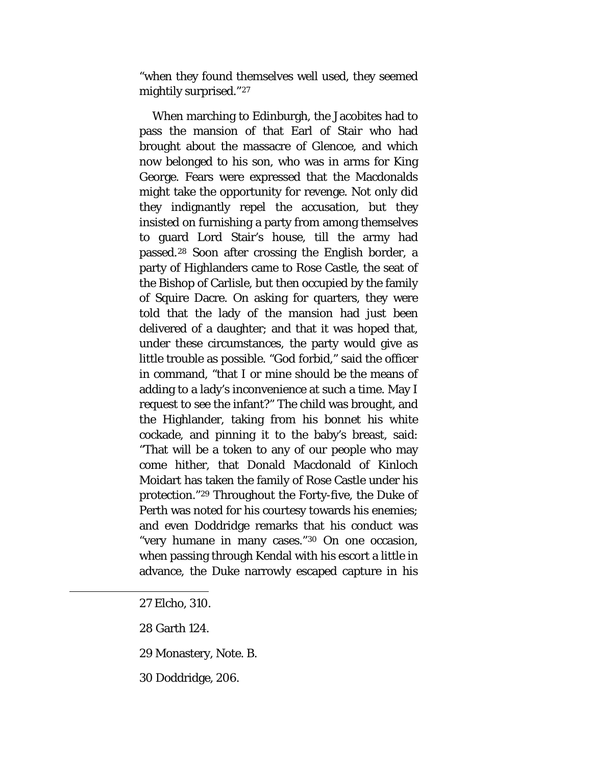"when they found themselves well used, they seemed mightily surprised."[27]

When marching to Edinburgh, the Jacobites had to pass the mansion of that Earl of Stair who had brought about the massacre of Glencoe, and which now belonged to his son, who was in arms for King George. Fears were expressed that the Macdonalds might take the opportunity for revenge. Not only did they indignantly repel the accusation, but they insisted on furnishing a party from among themselves to guard Lord Stair's house, till the army had passed.[28] Soon after crossing the English border, a party of Highlanders came to Rose Castle, the seat of the Bishop of Carlisle, but then occupied by the family of Squire Dacre. On asking for quarters, they were told that the lady of the mansion had just been delivered of a daughter; and that it was hoped that, under these circumstances, the party would give as little trouble as possible. "God forbid," said the officer in command, "that I or mine should be the means of adding to a lady's inconvenience at such a time. May I request to see the infant?" The child was brought, and the Highlander, taking from his bonnet his white cockade, and pinning it to the baby's breast, said: "That will be a token to any of our people who may come hither, that Donald Macdonald of Kinloch Moidart has taken the family of Rose Castle under his protection."[29] Throughout the Forty-five, the Duke of Perth was noted for his courtesy towards his enemies; and even Doddridge remarks that his conduct was "very humane in many cases."[30] On one occasion, when passing through Kendal with his escort a little in advance, the Duke narrowly escaped capture in his

---

27 Elcho, 310.

28 Garth 124.

29 Monastery, Note. B.

30 Doddridge, 206.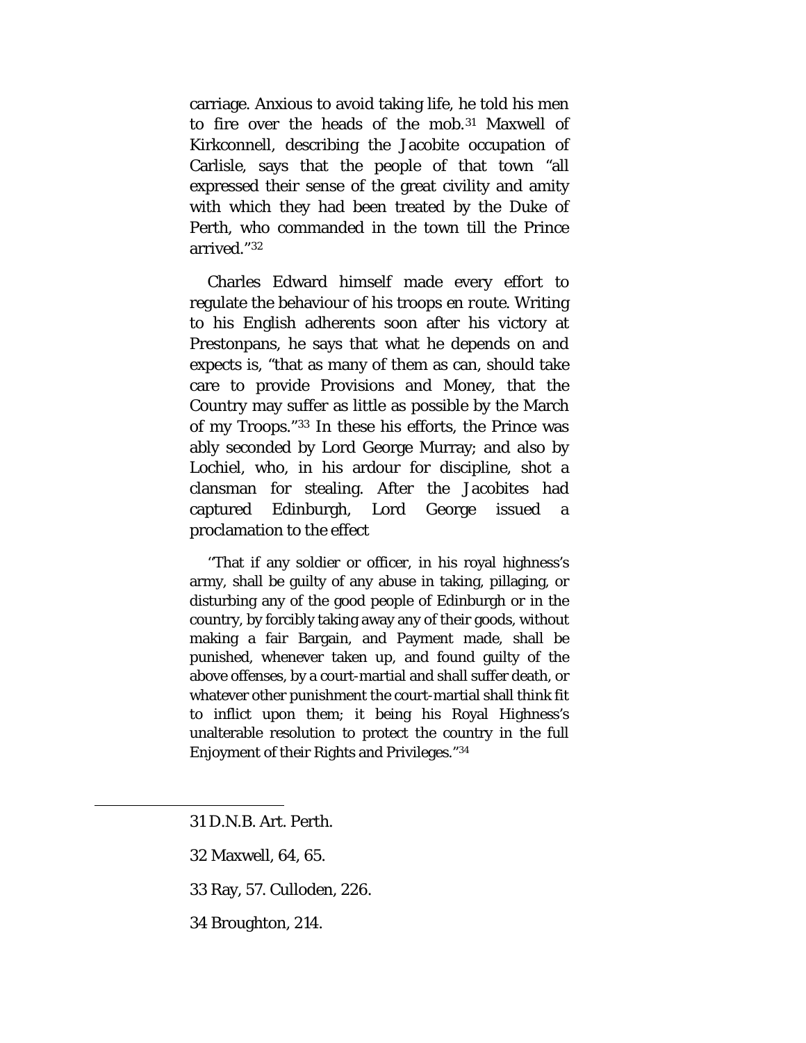carriage. Anxious to avoid taking life, he told his men to fire over the heads of the mob.[31] Maxwell of Kirkconnell, describing the Jacobite occupation of Carlisle, says that the people of that town "all expressed their sense of the great civility and amity with which they had been treated by the Duke of Perth, who commanded in the town till the Prince arrived."[32]

Charles Edward himself made every effort to regulate the behaviour of his troops *en route*. Writing to his English adherents soon after his victory at Prestonpans, he says that what he depends on and expects is, "that as many of them as can, should take care to provide Provisions and Money, that the Country may suffer as little as possible by the March of my Troops."[33] In these his efforts, the Prince was ably seconded by Lord George Murray; and also by Lochiel, who, in his ardour for discipline, shot a clansman for stealing. After the Jacobites had captured Edinburgh, Lord George issued a proclamation to the effect

> "That if any soldier or officer, in his royal highness's army, shall be guilty of any abuse in taking, pillaging, or disturbing any of the good people of Edinburgh or in the country, by forcibly taking away any of their goods, without making a fair Bargain, and Payment made, shall be punished, whenever taken up, and found guilty of the above offenses, by a court-martial and shall suffer death, or whatever other punishment the court-martial shall think fit to inflict upon them; it being his Royal Highness's unalterable resolution to protect the country in the full Enjoyment of their Rights and Privileges."[34]

---

31 D.N.B. Art. Perth.

32 Maxwell, 64, 65.

33 Ray, 57. Culloden, 226.

34 Broughton, 214.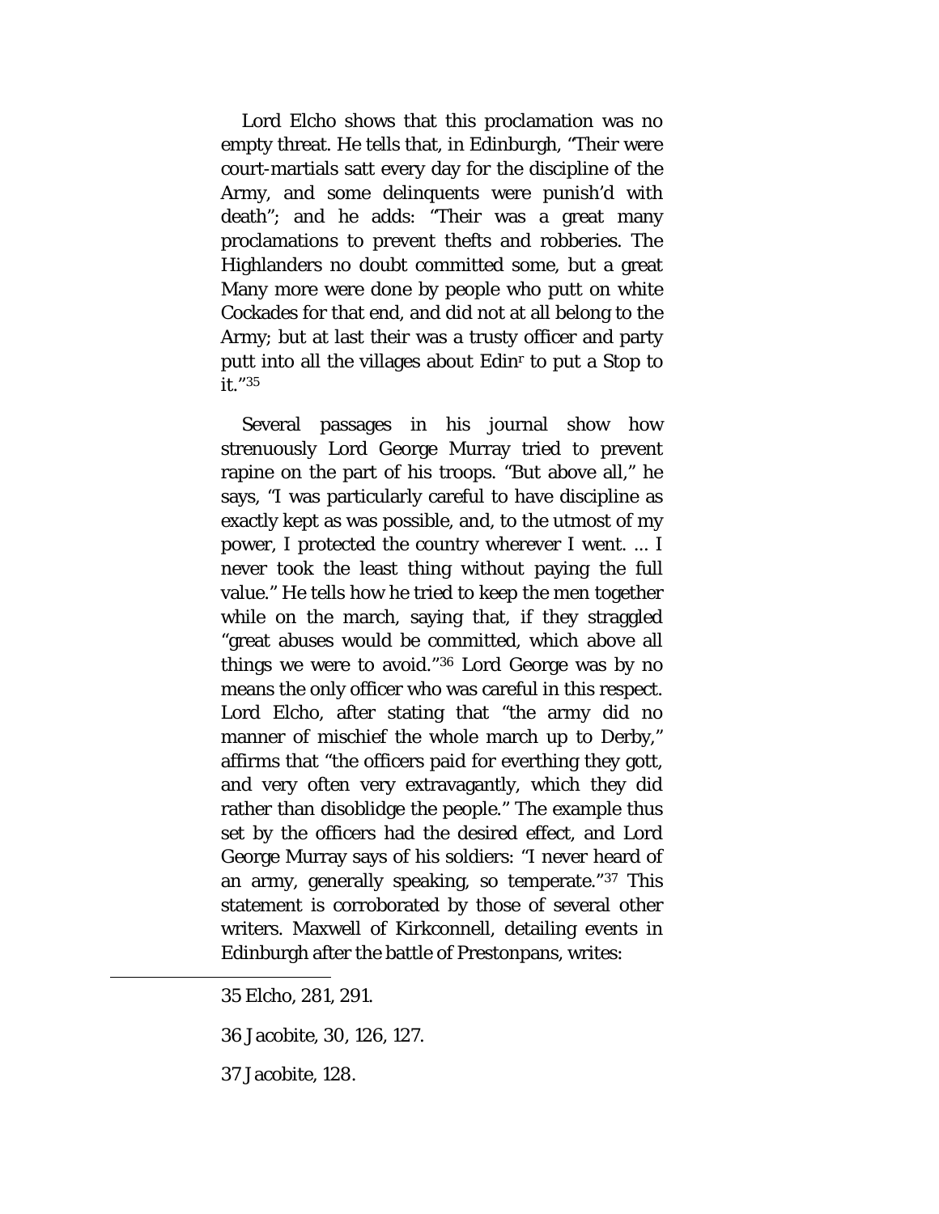Lord Elcho shows that this proclamation was no empty threat. He tells that, in Edinburgh, "Their were court-martials satt every day for the discipline of the Army, and some delinquents were punish'd with death"; and he adds: "Their was a great many proclamations to prevent thefts and robberies. The Highlanders no doubt committed some, but a great Many more were done by people who putt on white Cockades for that end, and did not at all belong to the Army; but at last their was a trusty officer and party putt into all the villages about Edinr to put a Stop to it."[35]

Several passages in his journal show how strenuously Lord George Murray tried to prevent rapine on the part of his troops. "But above all," he says, "I was particularly careful to have discipline as exactly kept as was possible, and, to the utmost of my power, I protected the country wherever I went. ... I never took the least thing without paying the full value." He tells how he tried to keep the men together while on the march, saying that, if they straggled "great abuses would be committed, which above all things we were to avoid."[36] Lord George was by no means the only officer who was careful in this respect. Lord Elcho, after stating that "the army did no manner of mischief the whole march up to Derby," affirms that "the officers paid for everthing they gott, and very often very extravagantly, which they did rather than disoblidge the people." The example thus set by the officers had the desired effect, and Lord George Murray says of his soldiers: "I never heard of an army, generally speaking, so temperate."[37] This statement is corroborated by those of several other writers. Maxwell of Kirkconnell, detailing events in Edinburgh after the battle of Prestonpans, writes:

---

35 Elcho, 281, 291.

36 Jacobite, 30, 126, 127.

37 Jacobite, 128.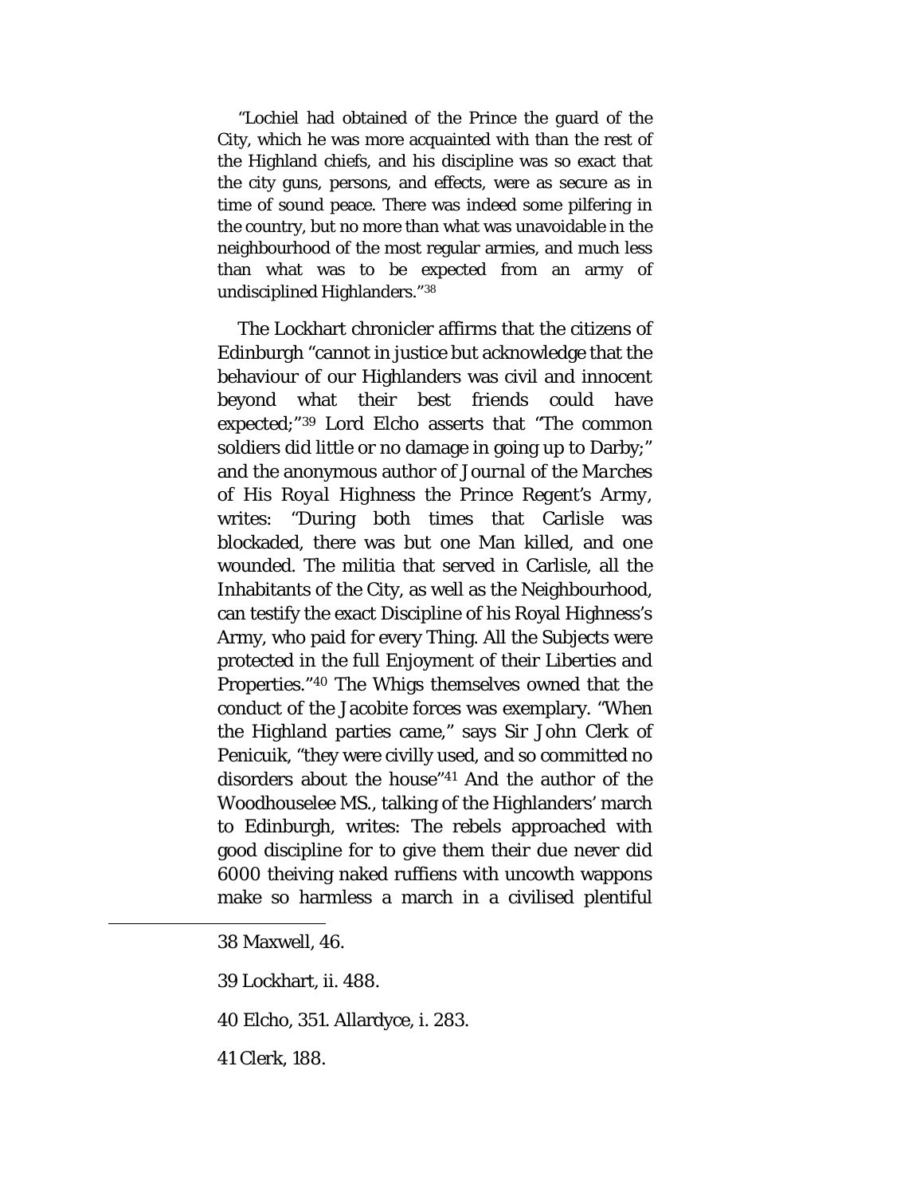"Lochiel had obtained of the Prince the guard of the City, which he was more acquainted with than the rest of the Highland chiefs, and his discipline was so exact that the city guns, persons, and effects, were as secure as in time of sound peace. There was indeed some pilfering in the country, but no more than what was unavoidable in the neighbourhood of the most regular armies, and much less than what was to be expected from an army of undisciplined Highlanders."[38]

The Lockhart chronicler affirms that the citizens of Edinburgh "cannot in justice but acknowledge that the behaviour of our Highlanders was civil and innocent beyond what their best friends could have expected;"[39] Lord Elcho asserts that "The common soldiers did little or no damage in going up to Darby;" and the anonymous author of *Journal of the Marches of His Royal Highness the Prince Regent's Army*, writes: "During both times that Carlisle was blockaded, there was but one Man killed, and one wounded. The militia that served in Carlisle, all the Inhabitants of the City, as well as the Neighbourhood, can testify the exact Discipline of his Royal Highness's Army, who paid for every Thing. All the Subjects were protected in the full Enjoyment of their Liberties and Properties."[40] The Whigs themselves owned that the conduct of the Jacobite forces was exemplary. "When the Highland parties came," says Sir John Clerk of Penicuik, "they were civilly used, and so committed no disorders about the house"[41] And the author of the Woodhouselee MS., talking of the Highlanders' march to Edinburgh, writes: The rebels approached with good discipline for to give them their due never did 6000 theiving naked ruffiens with uncowth wappons make so harmless a march in a civilised plentiful

---

38 Maxwell, 46.

39 Lockhart, ii. 488.

40 Elcho, 351. Allardyce, i. 283.

41 Clerk, 188.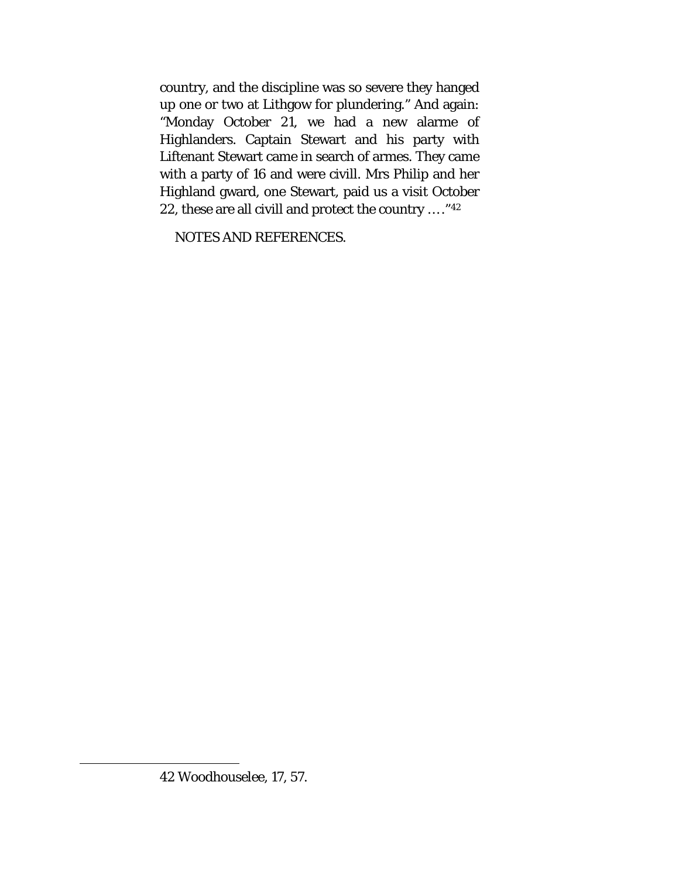country, and the discipline was so severe they hanged up one or two at Lithgow for plundering." And again: "Monday October 21, we had a new alarme of Highlanders. Captain Stewart and his party with Liftenant Stewart came in search of armes. They came with a party of 16 and were civill. Mrs Philip and her Highland gward, one Stewart, paid us a visit October 22, these are all civill and protect the country …."[42]

NOTES AND REFERENCES.

---

42 Woodhouselee, 17, 57.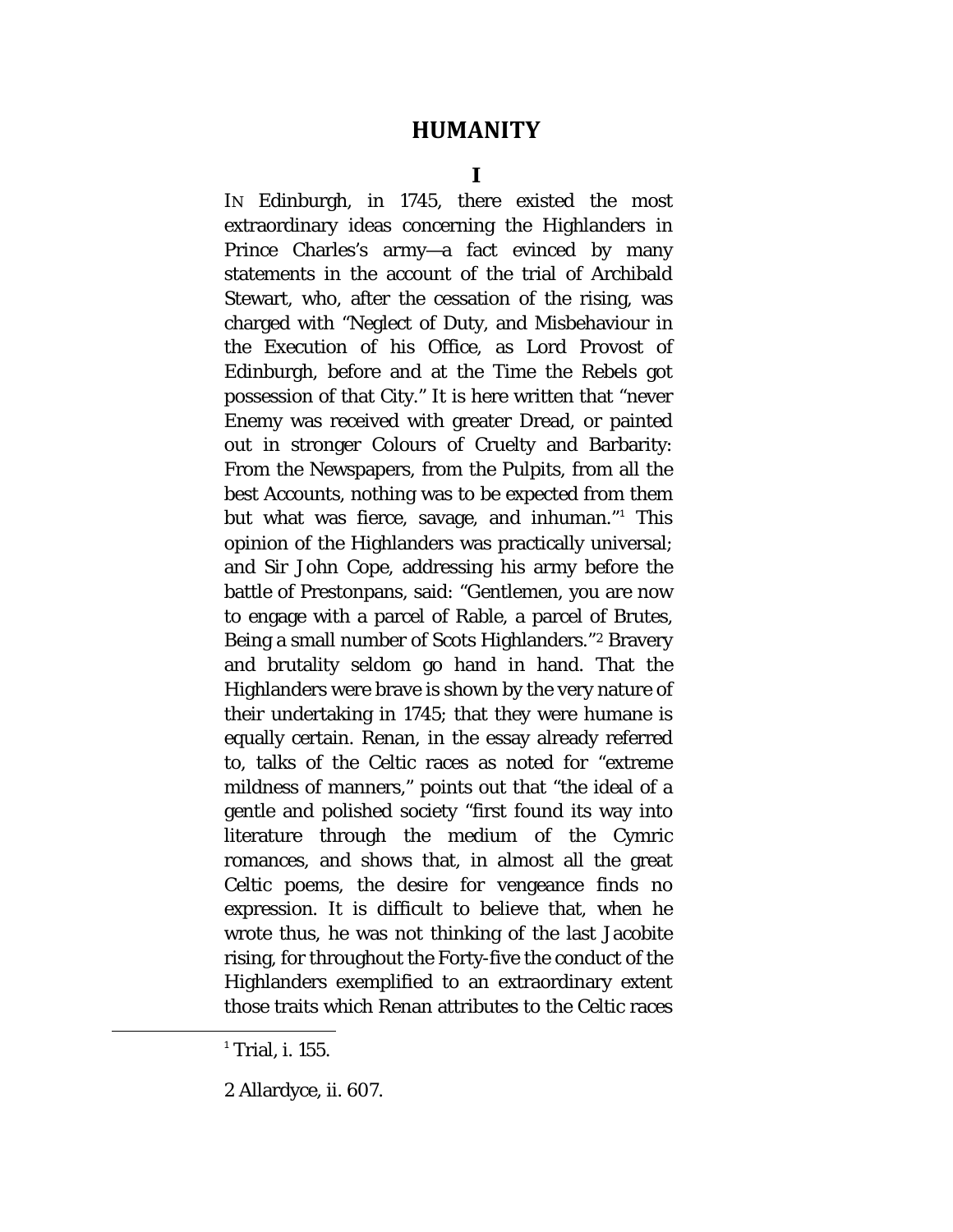# HUMANITY

## I

IN Edinburgh, in 1745, there existed the most extraordinary ideas concerning the Highlanders in Prince Charles's army—a fact evinced by many statements in the account of the trial of Archibald Stewart, who, after the cessation of the rising, was charged with "Neglect of Duty, and Misbehaviour in the Execution of his Office, as Lord Provost of Edinburgh, before and at the Time the Rebels got possession of that City." It is here written that "never Enemy was received with greater Dread, or painted out in stronger Colours of Cruelty and Barbarity: From the Newspapers, from the Pulpits, from all the best Accounts, nothing was to be expected from them but what was fierce, savage, and inhuman."[1] This opinion of the Highlanders was practically universal; and Sir John Cope, addressing his army before the battle of Prestonpans, said: "Gentlemen, you are now to engage with a parcel of Rable, a parcel of Brutes, Being a small number of Scots Highlanders."[2] Bravery and brutality seldom go hand in hand. That the Highlanders were brave is shown by the very nature of their undertaking in 1745; that they were humane is equally certain. Renan, in the essay already referred to, talks of the Celtic races as noted for "extreme mildness of manners," points out that "the ideal of a gentle and polished society "first found its way into literature through the medium of the Cymric romances, and shows that, in almost all the great Celtic poems, the desire for vengeance finds no expression. It is difficult to believe that, when he wrote thus, he was not thinking of the last Jacobite rising, for throughout the Forty-five the conduct of the Highlanders exemplified to an extraordinary extent those traits which Renan attributes to the Celtic races

[1] Trial, i. 155.

[2] Allardyce, ii. 607.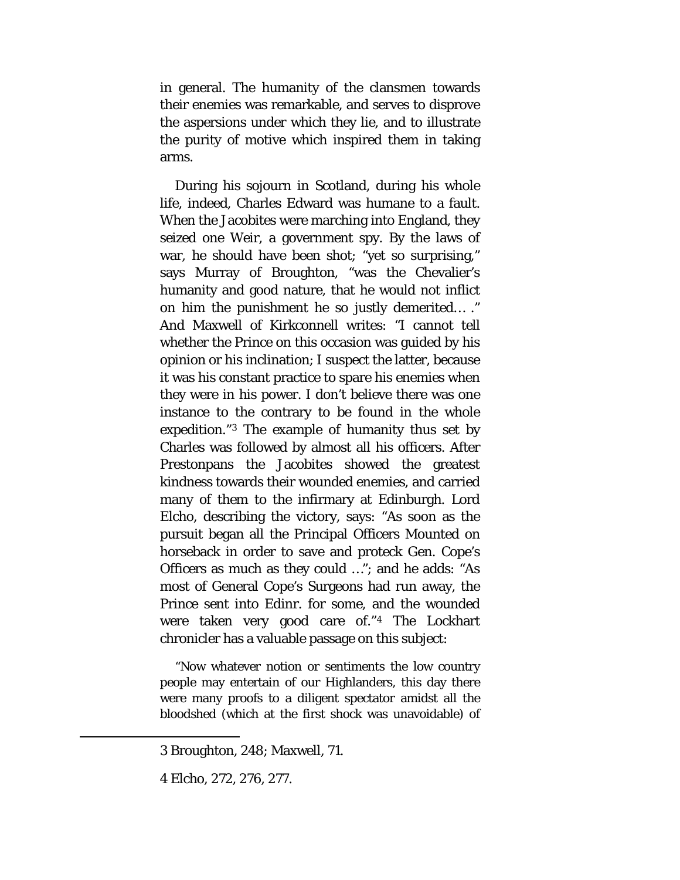in general. The humanity of the clansmen towards their enemies was remarkable, and serves to disprove the aspersions under which they lie, and to illustrate the purity of motive which inspired them in taking arms.

During his sojourn in Scotland, during his whole life, indeed, Charles Edward was humane to a fault. When the Jacobites were marching into England, they seized one Weir, a government spy. By the laws of war, he should have been shot; "yet so surprising," says Murray of Broughton, "was the Chevalier's humanity and good nature, that he would not inflict on him the punishment he so justly demerited… ." And Maxwell of Kirkconnell writes: "I cannot tell whether the Prince on this occasion was guided by his opinion or his inclination; I suspect the latter, because it was his constant practice to spare his enemies when they were in his power. I don't believe there was one instance to the contrary to be found in the whole expedition."[3] The example of humanity thus set by Charles was followed by almost all his officers. After Prestonpans the Jacobites showed the greatest kindness towards their wounded enemies, and carried many of them to the infirmary at Edinburgh. Lord Elcho, describing the victory, says: "As soon as the pursuit began all the Principal Officers Mounted on horseback in order to save and proteck Gen. Cope's Officers as much as they could …"; and he adds: "As most of General Cope's Surgeons had run away, the Prince sent into Edinr. for some, and the wounded were taken very good care of."[4] The Lockhart chronicler has a valuable passage on this subject:

> "Now whatever notion or sentiments the low country people may entertain of our Highlanders, this day there were many proofs to a diligent spectator amidst all the bloodshed (which at the first shock was unavoidable) of

---

3 Broughton, 248; Maxwell, 71.

4 Elcho, 272, 276, 277.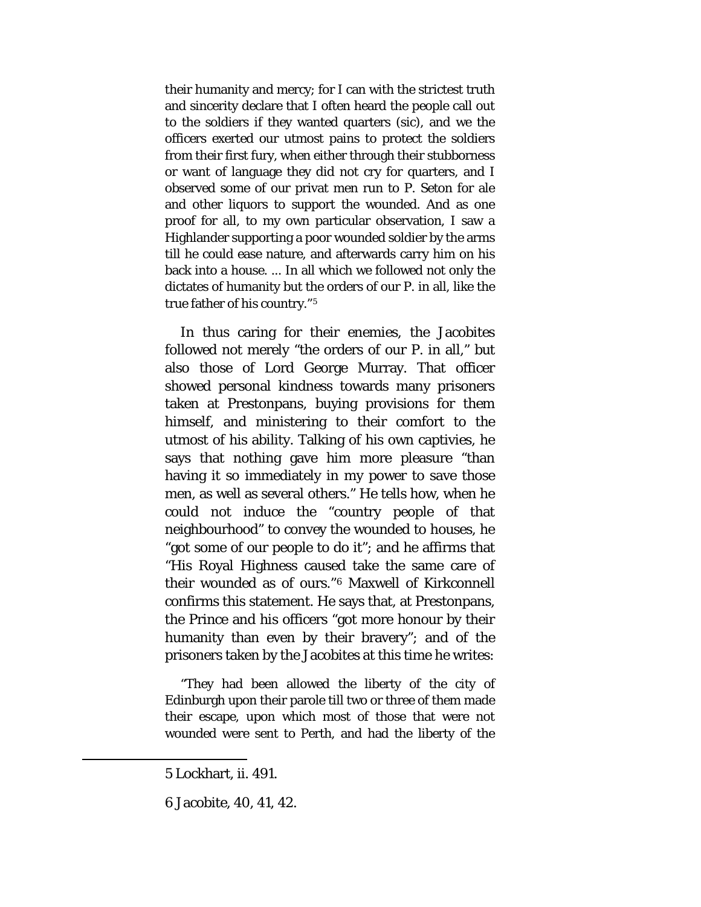their humanity and mercy; for I can with the strictest truth and sincerity declare that I often heard the people call out to the soldiers if they wanted quarters (sic), and we the officers exerted our utmost pains to protect the soldiers from their first fury, when either through their stubborness or want of language they did not cry for quarters, and I observed some of our privat men run to P. Seton for ale and other liquors to support the wounded. And as one proof for all, to my own particular observation, I saw a Highlander supporting a poor wounded soldier by the arms till he could ease nature, and afterwards carry him on his back into a house. ... In all which we followed not only the dictates of humanity but the orders of our P. in all, like the true father of his country."[5]

In thus caring for their enemies, the Jacobites followed not merely "the orders of our P. in all," but also those of Lord George Murray. That officer showed personal kindness towards many prisoners taken at Prestonpans, buying provisions for them himself, and ministering to their comfort to the utmost of his ability. Talking of his own captivies, he says that nothing gave him more pleasure "than having it so immediately in my power to save those men, as well as several others." He tells how, when he could not induce the "country people of that neighbourhood" to convey the wounded to houses, he "got some of our people to do it"; and he affirms that "His Royal Highness caused take the same care of their wounded as of ours."[6] Maxwell of Kirkconnell confirms this statement. He says that, at Prestonpans, the Prince and his officers "got more honour by their humanity than even by their bravery"; and of the prisoners taken by the Jacobites at this time he writes:

> "They had been allowed the liberty of the city of Edinburgh upon their parole till two or three of them made their escape, upon which most of those that were not wounded were sent to Perth, and had the liberty of the

---

5 Lockhart, ii. 491.

6 Jacobite, 40, 41, 42.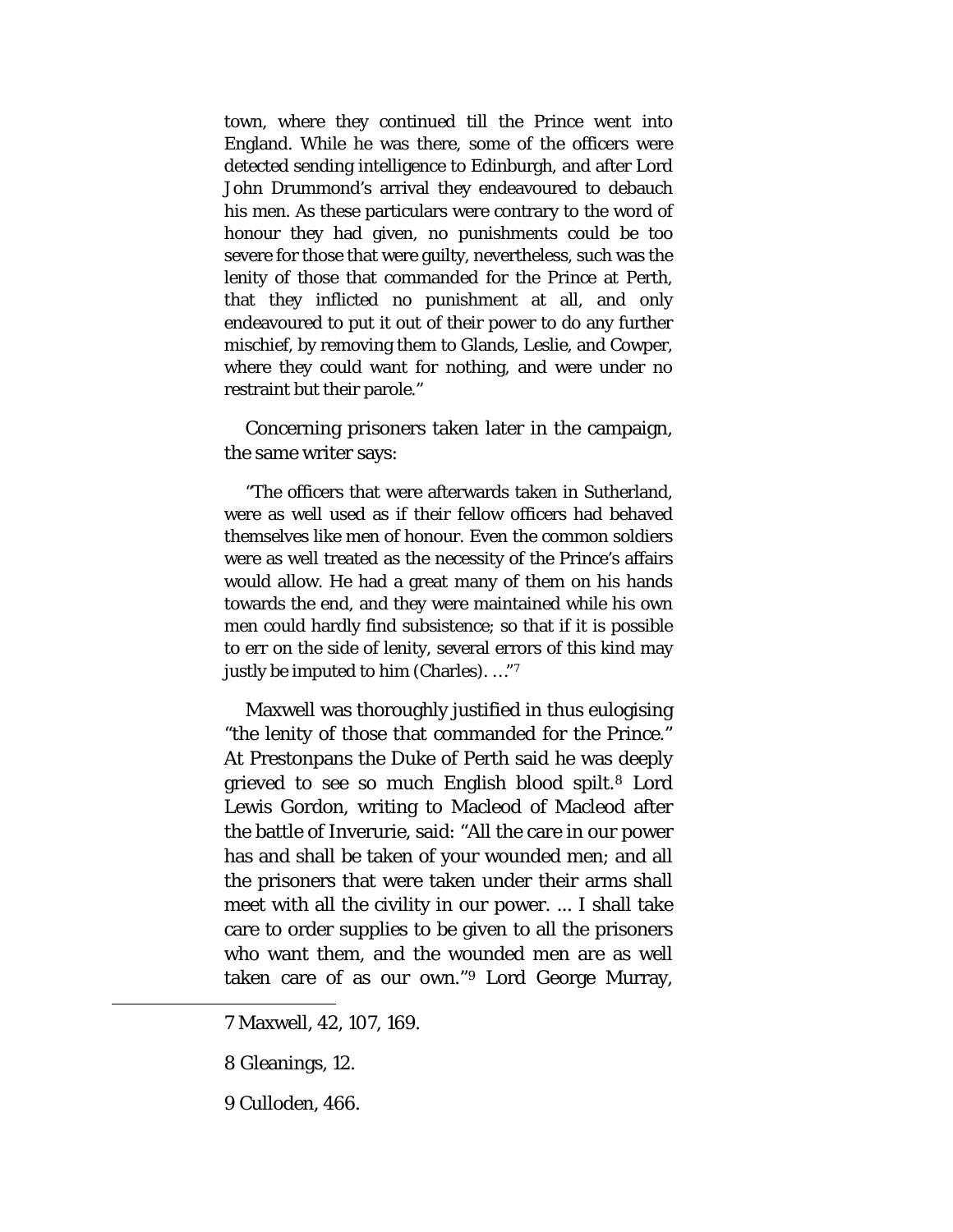town, where they continued till the Prince went into England. While he was there, some of the officers were detected sending intelligence to Edinburgh, and after Lord John Drummond's arrival they endeavoured to debauch his men. As these particulars were contrary to the word of honour they had given, no punishments could be too severe for those that were guilty, nevertheless, such was the lenity of those that commanded for the Prince at Perth, that they inflicted no punishment at all, and only endeavoured to put it out of their power to do any further mischief, by removing them to Glands, Leslie, and Cowper, where they could want for nothing, and were under no restraint but their parole."

Concerning prisoners taken later in the campaign, the same writer says:

> "The officers that were afterwards taken in Sutherland, were as well used as if their fellow officers had behaved themselves like men of honour. Even the common soldiers were as well treated as the necessity of the Prince's affairs would allow. He had a great many of them on his hands towards the end, and they were maintained while his own men could hardly find subsistence; so that if it is possible to err on the side of lenity, several errors of this kind may justly be imputed to him (Charles). …"[7]

Maxwell was thoroughly justified in thus eulogising "the lenity of those that commanded for the Prince." At Prestonpans the Duke of Perth said he was deeply grieved to see so much English blood spilt.[8] Lord Lewis Gordon, writing to Macleod of Macleod after the battle of Inverurie, said: "All the care in our power has and shall be taken of your wounded men; and all the prisoners that were taken under their arms shall meet with all the civility in our power. ... I shall take care to order supplies to be given to all the prisoners who want them, and the wounded men are as well taken care of as our own."[9] Lord George Murray,

---

7 Maxwell, 42, 107, 169.

8 Gleanings, 12.

9 Culloden, 466.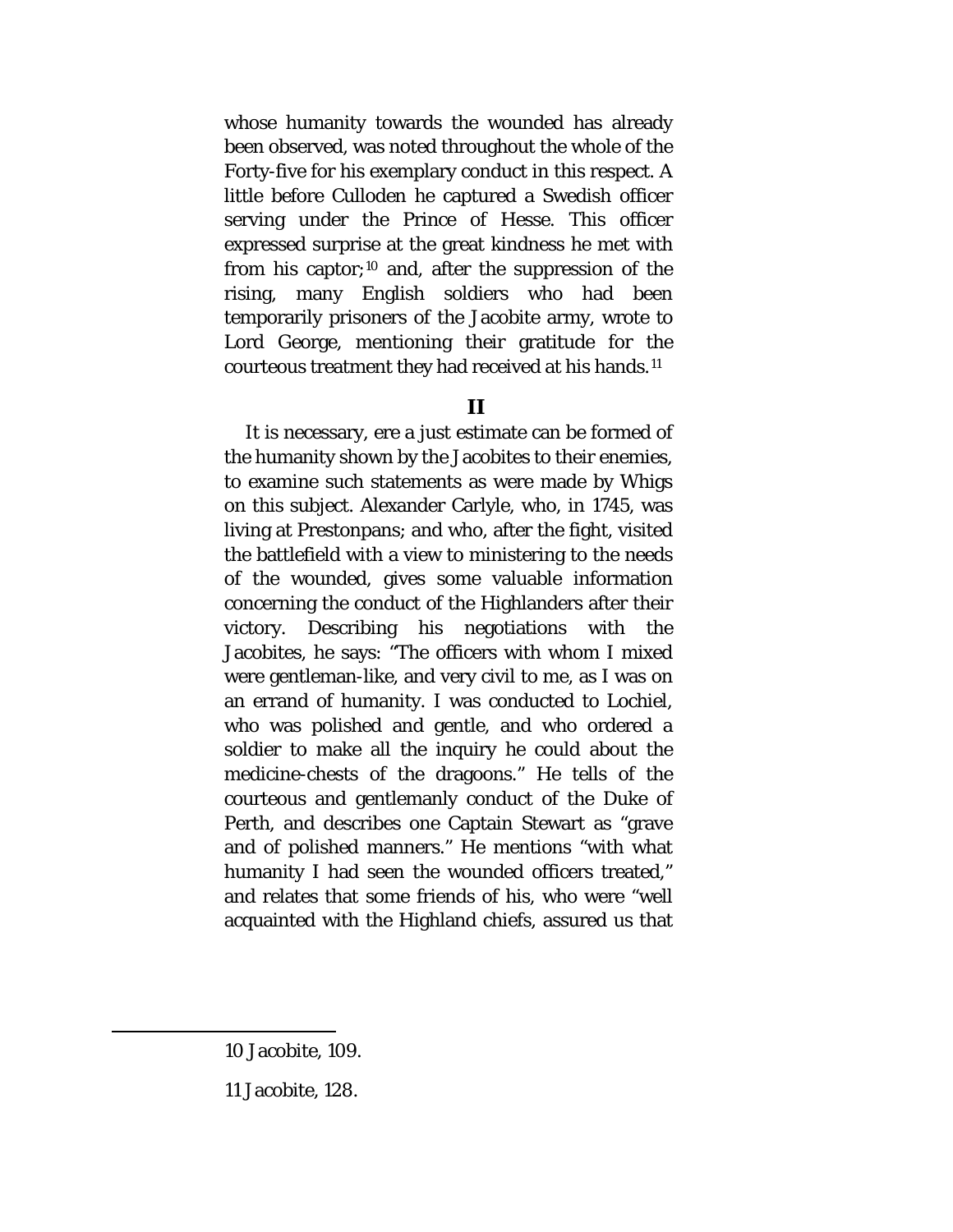whose humanity towards the wounded has already been observed, was noted throughout the whole of the Forty-five for his exemplary conduct in this respect. A little before Culloden he captured a Swedish officer serving under the Prince of Hesse. This officer expressed surprise at the great kindness he met with from his captor;[10] and, after the suppression of the rising, many English soldiers who had been temporarily prisoners of the Jacobite army, wrote to Lord George, mentioning their gratitude for the courteous treatment they had received at his hands.[11]

## II

It is necessary, ere a just estimate can be formed of the humanity shown by the Jacobites to their enemies, to examine such statements as were made by Whigs on this subject. Alexander Carlyle, who, in 1745, was living at Prestonpans; and who, after the fight, visited the battlefield with a view to ministering to the needs of the wounded, gives some valuable information concerning the conduct of the Highlanders after their victory. Describing his negotiations with the Jacobites, he says: "The officers with whom I mixed were gentleman-like, and very civil to me, as I was on an errand of humanity. I was conducted to Lochiel, who was polished and gentle, and who ordered a soldier to make all the inquiry he could about the medicine-chests of the dragoons." He tells of the courteous and gentlemanly conduct of the Duke of Perth, and describes one Captain Stewart as "grave and of polished manners." He mentions "with what humanity I had seen the wounded officers treated," and relates that some friends of his, who were "well acquainted with the Highland chiefs, assured us that

---

10 Jacobite, 109.

11 Jacobite, 128.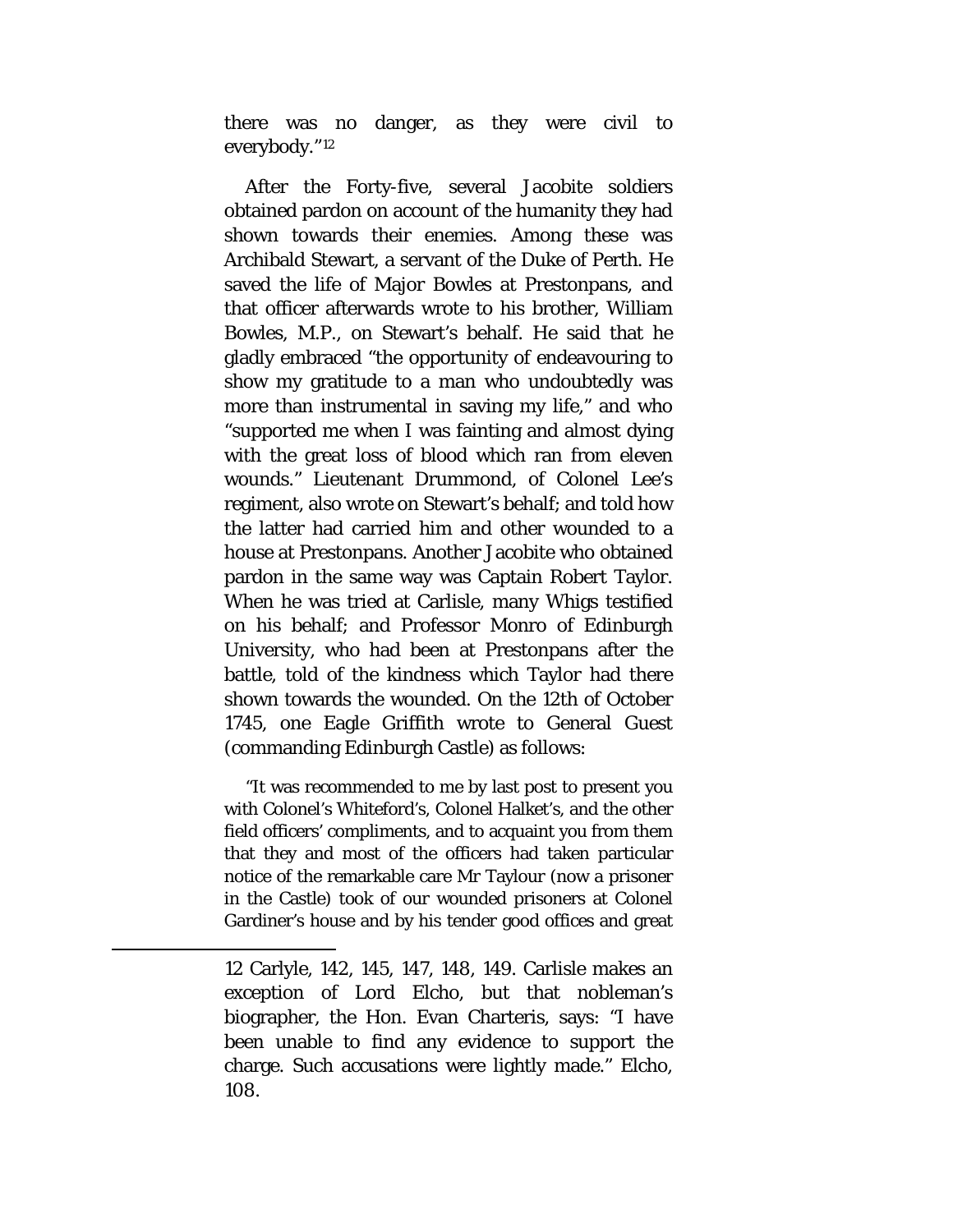there was no danger, as they were civil to everybody."[12]

After the Forty-five, several Jacobite soldiers obtained pardon on account of the humanity they had shown towards their enemies. Among these was Archibald Stewart, a servant of the Duke of Perth. He saved the life of Major Bowles at Prestonpans, and that officer afterwards wrote to his brother, William Bowles, M.P., on Stewart's behalf. He said that he gladly embraced "the opportunity of endeavouring to show my gratitude to a man who undoubtedly was more than instrumental in saving my life," and who "supported me when I was fainting and almost dying with the great loss of blood which ran from eleven wounds." Lieutenant Drummond, of Colonel Lee's regiment, also wrote on Stewart's behalf; and told how the latter had carried him and other wounded to a house at Prestonpans. Another Jacobite who obtained pardon in the same way was Captain Robert Taylor. When he was tried at Carlisle, many Whigs testified on his behalf; and Professor Monro of Edinburgh University, who had been at Prestonpans after the battle, told of the kindness which Taylor had there shown towards the wounded. On the 12th of October 1745, one Eagle Griffith wrote to General Guest (commanding Edinburgh Castle) as follows:

> "It was recommended to me by last post to present you with Colonel's Whiteford's, Colonel Halket's, and the other field officers' compliments, and to acquaint you from them that they and most of the officers had taken particular notice of the remarkable care Mr Taylour (now a prisoner in the Castle) took of our wounded prisoners at Colonel Gardiner's house and by his tender good offices and great

---

12 Carlyle, 142, 145, 147, 148, 149. Carlisle makes an exception of Lord Elcho, but that nobleman's biographer, the Hon. Evan Charteris, says: "I have been unable to find any evidence to support the charge. Such accusations were lightly made." Elcho, 108.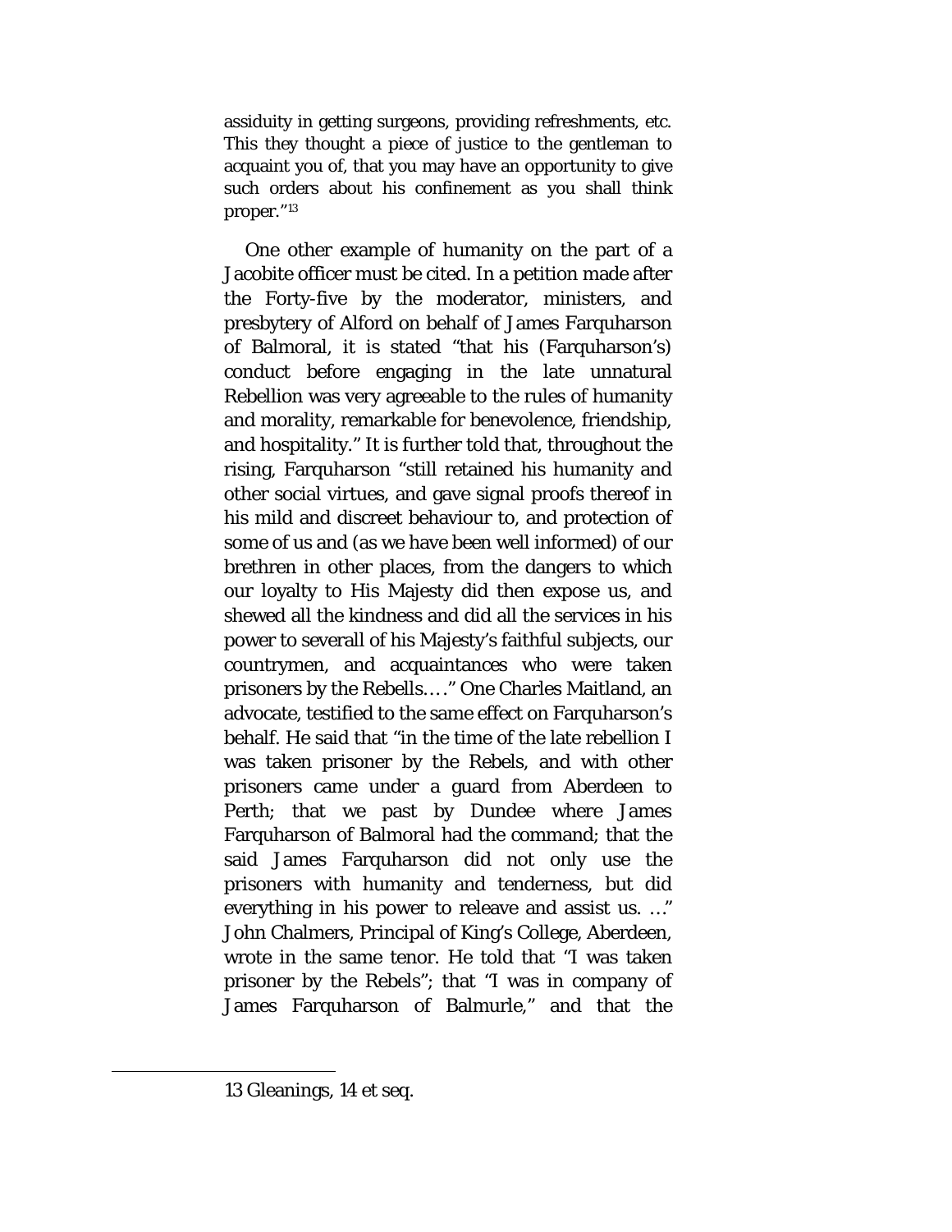assiduity in getting surgeons, providing refreshments, etc. This they thought a piece of justice to the gentleman to acquaint you of, that you may have an opportunity to give such orders about his confinement as you shall think proper."[13]

One other example of humanity on the part of a Jacobite officer must be cited. In a petition made after the Forty-five by the moderator, ministers, and presbytery of Alford on behalf of James Farquharson of Balmoral, it is stated "that his (Farquharson's) conduct before engaging in the late unnatural Rebellion was very agreeable to the rules of humanity and morality, remarkable for benevolence, friendship, and hospitality." It is further told that, throughout the rising, Farquharson "still retained his humanity and other social virtues, and gave signal proofs thereof in his mild and discreet behaviour to, and protection of some of us and (as we have been well informed) of our brethren in other places, from the dangers to which our loyalty to His Majesty did then expose us, and shewed all the kindness and did all the services in his power to severall of his Majesty's faithful subjects, our countrymen, and acquaintances who were taken prisoners by the Rebells.…" One Charles Maitland, an advocate, testified to the same effect on Farquharson's behalf. He said that "in the time of the late rebellion I was taken prisoner by the Rebels, and with other prisoners came under a guard from Aberdeen to Perth; that we past by Dundee where James Farquharson of Balmoral had the command; that the said James Farquharson did not only use the prisoners with humanity and tenderness, but did everything in his power to releave and assist us. …" John Chalmers, Principal of King's College, Aberdeen, wrote in the same tenor. He told that "I was taken prisoner by the Rebels"; that "I was in company of James Farquharson of Balmurle," and that the

---

13 Gleanings, 14 et seq.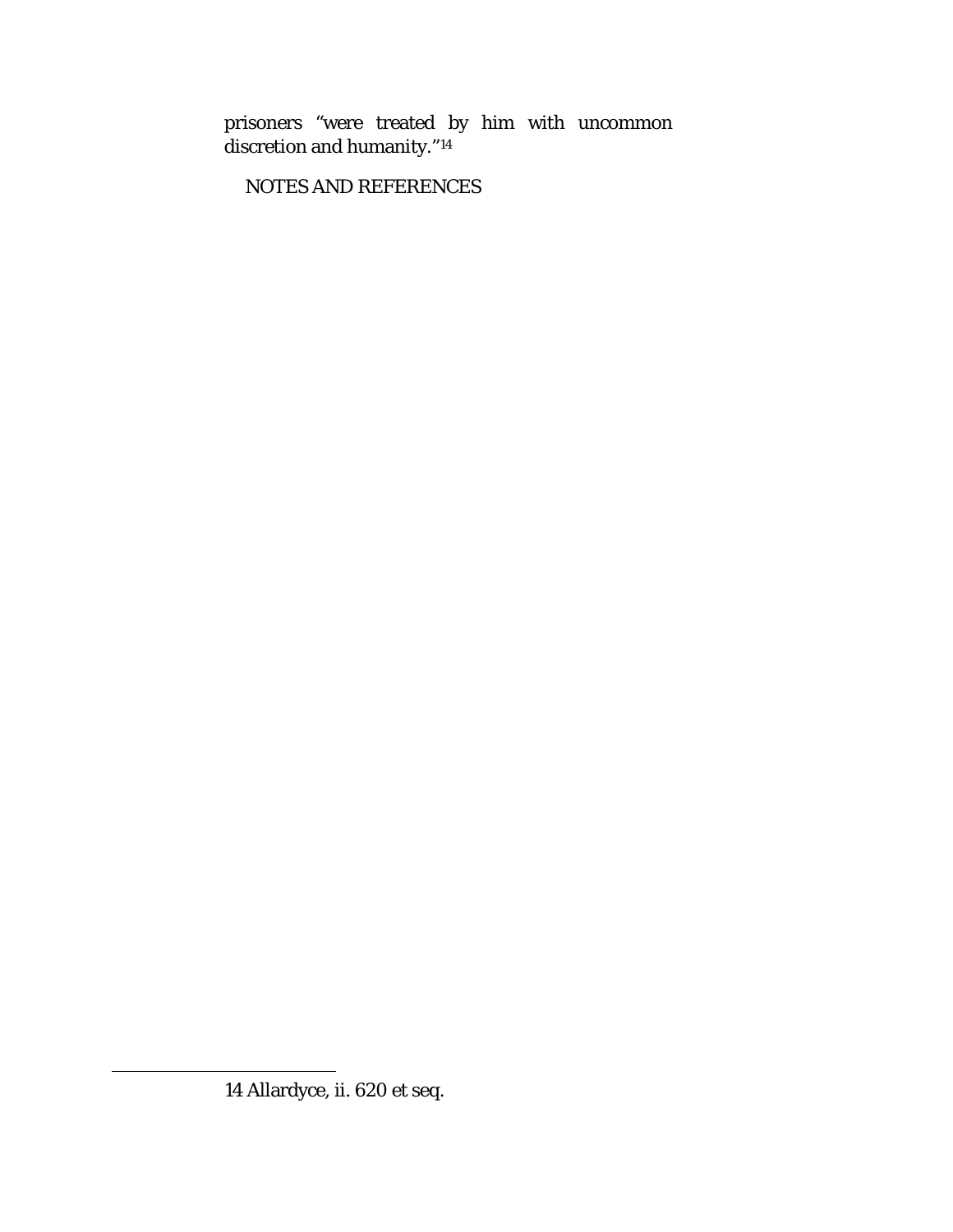prisoners "were treated by him with uncommon discretion and humanity."[14]

NOTES AND REFERENCES

14 Allardyce, ii. 620 et seq.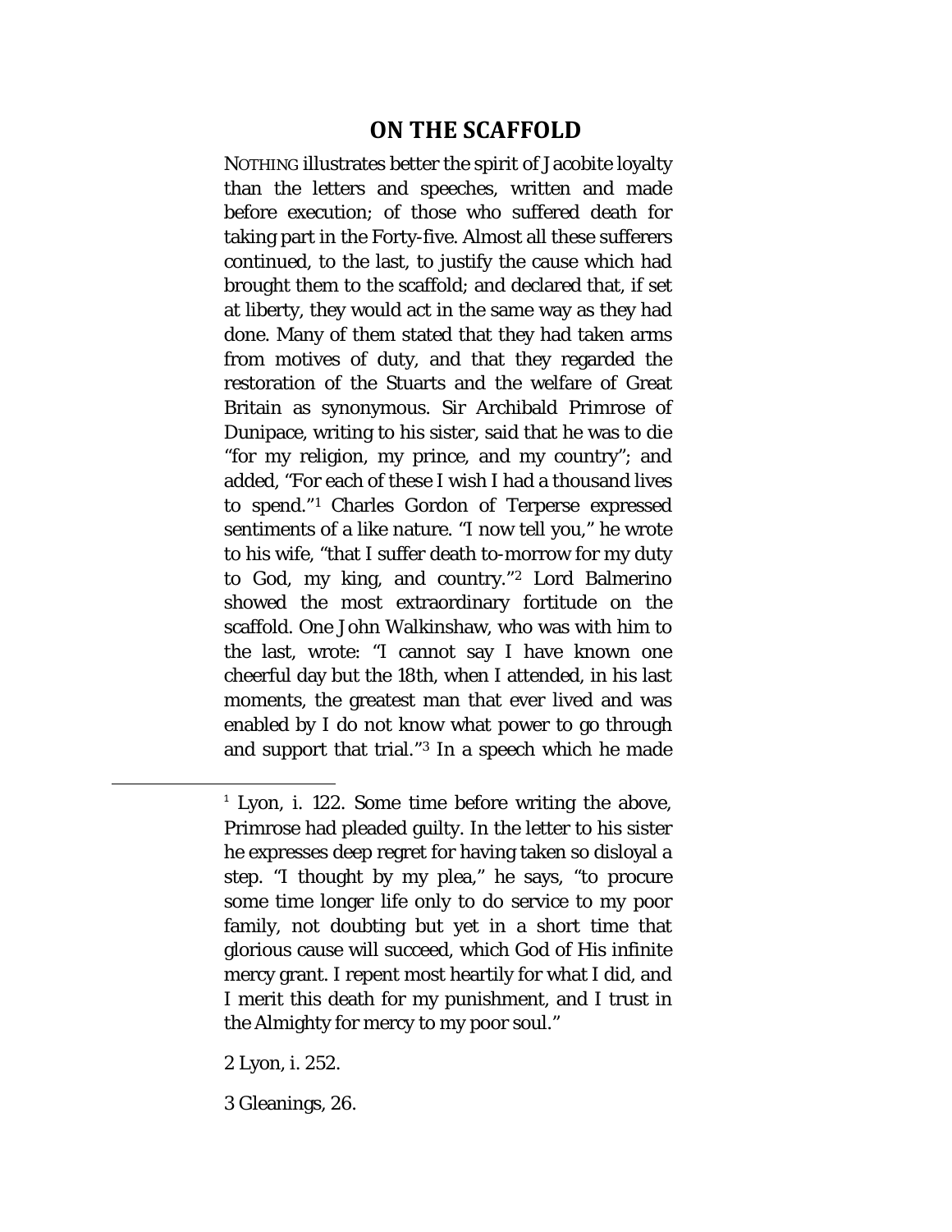## ON THE SCAFFOLD

NOTHING illustrates better the spirit of Jacobite loyalty than the letters and speeches, written and made before execution; of those who suffered death for taking part in the Forty-five. Almost all these sufferers continued, to the last, to justify the cause which had brought them to the scaffold; and declared that, if set at liberty, they would act in the same way as they had done. Many of them stated that they had taken arms from motives of duty, and that they regarded the restoration of the Stuarts and the welfare of Great Britain as synonymous. Sir Archibald Primrose of Dunipace, writing to his sister, said that he was to die "for my religion, my prince, and my country"; and added, "For each of these I wish I had a thousand lives to spend."[1] Charles Gordon of Terperse expressed sentiments of a like nature. "I now tell you," he wrote to his wife, "that I suffer death to-morrow for my duty to God, my king, and country."[2] Lord Balmerino showed the most extraordinary fortitude on the scaffold. One John Walkinshaw, who was with him to the last, wrote: "I cannot say I have known one cheerful day but the 18th, when I attended, in his last moments, the greatest man that ever lived and was enabled by I do not know what power to go through and support that trial."[3] In a speech which he made

---

[1] Lyon, i. 122. Some time before writing the above, Primrose had pleaded guilty. In the letter to his sister he expresses deep regret for having taken so disloyal a step. "I thought by my plea," he says, "to procure some time longer life only to do service to my poor family, not doubting but yet in a short time that glorious cause will succeed, which God of His infinite mercy grant. I repent most heartily for what I did, and I merit this death for my punishment, and I trust in the Almighty for mercy to my poor soul."

[2] Lyon, i. 252.

[3] Gleanings, 26.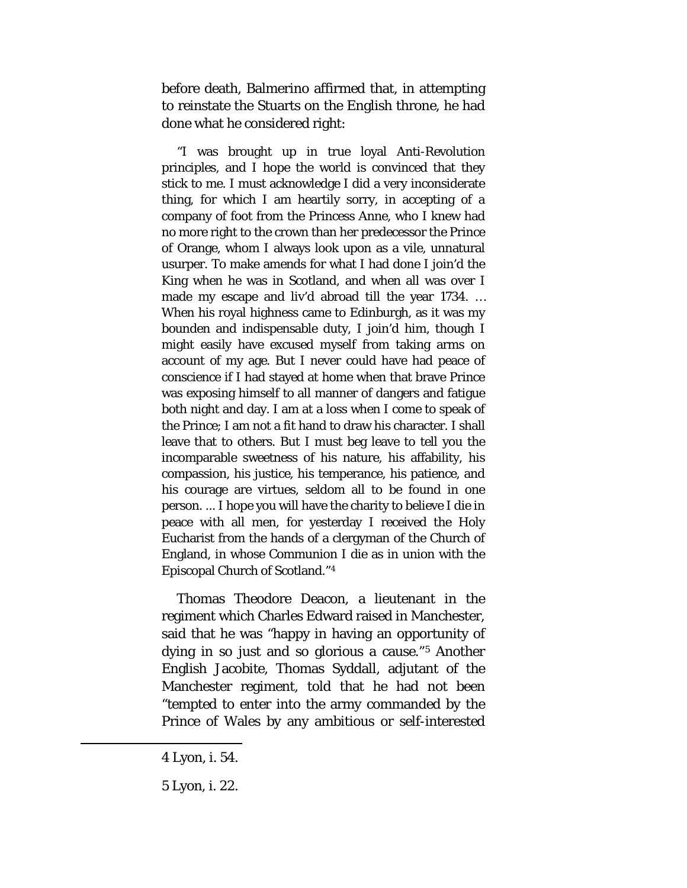before death, Balmerino affirmed that, in attempting to reinstate the Stuarts on the English throne, he had done what he considered right:

"I was brought up in true loyal Anti-Revolution principles, and I hope the world is convinced that they stick to me. I must acknowledge I did a very inconsiderate thing, for which I am heartily sorry, in accepting of a company of foot from the Princess Anne, who I knew had no more right to the crown than her predecessor the Prince of Orange, whom I always look upon as a vile, unnatural usurper. To make amends for what I had done I join'd the King when he was in Scotland, and when all was over I made my escape and liv'd abroad till the year 1734. … When his royal highness came to Edinburgh, as it was my bounden and indispensable duty, I join'd him, though I might easily have excused myself from taking arms on account of my age. But I never could have had peace of conscience if I had stayed at home when that brave Prince was exposing himself to all manner of dangers and fatigue both night and day. I am at a loss when I come to speak of the Prince; I am not a fit hand to draw his character. I shall leave that to others. But I must beg leave to tell you the incomparable sweetness of his nature, his affability, his compassion, his justice, his temperance, his patience, and his courage are virtues, seldom all to be found in one person. ... I hope you will have the charity to believe I die in peace with all men, for yesterday I received the Holy Eucharist from the hands of a clergyman of the Church of England, in whose Communion I die as in union with the Episcopal Church of Scotland."[4]

Thomas Theodore Deacon, a lieutenant in the regiment which Charles Edward raised in Manchester, said that he was "happy in having an opportunity of dying in so just and so glorious a cause."[5] Another English Jacobite, Thomas Syddall, adjutant of the Manchester regiment, told that he had not been "tempted to enter into the army commanded by the Prince of Wales by any ambitious or self-interested

---

4 Lyon, i. 54.

5 Lyon, i. 22.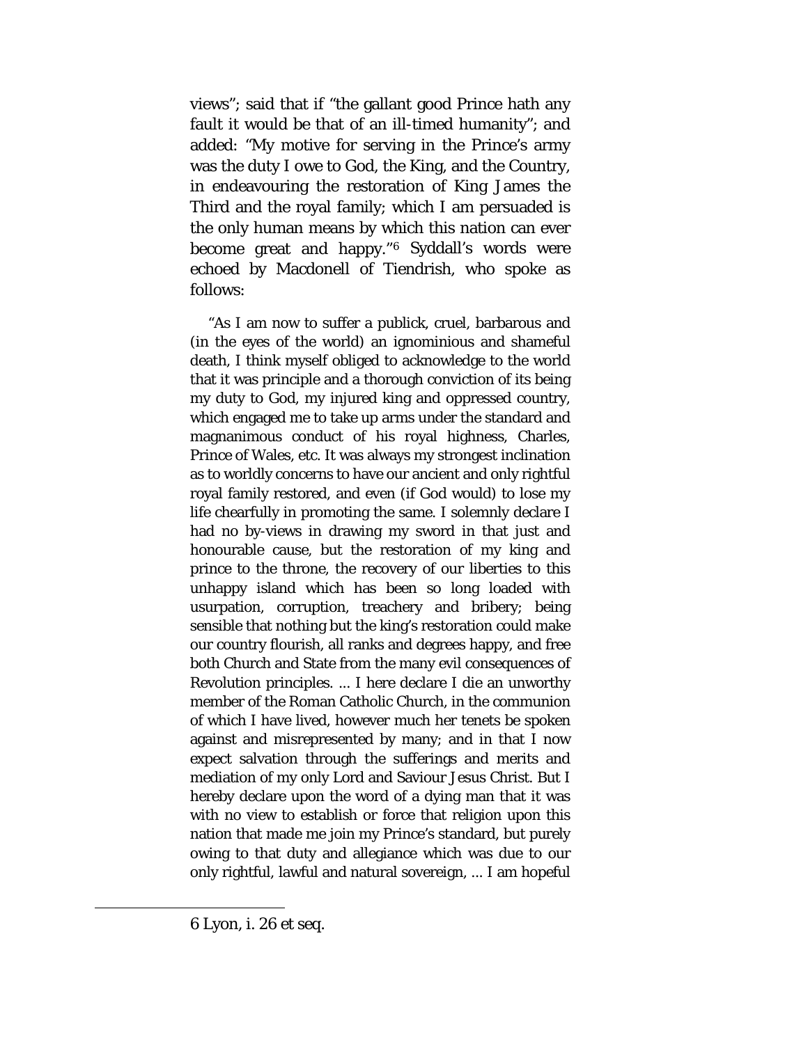views"; said that if "the gallant good Prince hath any fault it would be that of an ill-timed humanity"; and added: "My motive for serving in the Prince's army was the duty I owe to God, the King, and the Country, in endeavouring the restoration of King James the Third and the royal family; which I am persuaded is the only human means by which this nation can ever become great and happy."[6] Syddall's words were echoed by Macdonell of Tiendrish, who spoke as follows:

> "As I am now to suffer a publick, cruel, barbarous and (in the eyes of the world) an ignominious and shameful death, I think myself obliged to acknowledge to the world that it was principle and a thorough conviction of its being my duty to God, my injured king and oppressed country, which engaged me to take up arms under the standard and magnanimous conduct of his royal highness, Charles, Prince of Wales, etc. It was always my strongest inclination as to worldly concerns to have our ancient and only rightful royal family restored, and even (if God would) to lose my life chearfully in promoting the same. I solemnly declare I had no by-views in drawing my sword in that just and honourable cause, but the restoration of my king and prince to the throne, the recovery of our liberties to this unhappy island which has been so long loaded with usurpation, corruption, treachery and bribery; being sensible that nothing but the king's restoration could make our country flourish, all ranks and degrees happy, and free both Church and State from the many evil consequences of Revolution principles. ... I here declare I die an unworthy member of the Roman Catholic Church, in the communion of which I have lived, however much her tenets be spoken against and misrepresented by many; and in that I now expect salvation through the sufferings and merits and mediation of my only Lord and Saviour Jesus Christ. But I hereby declare upon the word of a dying man that it was with no view to establish or force that religion upon this nation that made me join my Prince's standard, but purely owing to that duty and allegiance which was due to our only rightful, lawful and natural sovereign, ... I am hopeful

---

6 Lyon, i. 26 et seq.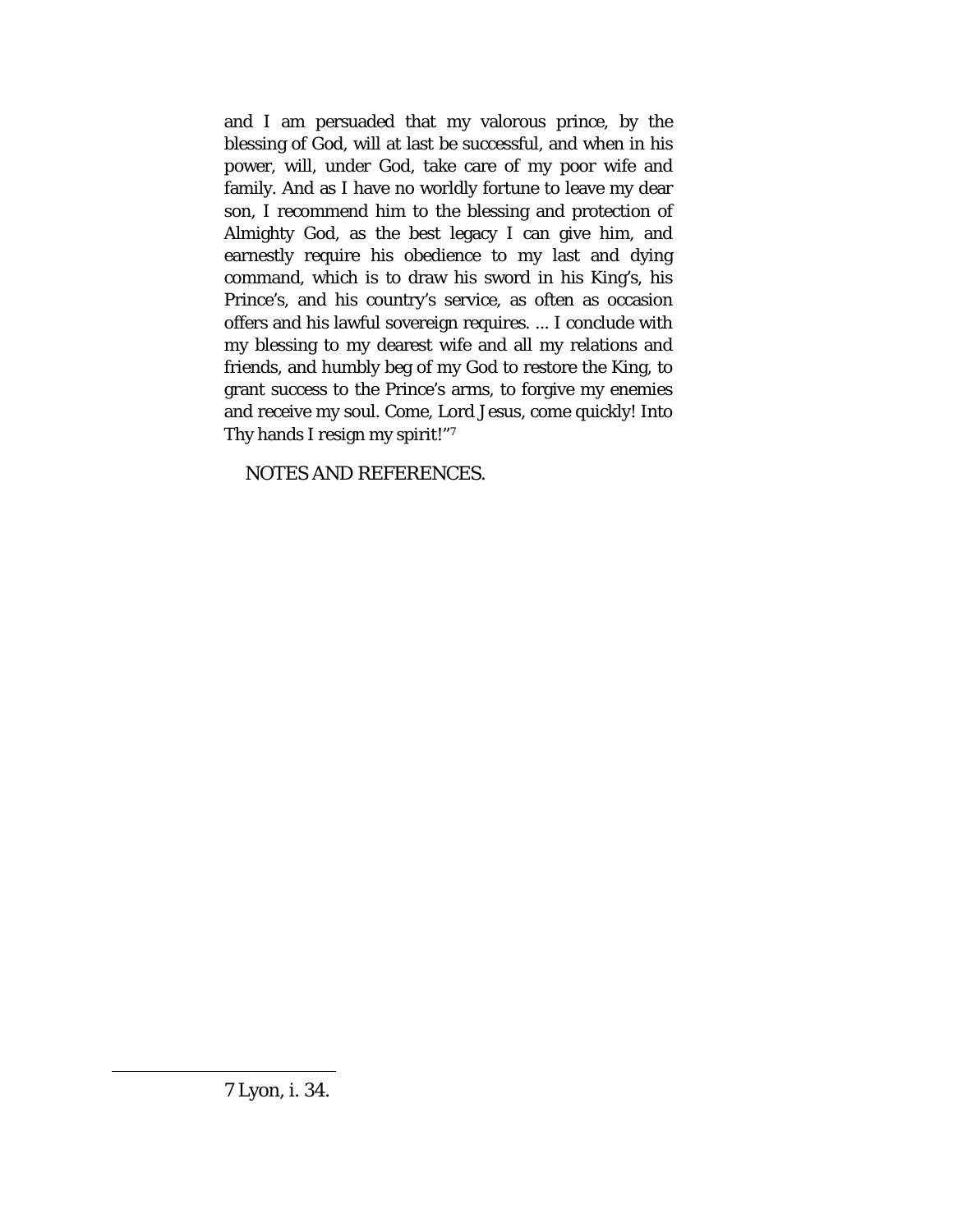and I am persuaded that my valorous prince, by the blessing of God, will at last be successful, and when in his power, will, under God, take care of my poor wife and family. And as I have no worldly fortune to leave my dear son, I recommend him to the blessing and protection of Almighty God, as the best legacy I can give him, and earnestly require his obedience to my last and dying command, which is to draw his sword in his King's, his Prince's, and his country's service, as often as occasion offers and his lawful sovereign requires. ... I conclude with my blessing to my dearest wife and all my relations and friends, and humbly beg of my God to restore the King, to grant success to the Prince's arms, to forgive my enemies and receive my soul. Come, Lord Jesus, come quickly! Into Thy hands I resign my spirit!"[7]

NOTES AND REFERENCES.

---

7 Lyon, i. 34.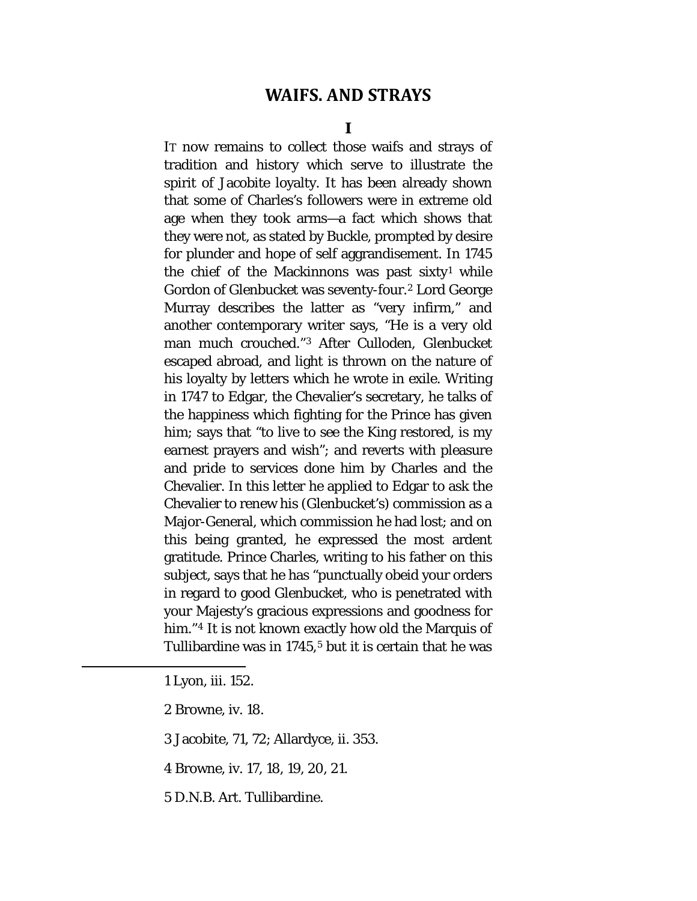## WAIFS. AND STRAYS

### I

IT now remains to collect those waifs and strays of tradition and history which serve to illustrate the spirit of Jacobite loyalty. It has been already shown that some of Charles's followers were in extreme old age when they took arms—a fact which shows that they were not, as stated by Buckle, prompted by desire for plunder and hope of self aggrandisement. In 1745 the chief of the Mackinnons was past sixty[1] while Gordon of Glenbucket was seventy-four.[2] Lord George Murray describes the latter as "very infirm," and another contemporary writer says, "He is a very old man much crouched."[3] After Culloden, Glenbucket escaped abroad, and light is thrown on the nature of his loyalty by letters which he wrote in exile. Writing in 1747 to Edgar, the Chevalier's secretary, he talks of the happiness which fighting for the Prince has given him; says that "to live to see the King restored, is my earnest prayers and wish"; and reverts with pleasure and pride to services done him by Charles and the Chevalier. In this letter he applied to Edgar to ask the Chevalier to renew his (Glenbucket's) commission as a Major-General, which commission he had lost; and on this being granted, he expressed the most ardent gratitude. Prince Charles, writing to his father on this subject, says that he has "punctually obeid your orders in regard to good Glenbucket, who is penetrated with your Majesty's gracious expressions and goodness for him."[4] It is not known exactly how old the Marquis of Tullibardine was in 1745,[5] but it is certain that he was

---

1 Lyon, iii. 152.

2 Browne, iv. 18.

3 Jacobite, 71, 72; Allardyce, ii. 353.

4 Browne, iv. 17, 18, 19, 20, 21.

5 D.N.B. Art. Tullibardine.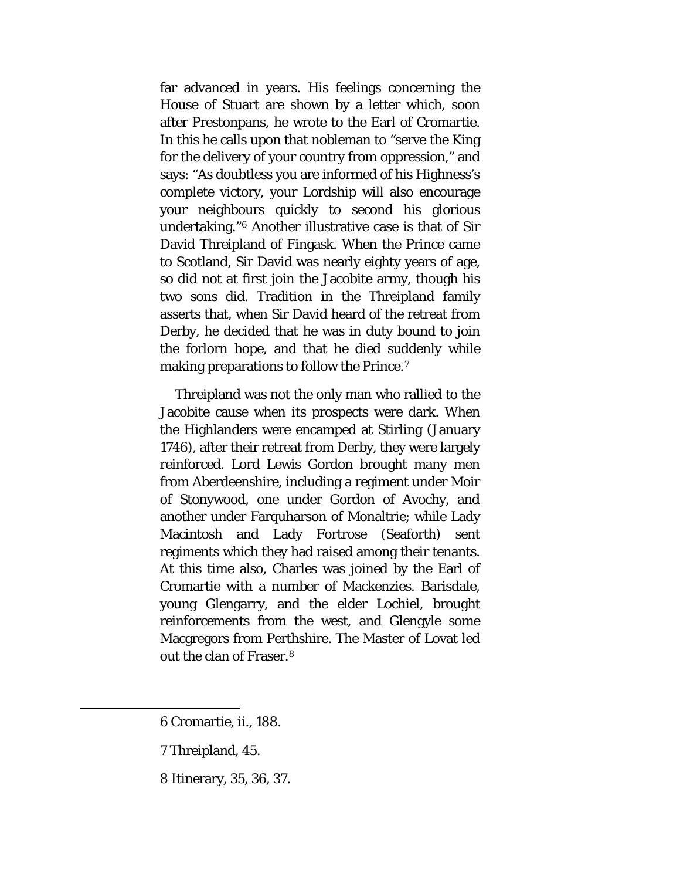far advanced in years. His feelings concerning the House of Stuart are shown by a letter which, soon after Prestonpans, he wrote to the Earl of Cromartie. In this he calls upon that nobleman to "serve the King for the delivery of your country from oppression," and says: "As doubtless you are informed of his Highness's complete victory, your Lordship will also encourage your neighbours quickly to second his glorious undertaking."[6] Another illustrative case is that of Sir David Threipland of Fingask. When the Prince came to Scotland, Sir David was nearly eighty years of age, so did not at first join the Jacobite army, though his two sons did. Tradition in the Threipland family asserts that, when Sir David heard of the retreat from Derby, he decided that he was in duty bound to join the forlorn hope, and that he died suddenly while making preparations to follow the Prince.[7]

Threipland was not the only man who rallied to the Jacobite cause when its prospects were dark. When the Highlanders were encamped at Stirling (January 1746), after their retreat from Derby, they were largely reinforced. Lord Lewis Gordon brought many men from Aberdeenshire, including a regiment under Moir of Stonywood, one under Gordon of Avochy, and another under Farquharson of Monaltrie; while Lady Macintosh and Lady Fortrose (Seaforth) sent regiments which they had raised among their tenants. At this time also, Charles was joined by the Earl of Cromartie with a number of Mackenzies. Barisdale, young Glengarry, and the elder Lochiel, brought reinforcements from the west, and Glengyle some Macgregors from Perthshire. The Master of Lovat led out the clan of Fraser.[8]

---

6 Cromartie, ii., 188.

7 Threipland, 45.

8 Itinerary, 35, 36, 37.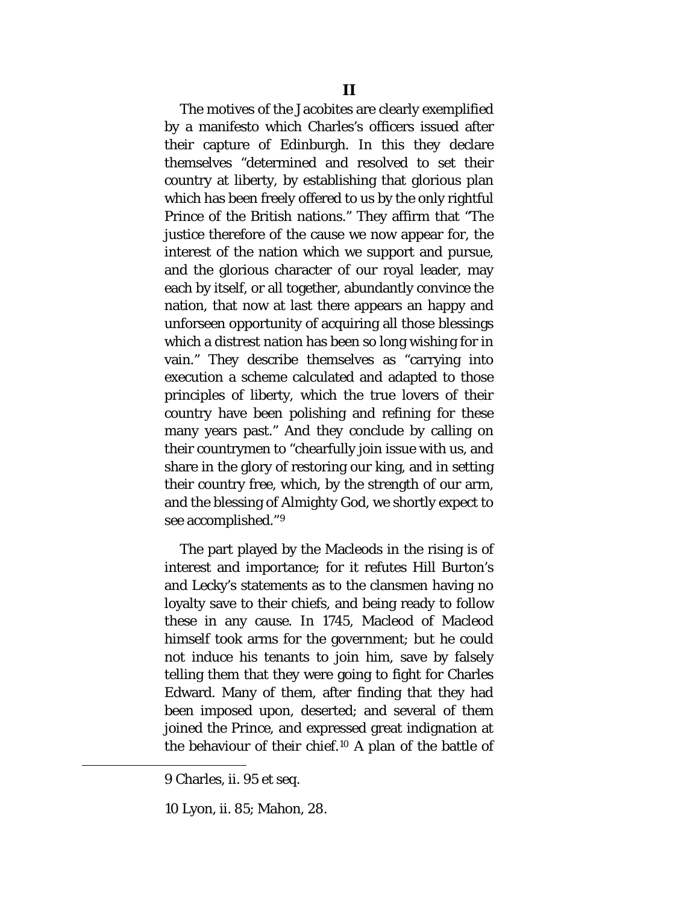## II

The motives of the Jacobites are clearly exemplified by a manifesto which Charles's officers issued after their capture of Edinburgh. In this they declare themselves "determined and resolved to set their country at liberty, by establishing that glorious plan which has been freely offered to us by the only rightful Prince of the British nations." They affirm that "The justice therefore of the cause we now appear for, the interest of the nation which we support and pursue, and the glorious character of our royal leader, may each by itself, or all together, abundantly convince the nation, that now at last there appears an happy and unforseen opportunity of acquiring all those blessings which a distrest nation has been so long wishing for in vain." They describe themselves as "carrying into execution a scheme calculated and adapted to those principles of liberty, which the true lovers of their country have been polishing and refining for these many years past." And they conclude by calling on their countrymen to "chearfully join issue with us, and share in the glory of restoring our king, and in setting their country free, which, by the strength of our arm, and the blessing of Almighty God, we shortly expect to see accomplished."[9]

The part played by the Macleods in the rising is of interest and importance; for it refutes Hill Burton's and Lecky's statements as to the clansmen having no loyalty save to their chiefs, and being ready to follow these in any cause. In 1745, Macleod of Macleod himself took arms for the government; but he could not induce his tenants to join him, save by falsely telling them that they were going to fight for Charles Edward. Many of them, after finding that they had been imposed upon, deserted; and several of them joined the Prince, and expressed great indignation at the behaviour of their chief.[10] A plan of the battle of

---

9 Charles, ii. 95 et seq.

10 Lyon, ii. 85; Mahon, 28.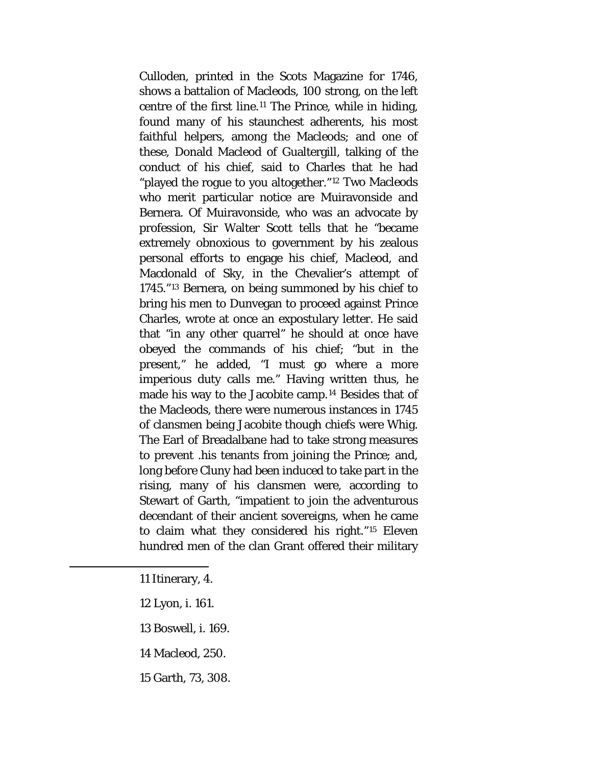Culloden, printed in the Scots Magazine for 1746, shows a battalion of Macleods, 100 strong, on the left centre of the first line.[11] The Prince, while in hiding, found many of his staunchest adherents, his most faithful helpers, among the Macleods; and one of these, Donald Macleod of Gualtergill, talking of the conduct of his chief, said to Charles that he had "played the rogue to you altogether."[12] Two Macleods who merit particular notice are Muiravonside and Bernera. Of Muiravonside, who was an advocate by profession, Sir Walter Scott tells that he "became extremely obnoxious to government by his zealous personal efforts to engage his chief, Macleod, and Macdonald of Sky, in the Chevalier's attempt of 1745."[13] Bernera, on being summoned by his chief to bring his men to Dunvegan to proceed against Prince Charles, wrote at once an expostulary letter. He said that "in any other quarrel" he should at once have obeyed the commands of his chief; "but in the present," he added, "I must go where a more imperious duty calls me." Having written thus, he made his way to the Jacobite camp.[14] Besides that of the Macleods, there were numerous instances in 1745 of clansmen being Jacobite though chiefs were Whig. The Earl of Breadalbane had to take strong measures to prevent .his tenants from joining the Prince; and, long before Cluny had been induced to take part in the rising, many of his clansmen were, according to Stewart of Garth, "impatient to join the adventurous decendant of their ancient sovereigns, when he came to claim what they considered his right."[15] Eleven hundred men of the clan Grant offered their military

---

11 Itinerary, 4.

12 Lyon, i. 161.

13 Boswell, i. 169.

14 Macleod, 250.

15 Garth, 73, 308.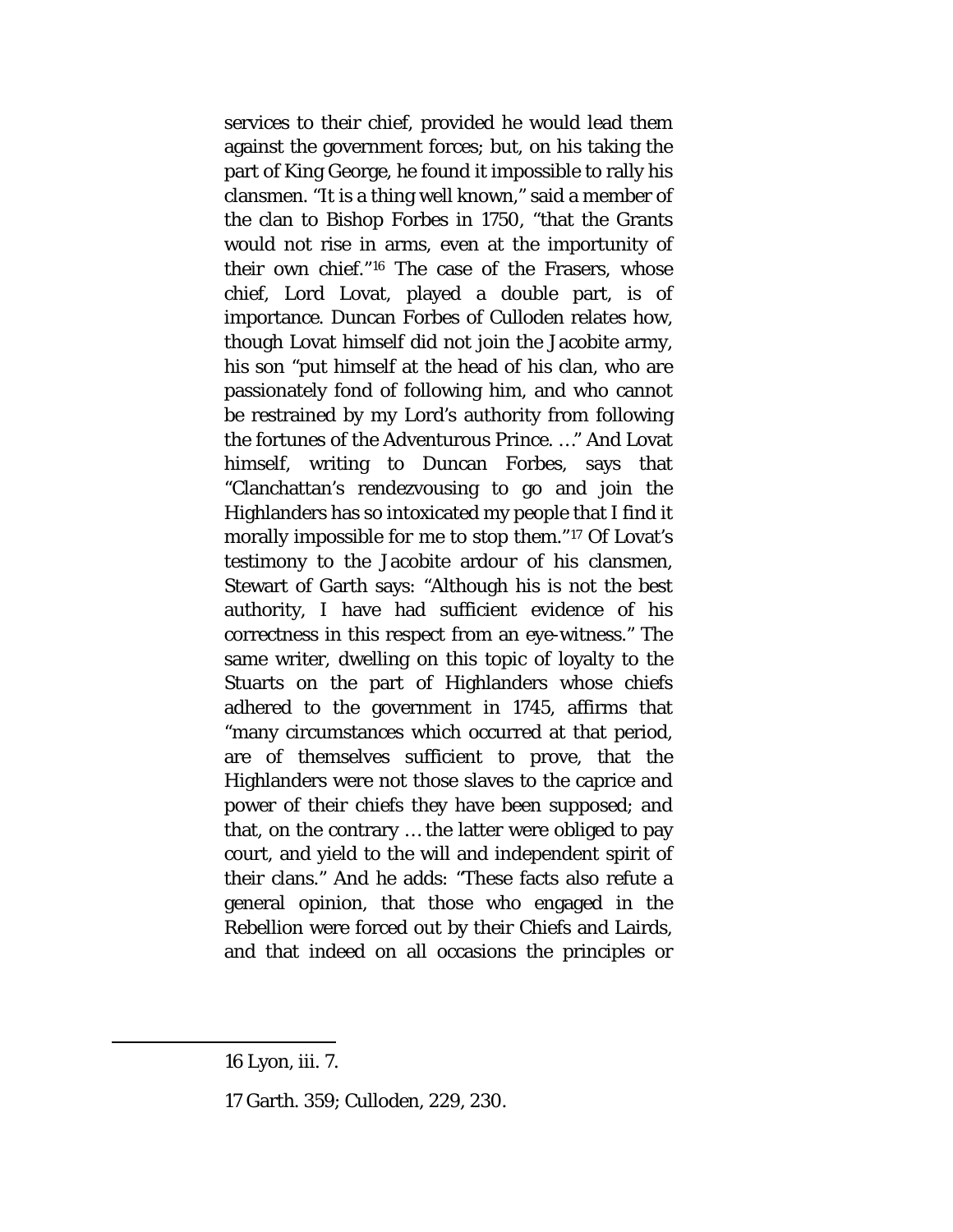services to their chief, provided he would lead them against the government forces; but, on his taking the part of King George, he found it impossible to rally his clansmen. "It is a thing well known," said a member of the clan to Bishop Forbes in 1750, "that the Grants would not rise in arms, even at the importunity of their own chief."[16] The case of the Frasers, whose chief, Lord Lovat, played a double part, is of importance. Duncan Forbes of Culloden relates how, though Lovat himself did not join the Jacobite army, his son "put himself at the head of his clan, who are passionately fond of following him, and who cannot be restrained by my Lord's authority from following the fortunes of the Adventurous Prince. …" And Lovat himself, writing to Duncan Forbes, says that "Clanchattan's rendezvousing to go and join the Highlanders has so intoxicated my people that I find it morally impossible for me to stop them."[17] Of Lovat's testimony to the Jacobite ardour of his clansmen, Stewart of Garth says: "Although his is not the best authority, I have had sufficient evidence of his correctness in this respect from an eye-witness." The same writer, dwelling on this topic of loyalty to the Stuarts on the part of Highlanders whose chiefs adhered to the government in 1745, affirms that "many circumstances which occurred at that period, are of themselves sufficient to prove, that the Highlanders were not those slaves to the caprice and power of their chiefs they have been supposed; and that, on the contrary … the latter were obliged to pay court, and yield to the will and independent spirit of their clans." And he adds: "These facts also refute a general opinion, that those who engaged in the Rebellion were forced out by their Chiefs and Lairds, and that indeed on all occasions the principles or

---

16 Lyon, iii. 7.

17 Garth. 359; Culloden, 229, 230.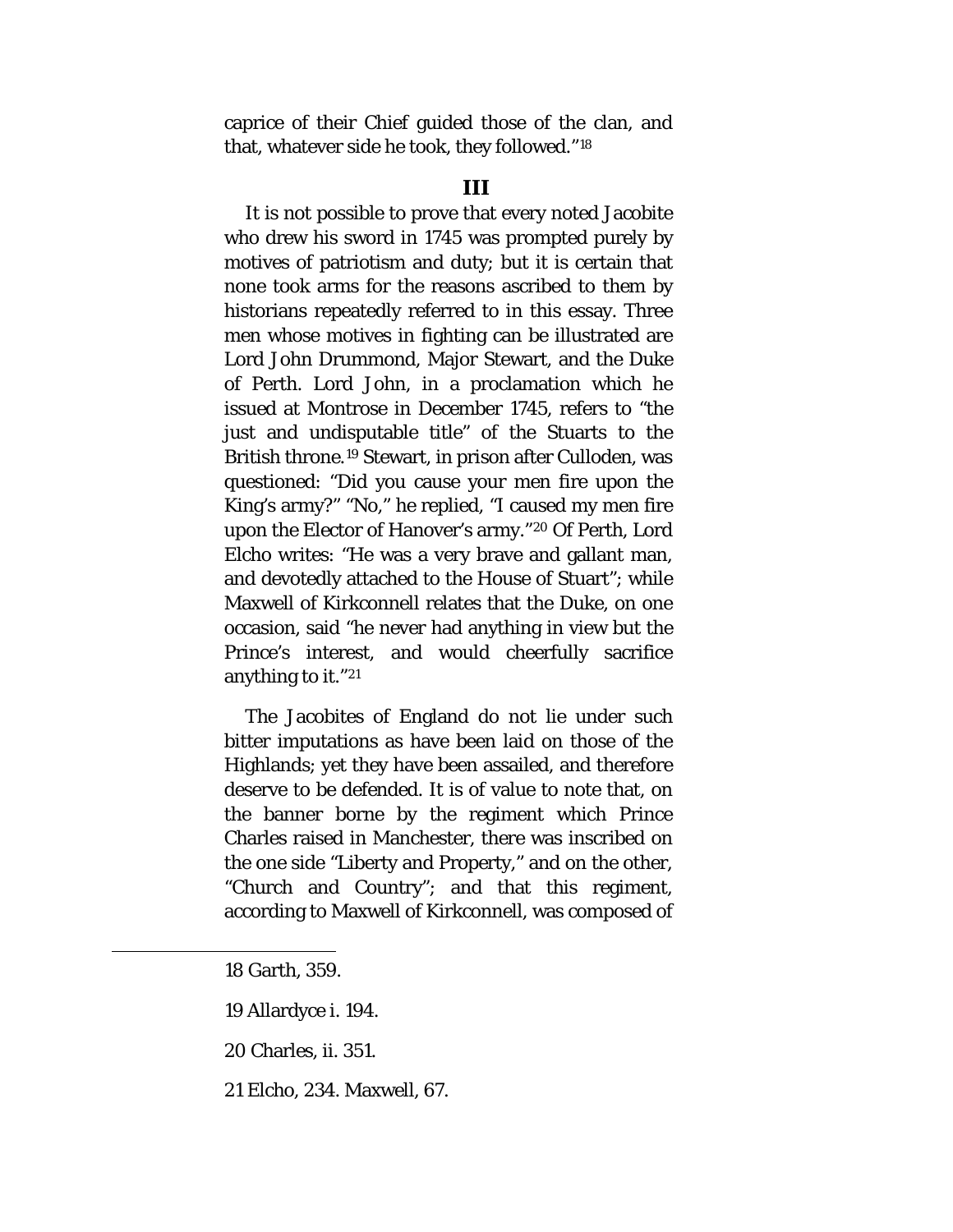caprice of their Chief guided those of the clan, and that, whatever side he took, they followed."[18]

## III

It is not possible to prove that every noted Jacobite who drew his sword in 1745 was prompted purely by motives of patriotism and duty; but it is certain that none took arms for the reasons ascribed to them by historians repeatedly referred to in this essay. Three men whose motives in fighting can be illustrated are Lord John Drummond, Major Stewart, and the Duke of Perth. Lord John, in a proclamation which he issued at Montrose in December 1745, refers to "the just and undisputable title" of the Stuarts to the British throne.[19] Stewart, in prison after Culloden, was questioned: "Did you cause your men fire upon the King's army?" "No," he replied, "I caused my men fire upon the Elector of Hanover's army."[20] Of Perth, Lord Elcho writes: "He was a very brave and gallant man, and devotedly attached to the House of Stuart"; while Maxwell of Kirkconnell relates that the Duke, on one occasion, said "he never had anything in view but the Prince's interest, and would cheerfully sacrifice anything to it."[21]

The Jacobites of England do not lie under such bitter imputations as have been laid on those of the Highlands; yet they have been assailed, and therefore deserve to be defended. It is of value to note that, on the banner borne by the regiment which Prince Charles raised in Manchester, there was inscribed on the one side "Liberty and Property," and on the other, "Church and Country"; and that this regiment, according to Maxwell of Kirkconnell, was composed of

---

18 Garth, 359.

19 Allardyce i. 194.

20 Charles, ii. 351.

21 Elcho, 234. Maxwell, 67.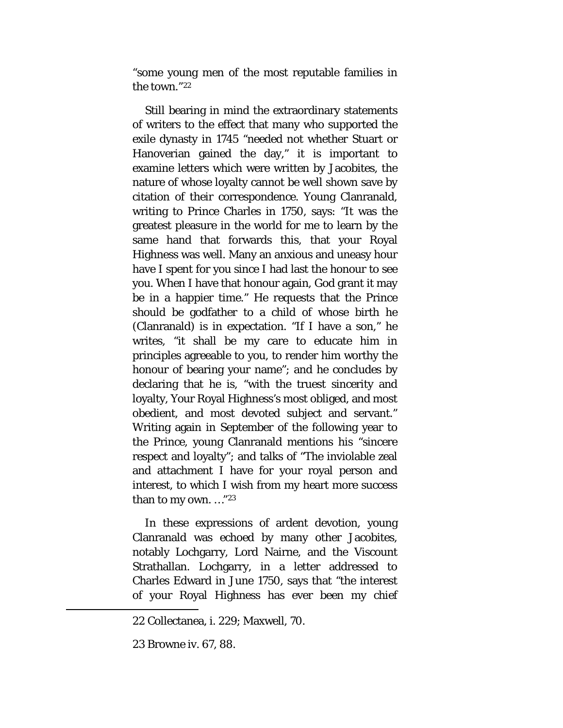"some young men of the most reputable families in the town."[22]

Still bearing in mind the extraordinary statements of writers to the effect that many who supported the exile dynasty in 1745 "needed not whether Stuart or Hanoverian gained the day," it is important to examine letters which were written by Jacobites, the nature of whose loyalty cannot be well shown save by citation of their correspondence. Young Clanranald, writing to Prince Charles in 1750, says: "It was the greatest pleasure in the world for me to learn by the same hand that forwards this, that your Royal Highness was well. Many an anxious and uneasy hour have I spent for you since I had last the honour to see you. When I have that honour again, God grant it may be in a happier time." He requests that the Prince should be godfather to a child of whose birth he (Clanranald) is in expectation. "If I have a son," he writes, "it shall be my care to educate him in principles agreeable to you, to render him worthy the honour of bearing your name"; and he concludes by declaring that he is, "with the truest sincerity and loyalty, Your Royal Highness's most obliged, and most obedient, and most devoted subject and servant." Writing again in September of the following year to the Prince, young Clanranald mentions his "sincere respect and loyalty"; and talks of "The inviolable zeal and attachment I have for your royal person and interest, to which I wish from my heart more success than to my own. …"[23]

In these expressions of ardent devotion, young Clanranald was echoed by many other Jacobites, notably Lochgarry, Lord Nairne, and the Viscount Strathallan. Lochgarry, in a letter addressed to Charles Edward in June 1750, says that "the interest of your Royal Highness has ever been my chief

---

22 Collectanea, i. 229; Maxwell, 70.

23 Browne iv. 67, 88.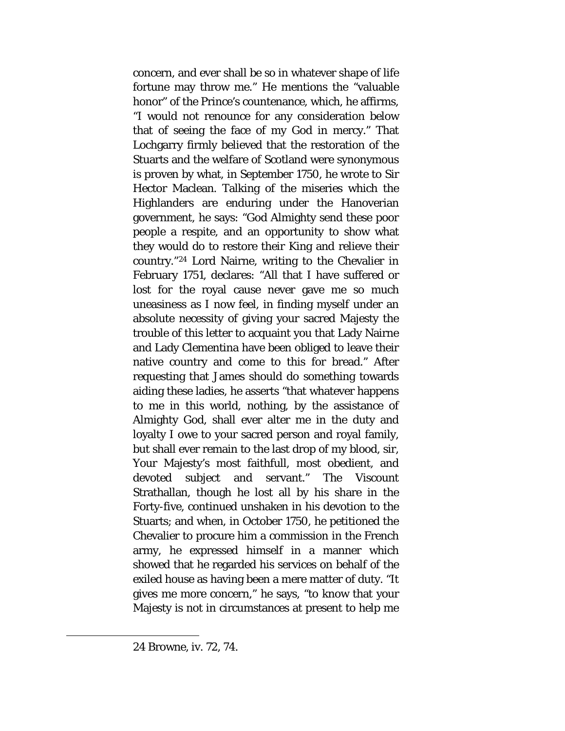concern, and ever shall be so in whatever shape of life fortune may throw me." He mentions the "valuable honor" of the Prince's countenance, which, he affirms, "I would not renounce for any consideration below that of seeing the face of my God in mercy." That Lochgarry firmly believed that the restoration of the Stuarts and the welfare of Scotland were synonymous is proven by what, in September 1750, he wrote to Sir Hector Maclean. Talking of the miseries which the Highlanders are enduring under the Hanoverian government, he says: "God Almighty send these poor people a respite, and an opportunity to show what they would do to restore their King and relieve their country."[24] Lord Nairne, writing to the Chevalier in February 1751, declares: "All that I have suffered or lost for the royal cause never gave me so much uneasiness as I now feel, in finding myself under an absolute necessity of giving your sacred Majesty the trouble of this letter to acquaint you that Lady Nairne and Lady Clementina have been obliged to leave their native country and come to this for bread." After requesting that James should do something towards aiding these ladies, he asserts "that whatever happens to me in this world, nothing, by the assistance of Almighty God, shall ever alter me in the duty and loyalty I owe to your sacred person and royal family, but shall ever remain to the last drop of my blood, sir, Your Majesty's most faithfull, most obedient, and devoted subject and servant." The Viscount Strathallan, though he lost all by his share in the Forty-five, continued unshaken in his devotion to the Stuarts; and when, in October 1750, he petitioned the Chevalier to procure him a commission in the French army, he expressed himself in a manner which showed that he regarded his services on behalf of the exiled house as having been a mere matter of duty. "It gives me more concern," he says, "to know that your Majesty is not in circumstances at present to help me

---

24 Browne, iv. 72, 74.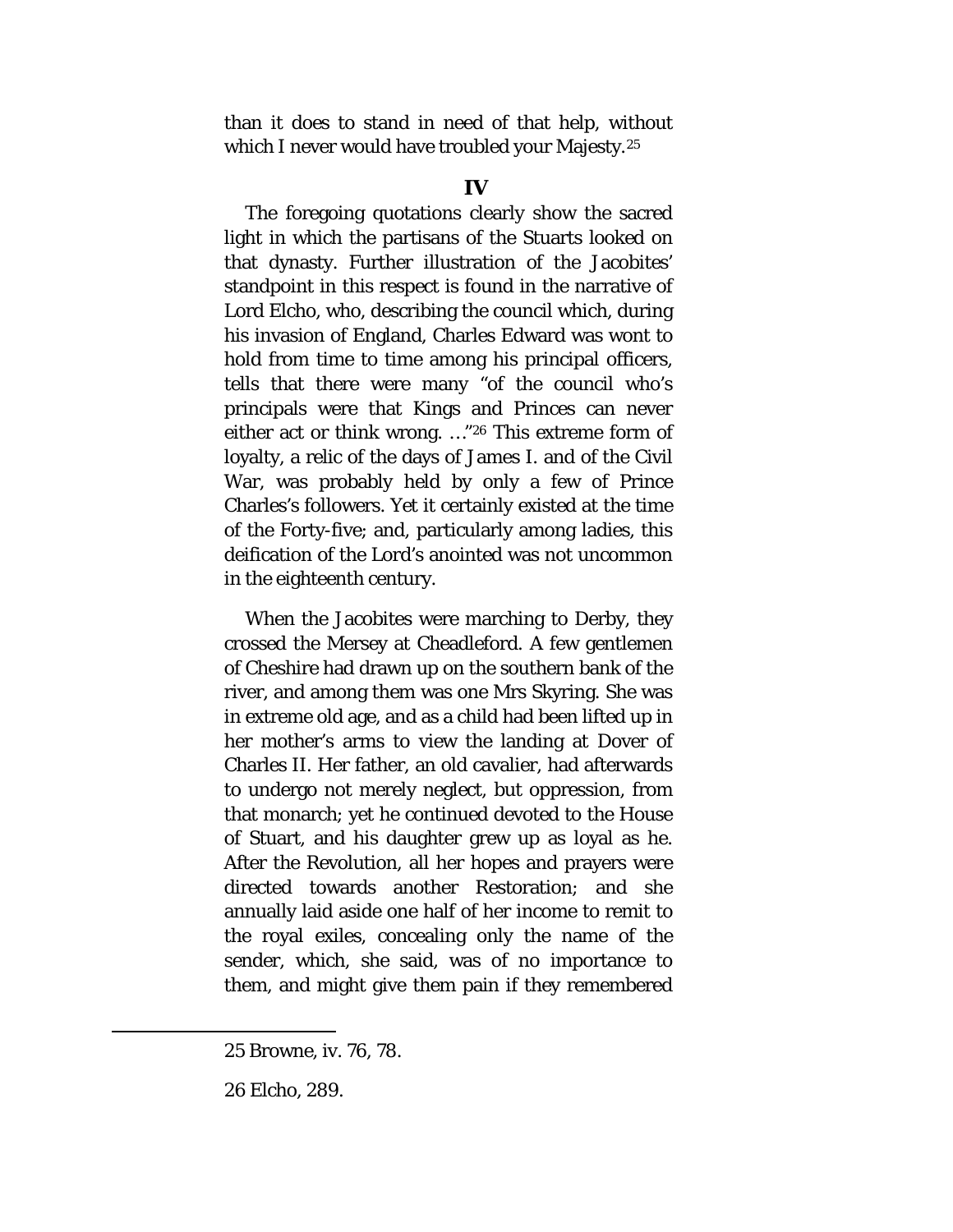than it does to stand in need of that help, without which I never would have troubled your Majesty.[25]

## IV

The foregoing quotations clearly show the sacred light in which the partisans of the Stuarts looked on that dynasty. Further illustration of the Jacobites' standpoint in this respect is found in the narrative of Lord Elcho, who, describing the council which, during his invasion of England, Charles Edward was wont to hold from time to time among his principal officers, tells that there were many "of the council who's principals were that Kings and Princes can never either act or think wrong. …"[26] This extreme form of loyalty, a relic of the days of James I. and of the Civil War, was probably held by only a few of Prince Charles's followers. Yet it certainly existed at the time of the Forty-five; and, particularly among ladies, this deification of the Lord's anointed was not uncommon in the eighteenth century.

When the Jacobites were marching to Derby, they crossed the Mersey at Cheadleford. A few gentlemen of Cheshire had drawn up on the southern bank of the river, and among them was one Mrs Skyring. She was in extreme old age, and as a child had been lifted up in her mother's arms to view the landing at Dover of Charles II. Her father, an old cavalier, had afterwards to undergo not merely neglect, but oppression, from that monarch; yet he continued devoted to the House of Stuart, and his daughter grew up as loyal as he. After the Revolution, all her hopes and prayers were directed towards another Restoration; and she annually laid aside one half of her income to remit to the royal exiles, concealing only the name of the sender, which, she said, was of no importance to them, and might give them pain if they remembered

---

25 Browne, iv. 76, 78.

26 Elcho, 289.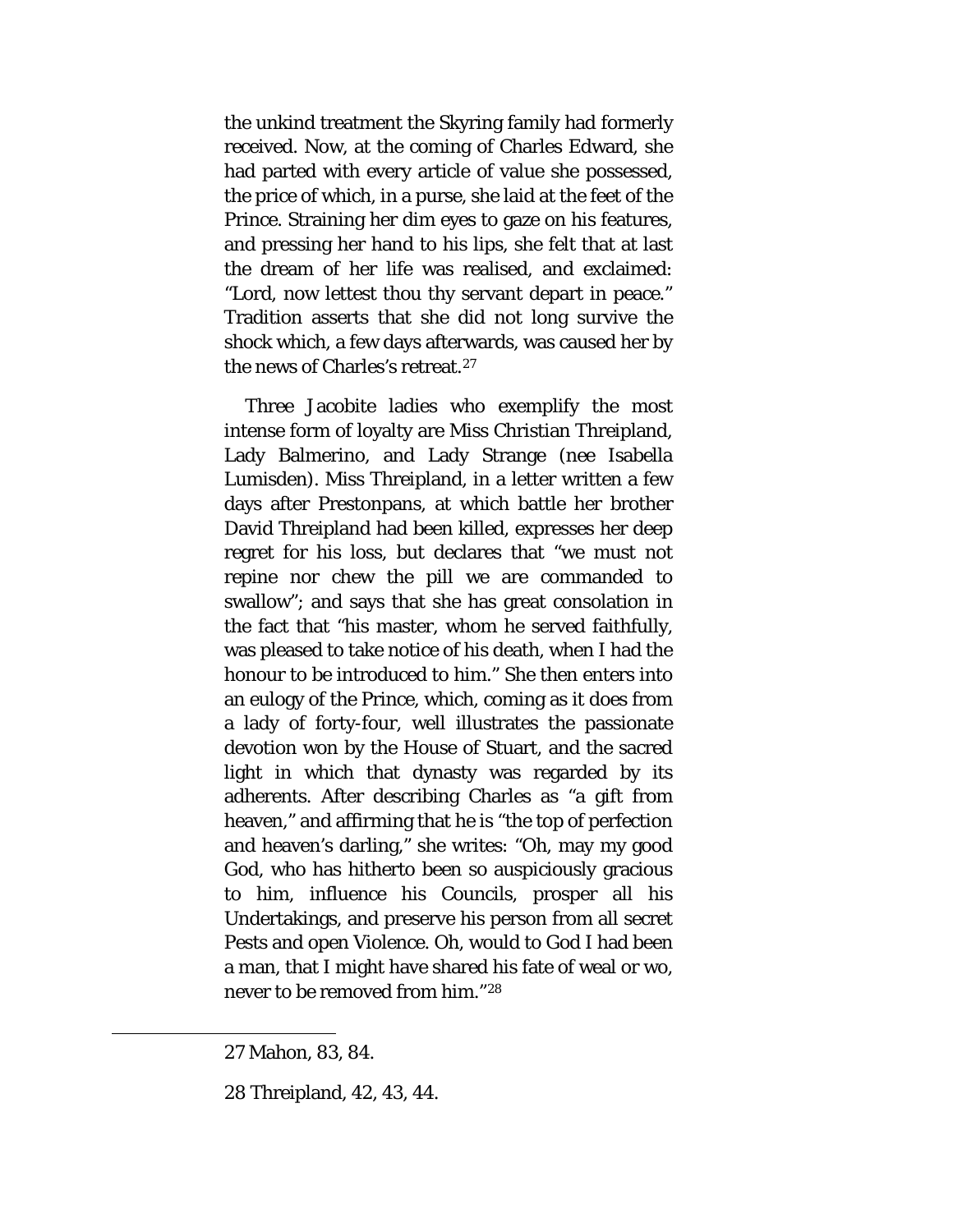the unkind treatment the Skyring family had formerly received. Now, at the coming of Charles Edward, she had parted with every article of value she possessed, the price of which, in a purse, she laid at the feet of the Prince. Straining her dim eyes to gaze on his features, and pressing her hand to his lips, she felt that at last the dream of her life was realised, and exclaimed: "Lord, now lettest thou thy servant depart in peace." Tradition asserts that she did not long survive the shock which, a few days afterwards, was caused her by the news of Charles's retreat.[27]

Three Jacobite ladies who exemplify the most intense form of loyalty are Miss Christian Threipland, Lady Balmerino, and Lady Strange (nee Isabella Lumisden). Miss Threipland, in a letter written a few days after Prestonpans, at which battle her brother David Threipland had been killed, expresses her deep regret for his loss, but declares that "we must not repine nor chew the pill we are commanded to swallow"; and says that she has great consolation in the fact that "his master, whom he served faithfully, was pleased to take notice of his death, when I had the honour to be introduced to him." She then enters into an eulogy of the Prince, which, coming as it does from a lady of forty-four, well illustrates the passionate devotion won by the House of Stuart, and the sacred light in which that dynasty was regarded by its adherents. After describing Charles as "a gift from heaven," and affirming that he is "the top of perfection and heaven's darling," she writes: "Oh, may my good God, who has hitherto been so auspiciously gracious to him, influence his Councils, prosper all his Undertakings, and preserve his person from all secret Pests and open Violence. Oh, would to God I had been a man, that I might have shared his fate of weal or wo, never to be removed from him."[28]

---

27 Mahon, 83, 84.

28 Threipland, 42, 43, 44.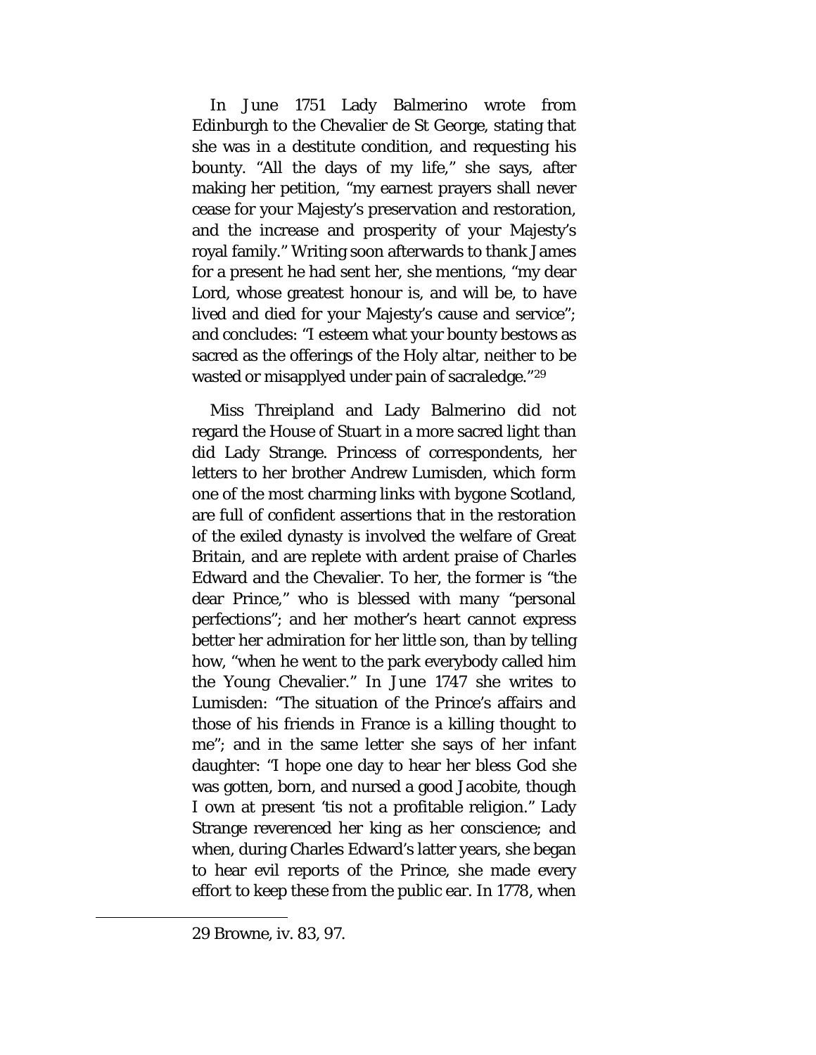In June 1751 Lady Balmerino wrote from Edinburgh to the Chevalier de St George, stating that she was in a destitute condition, and requesting his bounty. "All the days of my life," she says, after making her petition, "my earnest prayers shall never cease for your Majesty's preservation and restoration, and the increase and prosperity of your Majesty's royal family." Writing soon afterwards to thank James for a present he had sent her, she mentions, "my dear Lord, whose greatest honour is, and will be, to have lived and died for your Majesty's cause and service"; and concludes: "I esteem what your bounty bestows as sacred as the offerings of the Holy altar, neither to be wasted or misapplyed under pain of sacraledge."[29]

Miss Threipland and Lady Balmerino did not regard the House of Stuart in a more sacred light than did Lady Strange. Princess of correspondents, her letters to her brother Andrew Lumisden, which form one of the most charming links with bygone Scotland, are full of confident assertions that in the restoration of the exiled dynasty is involved the welfare of Great Britain, and are replete with ardent praise of Charles Edward and the Chevalier. To her, the former is "the dear Prince," who is blessed with many "personal perfections"; and her mother's heart cannot express better her admiration for her little son, than by telling how, "when he went to the park everybody called him the Young Chevalier." In June 1747 she writes to Lumisden: "The situation of the Prince's affairs and those of his friends in France is a killing thought to me"; and in the same letter she says of her infant daughter: "I hope one day to hear her bless God she was gotten, born, and nursed a good Jacobite, though I own at present 'tis not a profitable religion." Lady Strange reverenced her king as her conscience; and when, during Charles Edward's latter years, she began to hear evil reports of the Prince, she made every effort to keep these from the public ear. In 1778, when

29 Browne, iv. 83, 97.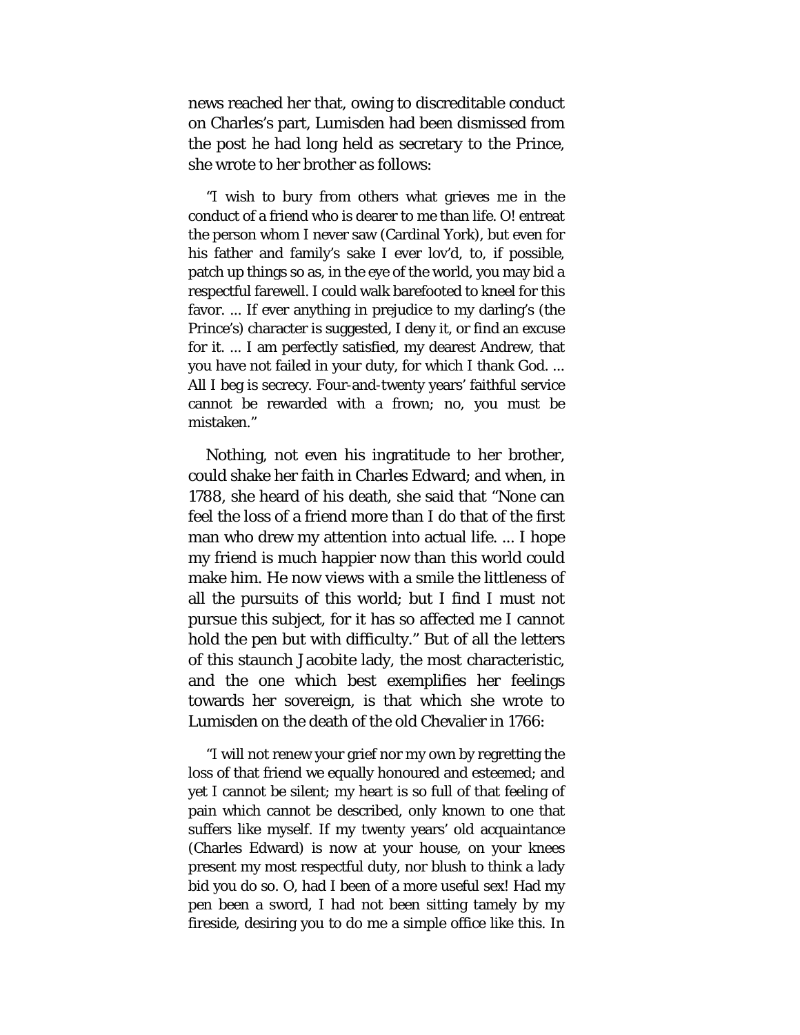news reached her that, owing to discreditable conduct on Charles's part, Lumisden had been dismissed from the post he had long held as secretary to the Prince, she wrote to her brother as follows:

> "I wish to bury from others what grieves me in the conduct of a friend who is dearer to me than life. O! entreat the person whom I never saw (Cardinal York), but even for his father and family's sake I ever lov'd, to, if possible, patch up things so as, in the eye of the world, you may bid a respectful farewell. I could walk barefooted to kneel for this favor. ... If ever anything in prejudice to my darling's (the Prince's) character is suggested, I deny it, or find an excuse for it. ... I am perfectly satisfied, my dearest Andrew, that you have not failed in your duty, for which I thank God. ... All I beg is secrecy. Four-and-twenty years' faithful service cannot be rewarded with a frown; no, you must be mistaken."

Nothing, not even his ingratitude to her brother, could shake her faith in Charles Edward; and when, in 1788, she heard of his death, she said that "None can feel the loss of a friend more than I do that of the first man who drew my attention into actual life. ... I hope my friend is much happier now than this world could make him. He now views with a smile the littleness of all the pursuits of this world; but I find I must not pursue this subject, for it has so affected me I cannot hold the pen but with difficulty." But of all the letters of this staunch Jacobite lady, the most characteristic, and the one which best exemplifies her feelings towards her sovereign, is that which she wrote to Lumisden on the death of the old Chevalier in 1766:

> "I will not renew your grief nor my own by regretting the loss of that friend we equally honoured and esteemed; and yet I cannot be silent; my heart is so full of that feeling of pain which cannot be described, only known to one that suffers like myself. If my twenty years' old acquaintance (Charles Edward) is now at your house, on your knees present my most respectful duty, nor blush to think a lady bid you do so. O, had I been of a more useful sex! Had my pen been a sword, I had not been sitting tamely by my fireside, desiring you to do me a simple office like this. In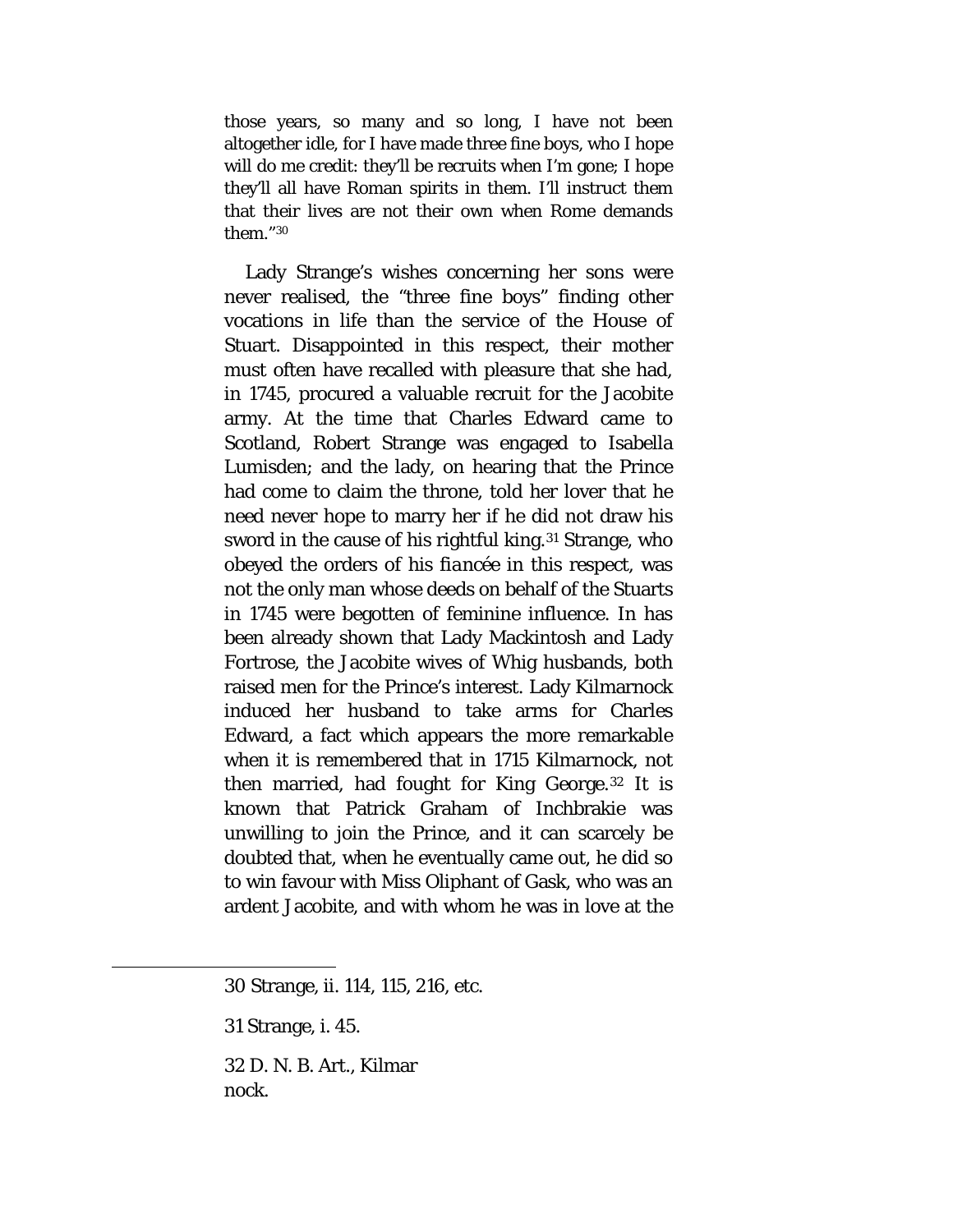those years, so many and so long, I have not been altogether idle, for I have made three fine boys, who I hope will do me credit: they'll be recruits when I'm gone; I hope they'll all have Roman spirits in them. I'll instruct them that their lives are not their own when Rome demands them."[30]

Lady Strange's wishes concerning her sons were never realised, the "three fine boys" finding other vocations in life than the service of the House of Stuart. Disappointed in this respect, their mother must often have recalled with pleasure that she had, in 1745, procured a valuable recruit for the Jacobite army. At the time that Charles Edward came to Scotland, Robert Strange was engaged to Isabella Lumisden; and the lady, on hearing that the Prince had come to claim the throne, told her lover that he need never hope to marry her if he did not draw his sword in the cause of his rightful king.[31] Strange, who obeyed the orders of his *fiancée* in this respect, was not the only man whose deeds on behalf of the Stuarts in 1745 were begotten of feminine influence. In has been already shown that Lady Mackintosh and Lady Fortrose, the Jacobite wives of Whig husbands, both raised men for the Prince's interest. Lady Kilmarnock induced her husband to take arms for Charles Edward, a fact which appears the more remarkable when it is remembered that in 1715 Kilmarnock, not then married, had fought for King George.[32] It is known that Patrick Graham of Inchbrakie was unwilling to join the Prince, and it can scarcely be doubted that, when he eventually came out, he did so to win favour with Miss Oliphant of Gask, who was an ardent Jacobite, and with whom he was in love at the

---

30 Strange, ii. 114, 115, 216, etc.

31 Strange, i. 45.

32 D. N. B. Art., Kilmarnock.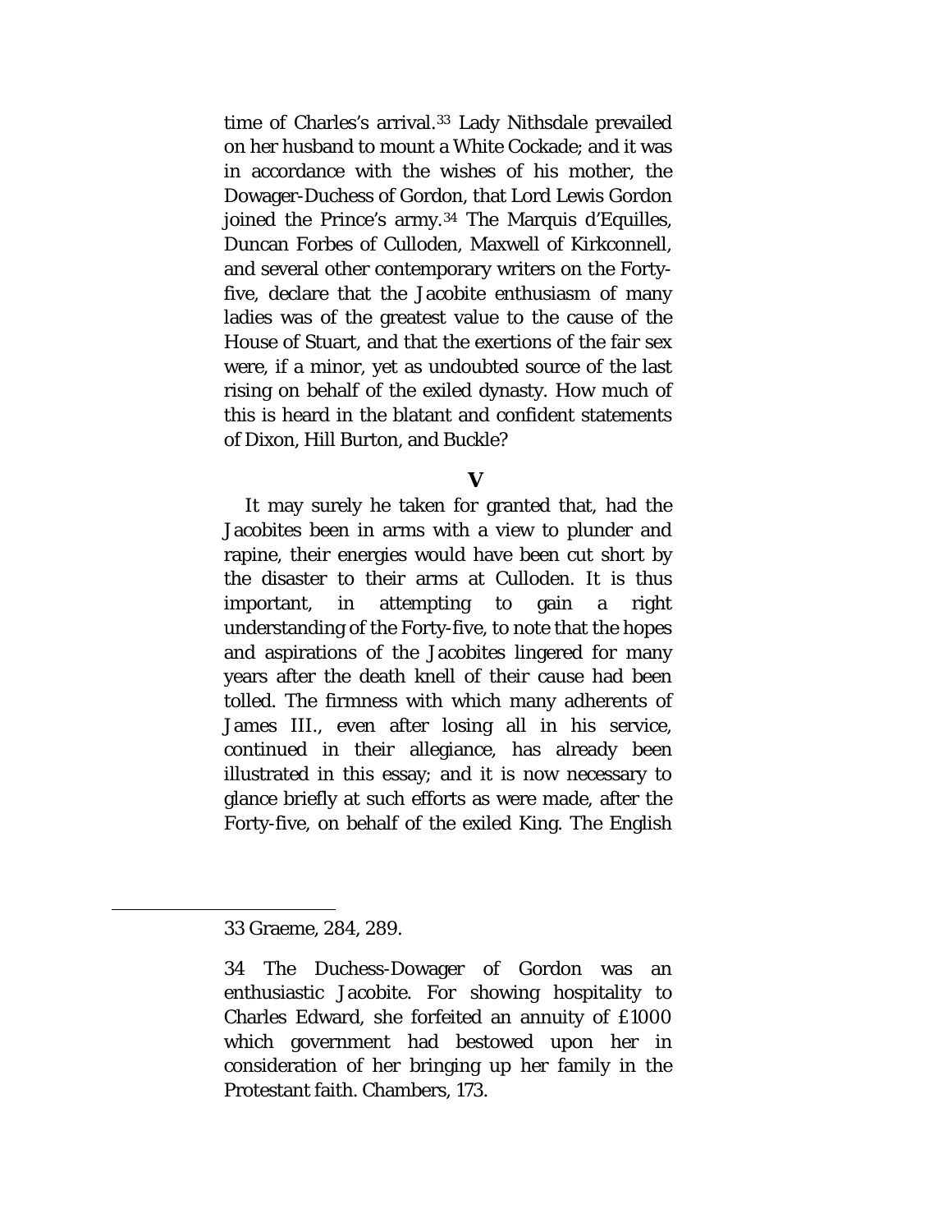time of Charles's arrival.[33] Lady Nithsdale prevailed on her husband to mount a White Cockade; and it was in accordance with the wishes of his mother, the Dowager-Duchess of Gordon, that Lord Lewis Gordon joined the Prince's army.[34] The Marquis d'Equilles, Duncan Forbes of Culloden, Maxwell of Kirkconnell, and several other contemporary writers on the Forty-five, declare that the Jacobite enthusiasm of many ladies was of the greatest value to the cause of the House of Stuart, and that the exertions of the fair sex were, if a minor, yet as undoubted source of the last rising on behalf of the exiled dynasty. How much of this is heard in the blatant and confident statements of Dixon, Hill Burton, and Buckle?

## V

It may surely he taken for granted that, had the Jacobites been in arms with a view to plunder and rapine, their energies would have been cut short by the disaster to their arms at Culloden. It is thus important, in attempting to gain a right understanding of the Forty-five, to note that the hopes and aspirations of the Jacobites lingered for many years after the death knell of their cause had been tolled. The firmness with which many adherents of James III., even after losing all in his service, continued in their allegiance, has already been illustrated in this essay; and it is now necessary to glance briefly at such efforts as were made, after the Forty-five, on behalf of the exiled King. The English

---

33 Graeme, 284, 289.

34 The Duchess-Dowager of Gordon was an enthusiastic Jacobite. For showing hospitality to Charles Edward, she forfeited an annuity of £1000 which government had bestowed upon her in consideration of her bringing up her family in the Protestant faith. Chambers, 173.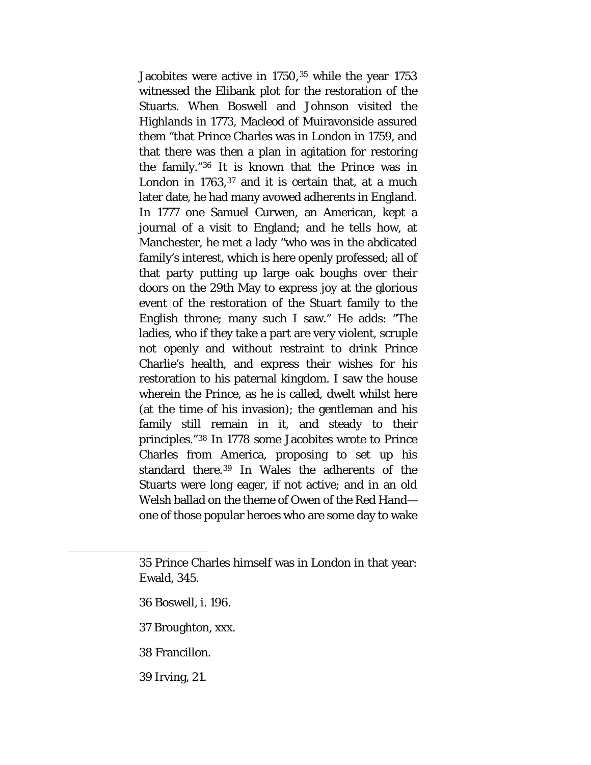Jacobites were active in 1750,[35] while the year 1753 witnessed the Elibank plot for the restoration of the Stuarts. When Boswell and Johnson visited the Highlands in 1773, Macleod of Muiravonside assured them "that Prince Charles was in London in 1759, and that there was then a plan in agitation for restoring the family."[36] It is known that the Prince was in London in 1763,[37] and it is certain that, at a much later date, he had many avowed adherents in England. In 1777 one Samuel Curwen, an American, kept a journal of a visit to England; and he tells how, at Manchester, he met a lady "who was in the abdicated family's interest, which is here openly professed; all of that party putting up large oak boughs over their doors on the 29th May to express joy at the glorious event of the restoration of the Stuart family to the English throne; many such I saw." He adds: "The ladies, who if they take a part are very violent, scruple not openly and without restraint to drink Prince Charlie's health, and express their wishes for his restoration to his paternal kingdom. I saw the house wherein the Prince, as he is called, dwelt whilst here (at the time of his invasion); the gentleman and his family still remain in it, and steady to their principles."[38] In 1778 some Jacobites wrote to Prince Charles from America, proposing to set up his standard there.[39] In Wales the adherents of the Stuarts were long eager, if not active; and in an old Welsh ballad on the theme of Owen of the Red Hand—one of those popular heroes who are some day to wake

---

35 Prince Charles himself was in London in that year: Ewald, 345.

36 Boswell, i. 196.

37 Broughton, xxx.

38 Francillon.

39 Irving, 21.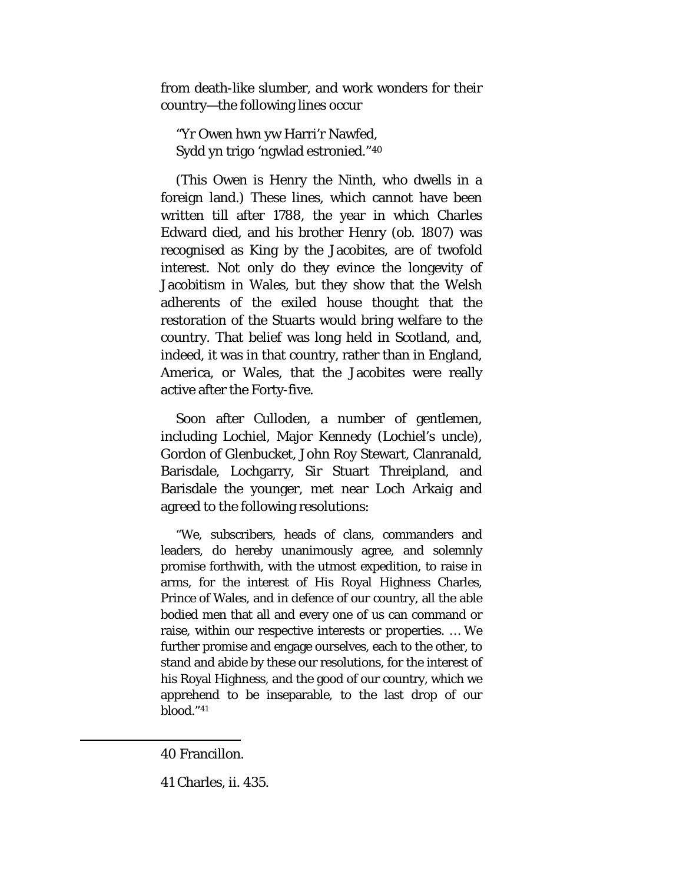from death-like slumber, and work wonders for their country—the following lines occur

> "Yr Owen hwn yw Harri'r Nawfed,
> Sydd yn trigo 'ngwlad estronied."[40]

(This Owen is Henry the Ninth, who dwells in a foreign land.) These lines, which cannot have been written till after 1788, the year in which Charles Edward died, and his brother Henry (ob. 1807) was recognised as King by the Jacobites, are of twofold interest. Not only do they evince the longevity of Jacobitism in Wales, but they show that the Welsh adherents of the exiled house thought that the restoration of the Stuarts would bring welfare to the country. That belief was long held in Scotland, and, indeed, it was in that country, rather than in England, America, or Wales, that the Jacobites were really active after the Forty-five.

Soon after Culloden, a number of gentlemen, including Lochiel, Major Kennedy (Lochiel's uncle), Gordon of Glenbucket, John Roy Stewart, Clanranald, Barisdale, Lochgarry, Sir Stuart Threipland, and Barisdale the younger, met near Loch Arkaig and agreed to the following resolutions:

> "We, subscribers, heads of clans, commanders and leaders, do hereby unanimously agree, and solemnly promise forthwith, with the utmost expedition, to raise in arms, for the interest of His Royal Highness Charles, Prince of Wales, and in defence of our country, all the able bodied men that all and every one of us can command or raise, within our respective interests or properties. … We further promise and engage ourselves, each to the other, to stand and abide by these our resolutions, for the interest of his Royal Highness, and the good of our country, which we apprehend to be inseparable, to the last drop of our blood."[41]

---

40 Francillon.

41 Charles, ii. 435.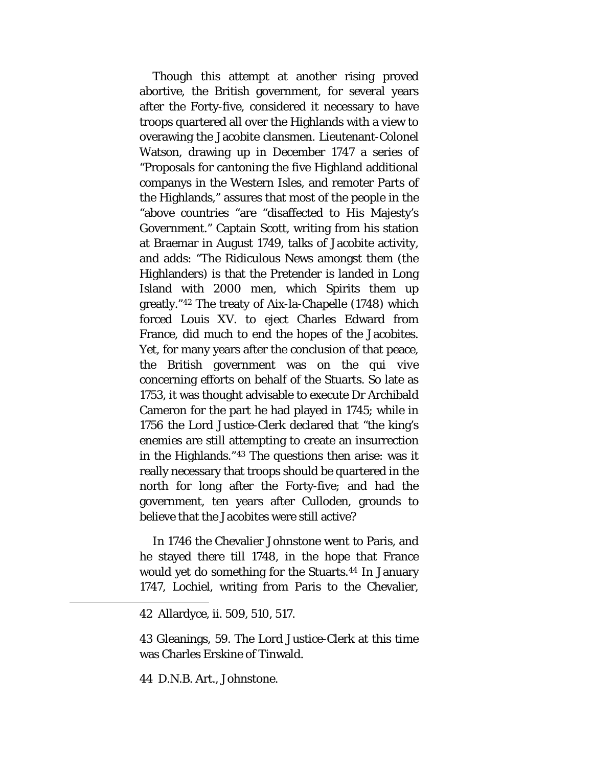Though this attempt at another rising proved abortive, the British government, for several years after the Forty-five, considered it necessary to have troops quartered all over the Highlands with a view to overawing the Jacobite clansmen. Lieutenant-Colonel Watson, drawing up in December 1747 a series of "Proposals for cantoning the five Highland additional companys in the Western Isles, and remoter Parts of the Highlands," assures that most of the people in the "above countries "are "disaffected to His Majesty's Government." Captain Scott, writing from his station at Braemar in August 1749, talks of Jacobite activity, and adds: "The Ridiculous News amongst them (the Highlanders) is that the Pretender is landed in Long Island with 2000 men, which Spirits them up greatly."[42] The treaty of Aix-la-Chapelle (1748) which forced Louis XV. to eject Charles Edward from France, did much to end the hopes of the Jacobites. Yet, for many years after the conclusion of that peace, the British government was on the qui vive concerning efforts on behalf of the Stuarts. So late as 1753, it was thought advisable to execute Dr Archibald Cameron for the part he had played in 1745; while in 1756 the Lord Justice-Clerk declared that "the king's enemies are still attempting to create an insurrection in the Highlands."[43] The questions then arise: was it really necessary that troops should be quartered in the north for long after the Forty-five; and had the government, ten years after Culloden, grounds to believe that the Jacobites were still active?

In 1746 the Chevalier Johnstone went to Paris, and he stayed there till 1748, in the hope that France would yet do something for the Stuarts.[44] In January 1747, Lochiel, writing from Paris to the Chevalier,

---

42 Allardyce, ii. 509, 510, 517.

43 Gleanings, 59. The Lord Justice-Clerk at this time was Charles Erskine of Tinwald.

44 D.N.B. Art., Johnstone.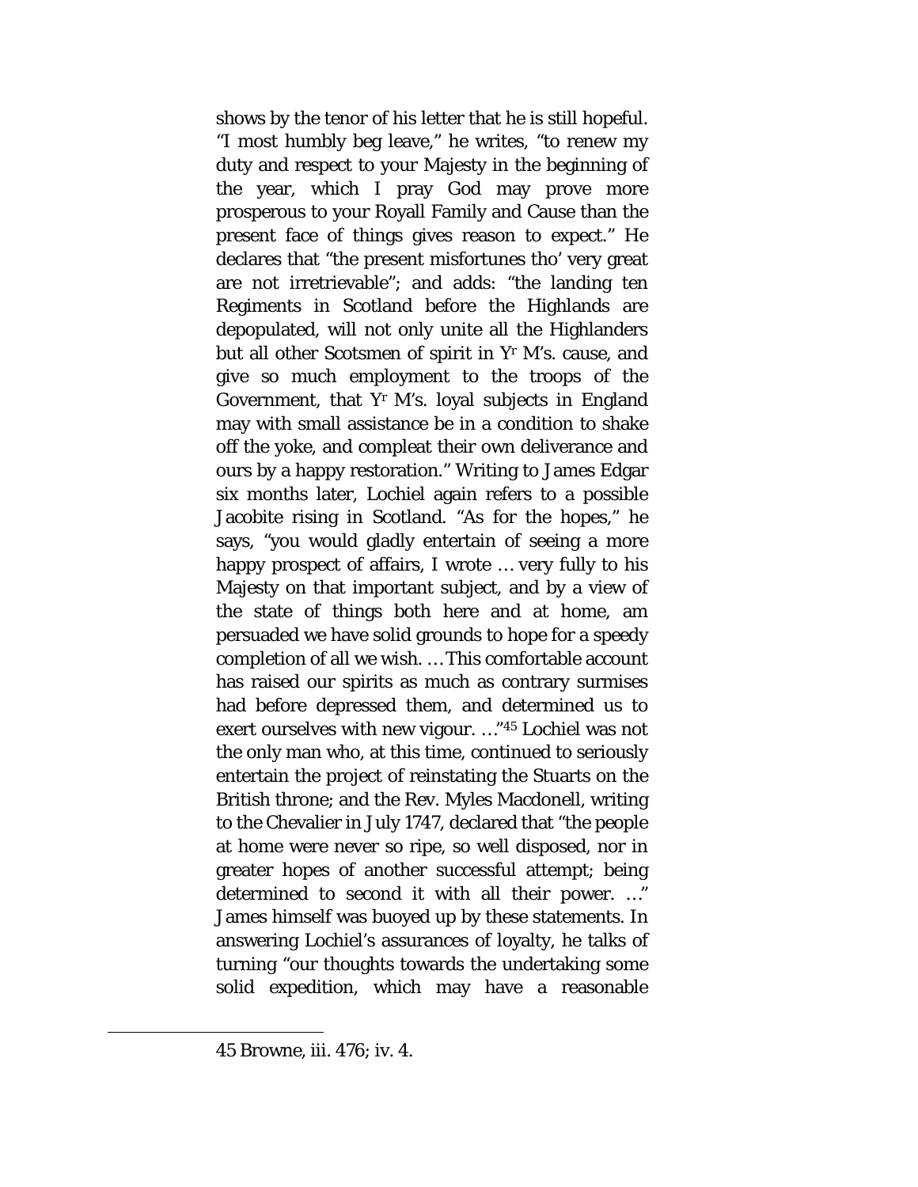shows by the tenor of his letter that he is still hopeful. "I most humbly beg leave," he writes, "to renew my duty and respect to your Majesty in the beginning of the year, which I pray God may prove more prosperous to your Royall Family and Cause than the present face of things gives reason to expect." He declares that "the present misfortunes tho' very great are not irretrievable"; and adds: "the landing ten Regiments in Scotland before the Highlands are depopulated, will not only unite all the Highlanders but all other Scotsmen of spirit in Yr M's. cause, and give so much employment to the troops of the Government, that Yr M's. loyal subjects in England may with small assistance be in a condition to shake off the yoke, and compleat their own deliverance and ours by a happy restoration." Writing to James Edgar six months later, Lochiel again refers to a possible Jacobite rising in Scotland. "As for the hopes," he says, "you would gladly entertain of seeing a more happy prospect of affairs, I wrote … very fully to his Majesty on that important subject, and by a view of the state of things both here and at home, am persuaded we have solid grounds to hope for a speedy completion of all we wish. … This comfortable account has raised our spirits as much as contrary surmises had before depressed them, and determined us to exert ourselves with new vigour. …"[45] Lochiel was not the only man who, at this time, continued to seriously entertain the project of reinstating the Stuarts on the British throne; and the Rev. Myles Macdonell, writing to the Chevalier in July 1747, declared that "the people at home were never so ripe, so well disposed, nor in greater hopes of another successful attempt; being determined to second it with all their power. …" James himself was buoyed up by these statements. In answering Lochiel's assurances of loyalty, he talks of turning "our thoughts towards the undertaking some solid expedition, which may have a reasonable

---

45 Browne, iii. 476; iv. 4.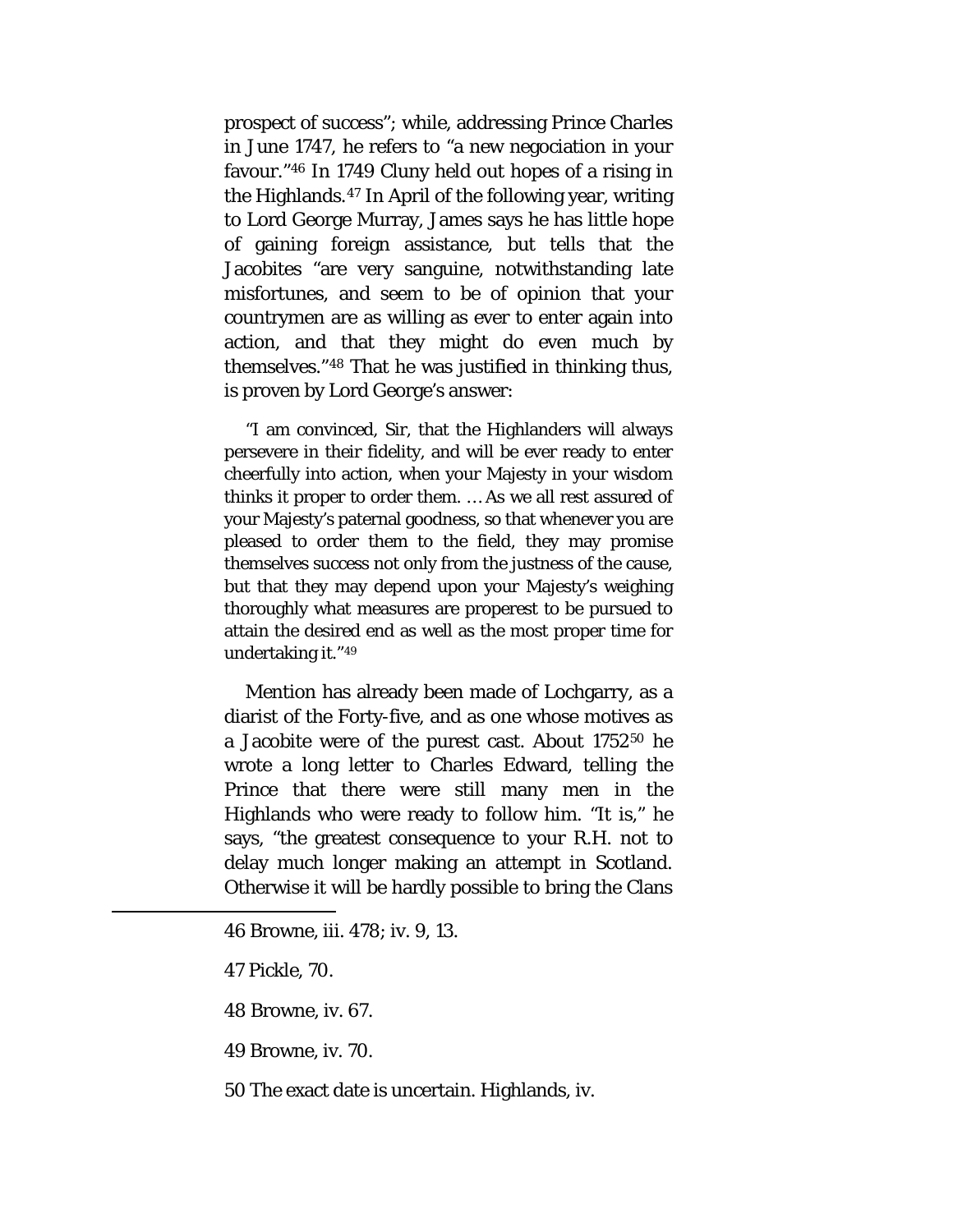prospect of success"; while, addressing Prince Charles in June 1747, he refers to "a new negociation in your favour."[46] In 1749 Cluny held out hopes of a rising in the Highlands.[47] In April of the following year, writing to Lord George Murray, James says he has little hope of gaining foreign assistance, but tells that the Jacobites "are very sanguine, notwithstanding late misfortunes, and seem to be of opinion that your countrymen are as willing as ever to enter again into action, and that they might do even much by themselves."[48] That he was justified in thinking thus, is proven by Lord George's answer:

> "I am convinced, Sir, that the Highlanders will always persevere in their fidelity, and will be ever ready to enter cheerfully into action, when your Majesty in your wisdom thinks it proper to order them. … As we all rest assured of your Majesty's paternal goodness, so that whenever you are pleased to order them to the field, they may promise themselves success not only from the justness of the cause, but that they may depend upon your Majesty's weighing thoroughly what measures are properest to be pursued to attain the desired end as well as the most proper time for undertaking it."[49]

Mention has already been made of Lochgarry, as a diarist of the Forty-five, and as one whose motives as a Jacobite were of the purest cast. About 1752[50] he wrote a long letter to Charles Edward, telling the Prince that there were still many men in the Highlands who were ready to follow him. "It is," he says, "the greatest consequence to your R.H. not to delay much longer making an attempt in Scotland. Otherwise it will be hardly possible to bring the Clans

---

46 Browne, iii. 478; iv. 9, 13.

47 Pickle, 70.

48 Browne, iv. 67.

49 Browne, iv. 70.

50 The exact date is uncertain. Highlands, iv.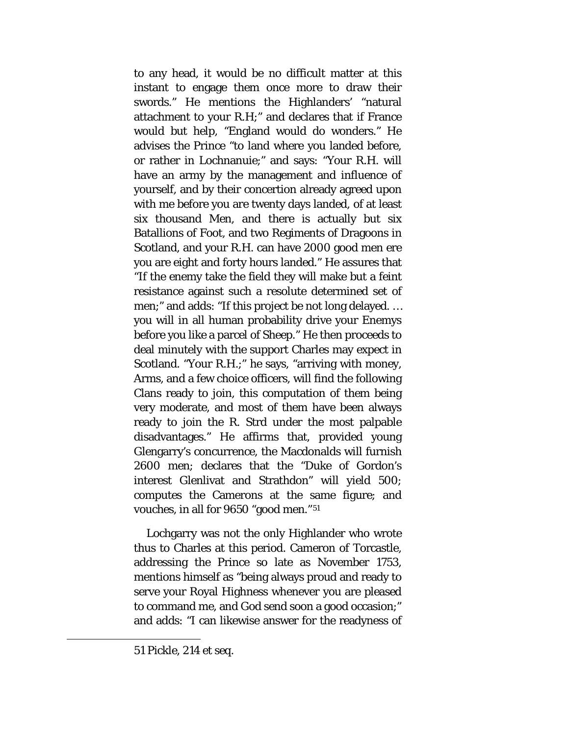to any head, it would be no difficult matter at this instant to engage them once more to draw their swords." He mentions the Highlanders' "natural attachment to your R.H;" and declares that if France would but help, "England would do wonders." He advises the Prince "to land where you landed before, or rather in Lochnanuie;" and says: "Your R.H. will have an army by the management and influence of yourself, and by their concertion already agreed upon with me before you are twenty days landed, of at least six thousand Men, and there is actually but six Batallions of Foot, and two Regiments of Dragoons in Scotland, and your R.H. can have 2000 good men ere you are eight and forty hours landed." He assures that "If the enemy take the field they will make but a feint resistance against such a resolute determined set of men;" and adds: "If this project be not long delayed. … you will in all human probability drive your Enemys before you like a parcel of Sheep." He then proceeds to deal minutely with the support Charles may expect in Scotland. "Your R.H.;" he says, "arriving with money, Arms, and a few choice officers, will find the following Clans ready to join, this computation of them being very moderate, and most of them have been always ready to join the R. Strd under the most palpable disadvantages." He affirms that, provided young Glengarry's concurrence, the Macdonalds will furnish 2600 men; declares that the "Duke of Gordon's interest Glenlivat and Strathdon" will yield 500; computes the Camerons at the same figure; and vouches, in all for 9650 "good men."[51]

Lochgarry was not the only Highlander who wrote thus to Charles at this period. Cameron of Torcastle, addressing the Prince so late as November 1753, mentions himself as "being always proud and ready to serve your Royal Highness whenever you are pleased to command me, and God send soon a good occasion;" and adds: "I can likewise answer for the readyness of

---

51 Pickle, 214 et seq.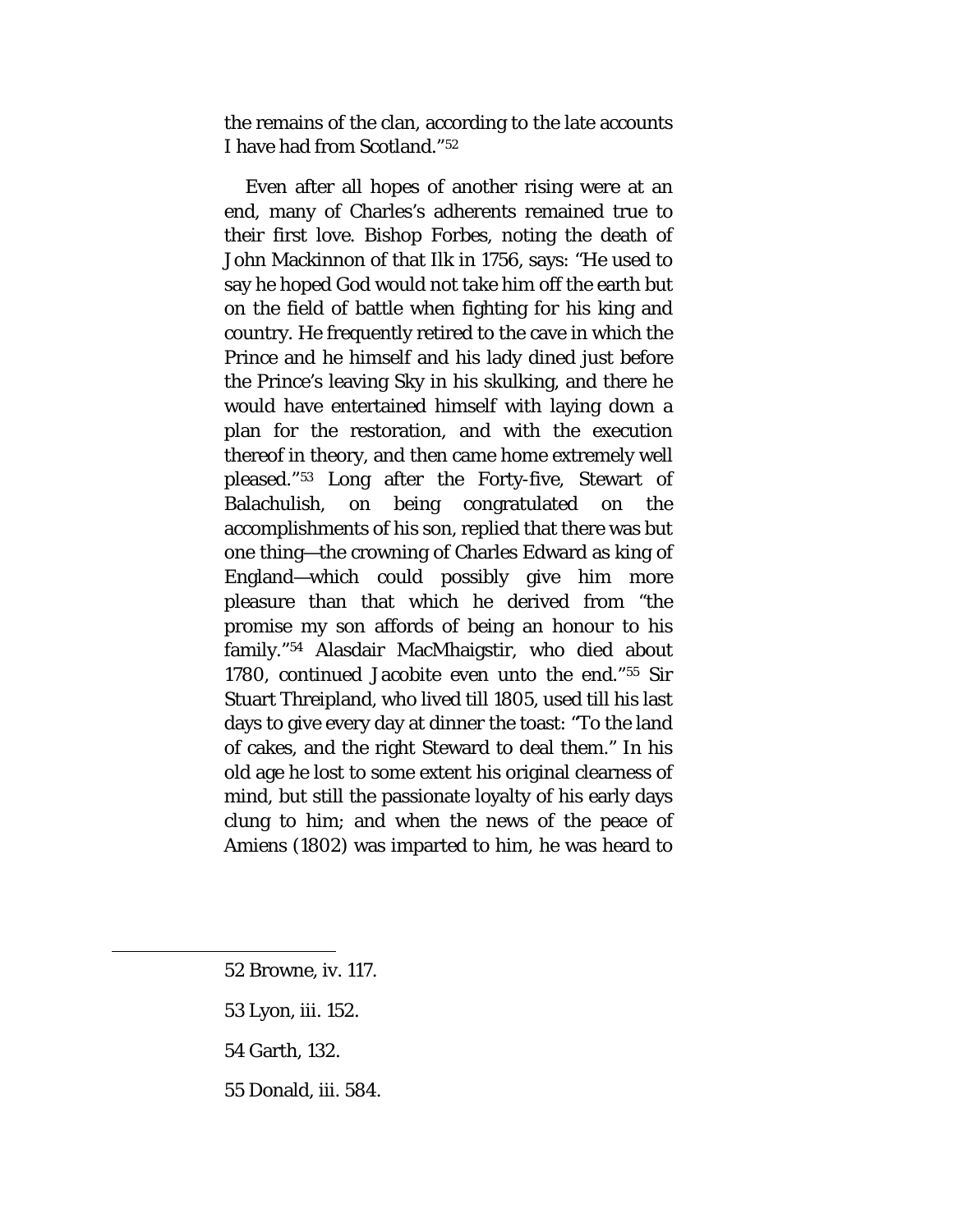the remains of the clan, according to the late accounts I have had from Scotland."[52]

Even after all hopes of another rising were at an end, many of Charles's adherents remained true to their first love. Bishop Forbes, noting the death of John Mackinnon of that Ilk in 1756, says: "He used to say he hoped God would not take him off the earth but on the field of battle when fighting for his king and country. He frequently retired to the cave in which the Prince and he himself and his lady dined just before the Prince's leaving Sky in his skulking, and there he would have entertained himself with laying down a plan for the restoration, and with the execution thereof in theory, and then came home extremely well pleased."[53] Long after the Forty-five, Stewart of Balachulish, on being congratulated on the accomplishments of his son, replied that there was but one thing—the crowning of Charles Edward as king of England—which could possibly give him more pleasure than that which he derived from "the promise my son affords of being an honour to his family."[54] Alasdair MacMhaigstir, who died about 1780, continued Jacobite even unto the end."[55] Sir Stuart Threipland, who lived till 1805, used till his last days to give every day at dinner the toast: "To the land of cakes, and the right Steward to deal them." In his old age he lost to some extent his original clearness of mind, but still the passionate loyalty of his early days clung to him; and when the news of the peace of Amiens (1802) was imparted to him, he was heard to

---

52 Browne, iv. 117.

53 Lyon, iii. 152.

54 Garth, 132.

55 Donald, iii. 584.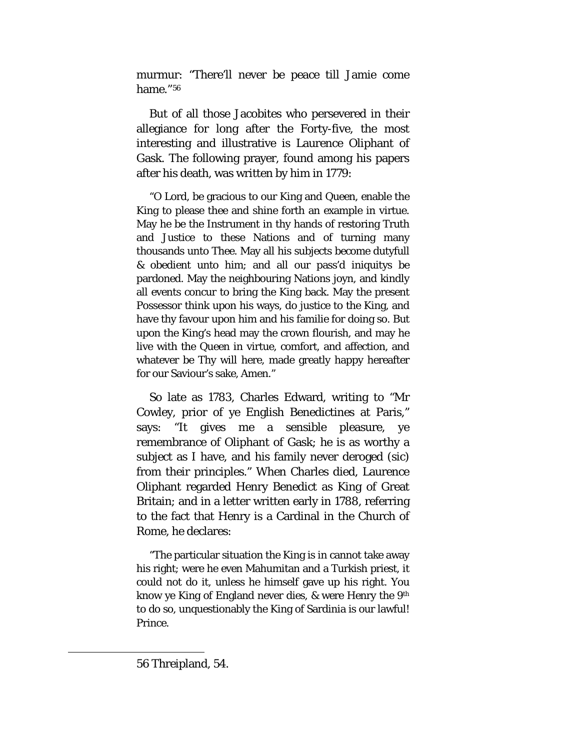murmur: "There'll never be peace till Jamie come hame."[56]

But of all those Jacobites who persevered in their allegiance for long after the Forty-five, the most interesting and illustrative is Laurence Oliphant of Gask. The following prayer, found among his papers after his death, was written by him in 1779:

> "O Lord, be gracious to our King and Queen, enable the King to please thee and shine forth an example in virtue. May he be the Instrument in thy hands of restoring Truth and Justice to these Nations and of turning many thousands unto Thee. May all his subjects become dutyfull & obedient unto him; and all our pass'd iniquitys be pardoned. May the neighbouring Nations joyn, and kindly all events concur to bring the King back. May the present Possessor think upon his ways, do justice to the King, and have thy favour upon him and his familie for doing so. But upon the King's head may the crown flourish, and may he live with the Queen in virtue, comfort, and affection, and whatever be Thy will here, made greatly happy hereafter for our Saviour's sake, Amen."

So late as 1783, Charles Edward, writing to "Mr Cowley, prior of ye English Benedictines at Paris," says: "It gives me a sensible pleasure, ye remembrance of Oliphant of Gask; he is as worthy a subject as I have, and his family never deroged (sic) from their principles." When Charles died, Laurence Oliphant regarded Henry Benedict as King of Great Britain; and in a letter written early in 1788, referring to the fact that Henry is a Cardinal in the Church of Rome, he declares:

> "The particular situation the King is in cannot take away his right; were he even Mahumitan and a Turkish priest, it could not do it, unless he himself gave up his right. You know ye King of England never dies, & were Henry the 9th to do so, unquestionably the King of Sardinia is our lawful! Prince.

---

56 Threipland, 54.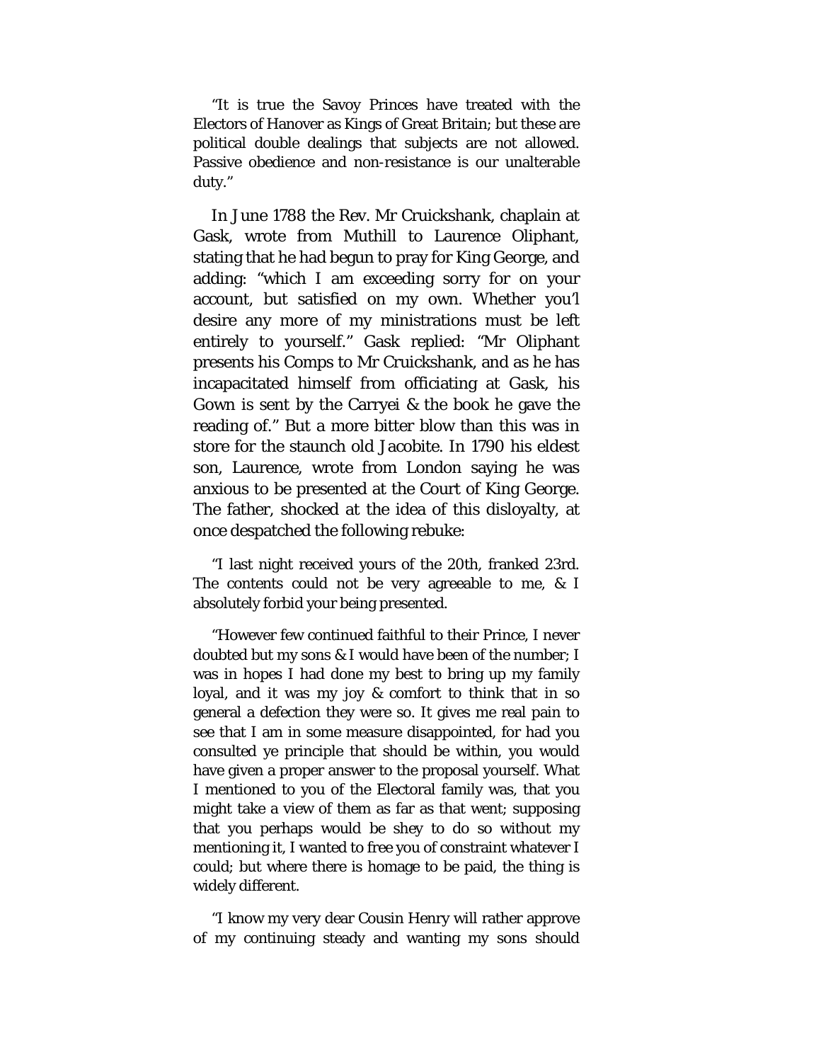"It is true the Savoy Princes have treated with the Electors of Hanover as Kings of Great Britain; but these are political double dealings that subjects are not allowed. Passive obedience and non-resistance is our unalterable duty."

In June 1788 the Rev. Mr Cruickshank, chaplain at Gask, wrote from Muthill to Laurence Oliphant, stating that he had begun to pray for King George, and adding: "which I am exceeding sorry for on your account, but satisfied on my own. Whether you'l desire any more of my ministrations must be left entirely to yourself." Gask replied: "Mr Oliphant presents his Comps to Mr Cruickshank, and as he has incapacitated himself from officiating at Gask, his Gown is sent by the Carryei & the book he gave the reading of." But a more bitter blow than this was in store for the staunch old Jacobite. In 1790 his eldest son, Laurence, wrote from London saying he was anxious to be presented at the Court of King George. The father, shocked at the idea of this disloyalty, at once despatched the following rebuke:

"I last night received yours of the 20th, franked 23rd. The contents could not be very agreeable to me, & I absolutely forbid your being presented.

"However few continued faithful to their Prince, I never doubted but my sons & I would have been of the number; I was in hopes I had done my best to bring up my family loyal, and it was my joy & comfort to think that in so general a defection they were so. It gives me real pain to see that I am in some measure disappointed, for had you consulted ye principle that should be within, you would have given a proper answer to the proposal yourself. What I mentioned to you of the Electoral family was, that you might take a view of them as far as that went; supposing that you perhaps would be shey to do so without my mentioning it, I wanted to free you of constraint whatever I could; but where there is homage to be paid, the thing is widely different.

"I know my very dear Cousin Henry will rather approve of my continuing steady and wanting my sons should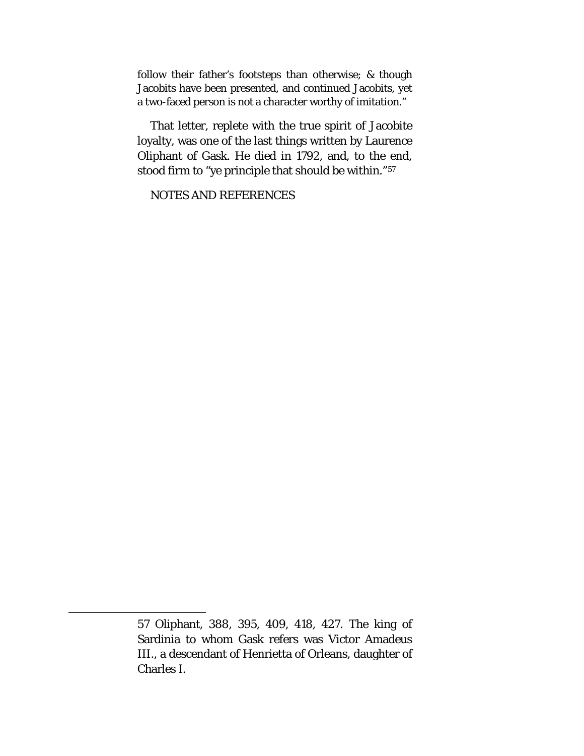follow their father's footsteps than otherwise; & though Jacobits have been presented, and continued Jacobits, yet a two-faced person is not a character worthy of imitation."

That letter, replete with the true spirit of Jacobite loyalty, was one of the last things written by Laurence Oliphant of Gask. He died in 1792, and, to the end, stood firm to "ye principle that should be within."[57]

NOTES AND REFERENCES

---

57 Oliphant, 388, 395, 409, 418, 427. The king of Sardinia to whom Gask refers was Victor Amadeus III., a descendant of Henrietta of Orleans, daughter of Charles I.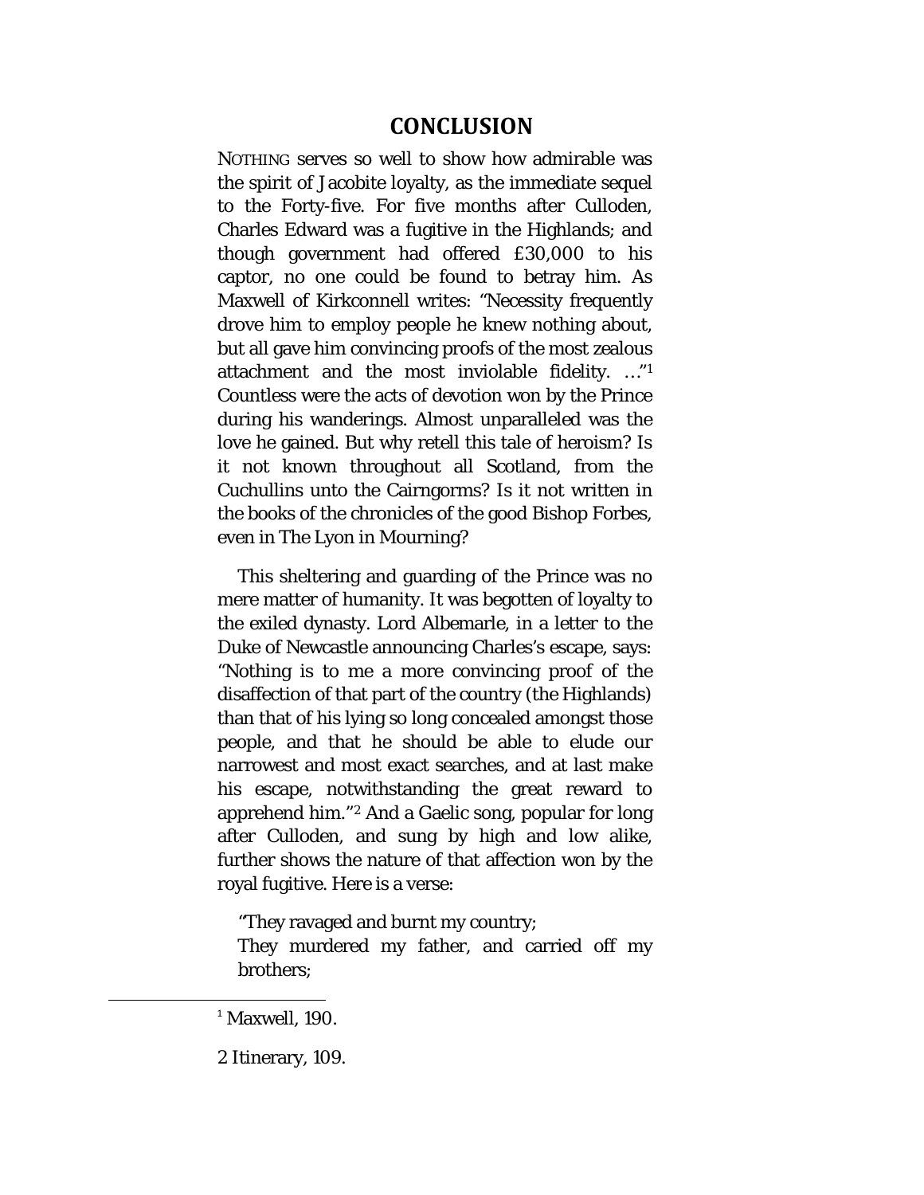## CONCLUSION

NOTHING serves so well to show how admirable was the spirit of Jacobite loyalty, as the immediate sequel to the Forty-five. For five months after Culloden, Charles Edward was a fugitive in the Highlands; and though government had offered £30,000 to his captor, no one could be found to betray him. As Maxwell of Kirkconnell writes: "Necessity frequently drove him to employ people he knew nothing about, but all gave him convincing proofs of the most zealous attachment and the most inviolable fidelity. …"[1] Countless were the acts of devotion won by the Prince during his wanderings. Almost unparalleled was the love he gained. But why retell this tale of heroism? Is it not known throughout all Scotland, from the Cuchullins unto the Cairngorms? Is it not written in the books of the chronicles of the good Bishop Forbes, even in The Lyon in Mourning?

This sheltering and guarding of the Prince was no mere matter of humanity. It was begotten of loyalty to the exiled dynasty. Lord Albemarle, in a letter to the Duke of Newcastle announcing Charles's escape, says: "Nothing is to me a more convincing proof of the disaffection of that part of the country (the Highlands) than that of his lying so long concealed amongst those people, and that he should be able to elude our narrowest and most exact searches, and at last make his escape, notwithstanding the great reward to apprehend him."[2] And a Gaelic song, popular for long after Culloden, and sung by high and low alike, further shows the nature of that affection won by the royal fugitive. Here is a verse:

> "They ravaged and burnt my country;
> They murdered my father, and carried off my brothers;

[1] Maxwell, 190.

[2] Itinerary, 109.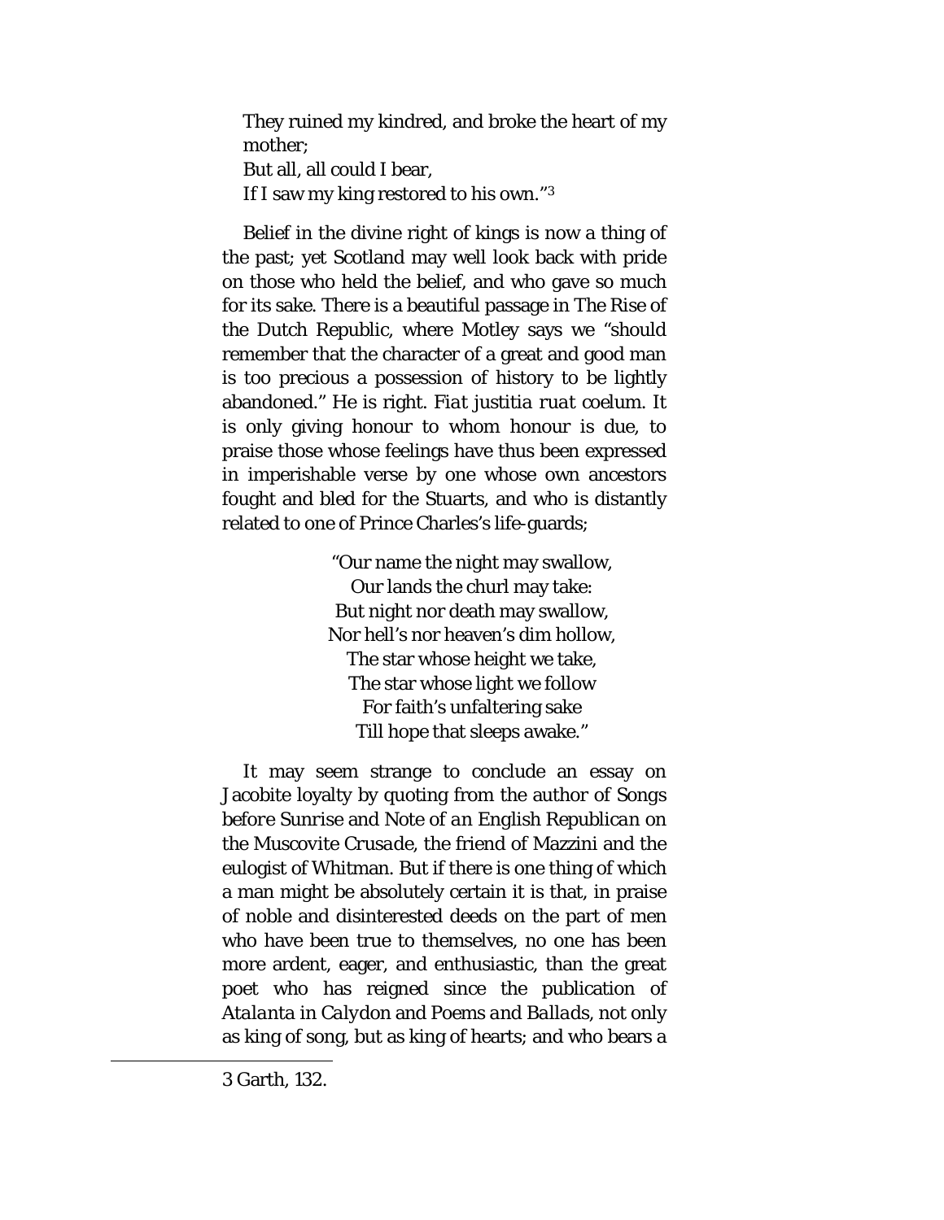They ruined my kindred, and broke the heart of my mother;
But all, all could I bear,
If I saw my king restored to his own."[3]

Belief in the divine right of kings is now a thing of the past; yet Scotland may well look back with pride on those who held the belief, and who gave so much for its sake. There is a beautiful passage in The Rise of the Dutch Republic, where Motley says we "should remember that the character of a great and good man is too precious a possession of history to be lightly abandoned." He is right. *Fiat justitia ruat coelum*. It is only giving honour to whom honour is due, to praise those whose feelings have thus been expressed in imperishable verse by one whose own ancestors fought and bled for the Stuarts, and who is distantly related to one of Prince Charles's life-guards;

"Our name the night may swallow,
Our lands the churl may take:
But night nor death may swallow,
Nor hell's nor heaven's dim hollow,
The star whose height we take,
The star whose light we follow
For faith's unfaltering sake
Till hope that sleeps awake."

It may seem strange to conclude an essay on Jacobite loyalty by quoting from the author of *Songs before Sunrise* and *Note of an English Republican on the Muscovite Crusade*, the friend of Mazzini and the eulogist of Whitman. But if there is one thing of which a man might be absolutely certain it is that, in praise of noble and disinterested deeds on the part of men who have been true to themselves, no one has been more ardent, eager, and enthusiastic, than the great poet who has reigned since the publication of *Atalanta in Calydon* and *Poems and Ballads*, not only as king of song, but as king of hearts; and who bears a

---

3 Garth, 132.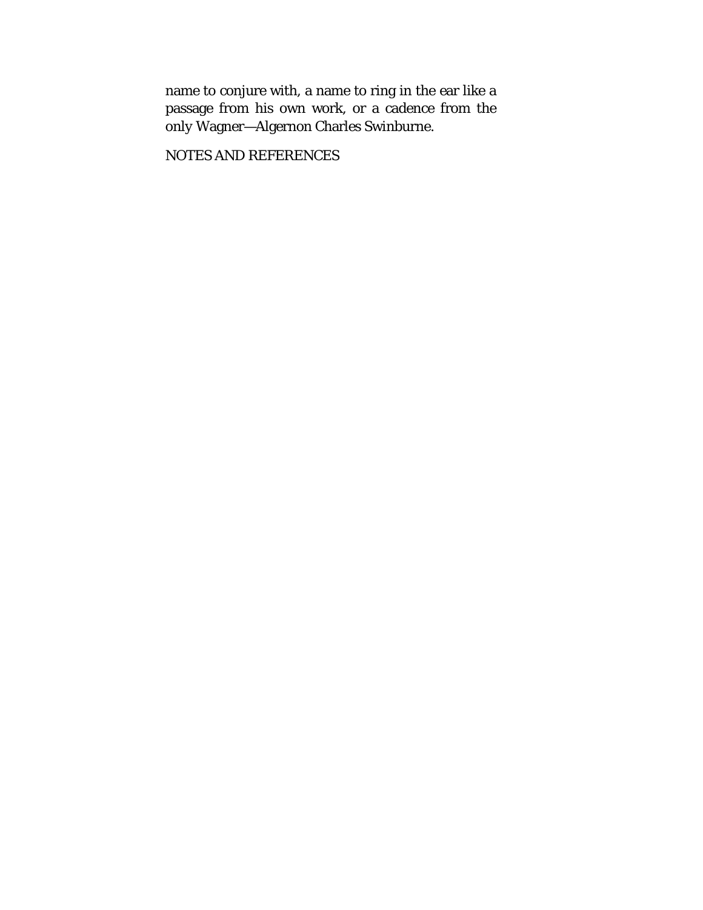name to conjure with, a name to ring in the ear like a passage from his own work, or a cadence from the only Wagner—Algernon Charles Swinburne.

## NOTES AND REFERENCES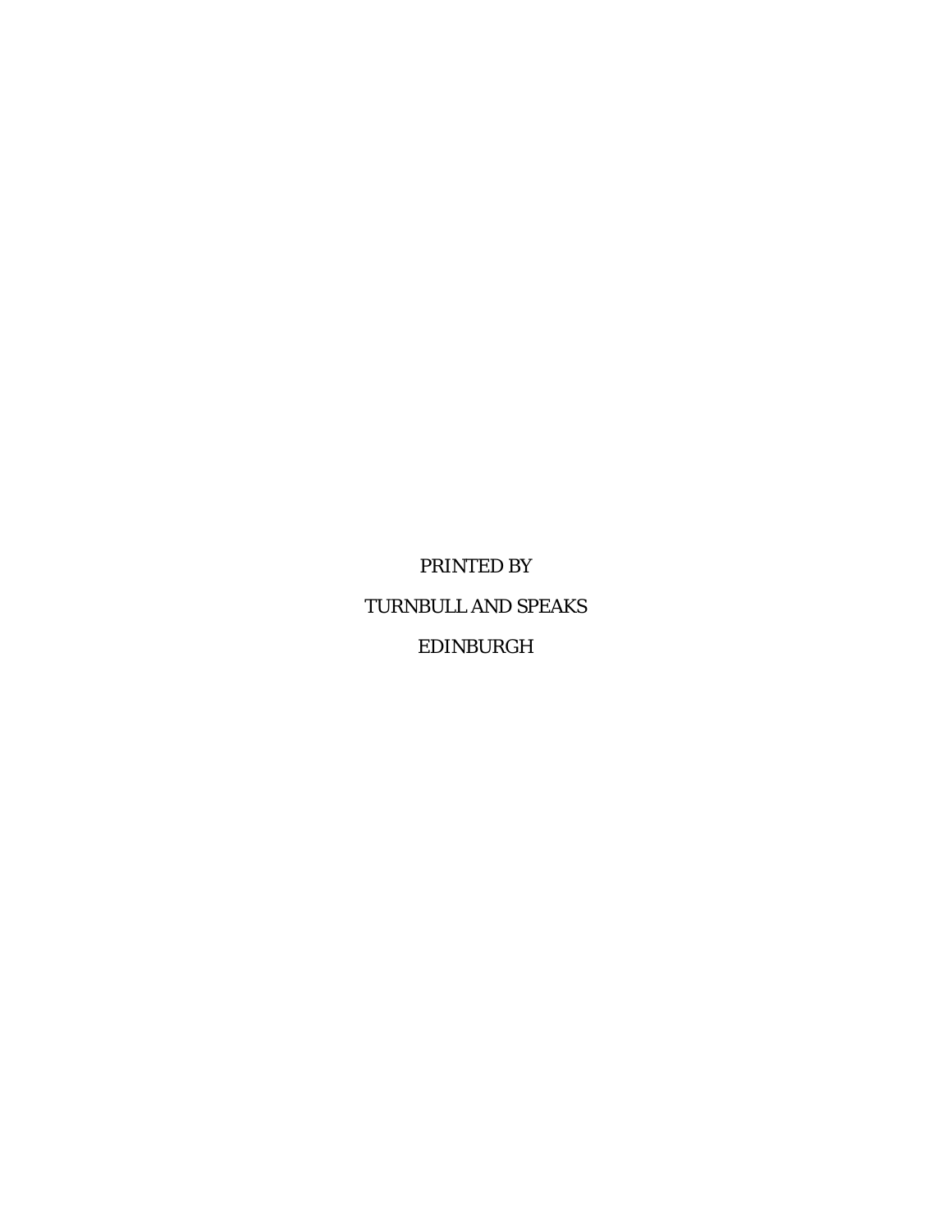PRINTED BY

TURNBULL AND SPEAKS

EDINBURGH